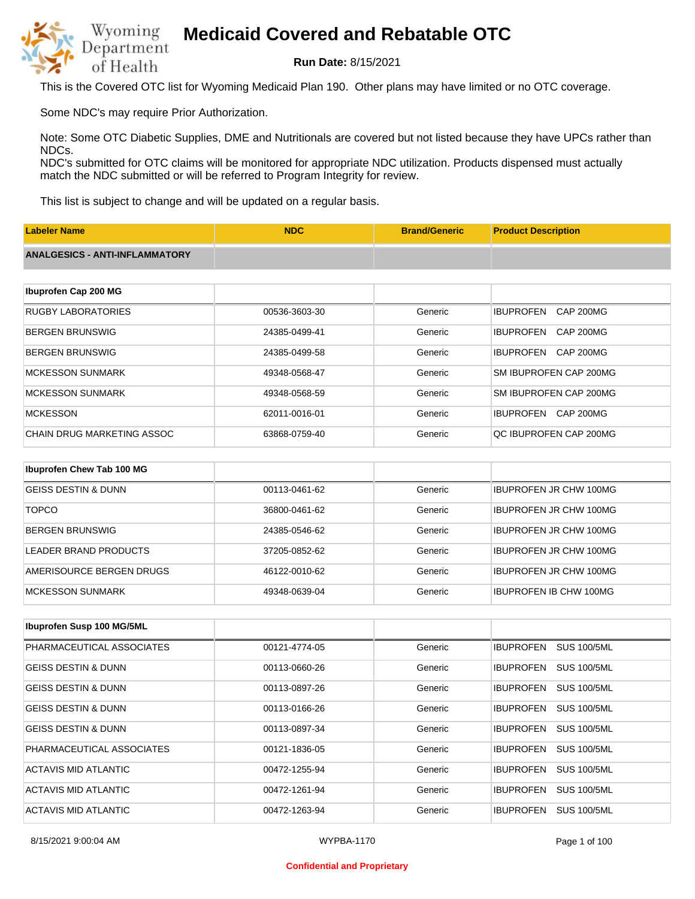# Medicaid Covered and Rebatable OTC

**Run Date:** 8/15/2021

This is the Covered OTC list for Wyoming Medicaid Plan 190. Other plans may have limited or no OTC coverage.

Some NDC's may require Prior Authorization.

Note: Some OTC Diabetic Supplies, DME and Nutritionals are covered but not listed because they have UPCs rather than NDCs.
NDC's submitted for OTC claims will be monitored for appropriate NDC utilization. Products dispensed must actually match the NDC submitted or will be referred to Program Integrity for review.

This list is subject to change and will be updated on a regular basis.

| Labeler Name | NDC | Brand/Generic | Product Description |
|---|---|---|---|
| **ANALGESICS - ANTI-INFLAMMATORY** | | | |
| **Ibuprofen Cap 200 MG** | | | |
| RUGBY LABORATORIES | 00536-3603-30 | Generic | IBUPROFEN CAP 200MG |
| BERGEN BRUNSWIG | 24385-0499-41 | Generic | IBUPROFEN CAP 200MG |
| BERGEN BRUNSWIG | 24385-0499-58 | Generic | IBUPROFEN CAP 200MG |
| MCKESSON SUNMARK | 49348-0568-47 | Generic | SM IBUPROFEN CAP 200MG |
| MCKESSON SUNMARK | 49348-0568-59 | Generic | SM IBUPROFEN CAP 200MG |
| MCKESSON | 62011-0016-01 | Generic | IBUPROFEN CAP 200MG |
| CHAIN DRUG MARKETING ASSOC | 63868-0759-40 | Generic | QC IBUPROFEN CAP 200MG |
| **Ibuprofen Chew Tab 100 MG** | | | |
| GEISS DESTIN & DUNN | 00113-0461-62 | Generic | IBUPROFEN JR CHW 100MG |
| TOPCO | 36800-0461-62 | Generic | IBUPROFEN JR CHW 100MG |
| BERGEN BRUNSWIG | 24385-0546-62 | Generic | IBUPROFEN JR CHW 100MG |
| LEADER BRAND PRODUCTS | 37205-0852-62 | Generic | IBUPROFEN JR CHW 100MG |
| AMERISOURCE BERGEN DRUGS | 46122-0010-62 | Generic | IBUPROFEN JR CHW 100MG |
| MCKESSON SUNMARK | 49348-0639-04 | Generic | IBUPROFEN IB CHW 100MG |
| **Ibuprofen Susp 100 MG/5ML** | | | |
| PHARMACEUTICAL ASSOCIATES | 00121-4774-05 | Generic | IBUPROFEN SUS 100/5ML |
| GEISS DESTIN & DUNN | 00113-0660-26 | Generic | IBUPROFEN SUS 100/5ML |
| GEISS DESTIN & DUNN | 00113-0897-26 | Generic | IBUPROFEN SUS 100/5ML |
| GEISS DESTIN & DUNN | 00113-0166-26 | Generic | IBUPROFEN SUS 100/5ML |
| GEISS DESTIN & DUNN | 00113-0897-34 | Generic | IBUPROFEN SUS 100/5ML |
| PHARMACEUTICAL ASSOCIATES | 00121-1836-05 | Generic | IBUPROFEN SUS 100/5ML |
| ACTAVIS MID ATLANTIC | 00472-1255-94 | Generic | IBUPROFEN SUS 100/5ML |
| ACTAVIS MID ATLANTIC | 00472-1261-94 | Generic | IBUPROFEN SUS 100/5ML |
| ACTAVIS MID ATLANTIC | 00472-1263-94 | Generic | IBUPROFEN SUS 100/5ML |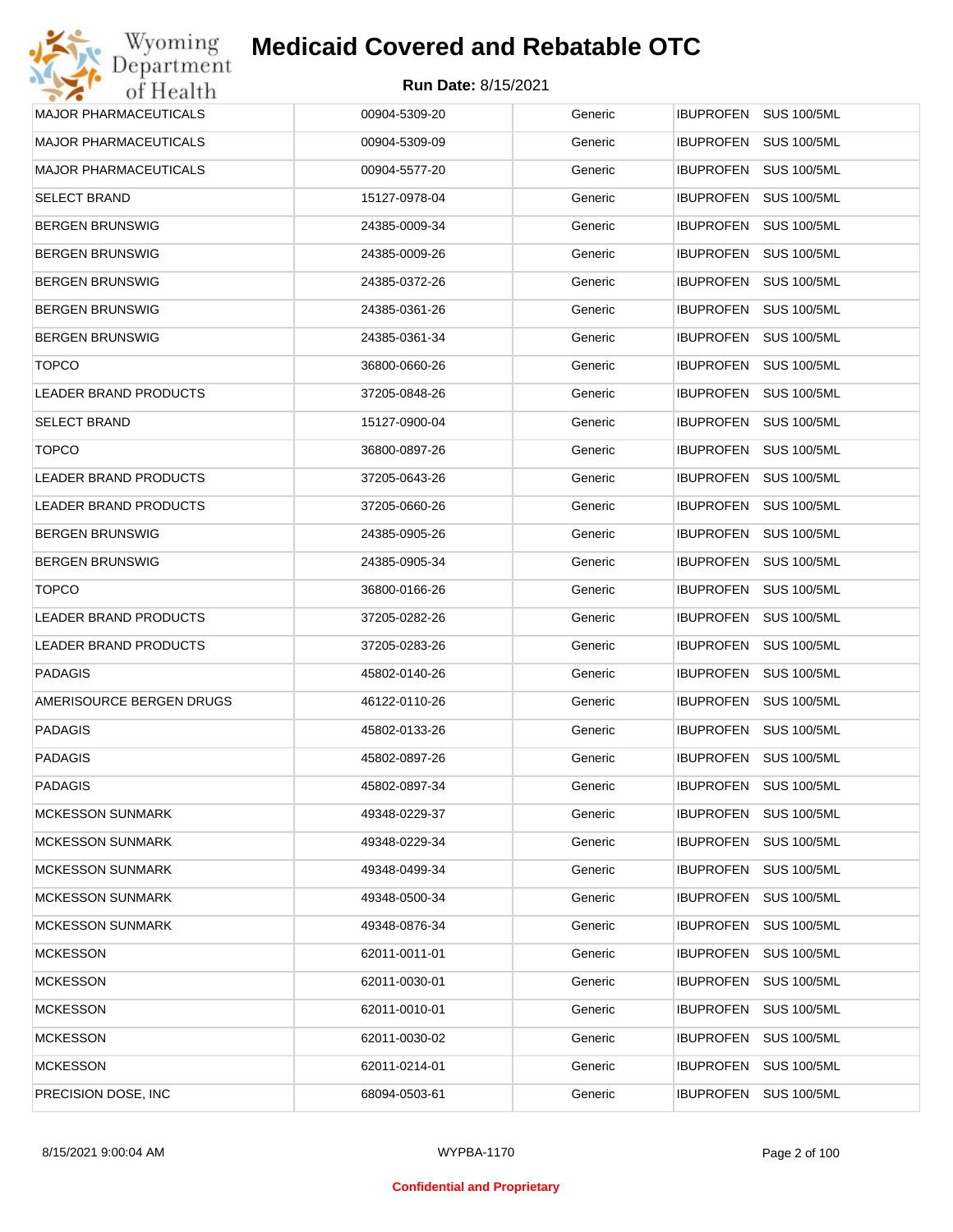# Medicaid Covered and Rebatable OTC

**Run Date:** 8/15/2021

| | | | |
|---|---|---|---|
| MAJOR PHARMACEUTICALS | 00904-5309-20 | Generic | IBUPROFEN SUS 100/5ML |
| MAJOR PHARMACEUTICALS | 00904-5309-09 | Generic | IBUPROFEN SUS 100/5ML |
| MAJOR PHARMACEUTICALS | 00904-5577-20 | Generic | IBUPROFEN SUS 100/5ML |
| SELECT BRAND | 15127-0978-04 | Generic | IBUPROFEN SUS 100/5ML |
| BERGEN BRUNSWIG | 24385-0009-34 | Generic | IBUPROFEN SUS 100/5ML |
| BERGEN BRUNSWIG | 24385-0009-26 | Generic | IBUPROFEN SUS 100/5ML |
| BERGEN BRUNSWIG | 24385-0372-26 | Generic | IBUPROFEN SUS 100/5ML |
| BERGEN BRUNSWIG | 24385-0361-26 | Generic | IBUPROFEN SUS 100/5ML |
| BERGEN BRUNSWIG | 24385-0361-34 | Generic | IBUPROFEN SUS 100/5ML |
| TOPCO | 36800-0660-26 | Generic | IBUPROFEN SUS 100/5ML |
| LEADER BRAND PRODUCTS | 37205-0848-26 | Generic | IBUPROFEN SUS 100/5ML |
| SELECT BRAND | 15127-0900-04 | Generic | IBUPROFEN SUS 100/5ML |
| TOPCO | 36800-0897-26 | Generic | IBUPROFEN SUS 100/5ML |
| LEADER BRAND PRODUCTS | 37205-0643-26 | Generic | IBUPROFEN SUS 100/5ML |
| LEADER BRAND PRODUCTS | 37205-0660-26 | Generic | IBUPROFEN SUS 100/5ML |
| BERGEN BRUNSWIG | 24385-0905-26 | Generic | IBUPROFEN SUS 100/5ML |
| BERGEN BRUNSWIG | 24385-0905-34 | Generic | IBUPROFEN SUS 100/5ML |
| TOPCO | 36800-0166-26 | Generic | IBUPROFEN SUS 100/5ML |
| LEADER BRAND PRODUCTS | 37205-0282-26 | Generic | IBUPROFEN SUS 100/5ML |
| LEADER BRAND PRODUCTS | 37205-0283-26 | Generic | IBUPROFEN SUS 100/5ML |
| PADAGIS | 45802-0140-26 | Generic | IBUPROFEN SUS 100/5ML |
| AMERISOURCE BERGEN DRUGS | 46122-0110-26 | Generic | IBUPROFEN SUS 100/5ML |
| PADAGIS | 45802-0133-26 | Generic | IBUPROFEN SUS 100/5ML |
| PADAGIS | 45802-0897-26 | Generic | IBUPROFEN SUS 100/5ML |
| PADAGIS | 45802-0897-34 | Generic | IBUPROFEN SUS 100/5ML |
| MCKESSON SUNMARK | 49348-0229-37 | Generic | IBUPROFEN SUS 100/5ML |
| MCKESSON SUNMARK | 49348-0229-34 | Generic | IBUPROFEN SUS 100/5ML |
| MCKESSON SUNMARK | 49348-0499-34 | Generic | IBUPROFEN SUS 100/5ML |
| MCKESSON SUNMARK | 49348-0500-34 | Generic | IBUPROFEN SUS 100/5ML |
| MCKESSON SUNMARK | 49348-0876-34 | Generic | IBUPROFEN SUS 100/5ML |
| MCKESSON | 62011-0011-01 | Generic | IBUPROFEN SUS 100/5ML |
| MCKESSON | 62011-0030-01 | Generic | IBUPROFEN SUS 100/5ML |
| MCKESSON | 62011-0010-01 | Generic | IBUPROFEN SUS 100/5ML |
| MCKESSON | 62011-0030-02 | Generic | IBUPROFEN SUS 100/5ML |
| MCKESSON | 62011-0214-01 | Generic | IBUPROFEN SUS 100/5ML |
| PRECISION DOSE, INC | 68094-0503-61 | Generic | IBUPROFEN SUS 100/5ML |

8/15/2021 9:00:04 AM WYPBA-1170

**Confidential and Proprietary**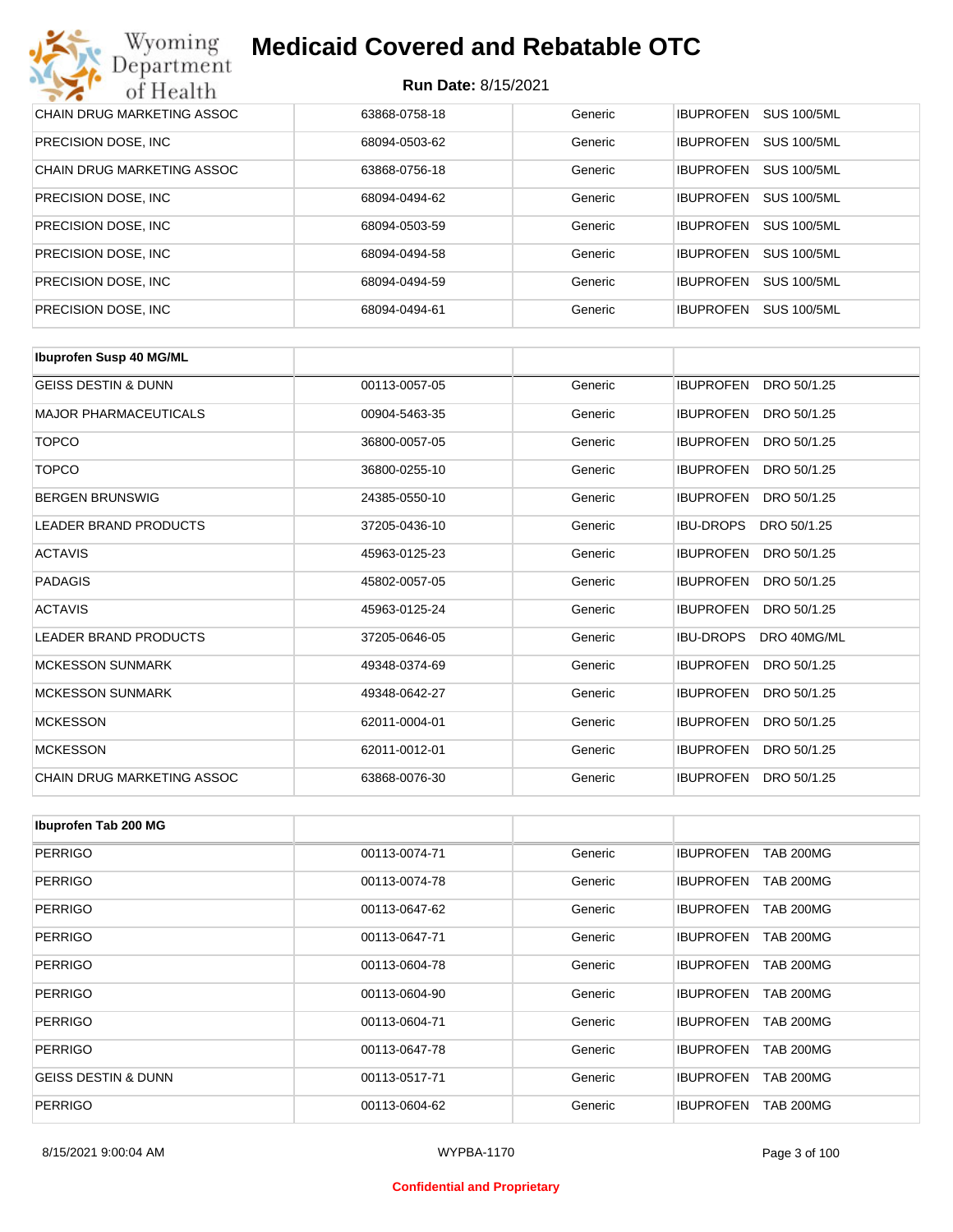# Medicaid Covered and Rebatable OTC

**Run Date:** 8/15/2021

| | | | |
|---|---|---|---|
| CHAIN DRUG MARKETING ASSOC | 63868-0758-18 | Generic | IBUPROFEN SUS 100/5ML |
| PRECISION DOSE, INC | 68094-0503-62 | Generic | IBUPROFEN SUS 100/5ML |
| CHAIN DRUG MARKETING ASSOC | 63868-0756-18 | Generic | IBUPROFEN SUS 100/5ML |
| PRECISION DOSE, INC | 68094-0494-62 | Generic | IBUPROFEN SUS 100/5ML |
| PRECISION DOSE, INC | 68094-0503-59 | Generic | IBUPROFEN SUS 100/5ML |
| PRECISION DOSE, INC | 68094-0494-58 | Generic | IBUPROFEN SUS 100/5ML |
| PRECISION DOSE, INC | 68094-0494-59 | Generic | IBUPROFEN SUS 100/5ML |
| PRECISION DOSE, INC | 68094-0494-61 | Generic | IBUPROFEN SUS 100/5ML |

| Ibuprofen Susp 40 MG/ML | | | |
|---|---|---|---|
| GEISS DESTIN & DUNN | 00113-0057-05 | Generic | IBUPROFEN DRO 50/1.25 |
| MAJOR PHARMACEUTICALS | 00904-5463-35 | Generic | IBUPROFEN DRO 50/1.25 |
| TOPCO | 36800-0057-05 | Generic | IBUPROFEN DRO 50/1.25 |
| TOPCO | 36800-0255-10 | Generic | IBUPROFEN DRO 50/1.25 |
| BERGEN BRUNSWIG | 24385-0550-10 | Generic | IBUPROFEN DRO 50/1.25 |
| LEADER BRAND PRODUCTS | 37205-0436-10 | Generic | IBU-DROPS DRO 50/1.25 |
| ACTAVIS | 45963-0125-23 | Generic | IBUPROFEN DRO 50/1.25 |
| PADAGIS | 45802-0057-05 | Generic | IBUPROFEN DRO 50/1.25 |
| ACTAVIS | 45963-0125-24 | Generic | IBUPROFEN DRO 50/1.25 |
| LEADER BRAND PRODUCTS | 37205-0646-05 | Generic | IBU-DROPS DRO 40MG/ML |
| MCKESSON SUNMARK | 49348-0374-69 | Generic | IBUPROFEN DRO 50/1.25 |
| MCKESSON SUNMARK | 49348-0642-27 | Generic | IBUPROFEN DRO 50/1.25 |
| MCKESSON | 62011-0004-01 | Generic | IBUPROFEN DRO 50/1.25 |
| MCKESSON | 62011-0012-01 | Generic | IBUPROFEN DRO 50/1.25 |
| CHAIN DRUG MARKETING ASSOC | 63868-0076-30 | Generic | IBUPROFEN DRO 50/1.25 |

| Ibuprofen Tab 200 MG | | | |
|---|---|---|---|
| PERRIGO | 00113-0074-71 | Generic | IBUPROFEN TAB 200MG |
| PERRIGO | 00113-0074-78 | Generic | IBUPROFEN TAB 200MG |
| PERRIGO | 00113-0647-62 | Generic | IBUPROFEN TAB 200MG |
| PERRIGO | 00113-0647-71 | Generic | IBUPROFEN TAB 200MG |
| PERRIGO | 00113-0604-78 | Generic | IBUPROFEN TAB 200MG |
| PERRIGO | 00113-0604-90 | Generic | IBUPROFEN TAB 200MG |
| PERRIGO | 00113-0604-71 | Generic | IBUPROFEN TAB 200MG |
| PERRIGO | 00113-0647-78 | Generic | IBUPROFEN TAB 200MG |
| GEISS DESTIN & DUNN | 00113-0517-71 | Generic | IBUPROFEN TAB 200MG |
| PERRIGO | 00113-0604-62 | Generic | IBUPROFEN TAB 200MG |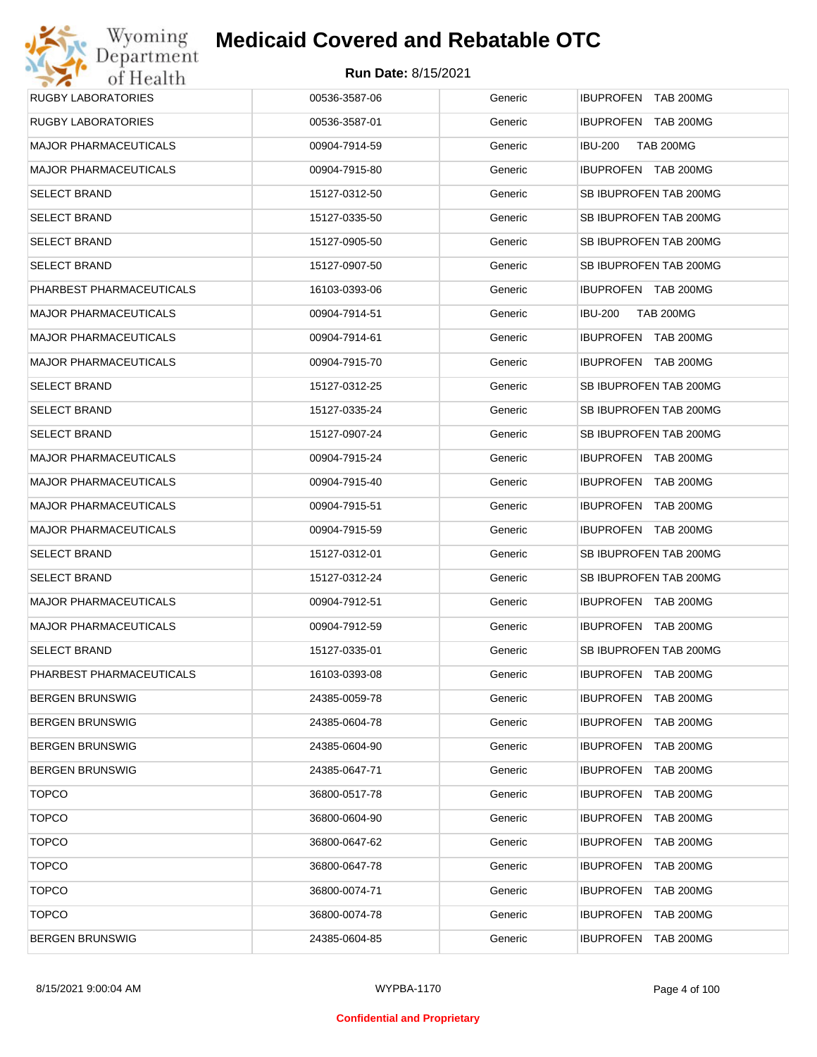# Medicaid Covered and Rebatable OTC

**Run Date:** 8/15/2021

| | | | |
|---|---|---|---|
| RUGBY LABORATORIES | 00536-3587-06 | Generic | IBUPROFEN TAB 200MG |
| RUGBY LABORATORIES | 00536-3587-01 | Generic | IBUPROFEN TAB 200MG |
| MAJOR PHARMACEUTICALS | 00904-7914-59 | Generic | IBU-200 TAB 200MG |
| MAJOR PHARMACEUTICALS | 00904-7915-80 | Generic | IBUPROFEN TAB 200MG |
| SELECT BRAND | 15127-0312-50 | Generic | SB IBUPROFEN TAB 200MG |
| SELECT BRAND | 15127-0335-50 | Generic | SB IBUPROFEN TAB 200MG |
| SELECT BRAND | 15127-0905-50 | Generic | SB IBUPROFEN TAB 200MG |
| SELECT BRAND | 15127-0907-50 | Generic | SB IBUPROFEN TAB 200MG |
| PHARBEST PHARMACEUTICALS | 16103-0393-06 | Generic | IBUPROFEN TAB 200MG |
| MAJOR PHARMACEUTICALS | 00904-7914-51 | Generic | IBU-200 TAB 200MG |
| MAJOR PHARMACEUTICALS | 00904-7914-61 | Generic | IBUPROFEN TAB 200MG |
| MAJOR PHARMACEUTICALS | 00904-7915-70 | Generic | IBUPROFEN TAB 200MG |
| SELECT BRAND | 15127-0312-25 | Generic | SB IBUPROFEN TAB 200MG |
| SELECT BRAND | 15127-0335-24 | Generic | SB IBUPROFEN TAB 200MG |
| SELECT BRAND | 15127-0907-24 | Generic | SB IBUPROFEN TAB 200MG |
| MAJOR PHARMACEUTICALS | 00904-7915-24 | Generic | IBUPROFEN TAB 200MG |
| MAJOR PHARMACEUTICALS | 00904-7915-40 | Generic | IBUPROFEN TAB 200MG |
| MAJOR PHARMACEUTICALS | 00904-7915-51 | Generic | IBUPROFEN TAB 200MG |
| MAJOR PHARMACEUTICALS | 00904-7915-59 | Generic | IBUPROFEN TAB 200MG |
| SELECT BRAND | 15127-0312-01 | Generic | SB IBUPROFEN TAB 200MG |
| SELECT BRAND | 15127-0312-24 | Generic | SB IBUPROFEN TAB 200MG |
| MAJOR PHARMACEUTICALS | 00904-7912-51 | Generic | IBUPROFEN TAB 200MG |
| MAJOR PHARMACEUTICALS | 00904-7912-59 | Generic | IBUPROFEN TAB 200MG |
| SELECT BRAND | 15127-0335-01 | Generic | SB IBUPROFEN TAB 200MG |
| PHARBEST PHARMACEUTICALS | 16103-0393-08 | Generic | IBUPROFEN TAB 200MG |
| BERGEN BRUNSWIG | 24385-0059-78 | Generic | IBUPROFEN TAB 200MG |
| BERGEN BRUNSWIG | 24385-0604-78 | Generic | IBUPROFEN TAB 200MG |
| BERGEN BRUNSWIG | 24385-0604-90 | Generic | IBUPROFEN TAB 200MG |
| BERGEN BRUNSWIG | 24385-0647-71 | Generic | IBUPROFEN TAB 200MG |
| TOPCO | 36800-0517-78 | Generic | IBUPROFEN TAB 200MG |
| TOPCO | 36800-0604-90 | Generic | IBUPROFEN TAB 200MG |
| TOPCO | 36800-0647-62 | Generic | IBUPROFEN TAB 200MG |
| TOPCO | 36800-0647-78 | Generic | IBUPROFEN TAB 200MG |
| TOPCO | 36800-0074-71 | Generic | IBUPROFEN TAB 200MG |
| TOPCO | 36800-0074-78 | Generic | IBUPROFEN TAB 200MG |
| BERGEN BRUNSWIG | 24385-0604-85 | Generic | IBUPROFEN TAB 200MG |

Confidential and Proprietary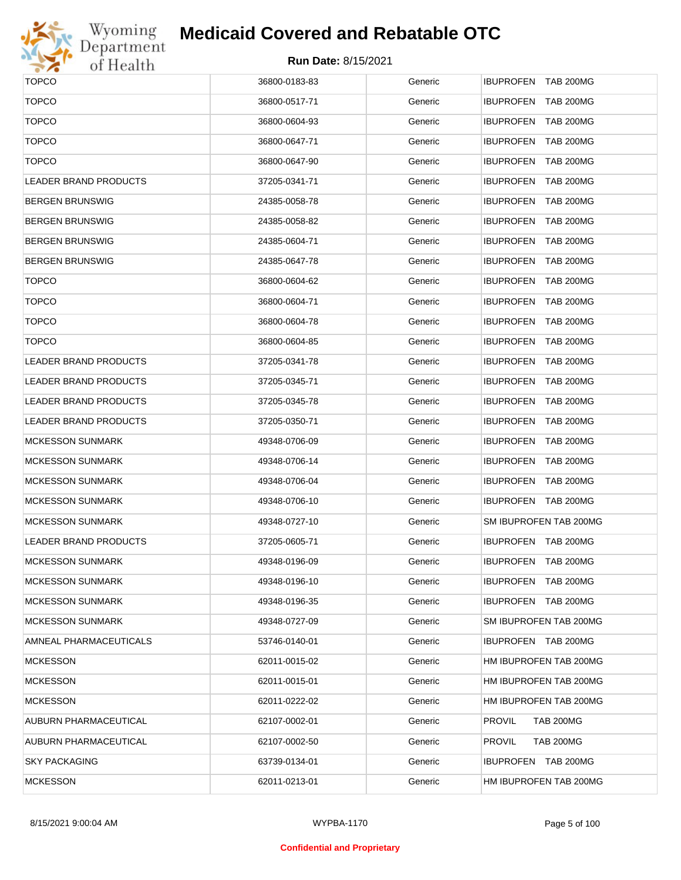# Medicaid Covered and Rebatable OTC

**Run Date:** 8/15/2021

| | | | |
|---|---|---|---|
| TOPCO | 36800-0183-83 | Generic | IBUPROFEN TAB 200MG |
| TOPCO | 36800-0517-71 | Generic | IBUPROFEN TAB 200MG |
| TOPCO | 36800-0604-93 | Generic | IBUPROFEN TAB 200MG |
| TOPCO | 36800-0647-71 | Generic | IBUPROFEN TAB 200MG |
| TOPCO | 36800-0647-90 | Generic | IBUPROFEN TAB 200MG |
| LEADER BRAND PRODUCTS | 37205-0341-71 | Generic | IBUPROFEN TAB 200MG |
| BERGEN BRUNSWIG | 24385-0058-78 | Generic | IBUPROFEN TAB 200MG |
| BERGEN BRUNSWIG | 24385-0058-82 | Generic | IBUPROFEN TAB 200MG |
| BERGEN BRUNSWIG | 24385-0604-71 | Generic | IBUPROFEN TAB 200MG |
| BERGEN BRUNSWIG | 24385-0647-78 | Generic | IBUPROFEN TAB 200MG |
| TOPCO | 36800-0604-62 | Generic | IBUPROFEN TAB 200MG |
| TOPCO | 36800-0604-71 | Generic | IBUPROFEN TAB 200MG |
| TOPCO | 36800-0604-78 | Generic | IBUPROFEN TAB 200MG |
| TOPCO | 36800-0604-85 | Generic | IBUPROFEN TAB 200MG |
| LEADER BRAND PRODUCTS | 37205-0341-78 | Generic | IBUPROFEN TAB 200MG |
| LEADER BRAND PRODUCTS | 37205-0345-71 | Generic | IBUPROFEN TAB 200MG |
| LEADER BRAND PRODUCTS | 37205-0345-78 | Generic | IBUPROFEN TAB 200MG |
| LEADER BRAND PRODUCTS | 37205-0350-71 | Generic | IBUPROFEN TAB 200MG |
| MCKESSON SUNMARK | 49348-0706-09 | Generic | IBUPROFEN TAB 200MG |
| MCKESSON SUNMARK | 49348-0706-14 | Generic | IBUPROFEN TAB 200MG |
| MCKESSON SUNMARK | 49348-0706-04 | Generic | IBUPROFEN TAB 200MG |
| MCKESSON SUNMARK | 49348-0706-10 | Generic | IBUPROFEN TAB 200MG |
| MCKESSON SUNMARK | 49348-0727-10 | Generic | SM IBUPROFEN TAB 200MG |
| LEADER BRAND PRODUCTS | 37205-0605-71 | Generic | IBUPROFEN TAB 200MG |
| MCKESSON SUNMARK | 49348-0196-09 | Generic | IBUPROFEN TAB 200MG |
| MCKESSON SUNMARK | 49348-0196-10 | Generic | IBUPROFEN TAB 200MG |
| MCKESSON SUNMARK | 49348-0196-35 | Generic | IBUPROFEN TAB 200MG |
| MCKESSON SUNMARK | 49348-0727-09 | Generic | SM IBUPROFEN TAB 200MG |
| AMNEAL PHARMACEUTICALS | 53746-0140-01 | Generic | IBUPROFEN TAB 200MG |
| MCKESSON | 62011-0015-02 | Generic | HM IBUPROFEN TAB 200MG |
| MCKESSON | 62011-0015-01 | Generic | HM IBUPROFEN TAB 200MG |
| MCKESSON | 62011-0222-02 | Generic | HM IBUPROFEN TAB 200MG |
| AUBURN PHARMACEUTICAL | 62107-0002-01 | Generic | PROVIL TAB 200MG |
| AUBURN PHARMACEUTICAL | 62107-0002-50 | Generic | PROVIL TAB 200MG |
| SKY PACKAGING | 63739-0134-01 | Generic | IBUPROFEN TAB 200MG |
| MCKESSON | 62011-0213-01 | Generic | HM IBUPROFEN TAB 200MG |

8/15/2021 9:00:04 AM WYPBA-1170

Confidential and Proprietary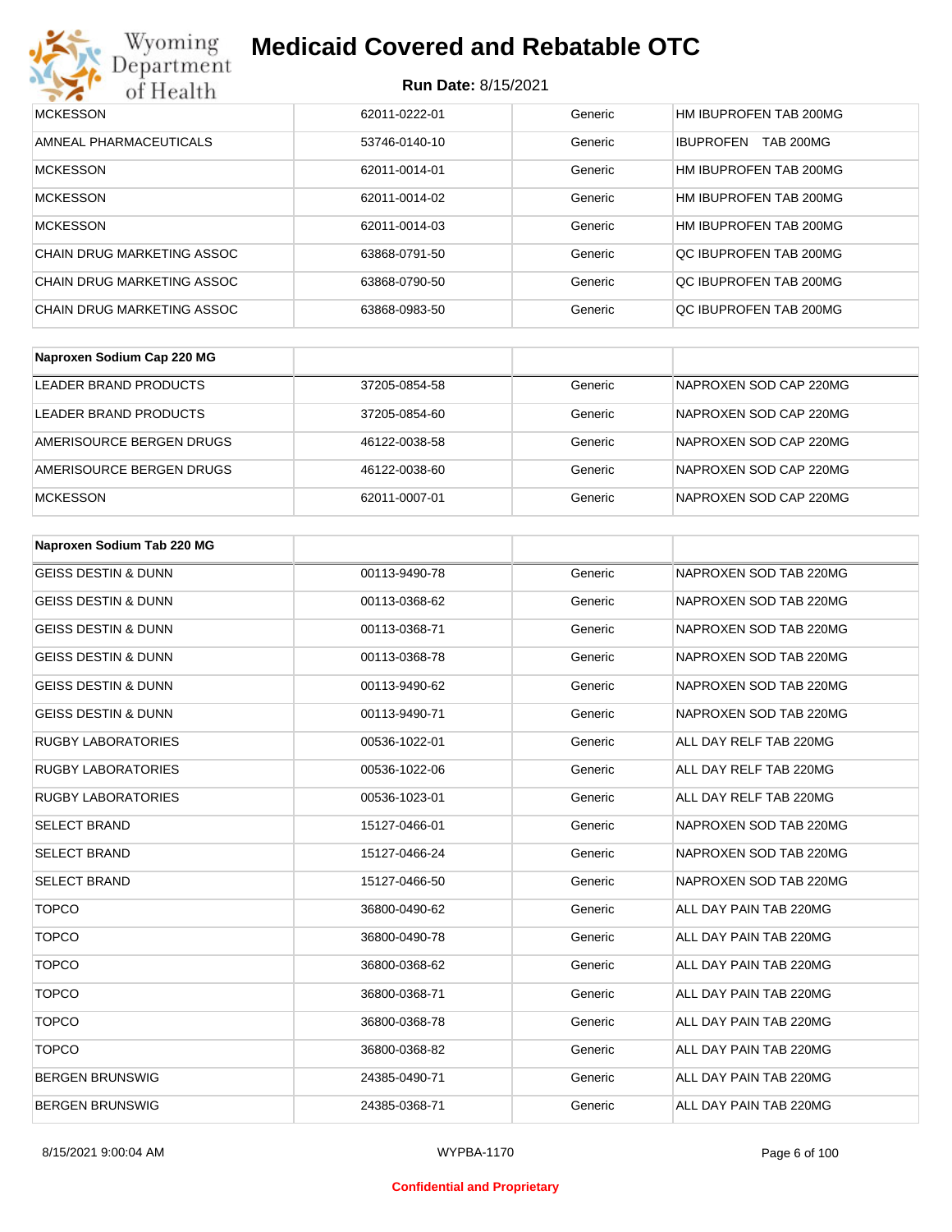| | | | |
|---|---|---|---|
| MCKESSON | 62011-0222-01 | Generic | HM IBUPROFEN TAB 200MG |
| AMNEAL PHARMACEUTICALS | 53746-0140-10 | Generic | IBUPROFEN TAB 200MG |
| MCKESSON | 62011-0014-01 | Generic | HM IBUPROFEN TAB 200MG |
| MCKESSON | 62011-0014-02 | Generic | HM IBUPROFEN TAB 200MG |
| MCKESSON | 62011-0014-03 | Generic | HM IBUPROFEN TAB 200MG |
| CHAIN DRUG MARKETING ASSOC | 63868-0791-50 | Generic | QC IBUPROFEN TAB 200MG |
| CHAIN DRUG MARKETING ASSOC | 63868-0790-50 | Generic | QC IBUPROFEN TAB 200MG |
| CHAIN DRUG MARKETING ASSOC | 63868-0983-50 | Generic | QC IBUPROFEN TAB 200MG |

| **Naproxen Sodium Cap 220 MG** | | | |
|---|---|---|---|
| LEADER BRAND PRODUCTS | 37205-0854-58 | Generic | NAPROXEN SOD CAP 220MG |
| LEADER BRAND PRODUCTS | 37205-0854-60 | Generic | NAPROXEN SOD CAP 220MG |
| AMERISOURCE BERGEN DRUGS | 46122-0038-58 | Generic | NAPROXEN SOD CAP 220MG |
| AMERISOURCE BERGEN DRUGS | 46122-0038-60 | Generic | NAPROXEN SOD CAP 220MG |
| MCKESSON | 62011-0007-01 | Generic | NAPROXEN SOD CAP 220MG |

| **Naproxen Sodium Tab 220 MG** | | | |
|---|---|---|---|
| GEISS DESTIN & DUNN | 00113-9490-78 | Generic | NAPROXEN SOD TAB 220MG |
| GEISS DESTIN & DUNN | 00113-0368-62 | Generic | NAPROXEN SOD TAB 220MG |
| GEISS DESTIN & DUNN | 00113-0368-71 | Generic | NAPROXEN SOD TAB 220MG |
| GEISS DESTIN & DUNN | 00113-0368-78 | Generic | NAPROXEN SOD TAB 220MG |
| GEISS DESTIN & DUNN | 00113-9490-62 | Generic | NAPROXEN SOD TAB 220MG |
| GEISS DESTIN & DUNN | 00113-9490-71 | Generic | NAPROXEN SOD TAB 220MG |
| RUGBY LABORATORIES | 00536-1022-01 | Generic | ALL DAY RELF TAB 220MG |
| RUGBY LABORATORIES | 00536-1022-06 | Generic | ALL DAY RELF TAB 220MG |
| RUGBY LABORATORIES | 00536-1023-01 | Generic | ALL DAY RELF TAB 220MG |
| SELECT BRAND | 15127-0466-01 | Generic | NAPROXEN SOD TAB 220MG |
| SELECT BRAND | 15127-0466-24 | Generic | NAPROXEN SOD TAB 220MG |
| SELECT BRAND | 15127-0466-50 | Generic | NAPROXEN SOD TAB 220MG |
| TOPCO | 36800-0490-62 | Generic | ALL DAY PAIN TAB 220MG |
| TOPCO | 36800-0490-78 | Generic | ALL DAY PAIN TAB 220MG |
| TOPCO | 36800-0368-62 | Generic | ALL DAY PAIN TAB 220MG |
| TOPCO | 36800-0368-71 | Generic | ALL DAY PAIN TAB 220MG |
| TOPCO | 36800-0368-78 | Generic | ALL DAY PAIN TAB 220MG |
| TOPCO | 36800-0368-82 | Generic | ALL DAY PAIN TAB 220MG |
| BERGEN BRUNSWIG | 24385-0490-71 | Generic | ALL DAY PAIN TAB 220MG |
| BERGEN BRUNSWIG | 24385-0368-71 | Generic | ALL DAY PAIN TAB 220MG |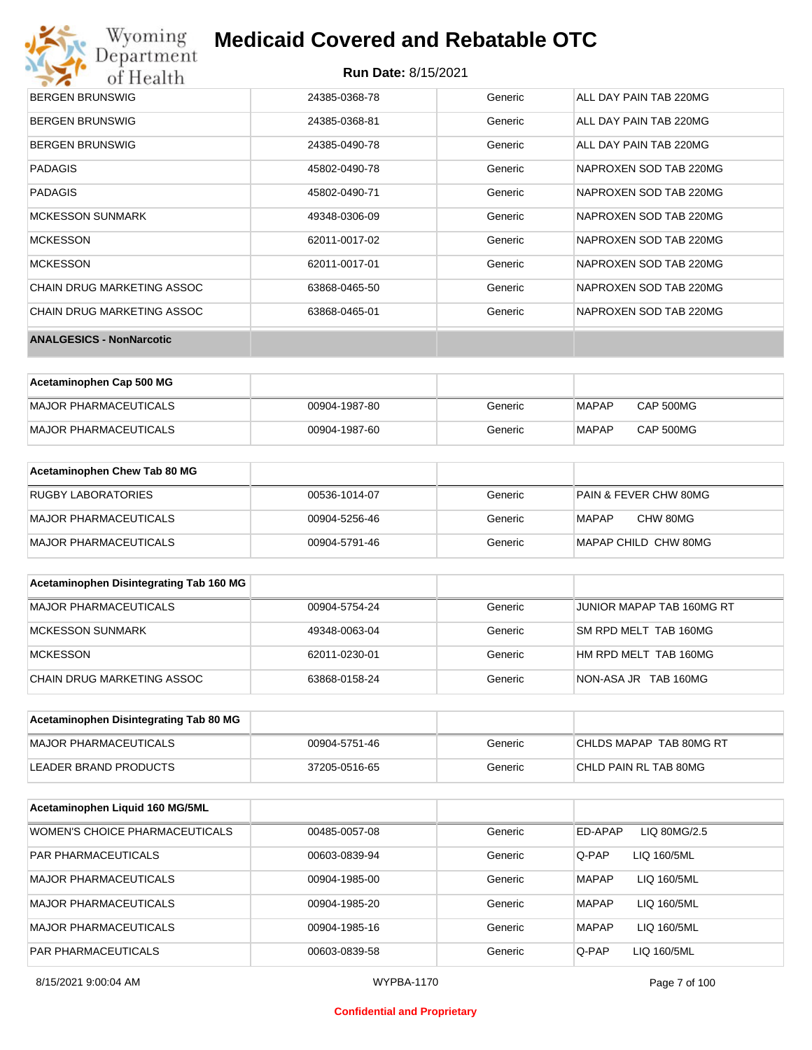| | | | |
|---|---|---|---|
| BERGEN BRUNSWIG | 24385-0368-78 | Generic | ALL DAY PAIN TAB 220MG |
| BERGEN BRUNSWIG | 24385-0368-81 | Generic | ALL DAY PAIN TAB 220MG |
| BERGEN BRUNSWIG | 24385-0490-78 | Generic | ALL DAY PAIN TAB 220MG |
| PADAGIS | 45802-0490-78 | Generic | NAPROXEN SOD TAB 220MG |
| PADAGIS | 45802-0490-71 | Generic | NAPROXEN SOD TAB 220MG |
| MCKESSON SUNMARK | 49348-0306-09 | Generic | NAPROXEN SOD TAB 220MG |
| MCKESSON | 62011-0017-02 | Generic | NAPROXEN SOD TAB 220MG |
| MCKESSON | 62011-0017-01 | Generic | NAPROXEN SOD TAB 220MG |
| CHAIN DRUG MARKETING ASSOC | 63868-0465-50 | Generic | NAPROXEN SOD TAB 220MG |
| CHAIN DRUG MARKETING ASSOC | 63868-0465-01 | Generic | NAPROXEN SOD TAB 220MG |

**ANALGESICS - NonNarcotic**

| Acetaminophen Cap 500 MG | | | |
|---|---|---|---|
| MAJOR PHARMACEUTICALS | 00904-1987-80 | Generic | MAPAP CAP 500MG |
| MAJOR PHARMACEUTICALS | 00904-1987-60 | Generic | MAPAP CAP 500MG |

| Acetaminophen Chew Tab 80 MG | | | |
|---|---|---|---|
| RUGBY LABORATORIES | 00536-1014-07 | Generic | PAIN & FEVER CHW 80MG |
| MAJOR PHARMACEUTICALS | 00904-5256-46 | Generic | MAPAP CHW 80MG |
| MAJOR PHARMACEUTICALS | 00904-5791-46 | Generic | MAPAP CHILD CHW 80MG |

| Acetaminophen Disintegrating Tab 160 MG | | | |
|---|---|---|---|
| MAJOR PHARMACEUTICALS | 00904-5754-24 | Generic | JUNIOR MAPAP TAB 160MG RT |
| MCKESSON SUNMARK | 49348-0063-04 | Generic | SM RPD MELT TAB 160MG |
| MCKESSON | 62011-0230-01 | Generic | HM RPD MELT TAB 160MG |
| CHAIN DRUG MARKETING ASSOC | 63868-0158-24 | Generic | NON-ASA JR TAB 160MG |

| Acetaminophen Disintegrating Tab 80 MG | | | |
|---|---|---|---|
| MAJOR PHARMACEUTICALS | 00904-5751-46 | Generic | CHLDS MAPAP TAB 80MG RT |
| LEADER BRAND PRODUCTS | 37205-0516-65 | Generic | CHLD PAIN RL TAB 80MG |

| Acetaminophen Liquid 160 MG/5ML | | | |
|---|---|---|---|
| WOMEN'S CHOICE PHARMACEUTICALS | 00485-0057-08 | Generic | ED-APAP LIQ 80MG/2.5 |
| PAR PHARMACEUTICALS | 00603-0839-94 | Generic | Q-PAP LIQ 160/5ML |
| MAJOR PHARMACEUTICALS | 00904-1985-00 | Generic | MAPAP LIQ 160/5ML |
| MAJOR PHARMACEUTICALS | 00904-1985-20 | Generic | MAPAP LIQ 160/5ML |
| MAJOR PHARMACEUTICALS | 00904-1985-16 | Generic | MAPAP LIQ 160/5ML |
| PAR PHARMACEUTICALS | 00603-0839-58 | Generic | Q-PAP LIQ 160/5ML |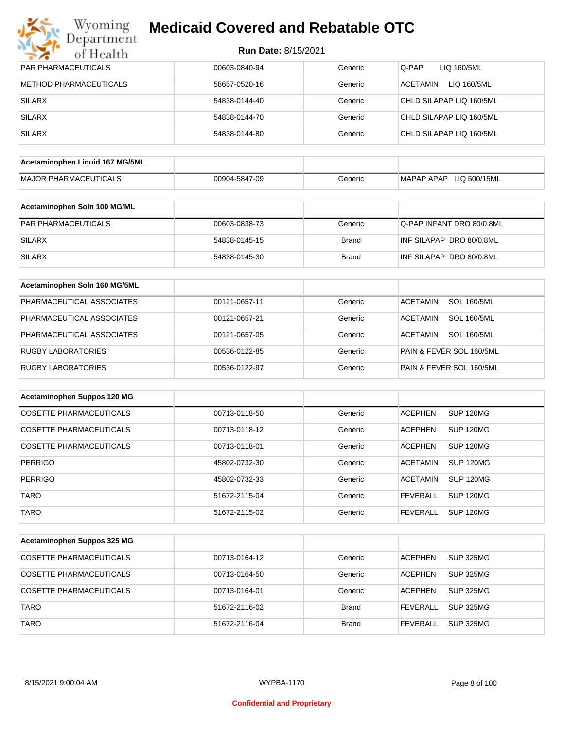| | | | |
|---|---|---|---|
| PAR PHARMACEUTICALS | 00603-0840-94 | Generic | Q-PAP LIQ 160/5ML |
| METHOD PHARMACEUTICALS | 58657-0520-16 | Generic | ACETAMIN LIQ 160/5ML |
| SILARX | 54838-0144-40 | Generic | CHLD SILAPAP LIQ 160/5ML |
| SILARX | 54838-0144-70 | Generic | CHLD SILAPAP LIQ 160/5ML |
| SILARX | 54838-0144-80 | Generic | CHLD SILAPAP LIQ 160/5ML |

| **Acetaminophen Liquid 167 MG/5ML** | | | |
|---|---|---|---|
| MAJOR PHARMACEUTICALS | 00904-5847-09 | Generic | MAPAP APAP LIQ 500/15ML |

| **Acetaminophen Soln 100 MG/ML** | | | |
|---|---|---|---|
| PAR PHARMACEUTICALS | 00603-0838-73 | Generic | Q-PAP INFANT DRO 80/0.8ML |
| SILARX | 54838-0145-15 | Brand | INF SILAPAP DRO 80/0.8ML |
| SILARX | 54838-0145-30 | Brand | INF SILAPAP DRO 80/0.8ML |

| **Acetaminophen Soln 160 MG/5ML** | | | |
|---|---|---|---|
| PHARMACEUTICAL ASSOCIATES | 00121-0657-11 | Generic | ACETAMIN SOL 160/5ML |
| PHARMACEUTICAL ASSOCIATES | 00121-0657-21 | Generic | ACETAMIN SOL 160/5ML |
| PHARMACEUTICAL ASSOCIATES | 00121-0657-05 | Generic | ACETAMIN SOL 160/5ML |
| RUGBY LABORATORIES | 00536-0122-85 | Generic | PAIN & FEVER SOL 160/5ML |
| RUGBY LABORATORIES | 00536-0122-97 | Generic | PAIN & FEVER SOL 160/5ML |

| **Acetaminophen Suppos 120 MG** | | | |
|---|---|---|---|
| COSETTE PHARMACEUTICALS | 00713-0118-50 | Generic | ACEPHEN SUP 120MG |
| COSETTE PHARMACEUTICALS | 00713-0118-12 | Generic | ACEPHEN SUP 120MG |
| COSETTE PHARMACEUTICALS | 00713-0118-01 | Generic | ACEPHEN SUP 120MG |
| PERRIGO | 45802-0732-30 | Generic | ACETAMIN SUP 120MG |
| PERRIGO | 45802-0732-33 | Generic | ACETAMIN SUP 120MG |
| TARO | 51672-2115-04 | Generic | FEVERALL SUP 120MG |
| TARO | 51672-2115-02 | Generic | FEVERALL SUP 120MG |

| **Acetaminophen Suppos 325 MG** | | | |
|---|---|---|---|
| COSETTE PHARMACEUTICALS | 00713-0164-12 | Generic | ACEPHEN SUP 325MG |
| COSETTE PHARMACEUTICALS | 00713-0164-50 | Generic | ACEPHEN SUP 325MG |
| COSETTE PHARMACEUTICALS | 00713-0164-01 | Generic | ACEPHEN SUP 325MG |
| TARO | 51672-2116-02 | Brand | FEVERALL SUP 325MG |
| TARO | 51672-2116-04 | Brand | FEVERALL SUP 325MG |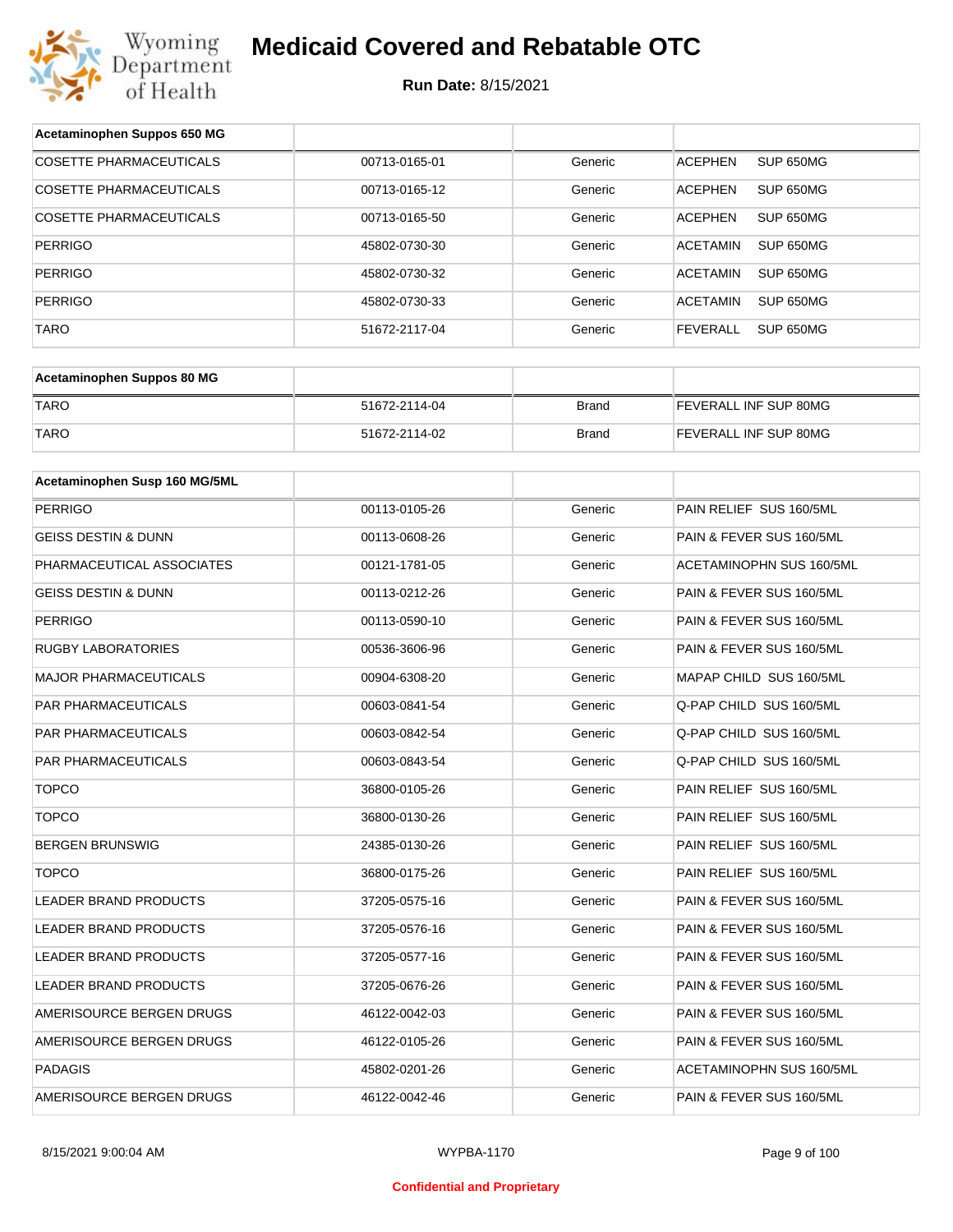| Acetaminophen Suppos 650 MG | | | |
|---|---|---|---|
| COSETTE PHARMACEUTICALS | 00713-0165-01 | Generic | ACEPHEN SUP 650MG |
| COSETTE PHARMACEUTICALS | 00713-0165-12 | Generic | ACEPHEN SUP 650MG |
| COSETTE PHARMACEUTICALS | 00713-0165-50 | Generic | ACEPHEN SUP 650MG |
| PERRIGO | 45802-0730-30 | Generic | ACETAMIN SUP 650MG |
| PERRIGO | 45802-0730-32 | Generic | ACETAMIN SUP 650MG |
| PERRIGO | 45802-0730-33 | Generic | ACETAMIN SUP 650MG |
| TARO | 51672-2117-04 | Generic | FEVERALL SUP 650MG |

| Acetaminophen Suppos 80 MG | | | |
|---|---|---|---|
| TARO | 51672-2114-04 | Brand | FEVERALL INF SUP 80MG |
| TARO | 51672-2114-02 | Brand | FEVERALL INF SUP 80MG |

| Acetaminophen Susp 160 MG/5ML | | | |
|---|---|---|---|
| PERRIGO | 00113-0105-26 | Generic | PAIN RELIEF SUS 160/5ML |
| GEISS DESTIN & DUNN | 00113-0608-26 | Generic | PAIN & FEVER SUS 160/5ML |
| PHARMACEUTICAL ASSOCIATES | 00121-1781-05 | Generic | ACETAMINOPHN SUS 160/5ML |
| GEISS DESTIN & DUNN | 00113-0212-26 | Generic | PAIN & FEVER SUS 160/5ML |
| PERRIGO | 00113-0590-10 | Generic | PAIN & FEVER SUS 160/5ML |
| RUGBY LABORATORIES | 00536-3606-96 | Generic | PAIN & FEVER SUS 160/5ML |
| MAJOR PHARMACEUTICALS | 00904-6308-20 | Generic | MAPAP CHILD SUS 160/5ML |
| PAR PHARMACEUTICALS | 00603-0841-54 | Generic | Q-PAP CHILD SUS 160/5ML |
| PAR PHARMACEUTICALS | 00603-0842-54 | Generic | Q-PAP CHILD SUS 160/5ML |
| PAR PHARMACEUTICALS | 00603-0843-54 | Generic | Q-PAP CHILD SUS 160/5ML |
| TOPCO | 36800-0105-26 | Generic | PAIN RELIEF SUS 160/5ML |
| TOPCO | 36800-0130-26 | Generic | PAIN RELIEF SUS 160/5ML |
| BERGEN BRUNSWIG | 24385-0130-26 | Generic | PAIN RELIEF SUS 160/5ML |
| TOPCO | 36800-0175-26 | Generic | PAIN RELIEF SUS 160/5ML |
| LEADER BRAND PRODUCTS | 37205-0575-16 | Generic | PAIN & FEVER SUS 160/5ML |
| LEADER BRAND PRODUCTS | 37205-0576-16 | Generic | PAIN & FEVER SUS 160/5ML |
| LEADER BRAND PRODUCTS | 37205-0577-16 | Generic | PAIN & FEVER SUS 160/5ML |
| LEADER BRAND PRODUCTS | 37205-0676-26 | Generic | PAIN & FEVER SUS 160/5ML |
| AMERISOURCE BERGEN DRUGS | 46122-0042-03 | Generic | PAIN & FEVER SUS 160/5ML |
| AMERISOURCE BERGEN DRUGS | 46122-0105-26 | Generic | PAIN & FEVER SUS 160/5ML |
| PADAGIS | 45802-0201-26 | Generic | ACETAMINOPHN SUS 160/5ML |
| AMERISOURCE BERGEN DRUGS | 46122-0042-46 | Generic | PAIN & FEVER SUS 160/5ML |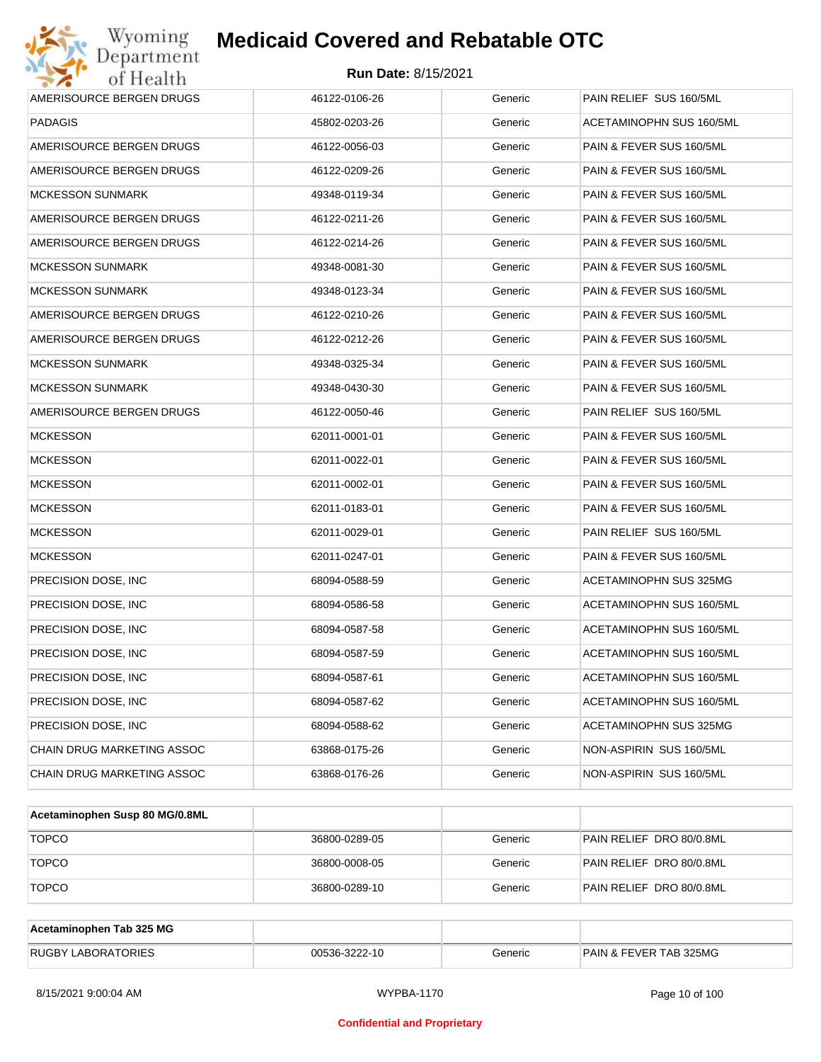| | | | |
|---|---|---|---|
| AMERISOURCE BERGEN DRUGS | 46122-0106-26 | Generic | PAIN RELIEF SUS 160/5ML |
| PADAGIS | 45802-0203-26 | Generic | ACETAMINOPHN SUS 160/5ML |
| AMERISOURCE BERGEN DRUGS | 46122-0056-03 | Generic | PAIN & FEVER SUS 160/5ML |
| AMERISOURCE BERGEN DRUGS | 46122-0209-26 | Generic | PAIN & FEVER SUS 160/5ML |
| MCKESSON SUNMARK | 49348-0119-34 | Generic | PAIN & FEVER SUS 160/5ML |
| AMERISOURCE BERGEN DRUGS | 46122-0211-26 | Generic | PAIN & FEVER SUS 160/5ML |
| AMERISOURCE BERGEN DRUGS | 46122-0214-26 | Generic | PAIN & FEVER SUS 160/5ML |
| MCKESSON SUNMARK | 49348-0081-30 | Generic | PAIN & FEVER SUS 160/5ML |
| MCKESSON SUNMARK | 49348-0123-34 | Generic | PAIN & FEVER SUS 160/5ML |
| AMERISOURCE BERGEN DRUGS | 46122-0210-26 | Generic | PAIN & FEVER SUS 160/5ML |
| AMERISOURCE BERGEN DRUGS | 46122-0212-26 | Generic | PAIN & FEVER SUS 160/5ML |
| MCKESSON SUNMARK | 49348-0325-34 | Generic | PAIN & FEVER SUS 160/5ML |
| MCKESSON SUNMARK | 49348-0430-30 | Generic | PAIN & FEVER SUS 160/5ML |
| AMERISOURCE BERGEN DRUGS | 46122-0050-46 | Generic | PAIN RELIEF SUS 160/5ML |
| MCKESSON | 62011-0001-01 | Generic | PAIN & FEVER SUS 160/5ML |
| MCKESSON | 62011-0022-01 | Generic | PAIN & FEVER SUS 160/5ML |
| MCKESSON | 62011-0002-01 | Generic | PAIN & FEVER SUS 160/5ML |
| MCKESSON | 62011-0183-01 | Generic | PAIN & FEVER SUS 160/5ML |
| MCKESSON | 62011-0029-01 | Generic | PAIN RELIEF SUS 160/5ML |
| MCKESSON | 62011-0247-01 | Generic | PAIN & FEVER SUS 160/5ML |
| PRECISION DOSE, INC | 68094-0588-59 | Generic | ACETAMINOPHN SUS 325MG |
| PRECISION DOSE, INC | 68094-0586-58 | Generic | ACETAMINOPHN SUS 160/5ML |
| PRECISION DOSE, INC | 68094-0587-58 | Generic | ACETAMINOPHN SUS 160/5ML |
| PRECISION DOSE, INC | 68094-0587-59 | Generic | ACETAMINOPHN SUS 160/5ML |
| PRECISION DOSE, INC | 68094-0587-61 | Generic | ACETAMINOPHN SUS 160/5ML |
| PRECISION DOSE, INC | 68094-0587-62 | Generic | ACETAMINOPHN SUS 160/5ML |
| PRECISION DOSE, INC | 68094-0588-62 | Generic | ACETAMINOPHN SUS 325MG |
| CHAIN DRUG MARKETING ASSOC | 63868-0175-26 | Generic | NON-ASPIRIN SUS 160/5ML |
| CHAIN DRUG MARKETING ASSOC | 63868-0176-26 | Generic | NON-ASPIRIN SUS 160/5ML |

| Acetaminophen Susp 80 MG/0.8ML | | | |
|---|---|---|---|
| TOPCO | 36800-0289-05 | Generic | PAIN RELIEF DRO 80/0.8ML |
| TOPCO | 36800-0008-05 | Generic | PAIN RELIEF DRO 80/0.8ML |
| TOPCO | 36800-0289-10 | Generic | PAIN RELIEF DRO 80/0.8ML |

| Acetaminophen Tab 325 MG | | | |
|---|---|---|---|
| RUGBY LABORATORIES | 00536-3222-10 | Generic | PAIN & FEVER TAB 325MG |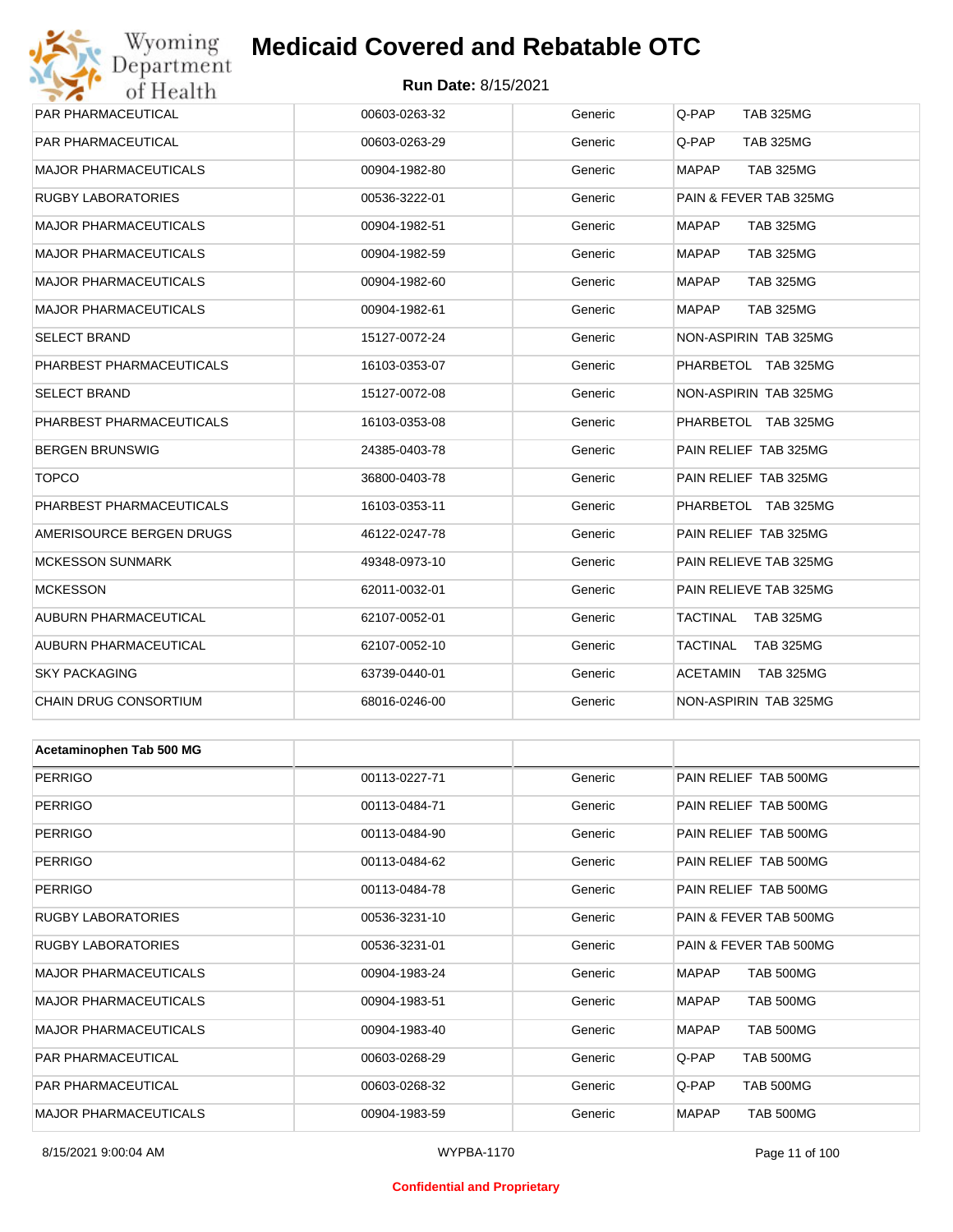| | | | |
|---|---|---|---|
| PAR PHARMACEUTICAL | 00603-0263-32 | Generic | Q-PAP TAB 325MG |
| PAR PHARMACEUTICAL | 00603-0263-29 | Generic | Q-PAP TAB 325MG |
| MAJOR PHARMACEUTICALS | 00904-1982-80 | Generic | MAPAP TAB 325MG |
| RUGBY LABORATORIES | 00536-3222-01 | Generic | PAIN & FEVER TAB 325MG |
| MAJOR PHARMACEUTICALS | 00904-1982-51 | Generic | MAPAP TAB 325MG |
| MAJOR PHARMACEUTICALS | 00904-1982-59 | Generic | MAPAP TAB 325MG |
| MAJOR PHARMACEUTICALS | 00904-1982-60 | Generic | MAPAP TAB 325MG |
| MAJOR PHARMACEUTICALS | 00904-1982-61 | Generic | MAPAP TAB 325MG |
| SELECT BRAND | 15127-0072-24 | Generic | NON-ASPIRIN TAB 325MG |
| PHARBEST PHARMACEUTICALS | 16103-0353-07 | Generic | PHARBETOL TAB 325MG |
| SELECT BRAND | 15127-0072-08 | Generic | NON-ASPIRIN TAB 325MG |
| PHARBEST PHARMACEUTICALS | 16103-0353-08 | Generic | PHARBETOL TAB 325MG |
| BERGEN BRUNSWIG | 24385-0403-78 | Generic | PAIN RELIEF TAB 325MG |
| TOPCO | 36800-0403-78 | Generic | PAIN RELIEF TAB 325MG |
| PHARBEST PHARMACEUTICALS | 16103-0353-11 | Generic | PHARBETOL TAB 325MG |
| AMERISOURCE BERGEN DRUGS | 46122-0247-78 | Generic | PAIN RELIEF TAB 325MG |
| MCKESSON SUNMARK | 49348-0973-10 | Generic | PAIN RELIEVE TAB 325MG |
| MCKESSON | 62011-0032-01 | Generic | PAIN RELIEVE TAB 325MG |
| AUBURN PHARMACEUTICAL | 62107-0052-01 | Generic | TACTINAL TAB 325MG |
| AUBURN PHARMACEUTICAL | 62107-0052-10 | Generic | TACTINAL TAB 325MG |
| SKY PACKAGING | 63739-0440-01 | Generic | ACETAMIN TAB 325MG |
| CHAIN DRUG CONSORTIUM | 68016-0246-00 | Generic | NON-ASPIRIN TAB 325MG |

| **Acetaminophen Tab 500 MG** | | | |
|---|---|---|---|
| PERRIGO | 00113-0227-71 | Generic | PAIN RELIEF TAB 500MG |
| PERRIGO | 00113-0484-71 | Generic | PAIN RELIEF TAB 500MG |
| PERRIGO | 00113-0484-90 | Generic | PAIN RELIEF TAB 500MG |
| PERRIGO | 00113-0484-62 | Generic | PAIN RELIEF TAB 500MG |
| PERRIGO | 00113-0484-78 | Generic | PAIN RELIEF TAB 500MG |
| RUGBY LABORATORIES | 00536-3231-10 | Generic | PAIN & FEVER TAB 500MG |
| RUGBY LABORATORIES | 00536-3231-01 | Generic | PAIN & FEVER TAB 500MG |
| MAJOR PHARMACEUTICALS | 00904-1983-24 | Generic | MAPAP TAB 500MG |
| MAJOR PHARMACEUTICALS | 00904-1983-51 | Generic | MAPAP TAB 500MG |
| MAJOR PHARMACEUTICALS | 00904-1983-40 | Generic | MAPAP TAB 500MG |
| PAR PHARMACEUTICAL | 00603-0268-29 | Generic | Q-PAP TAB 500MG |
| PAR PHARMACEUTICAL | 00603-0268-32 | Generic | Q-PAP TAB 500MG |
| MAJOR PHARMACEUTICALS | 00904-1983-59 | Generic | MAPAP TAB 500MG |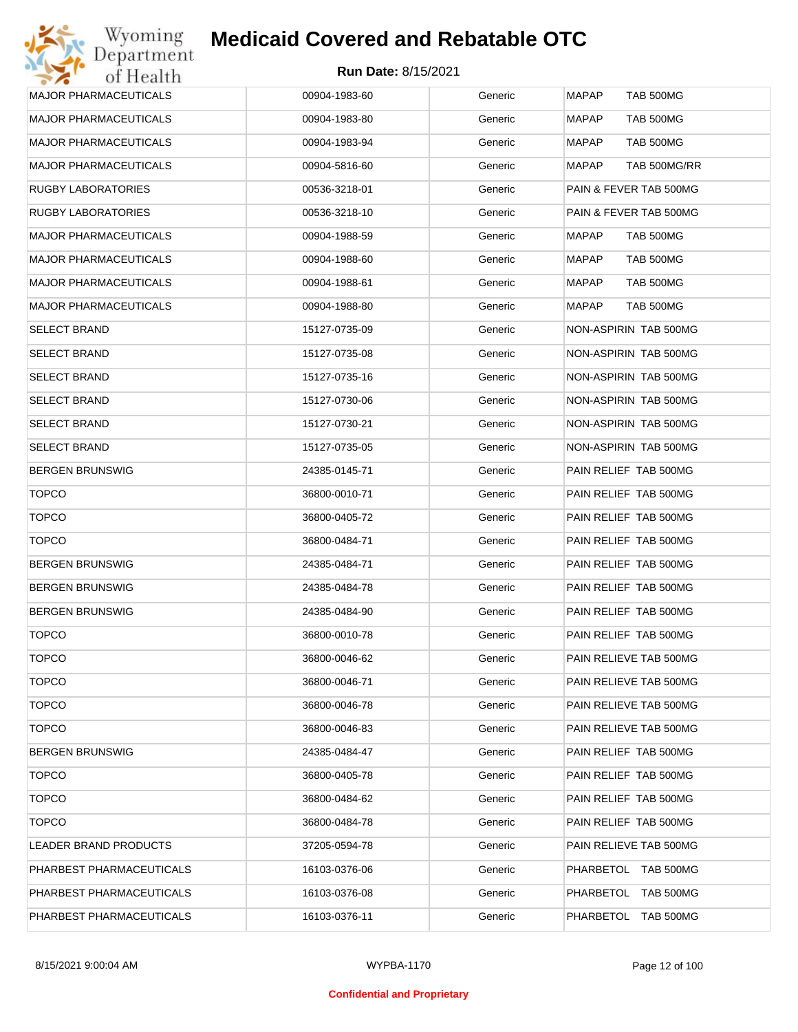# Medicaid Covered and Rebatable OTC

**Run Date:** 8/15/2021

| | | | |
|---|---|---|---|
| MAJOR PHARMACEUTICALS | 00904-1983-60 | Generic | MAPAP TAB 500MG |
| MAJOR PHARMACEUTICALS | 00904-1983-80 | Generic | MAPAP TAB 500MG |
| MAJOR PHARMACEUTICALS | 00904-1983-94 | Generic | MAPAP TAB 500MG |
| MAJOR PHARMACEUTICALS | 00904-5816-60 | Generic | MAPAP TAB 500MG/RR |
| RUGBY LABORATORIES | 00536-3218-01 | Generic | PAIN & FEVER TAB 500MG |
| RUGBY LABORATORIES | 00536-3218-10 | Generic | PAIN & FEVER TAB 500MG |
| MAJOR PHARMACEUTICALS | 00904-1988-59 | Generic | MAPAP TAB 500MG |
| MAJOR PHARMACEUTICALS | 00904-1988-60 | Generic | MAPAP TAB 500MG |
| MAJOR PHARMACEUTICALS | 00904-1988-61 | Generic | MAPAP TAB 500MG |
| MAJOR PHARMACEUTICALS | 00904-1988-80 | Generic | MAPAP TAB 500MG |
| SELECT BRAND | 15127-0735-09 | Generic | NON-ASPIRIN TAB 500MG |
| SELECT BRAND | 15127-0735-08 | Generic | NON-ASPIRIN TAB 500MG |
| SELECT BRAND | 15127-0735-16 | Generic | NON-ASPIRIN TAB 500MG |
| SELECT BRAND | 15127-0730-06 | Generic | NON-ASPIRIN TAB 500MG |
| SELECT BRAND | 15127-0730-21 | Generic | NON-ASPIRIN TAB 500MG |
| SELECT BRAND | 15127-0735-05 | Generic | NON-ASPIRIN TAB 500MG |
| BERGEN BRUNSWIG | 24385-0145-71 | Generic | PAIN RELIEF TAB 500MG |
| TOPCO | 36800-0010-71 | Generic | PAIN RELIEF TAB 500MG |
| TOPCO | 36800-0405-72 | Generic | PAIN RELIEF TAB 500MG |
| TOPCO | 36800-0484-71 | Generic | PAIN RELIEF TAB 500MG |
| BERGEN BRUNSWIG | 24385-0484-71 | Generic | PAIN RELIEF TAB 500MG |
| BERGEN BRUNSWIG | 24385-0484-78 | Generic | PAIN RELIEF TAB 500MG |
| BERGEN BRUNSWIG | 24385-0484-90 | Generic | PAIN RELIEF TAB 500MG |
| TOPCO | 36800-0010-78 | Generic | PAIN RELIEF TAB 500MG |
| TOPCO | 36800-0046-62 | Generic | PAIN RELIEVE TAB 500MG |
| TOPCO | 36800-0046-71 | Generic | PAIN RELIEVE TAB 500MG |
| TOPCO | 36800-0046-78 | Generic | PAIN RELIEVE TAB 500MG |
| TOPCO | 36800-0046-83 | Generic | PAIN RELIEVE TAB 500MG |
| BERGEN BRUNSWIG | 24385-0484-47 | Generic | PAIN RELIEF TAB 500MG |
| TOPCO | 36800-0405-78 | Generic | PAIN RELIEF TAB 500MG |
| TOPCO | 36800-0484-62 | Generic | PAIN RELIEF TAB 500MG |
| TOPCO | 36800-0484-78 | Generic | PAIN RELIEF TAB 500MG |
| LEADER BRAND PRODUCTS | 37205-0594-78 | Generic | PAIN RELIEVE TAB 500MG |
| PHARBEST PHARMACEUTICALS | 16103-0376-06 | Generic | PHARBETOL TAB 500MG |
| PHARBEST PHARMACEUTICALS | 16103-0376-08 | Generic | PHARBETOL TAB 500MG |
| PHARBEST PHARMACEUTICALS | 16103-0376-11 | Generic | PHARBETOL TAB 500MG |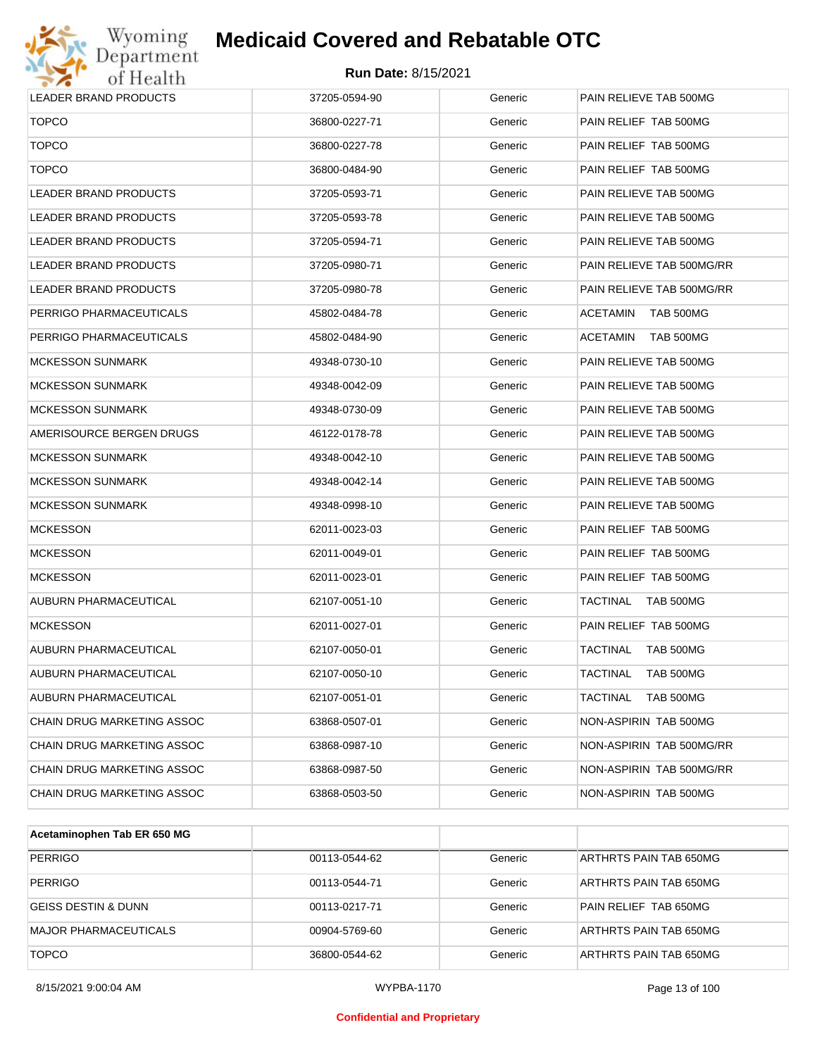| | | | |
|---|---|---|---|
| LEADER BRAND PRODUCTS | 37205-0594-90 | Generic | PAIN RELIEVE TAB 500MG |
| TOPCO | 36800-0227-71 | Generic | PAIN RELIEF TAB 500MG |
| TOPCO | 36800-0227-78 | Generic | PAIN RELIEF TAB 500MG |
| TOPCO | 36800-0484-90 | Generic | PAIN RELIEF TAB 500MG |
| LEADER BRAND PRODUCTS | 37205-0593-71 | Generic | PAIN RELIEVE TAB 500MG |
| LEADER BRAND PRODUCTS | 37205-0593-78 | Generic | PAIN RELIEVE TAB 500MG |
| LEADER BRAND PRODUCTS | 37205-0594-71 | Generic | PAIN RELIEVE TAB 500MG |
| LEADER BRAND PRODUCTS | 37205-0980-71 | Generic | PAIN RELIEVE TAB 500MG/RR |
| LEADER BRAND PRODUCTS | 37205-0980-78 | Generic | PAIN RELIEVE TAB 500MG/RR |
| PERRIGO PHARMACEUTICALS | 45802-0484-78 | Generic | ACETAMIN TAB 500MG |
| PERRIGO PHARMACEUTICALS | 45802-0484-90 | Generic | ACETAMIN TAB 500MG |
| MCKESSON SUNMARK | 49348-0730-10 | Generic | PAIN RELIEVE TAB 500MG |
| MCKESSON SUNMARK | 49348-0042-09 | Generic | PAIN RELIEVE TAB 500MG |
| MCKESSON SUNMARK | 49348-0730-09 | Generic | PAIN RELIEVE TAB 500MG |
| AMERISOURCE BERGEN DRUGS | 46122-0178-78 | Generic | PAIN RELIEVE TAB 500MG |
| MCKESSON SUNMARK | 49348-0042-10 | Generic | PAIN RELIEVE TAB 500MG |
| MCKESSON SUNMARK | 49348-0042-14 | Generic | PAIN RELIEVE TAB 500MG |
| MCKESSON SUNMARK | 49348-0998-10 | Generic | PAIN RELIEVE TAB 500MG |
| MCKESSON | 62011-0023-03 | Generic | PAIN RELIEF TAB 500MG |
| MCKESSON | 62011-0049-01 | Generic | PAIN RELIEF TAB 500MG |
| MCKESSON | 62011-0023-01 | Generic | PAIN RELIEF TAB 500MG |
| AUBURN PHARMACEUTICAL | 62107-0051-10 | Generic | TACTINAL TAB 500MG |
| MCKESSON | 62011-0027-01 | Generic | PAIN RELIEF TAB 500MG |
| AUBURN PHARMACEUTICAL | 62107-0050-01 | Generic | TACTINAL TAB 500MG |
| AUBURN PHARMACEUTICAL | 62107-0050-10 | Generic | TACTINAL TAB 500MG |
| AUBURN PHARMACEUTICAL | 62107-0051-01 | Generic | TACTINAL TAB 500MG |
| CHAIN DRUG MARKETING ASSOC | 63868-0507-01 | Generic | NON-ASPIRIN TAB 500MG |
| CHAIN DRUG MARKETING ASSOC | 63868-0987-10 | Generic | NON-ASPIRIN TAB 500MG/RR |
| CHAIN DRUG MARKETING ASSOC | 63868-0987-50 | Generic | NON-ASPIRIN TAB 500MG/RR |
| CHAIN DRUG MARKETING ASSOC | 63868-0503-50 | Generic | NON-ASPIRIN TAB 500MG |

| **Acetaminophen Tab ER 650 MG** | | | |
|---|---|---|---|
| PERRIGO | 00113-0544-62 | Generic | ARTHRTS PAIN TAB 650MG |
| PERRIGO | 00113-0544-71 | Generic | ARTHRTS PAIN TAB 650MG |
| GEISS DESTIN & DUNN | 00113-0217-71 | Generic | PAIN RELIEF TAB 650MG |
| MAJOR PHARMACEUTICALS | 00904-5769-60 | Generic | ARTHRTS PAIN TAB 650MG |
| TOPCO | 36800-0544-62 | Generic | ARTHRTS PAIN TAB 650MG |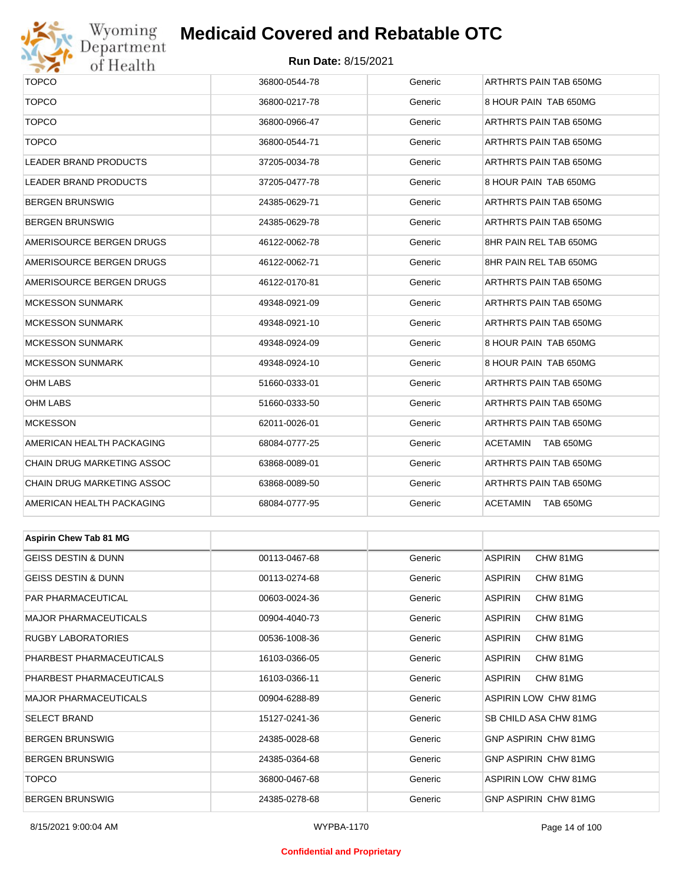| | | | |
|---|---|---|---|
| TOPCO | 36800-0544-78 | Generic | ARTHRTS PAIN TAB 650MG |
| TOPCO | 36800-0217-78 | Generic | 8 HOUR PAIN TAB 650MG |
| TOPCO | 36800-0966-47 | Generic | ARTHRTS PAIN TAB 650MG |
| TOPCO | 36800-0544-71 | Generic | ARTHRTS PAIN TAB 650MG |
| LEADER BRAND PRODUCTS | 37205-0034-78 | Generic | ARTHRTS PAIN TAB 650MG |
| LEADER BRAND PRODUCTS | 37205-0477-78 | Generic | 8 HOUR PAIN TAB 650MG |
| BERGEN BRUNSWIG | 24385-0629-71 | Generic | ARTHRTS PAIN TAB 650MG |
| BERGEN BRUNSWIG | 24385-0629-78 | Generic | ARTHRTS PAIN TAB 650MG |
| AMERISOURCE BERGEN DRUGS | 46122-0062-78 | Generic | 8HR PAIN REL TAB 650MG |
| AMERISOURCE BERGEN DRUGS | 46122-0062-71 | Generic | 8HR PAIN REL TAB 650MG |
| AMERISOURCE BERGEN DRUGS | 46122-0170-81 | Generic | ARTHRTS PAIN TAB 650MG |
| MCKESSON SUNMARK | 49348-0921-09 | Generic | ARTHRTS PAIN TAB 650MG |
| MCKESSON SUNMARK | 49348-0921-10 | Generic | ARTHRTS PAIN TAB 650MG |
| MCKESSON SUNMARK | 49348-0924-09 | Generic | 8 HOUR PAIN TAB 650MG |
| MCKESSON SUNMARK | 49348-0924-10 | Generic | 8 HOUR PAIN TAB 650MG |
| OHM LABS | 51660-0333-01 | Generic | ARTHRTS PAIN TAB 650MG |
| OHM LABS | 51660-0333-50 | Generic | ARTHRTS PAIN TAB 650MG |
| MCKESSON | 62011-0026-01 | Generic | ARTHRTS PAIN TAB 650MG |
| AMERICAN HEALTH PACKAGING | 68084-0777-25 | Generic | ACETAMIN TAB 650MG |
| CHAIN DRUG MARKETING ASSOC | 63868-0089-01 | Generic | ARTHRTS PAIN TAB 650MG |
| CHAIN DRUG MARKETING ASSOC | 63868-0089-50 | Generic | ARTHRTS PAIN TAB 650MG |
| AMERICAN HEALTH PACKAGING | 68084-0777-95 | Generic | ACETAMIN TAB 650MG |

| **Aspirin Chew Tab 81 MG** | | | |
|---|---|---|---|
| GEISS DESTIN & DUNN | 00113-0467-68 | Generic | ASPIRIN CHW 81MG |
| GEISS DESTIN & DUNN | 00113-0274-68 | Generic | ASPIRIN CHW 81MG |
| PAR PHARMACEUTICAL | 00603-0024-36 | Generic | ASPIRIN CHW 81MG |
| MAJOR PHARMACEUTICALS | 00904-4040-73 | Generic | ASPIRIN CHW 81MG |
| RUGBY LABORATORIES | 00536-1008-36 | Generic | ASPIRIN CHW 81MG |
| PHARBEST PHARMACEUTICALS | 16103-0366-05 | Generic | ASPIRIN CHW 81MG |
| PHARBEST PHARMACEUTICALS | 16103-0366-11 | Generic | ASPIRIN CHW 81MG |
| MAJOR PHARMACEUTICALS | 00904-6288-89 | Generic | ASPIRIN LOW CHW 81MG |
| SELECT BRAND | 15127-0241-36 | Generic | SB CHILD ASA CHW 81MG |
| BERGEN BRUNSWIG | 24385-0028-68 | Generic | GNP ASPIRIN CHW 81MG |
| BERGEN BRUNSWIG | 24385-0364-68 | Generic | GNP ASPIRIN CHW 81MG |
| TOPCO | 36800-0467-68 | Generic | ASPIRIN LOW CHW 81MG |
| BERGEN BRUNSWIG | 24385-0278-68 | Generic | GNP ASPIRIN CHW 81MG |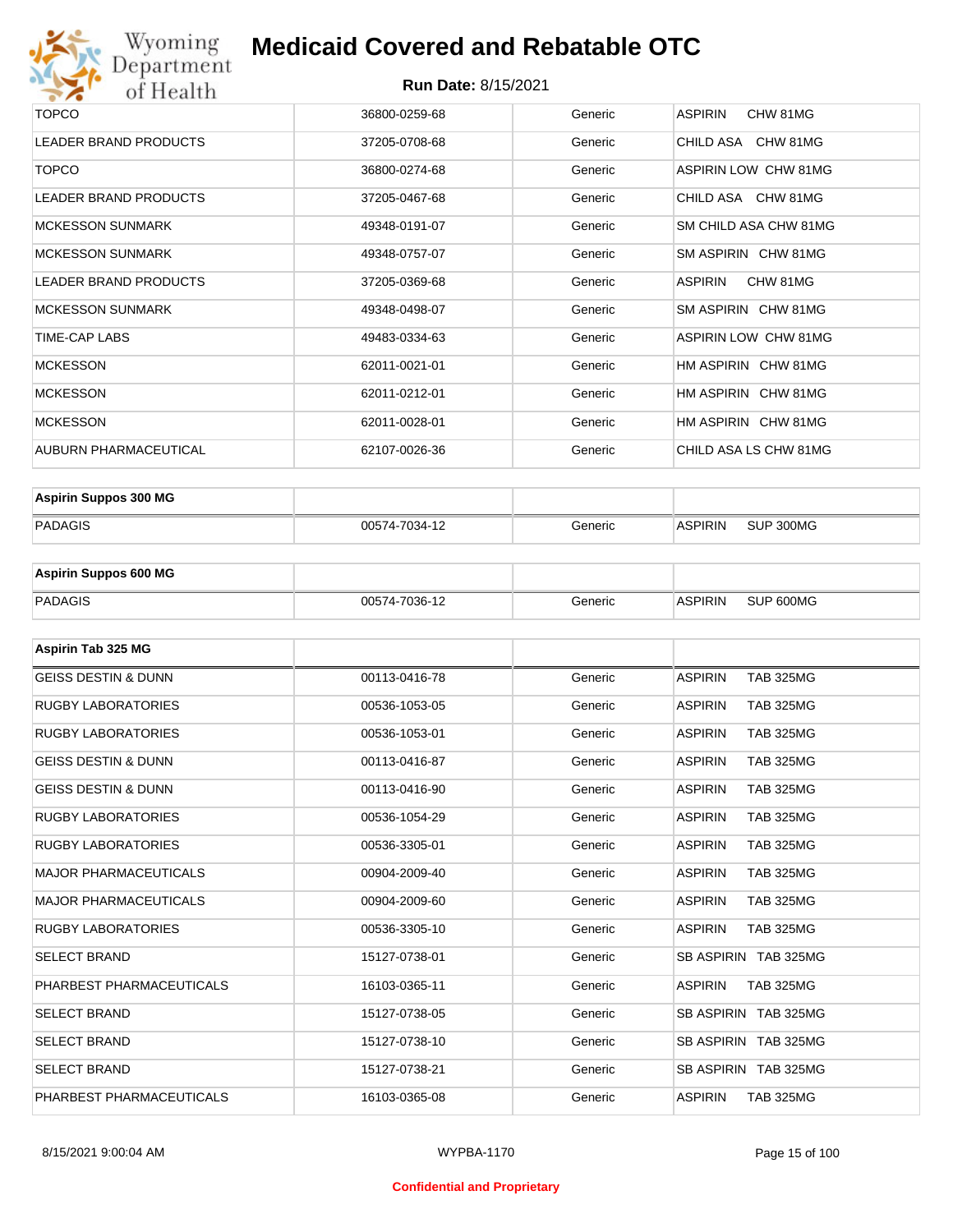| | | | |
|---|---|---|---|
| TOPCO | 36800-0259-68 | Generic | ASPIRIN CHW 81MG |
| LEADER BRAND PRODUCTS | 37205-0708-68 | Generic | CHILD ASA CHW 81MG |
| TOPCO | 36800-0274-68 | Generic | ASPIRIN LOW CHW 81MG |
| LEADER BRAND PRODUCTS | 37205-0467-68 | Generic | CHILD ASA CHW 81MG |
| MCKESSON SUNMARK | 49348-0191-07 | Generic | SM CHILD ASA CHW 81MG |
| MCKESSON SUNMARK | 49348-0757-07 | Generic | SM ASPIRIN CHW 81MG |
| LEADER BRAND PRODUCTS | 37205-0369-68 | Generic | ASPIRIN CHW 81MG |
| MCKESSON SUNMARK | 49348-0498-07 | Generic | SM ASPIRIN CHW 81MG |
| TIME-CAP LABS | 49483-0334-63 | Generic | ASPIRIN LOW CHW 81MG |
| MCKESSON | 62011-0021-01 | Generic | HM ASPIRIN CHW 81MG |
| MCKESSON | 62011-0212-01 | Generic | HM ASPIRIN CHW 81MG |
| MCKESSON | 62011-0028-01 | Generic | HM ASPIRIN CHW 81MG |
| AUBURN PHARMACEUTICAL | 62107-0026-36 | Generic | CHILD ASA LS CHW 81MG |

| **Aspirin Suppos 300 MG** | | | |
|---|---|---|---|
| PADAGIS | 00574-7034-12 | Generic | ASPIRIN SUP 300MG |

| **Aspirin Suppos 600 MG** | | | |
|---|---|---|---|
| PADAGIS | 00574-7036-12 | Generic | ASPIRIN SUP 600MG |

| **Aspirin Tab 325 MG** | | | |
|---|---|---|---|
| GEISS DESTIN & DUNN | 00113-0416-78 | Generic | ASPIRIN TAB 325MG |
| RUGBY LABORATORIES | 00536-1053-05 | Generic | ASPIRIN TAB 325MG |
| RUGBY LABORATORIES | 00536-1053-01 | Generic | ASPIRIN TAB 325MG |
| GEISS DESTIN & DUNN | 00113-0416-87 | Generic | ASPIRIN TAB 325MG |
| GEISS DESTIN & DUNN | 00113-0416-90 | Generic | ASPIRIN TAB 325MG |
| RUGBY LABORATORIES | 00536-1054-29 | Generic | ASPIRIN TAB 325MG |
| RUGBY LABORATORIES | 00536-3305-01 | Generic | ASPIRIN TAB 325MG |
| MAJOR PHARMACEUTICALS | 00904-2009-40 | Generic | ASPIRIN TAB 325MG |
| MAJOR PHARMACEUTICALS | 00904-2009-60 | Generic | ASPIRIN TAB 325MG |
| RUGBY LABORATORIES | 00536-3305-10 | Generic | ASPIRIN TAB 325MG |
| SELECT BRAND | 15127-0738-01 | Generic | SB ASPIRIN TAB 325MG |
| PHARBEST PHARMACEUTICALS | 16103-0365-11 | Generic | ASPIRIN TAB 325MG |
| SELECT BRAND | 15127-0738-05 | Generic | SB ASPIRIN TAB 325MG |
| SELECT BRAND | 15127-0738-10 | Generic | SB ASPIRIN TAB 325MG |
| SELECT BRAND | 15127-0738-21 | Generic | SB ASPIRIN TAB 325MG |
| PHARBEST PHARMACEUTICALS | 16103-0365-08 | Generic | ASPIRIN TAB 325MG |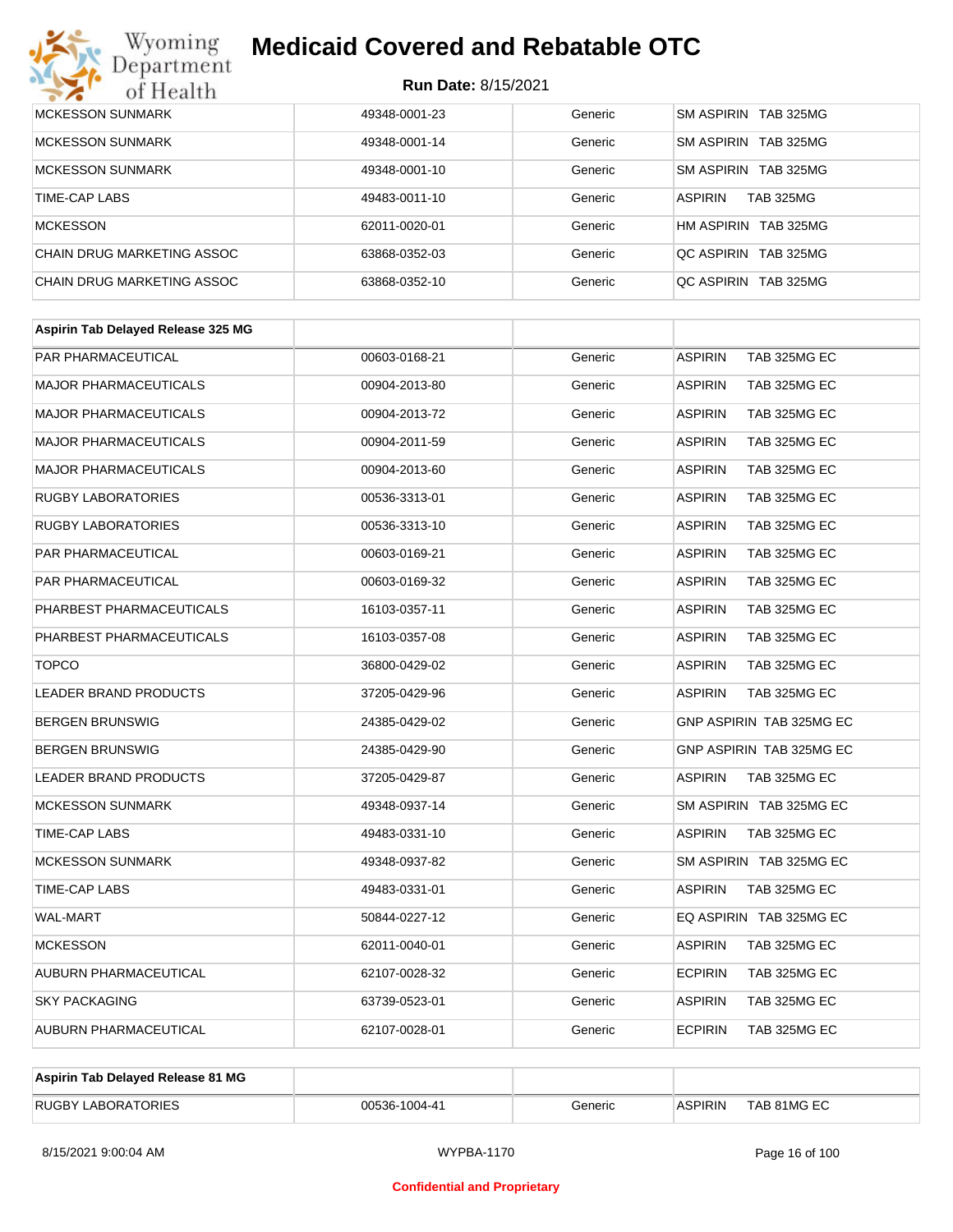| | | | |
|---|---|---|---|
| MCKESSON SUNMARK | 49348-0001-23 | Generic | SM ASPIRIN TAB 325MG |
| MCKESSON SUNMARK | 49348-0001-14 | Generic | SM ASPIRIN TAB 325MG |
| MCKESSON SUNMARK | 49348-0001-10 | Generic | SM ASPIRIN TAB 325MG |
| TIME-CAP LABS | 49483-0011-10 | Generic | ASPIRIN TAB 325MG |
| MCKESSON | 62011-0020-01 | Generic | HM ASPIRIN TAB 325MG |
| CHAIN DRUG MARKETING ASSOC | 63868-0352-03 | Generic | QC ASPIRIN TAB 325MG |
| CHAIN DRUG MARKETING ASSOC | 63868-0352-10 | Generic | QC ASPIRIN TAB 325MG |

| Aspirin Tab Delayed Release 325 MG | | | |
|---|---|---|---|
| PAR PHARMACEUTICAL | 00603-0168-21 | Generic | ASPIRIN TAB 325MG EC |
| MAJOR PHARMACEUTICALS | 00904-2013-80 | Generic | ASPIRIN TAB 325MG EC |
| MAJOR PHARMACEUTICALS | 00904-2013-72 | Generic | ASPIRIN TAB 325MG EC |
| MAJOR PHARMACEUTICALS | 00904-2011-59 | Generic | ASPIRIN TAB 325MG EC |
| MAJOR PHARMACEUTICALS | 00904-2013-60 | Generic | ASPIRIN TAB 325MG EC |
| RUGBY LABORATORIES | 00536-3313-01 | Generic | ASPIRIN TAB 325MG EC |
| RUGBY LABORATORIES | 00536-3313-10 | Generic | ASPIRIN TAB 325MG EC |
| PAR PHARMACEUTICAL | 00603-0169-21 | Generic | ASPIRIN TAB 325MG EC |
| PAR PHARMACEUTICAL | 00603-0169-32 | Generic | ASPIRIN TAB 325MG EC |
| PHARBEST PHARMACEUTICALS | 16103-0357-11 | Generic | ASPIRIN TAB 325MG EC |
| PHARBEST PHARMACEUTICALS | 16103-0357-08 | Generic | ASPIRIN TAB 325MG EC |
| TOPCO | 36800-0429-02 | Generic | ASPIRIN TAB 325MG EC |
| LEADER BRAND PRODUCTS | 37205-0429-96 | Generic | ASPIRIN TAB 325MG EC |
| BERGEN BRUNSWIG | 24385-0429-02 | Generic | GNP ASPIRIN TAB 325MG EC |
| BERGEN BRUNSWIG | 24385-0429-90 | Generic | GNP ASPIRIN TAB 325MG EC |
| LEADER BRAND PRODUCTS | 37205-0429-87 | Generic | ASPIRIN TAB 325MG EC |
| MCKESSON SUNMARK | 49348-0937-14 | Generic | SM ASPIRIN TAB 325MG EC |
| TIME-CAP LABS | 49483-0331-10 | Generic | ASPIRIN TAB 325MG EC |
| MCKESSON SUNMARK | 49348-0937-82 | Generic | SM ASPIRIN TAB 325MG EC |
| TIME-CAP LABS | 49483-0331-01 | Generic | ASPIRIN TAB 325MG EC |
| WAL-MART | 50844-0227-12 | Generic | EQ ASPIRIN TAB 325MG EC |
| MCKESSON | 62011-0040-01 | Generic | ASPIRIN TAB 325MG EC |
| AUBURN PHARMACEUTICAL | 62107-0028-32 | Generic | ECPIRIN TAB 325MG EC |
| SKY PACKAGING | 63739-0523-01 | Generic | ASPIRIN TAB 325MG EC |
| AUBURN PHARMACEUTICAL | 62107-0028-01 | Generic | ECPIRIN TAB 325MG EC |

| Aspirin Tab Delayed Release 81 MG | | | |
|---|---|---|---|
| RUGBY LABORATORIES | 00536-1004-41 | Generic | ASPIRIN TAB 81MG EC |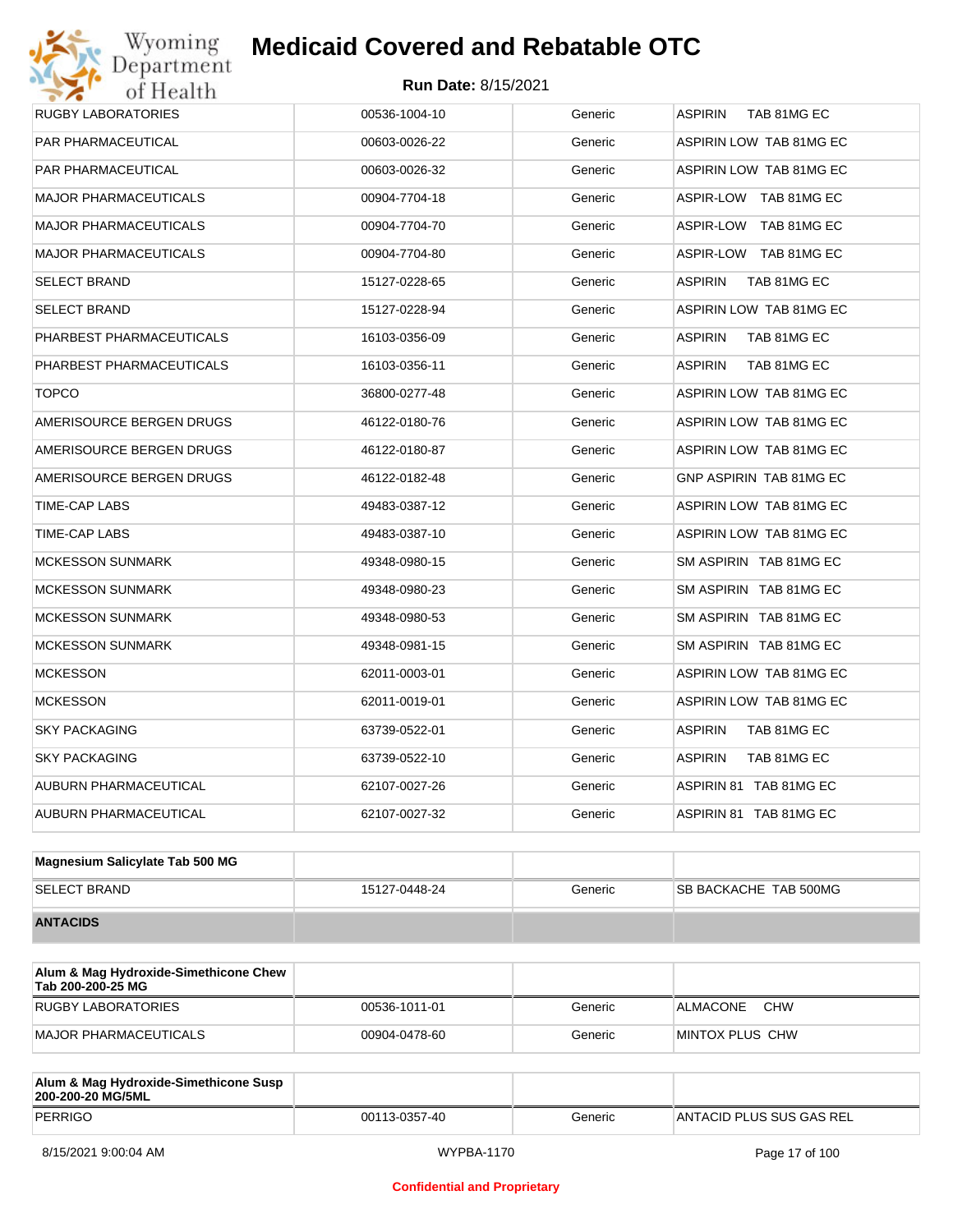| | | | |
|---|---|---|---|
| RUGBY LABORATORIES | 00536-1004-10 | Generic | ASPIRIN TAB 81MG EC |
| PAR PHARMACEUTICAL | 00603-0026-22 | Generic | ASPIRIN LOW TAB 81MG EC |
| PAR PHARMACEUTICAL | 00603-0026-32 | Generic | ASPIRIN LOW TAB 81MG EC |
| MAJOR PHARMACEUTICALS | 00904-7704-18 | Generic | ASPIR-LOW TAB 81MG EC |
| MAJOR PHARMACEUTICALS | 00904-7704-70 | Generic | ASPIR-LOW TAB 81MG EC |
| MAJOR PHARMACEUTICALS | 00904-7704-80 | Generic | ASPIR-LOW TAB 81MG EC |
| SELECT BRAND | 15127-0228-65 | Generic | ASPIRIN TAB 81MG EC |
| SELECT BRAND | 15127-0228-94 | Generic | ASPIRIN LOW TAB 81MG EC |
| PHARBEST PHARMACEUTICALS | 16103-0356-09 | Generic | ASPIRIN TAB 81MG EC |
| PHARBEST PHARMACEUTICALS | 16103-0356-11 | Generic | ASPIRIN TAB 81MG EC |
| TOPCO | 36800-0277-48 | Generic | ASPIRIN LOW TAB 81MG EC |
| AMERISOURCE BERGEN DRUGS | 46122-0180-76 | Generic | ASPIRIN LOW TAB 81MG EC |
| AMERISOURCE BERGEN DRUGS | 46122-0180-87 | Generic | ASPIRIN LOW TAB 81MG EC |
| AMERISOURCE BERGEN DRUGS | 46122-0182-48 | Generic | GNP ASPIRIN TAB 81MG EC |
| TIME-CAP LABS | 49483-0387-12 | Generic | ASPIRIN LOW TAB 81MG EC |
| TIME-CAP LABS | 49483-0387-10 | Generic | ASPIRIN LOW TAB 81MG EC |
| MCKESSON SUNMARK | 49348-0980-15 | Generic | SM ASPIRIN TAB 81MG EC |
| MCKESSON SUNMARK | 49348-0980-23 | Generic | SM ASPIRIN TAB 81MG EC |
| MCKESSON SUNMARK | 49348-0980-53 | Generic | SM ASPIRIN TAB 81MG EC |
| MCKESSON SUNMARK | 49348-0981-15 | Generic | SM ASPIRIN TAB 81MG EC |
| MCKESSON | 62011-0003-01 | Generic | ASPIRIN LOW TAB 81MG EC |
| MCKESSON | 62011-0019-01 | Generic | ASPIRIN LOW TAB 81MG EC |
| SKY PACKAGING | 63739-0522-01 | Generic | ASPIRIN TAB 81MG EC |
| SKY PACKAGING | 63739-0522-10 | Generic | ASPIRIN TAB 81MG EC |
| AUBURN PHARMACEUTICAL | 62107-0027-26 | Generic | ASPIRIN 81 TAB 81MG EC |
| AUBURN PHARMACEUTICAL | 62107-0027-32 | Generic | ASPIRIN 81 TAB 81MG EC |

| **Magnesium Salicylate Tab 500 MG** | | | |
|---|---|---|---|
| SELECT BRAND | 15127-0448-24 | Generic | SB BACKACHE TAB 500MG |
| **ANTACIDS** | | | |

| **Alum & Mag Hydroxide-Simethicone Chew Tab 200-200-25 MG** | | | |
|---|---|---|---|
| RUGBY LABORATORIES | 00536-1011-01 | Generic | ALMACONE CHW |
| MAJOR PHARMACEUTICALS | 00904-0478-60 | Generic | MINTOX PLUS CHW |

| **Alum & Mag Hydroxide-Simethicone Susp 200-200-20 MG/5ML** | | | |
|---|---|---|---|
| PERRIGO | 00113-0357-40 | Generic | ANTACID PLUS SUS GAS REL |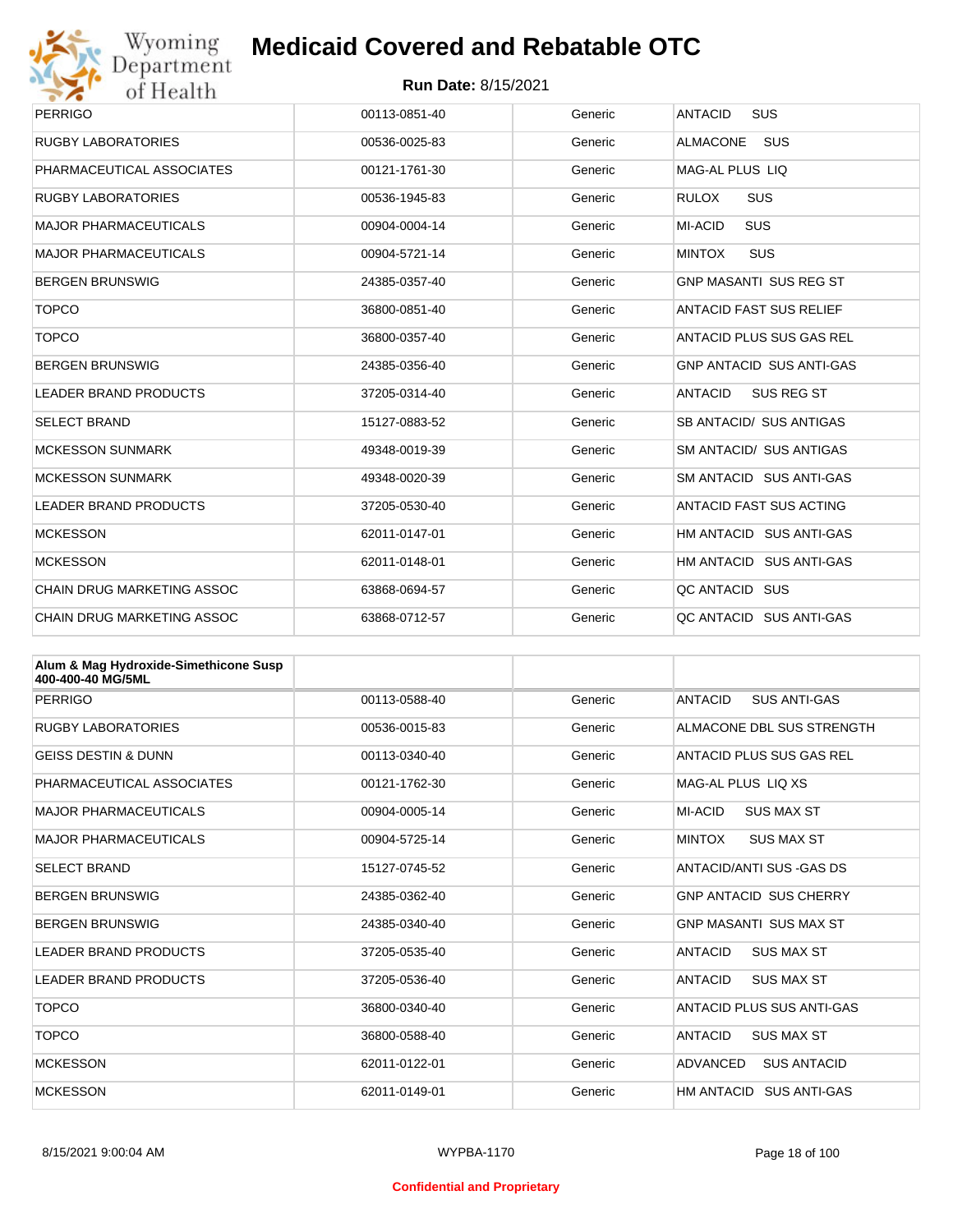| PERRIGO | 00113-0851-40 | Generic | ANTACID SUS |
|---|---|---|---|
| RUGBY LABORATORIES | 00536-0025-83 | Generic | ALMACONE SUS |
| PHARMACEUTICAL ASSOCIATES | 00121-1761-30 | Generic | MAG-AL PLUS LIQ |
| RUGBY LABORATORIES | 00536-1945-83 | Generic | RULOX SUS |
| MAJOR PHARMACEUTICALS | 00904-0004-14 | Generic | MI-ACID SUS |
| MAJOR PHARMACEUTICALS | 00904-5721-14 | Generic | MINTOX SUS |
| BERGEN BRUNSWIG | 24385-0357-40 | Generic | GNP MASANTI SUS REG ST |
| TOPCO | 36800-0851-40 | Generic | ANTACID FAST SUS RELIEF |
| TOPCO | 36800-0357-40 | Generic | ANTACID PLUS SUS GAS REL |
| BERGEN BRUNSWIG | 24385-0356-40 | Generic | GNP ANTACID SUS ANTI-GAS |
| LEADER BRAND PRODUCTS | 37205-0314-40 | Generic | ANTACID SUS REG ST |
| SELECT BRAND | 15127-0883-52 | Generic | SB ANTACID/ SUS ANTIGAS |
| MCKESSON SUNMARK | 49348-0019-39 | Generic | SM ANTACID/ SUS ANTIGAS |
| MCKESSON SUNMARK | 49348-0020-39 | Generic | SM ANTACID SUS ANTI-GAS |
| LEADER BRAND PRODUCTS | 37205-0530-40 | Generic | ANTACID FAST SUS ACTING |
| MCKESSON | 62011-0147-01 | Generic | HM ANTACID SUS ANTI-GAS |
| MCKESSON | 62011-0148-01 | Generic | HM ANTACID SUS ANTI-GAS |
| CHAIN DRUG MARKETING ASSOC | 63868-0694-57 | Generic | QC ANTACID SUS |
| CHAIN DRUG MARKETING ASSOC | 63868-0712-57 | Generic | QC ANTACID SUS ANTI-GAS |

| **Alum & Mag Hydroxide-Simethicone Susp 400-400-40 MG/5ML** | | | |
|---|---|---|---|
| PERRIGO | 00113-0588-40 | Generic | ANTACID SUS ANTI-GAS |
| RUGBY LABORATORIES | 00536-0015-83 | Generic | ALMACONE DBL SUS STRENGTH |
| GEISS DESTIN & DUNN | 00113-0340-40 | Generic | ANTACID PLUS SUS GAS REL |
| PHARMACEUTICAL ASSOCIATES | 00121-1762-30 | Generic | MAG-AL PLUS LIQ XS |
| MAJOR PHARMACEUTICALS | 00904-0005-14 | Generic | MI-ACID SUS MAX ST |
| MAJOR PHARMACEUTICALS | 00904-5725-14 | Generic | MINTOX SUS MAX ST |
| SELECT BRAND | 15127-0745-52 | Generic | ANTACID/ANTI SUS -GAS DS |
| BERGEN BRUNSWIG | 24385-0362-40 | Generic | GNP ANTACID SUS CHERRY |
| BERGEN BRUNSWIG | 24385-0340-40 | Generic | GNP MASANTI SUS MAX ST |
| LEADER BRAND PRODUCTS | 37205-0535-40 | Generic | ANTACID SUS MAX ST |
| LEADER BRAND PRODUCTS | 37205-0536-40 | Generic | ANTACID SUS MAX ST |
| TOPCO | 36800-0340-40 | Generic | ANTACID PLUS SUS ANTI-GAS |
| TOPCO | 36800-0588-40 | Generic | ANTACID SUS MAX ST |
| MCKESSON | 62011-0122-01 | Generic | ADVANCED SUS ANTACID |
| MCKESSON | 62011-0149-01 | Generic | HM ANTACID SUS ANTI-GAS |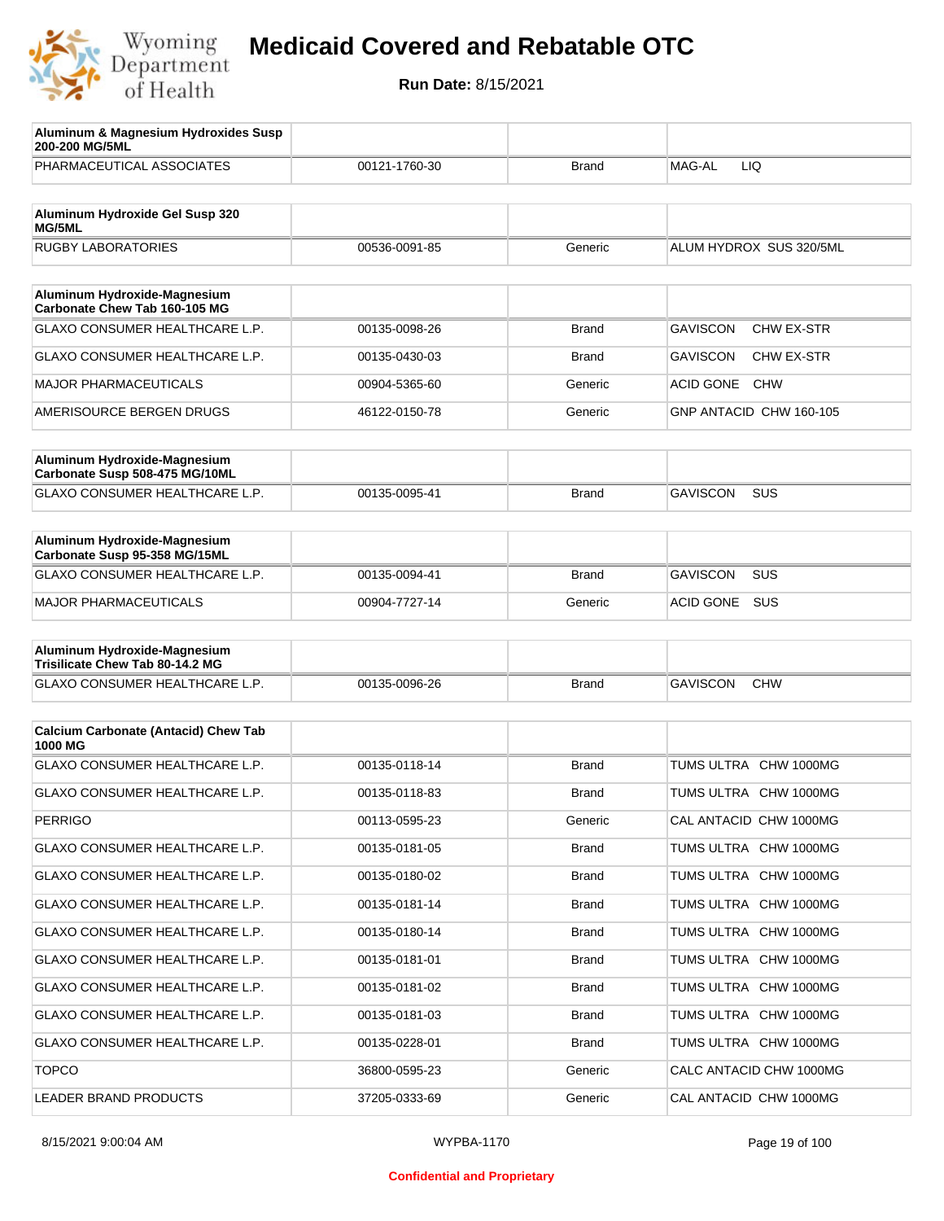# Medicaid Covered and Rebatable OTC

**Run Date:** 8/15/2021

| **Aluminum & Magnesium Hydroxides Susp 200-200 MG/5ML** | | | |
|---|---|---|---|
| PHARMACEUTICAL ASSOCIATES | 00121-1760-30 | Brand | MAG-AL LIQ |

| **Aluminum Hydroxide Gel Susp 320 MG/5ML** | | | |
|---|---|---|---|
| RUGBY LABORATORIES | 00536-0091-85 | Generic | ALUM HYDROX SUS 320/5ML |

| **Aluminum Hydroxide-Magnesium Carbonate Chew Tab 160-105 MG** | | | |
|---|---|---|---|
| GLAXO CONSUMER HEALTHCARE L.P. | 00135-0098-26 | Brand | GAVISCON CHW EX-STR |
| GLAXO CONSUMER HEALTHCARE L.P. | 00135-0430-03 | Brand | GAVISCON CHW EX-STR |
| MAJOR PHARMACEUTICALS | 00904-5365-60 | Generic | ACID GONE CHW |
| AMERISOURCE BERGEN DRUGS | 46122-0150-78 | Generic | GNP ANTACID CHW 160-105 |

| **Aluminum Hydroxide-Magnesium Carbonate Susp 508-475 MG/10ML** | | | |
|---|---|---|---|
| GLAXO CONSUMER HEALTHCARE L.P. | 00135-0095-41 | Brand | GAVISCON SUS |

| **Aluminum Hydroxide-Magnesium Carbonate Susp 95-358 MG/15ML** | | | |
|---|---|---|---|
| GLAXO CONSUMER HEALTHCARE L.P. | 00135-0094-41 | Brand | GAVISCON SUS |
| MAJOR PHARMACEUTICALS | 00904-7727-14 | Generic | ACID GONE SUS |

| **Aluminum Hydroxide-Magnesium Trisilicate Chew Tab 80-14.2 MG** | | | |
|---|---|---|---|
| GLAXO CONSUMER HEALTHCARE L.P. | 00135-0096-26 | Brand | GAVISCON CHW |

| **Calcium Carbonate (Antacid) Chew Tab 1000 MG** | | | |
|---|---|---|---|
| GLAXO CONSUMER HEALTHCARE L.P. | 00135-0118-14 | Brand | TUMS ULTRA CHW 1000MG |
| GLAXO CONSUMER HEALTHCARE L.P. | 00135-0118-83 | Brand | TUMS ULTRA CHW 1000MG |
| PERRIGO | 00113-0595-23 | Generic | CAL ANTACID CHW 1000MG |
| GLAXO CONSUMER HEALTHCARE L.P. | 00135-0181-05 | Brand | TUMS ULTRA CHW 1000MG |
| GLAXO CONSUMER HEALTHCARE L.P. | 00135-0180-02 | Brand | TUMS ULTRA CHW 1000MG |
| GLAXO CONSUMER HEALTHCARE L.P. | 00135-0181-14 | Brand | TUMS ULTRA CHW 1000MG |
| GLAXO CONSUMER HEALTHCARE L.P. | 00135-0180-14 | Brand | TUMS ULTRA CHW 1000MG |
| GLAXO CONSUMER HEALTHCARE L.P. | 00135-0181-01 | Brand | TUMS ULTRA CHW 1000MG |
| GLAXO CONSUMER HEALTHCARE L.P. | 00135-0181-02 | Brand | TUMS ULTRA CHW 1000MG |
| GLAXO CONSUMER HEALTHCARE L.P. | 00135-0181-03 | Brand | TUMS ULTRA CHW 1000MG |
| GLAXO CONSUMER HEALTHCARE L.P. | 00135-0228-01 | Brand | TUMS ULTRA CHW 1000MG |
| TOPCO | 36800-0595-23 | Generic | CALC ANTACID CHW 1000MG |
| LEADER BRAND PRODUCTS | 37205-0333-69 | Generic | CAL ANTACID CHW 1000MG |

Confidential and Proprietary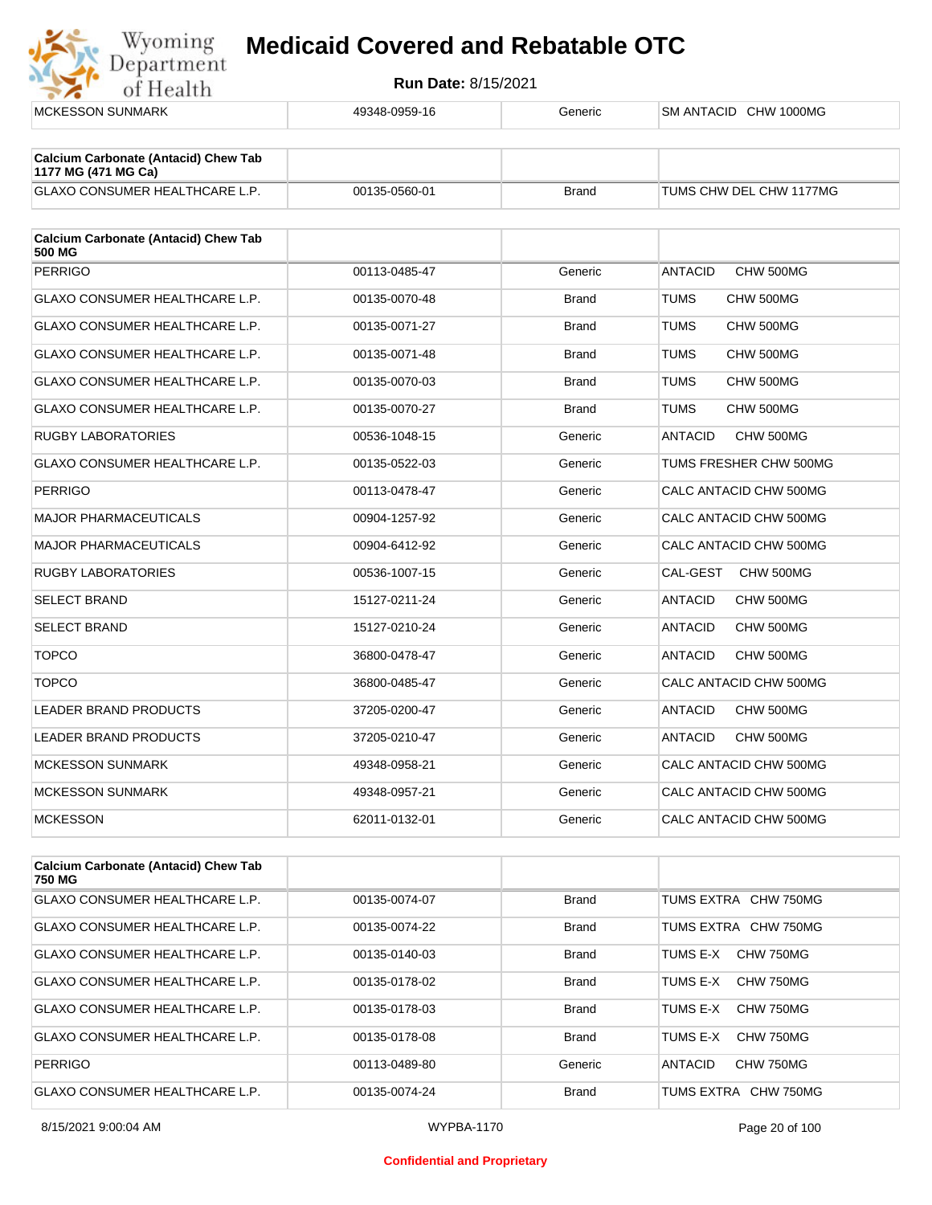| | | | |
|---|---|---|---|
| MCKESSON SUNMARK | 49348-0959-16 | Generic | SM ANTACID CHW 1000MG |

| Calcium Carbonate (Antacid) Chew Tab 1177 MG (471 MG Ca) | | | |
|---|---|---|---|
| GLAXO CONSUMER HEALTHCARE L.P. | 00135-0560-01 | Brand | TUMS CHW DEL CHW 1177MG |

| Calcium Carbonate (Antacid) Chew Tab 500 MG | | | |
|---|---|---|---|
| PERRIGO | 00113-0485-47 | Generic | ANTACID CHW 500MG |
| GLAXO CONSUMER HEALTHCARE L.P. | 00135-0070-48 | Brand | TUMS CHW 500MG |
| GLAXO CONSUMER HEALTHCARE L.P. | 00135-0071-27 | Brand | TUMS CHW 500MG |
| GLAXO CONSUMER HEALTHCARE L.P. | 00135-0071-48 | Brand | TUMS CHW 500MG |
| GLAXO CONSUMER HEALTHCARE L.P. | 00135-0070-03 | Brand | TUMS CHW 500MG |
| GLAXO CONSUMER HEALTHCARE L.P. | 00135-0070-27 | Brand | TUMS CHW 500MG |
| RUGBY LABORATORIES | 00536-1048-15 | Generic | ANTACID CHW 500MG |
| GLAXO CONSUMER HEALTHCARE L.P. | 00135-0522-03 | Generic | TUMS FRESHER CHW 500MG |
| PERRIGO | 00113-0478-47 | Generic | CALC ANTACID CHW 500MG |
| MAJOR PHARMACEUTICALS | 00904-1257-92 | Generic | CALC ANTACID CHW 500MG |
| MAJOR PHARMACEUTICALS | 00904-6412-92 | Generic | CALC ANTACID CHW 500MG |
| RUGBY LABORATORIES | 00536-1007-15 | Generic | CAL-GEST CHW 500MG |
| SELECT BRAND | 15127-0211-24 | Generic | ANTACID CHW 500MG |
| SELECT BRAND | 15127-0210-24 | Generic | ANTACID CHW 500MG |
| TOPCO | 36800-0478-47 | Generic | ANTACID CHW 500MG |
| TOPCO | 36800-0485-47 | Generic | CALC ANTACID CHW 500MG |
| LEADER BRAND PRODUCTS | 37205-0200-47 | Generic | ANTACID CHW 500MG |
| LEADER BRAND PRODUCTS | 37205-0210-47 | Generic | ANTACID CHW 500MG |
| MCKESSON SUNMARK | 49348-0958-21 | Generic | CALC ANTACID CHW 500MG |
| MCKESSON SUNMARK | 49348-0957-21 | Generic | CALC ANTACID CHW 500MG |
| MCKESSON | 62011-0132-01 | Generic | CALC ANTACID CHW 500MG |

| Calcium Carbonate (Antacid) Chew Tab 750 MG | | | |
|---|---|---|---|
| GLAXO CONSUMER HEALTHCARE L.P. | 00135-0074-07 | Brand | TUMS EXTRA CHW 750MG |
| GLAXO CONSUMER HEALTHCARE L.P. | 00135-0074-22 | Brand | TUMS EXTRA CHW 750MG |
| GLAXO CONSUMER HEALTHCARE L.P. | 00135-0140-03 | Brand | TUMS E-X CHW 750MG |
| GLAXO CONSUMER HEALTHCARE L.P. | 00135-0178-02 | Brand | TUMS E-X CHW 750MG |
| GLAXO CONSUMER HEALTHCARE L.P. | 00135-0178-03 | Brand | TUMS E-X CHW 750MG |
| GLAXO CONSUMER HEALTHCARE L.P. | 00135-0178-08 | Brand | TUMS E-X CHW 750MG |
| PERRIGO | 00113-0489-80 | Generic | ANTACID CHW 750MG |
| GLAXO CONSUMER HEALTHCARE L.P. | 00135-0074-24 | Brand | TUMS EXTRA CHW 750MG |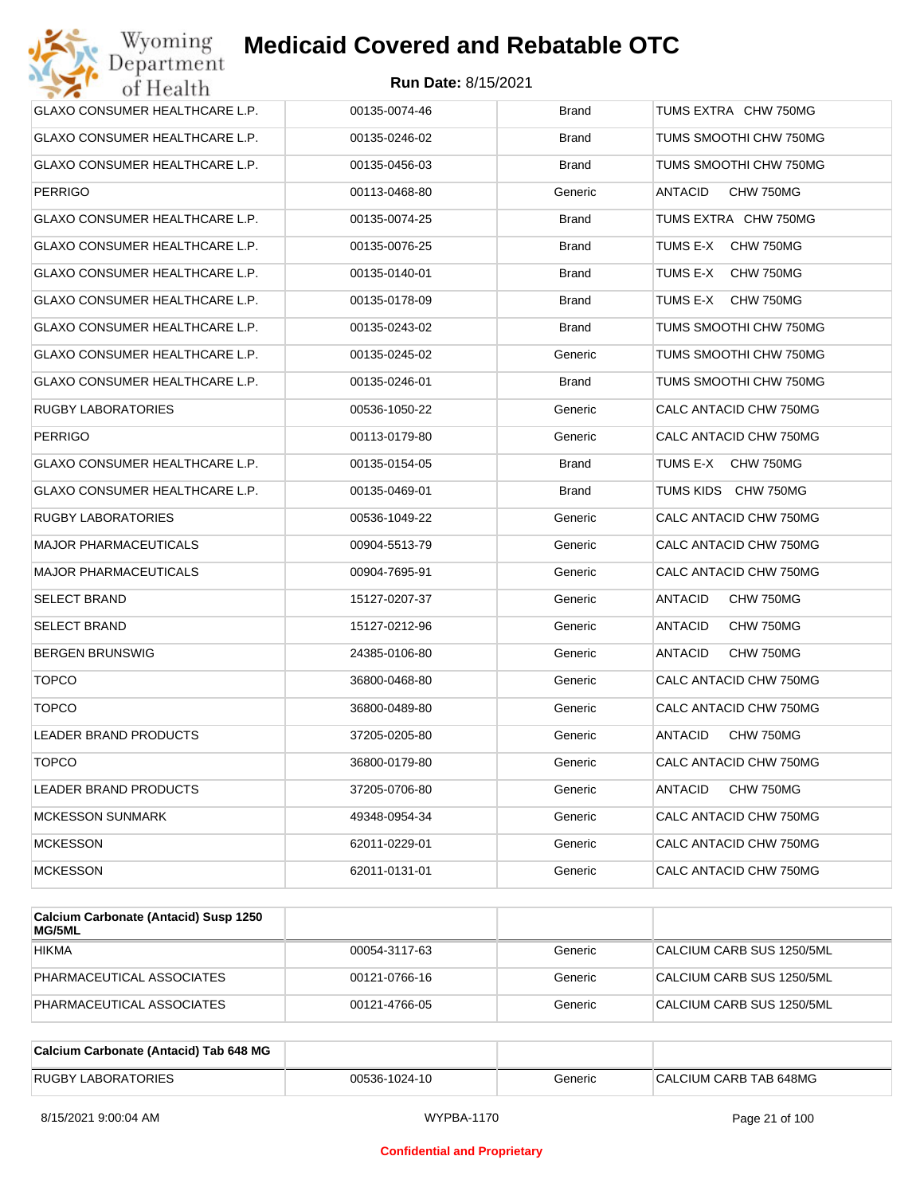| | | | |
|---|---|---|---|
| GLAXO CONSUMER HEALTHCARE L.P. | 00135-0074-46 | Brand | TUMS EXTRA CHW 750MG |
| GLAXO CONSUMER HEALTHCARE L.P. | 00135-0246-02 | Brand | TUMS SMOOTHI CHW 750MG |
| GLAXO CONSUMER HEALTHCARE L.P. | 00135-0456-03 | Brand | TUMS SMOOTHI CHW 750MG |
| PERRIGO | 00113-0468-80 | Generic | ANTACID CHW 750MG |
| GLAXO CONSUMER HEALTHCARE L.P. | 00135-0074-25 | Brand | TUMS EXTRA CHW 750MG |
| GLAXO CONSUMER HEALTHCARE L.P. | 00135-0076-25 | Brand | TUMS E-X CHW 750MG |
| GLAXO CONSUMER HEALTHCARE L.P. | 00135-0140-01 | Brand | TUMS E-X CHW 750MG |
| GLAXO CONSUMER HEALTHCARE L.P. | 00135-0178-09 | Brand | TUMS E-X CHW 750MG |
| GLAXO CONSUMER HEALTHCARE L.P. | 00135-0243-02 | Brand | TUMS SMOOTHI CHW 750MG |
| GLAXO CONSUMER HEALTHCARE L.P. | 00135-0245-02 | Generic | TUMS SMOOTHI CHW 750MG |
| GLAXO CONSUMER HEALTHCARE L.P. | 00135-0246-01 | Brand | TUMS SMOOTHI CHW 750MG |
| RUGBY LABORATORIES | 00536-1050-22 | Generic | CALC ANTACID CHW 750MG |
| PERRIGO | 00113-0179-80 | Generic | CALC ANTACID CHW 750MG |
| GLAXO CONSUMER HEALTHCARE L.P. | 00135-0154-05 | Brand | TUMS E-X CHW 750MG |
| GLAXO CONSUMER HEALTHCARE L.P. | 00135-0469-01 | Brand | TUMS KIDS CHW 750MG |
| RUGBY LABORATORIES | 00536-1049-22 | Generic | CALC ANTACID CHW 750MG |
| MAJOR PHARMACEUTICALS | 00904-5513-79 | Generic | CALC ANTACID CHW 750MG |
| MAJOR PHARMACEUTICALS | 00904-7695-91 | Generic | CALC ANTACID CHW 750MG |
| SELECT BRAND | 15127-0207-37 | Generic | ANTACID CHW 750MG |
| SELECT BRAND | 15127-0212-96 | Generic | ANTACID CHW 750MG |
| BERGEN BRUNSWIG | 24385-0106-80 | Generic | ANTACID CHW 750MG |
| TOPCO | 36800-0468-80 | Generic | CALC ANTACID CHW 750MG |
| TOPCO | 36800-0489-80 | Generic | CALC ANTACID CHW 750MG |
| LEADER BRAND PRODUCTS | 37205-0205-80 | Generic | ANTACID CHW 750MG |
| TOPCO | 36800-0179-80 | Generic | CALC ANTACID CHW 750MG |
| LEADER BRAND PRODUCTS | 37205-0706-80 | Generic | ANTACID CHW 750MG |
| MCKESSON SUNMARK | 49348-0954-34 | Generic | CALC ANTACID CHW 750MG |
| MCKESSON | 62011-0229-01 | Generic | CALC ANTACID CHW 750MG |
| MCKESSON | 62011-0131-01 | Generic | CALC ANTACID CHW 750MG |

| **Calcium Carbonate (Antacid) Susp 1250 MG/5ML** | | | |
|---|---|---|---|
| HIKMA | 00054-3117-63 | Generic | CALCIUM CARB SUS 1250/5ML |
| PHARMACEUTICAL ASSOCIATES | 00121-0766-16 | Generic | CALCIUM CARB SUS 1250/5ML |
| PHARMACEUTICAL ASSOCIATES | 00121-4766-05 | Generic | CALCIUM CARB SUS 1250/5ML |

| **Calcium Carbonate (Antacid) Tab 648 MG** | | | |
|---|---|---|---|
| RUGBY LABORATORIES | 00536-1024-10 | Generic | CALCIUM CARB TAB 648MG |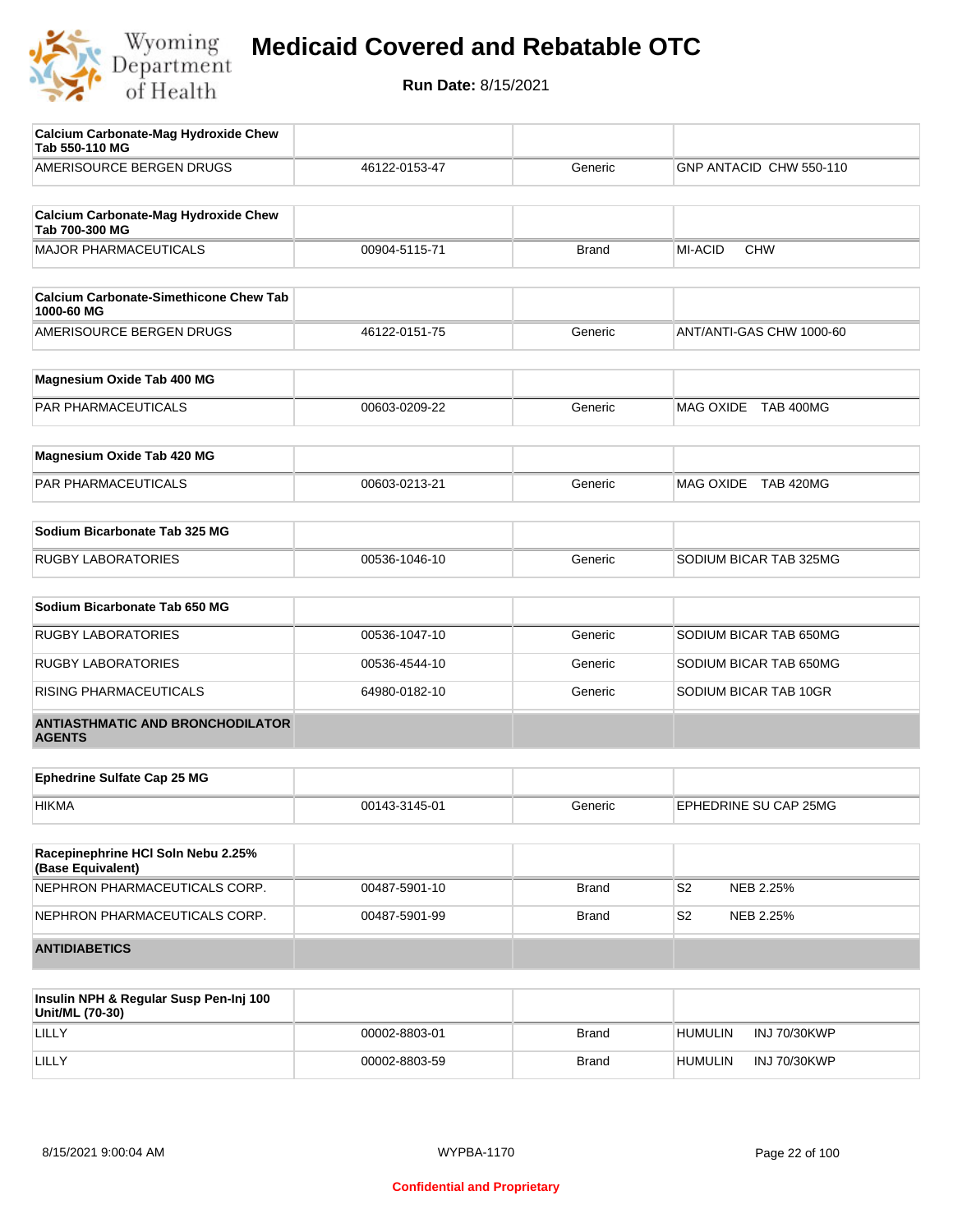| Calcium Carbonate-Mag Hydroxide Chew Tab 550-110 MG | | | |
|---|---|---|---|
| AMERISOURCE BERGEN DRUGS | 46122-0153-47 | Generic | GNP ANTACID CHW 550-110 |

| Calcium Carbonate-Mag Hydroxide Chew Tab 700-300 MG | | | |
|---|---|---|---|
| MAJOR PHARMACEUTICALS | 00904-5115-71 | Brand | MI-ACID CHW |

| Calcium Carbonate-Simethicone Chew Tab 1000-60 MG | | | |
|---|---|---|---|
| AMERISOURCE BERGEN DRUGS | 46122-0151-75 | Generic | ANT/ANTI-GAS CHW 1000-60 |

| Magnesium Oxide Tab 400 MG | | | |
|---|---|---|---|
| PAR PHARMACEUTICALS | 00603-0209-22 | Generic | MAG OXIDE TAB 400MG |

| Magnesium Oxide Tab 420 MG | | | |
|---|---|---|---|
| PAR PHARMACEUTICALS | 00603-0213-21 | Generic | MAG OXIDE TAB 420MG |

| Sodium Bicarbonate Tab 325 MG | | | |
|---|---|---|---|
| RUGBY LABORATORIES | 00536-1046-10 | Generic | SODIUM BICAR TAB 325MG |

| Sodium Bicarbonate Tab 650 MG | | | |
|---|---|---|---|
| RUGBY LABORATORIES | 00536-1047-10 | Generic | SODIUM BICAR TAB 650MG |
| RUGBY LABORATORIES | 00536-4544-10 | Generic | SODIUM BICAR TAB 650MG |
| RISING PHARMACEUTICALS | 64980-0182-10 | Generic | SODIUM BICAR TAB 10GR |

**ANTIASTHMATIC AND BRONCHODILATOR AGENTS**

| Ephedrine Sulfate Cap 25 MG | | | |
|---|---|---|---|
| HIKMA | 00143-3145-01 | Generic | EPHEDRINE SU CAP 25MG |

| Racepinephrine HCl Soln Nebu 2.25% (Base Equivalent) | | | |
|---|---|---|---|
| NEPHRON PHARMACEUTICALS CORP. | 00487-5901-10 | Brand | S2 NEB 2.25% |
| NEPHRON PHARMACEUTICALS CORP. | 00487-5901-99 | Brand | S2 NEB 2.25% |

**ANTIDIABETICS**

| Insulin NPH & Regular Susp Pen-Inj 100 Unit/ML (70-30) | | | |
|---|---|---|---|
| LILLY | 00002-8803-01 | Brand | HUMULIN INJ 70/30KWP |
| LILLY | 00002-8803-59 | Brand | HUMULIN INJ 70/30KWP |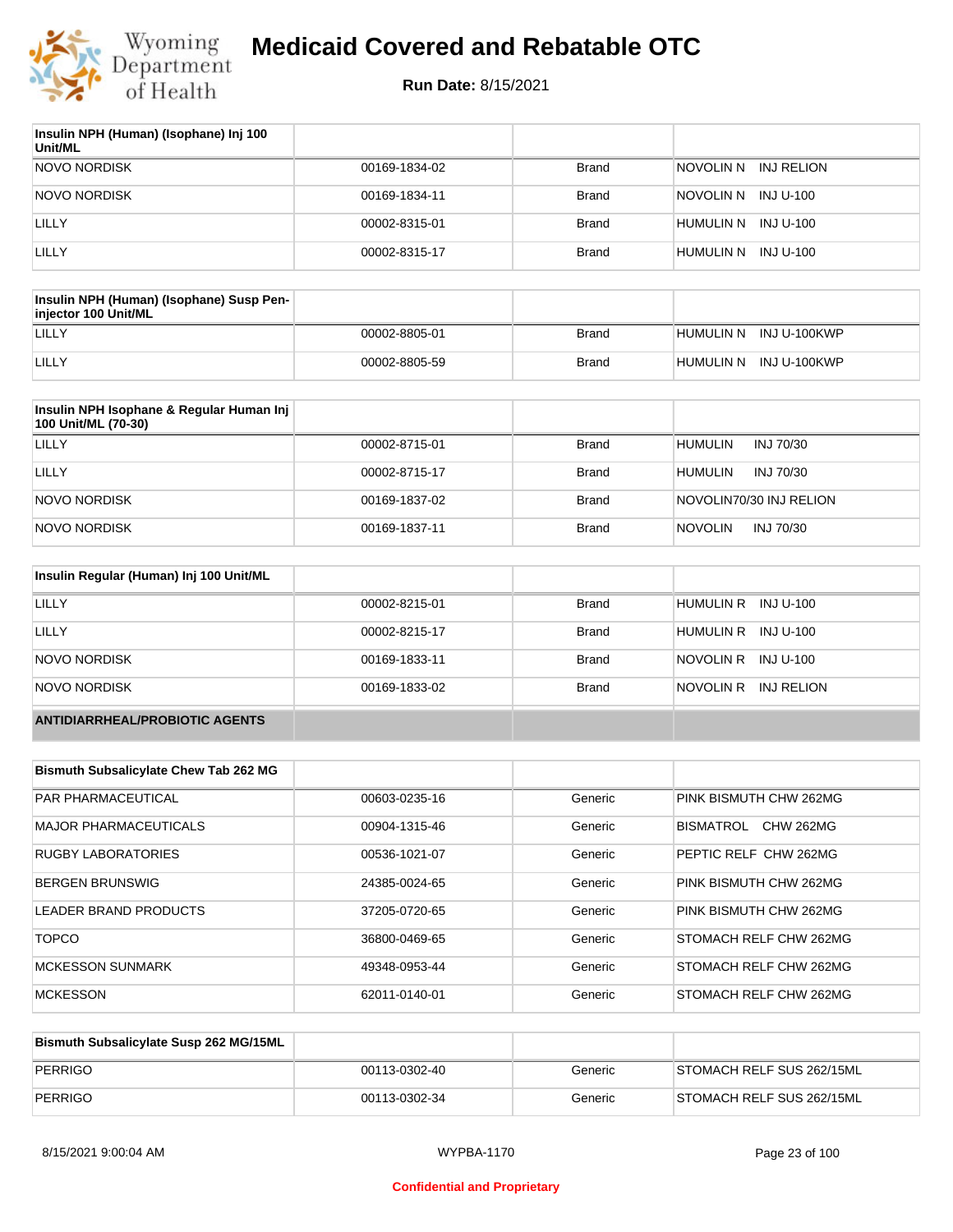# Medicaid Covered and Rebatable OTC

**Run Date:** 8/15/2021

| Insulin NPH (Human) (Isophane) Inj 100 Unit/ML | | | |
|---|---|---|---|
| NOVO NORDISK | 00169-1834-02 | Brand | NOVOLIN N INJ RELION |
| NOVO NORDISK | 00169-1834-11 | Brand | NOVOLIN N INJ U-100 |
| LILLY | 00002-8315-01 | Brand | HUMULIN N INJ U-100 |
| LILLY | 00002-8315-17 | Brand | HUMULIN N INJ U-100 |

| Insulin NPH (Human) (Isophane) Susp Pen-injector 100 Unit/ML | | | |
|---|---|---|---|
| LILLY | 00002-8805-01 | Brand | HUMULIN N INJ U-100KWP |
| LILLY | 00002-8805-59 | Brand | HUMULIN N INJ U-100KWP |

| Insulin NPH Isophane & Regular Human Inj 100 Unit/ML (70-30) | | | |
|---|---|---|---|
| LILLY | 00002-8715-01 | Brand | HUMULIN INJ 70/30 |
| LILLY | 00002-8715-17 | Brand | HUMULIN INJ 70/30 |
| NOVO NORDISK | 00169-1837-02 | Brand | NOVOLIN70/30 INJ RELION |
| NOVO NORDISK | 00169-1837-11 | Brand | NOVOLIN INJ 70/30 |

| Insulin Regular (Human) Inj 100 Unit/ML | | | |
|---|---|---|---|
| LILLY | 00002-8215-01 | Brand | HUMULIN R INJ U-100 |
| LILLY | 00002-8215-17 | Brand | HUMULIN R INJ U-100 |
| NOVO NORDISK | 00169-1833-11 | Brand | NOVOLIN R INJ U-100 |
| NOVO NORDISK | 00169-1833-02 | Brand | NOVOLIN R INJ RELION |

## ANTIDIARRHEAL/PROBIOTIC AGENTS

| Bismuth Subsalicylate Chew Tab 262 MG | | | |
|---|---|---|---|
| PAR PHARMACEUTICAL | 00603-0235-16 | Generic | PINK BISMUTH CHW 262MG |
| MAJOR PHARMACEUTICALS | 00904-1315-46 | Generic | BISMATROL CHW 262MG |
| RUGBY LABORATORIES | 00536-1021-07 | Generic | PEPTIC RELF CHW 262MG |
| BERGEN BRUNSWIG | 24385-0024-65 | Generic | PINK BISMUTH CHW 262MG |
| LEADER BRAND PRODUCTS | 37205-0720-65 | Generic | PINK BISMUTH CHW 262MG |
| TOPCO | 36800-0469-65 | Generic | STOMACH RELF CHW 262MG |
| MCKESSON SUNMARK | 49348-0953-44 | Generic | STOMACH RELF CHW 262MG |
| MCKESSON | 62011-0140-01 | Generic | STOMACH RELF CHW 262MG |

| Bismuth Subsalicylate Susp 262 MG/15ML | | | |
|---|---|---|---|
| PERRIGO | 00113-0302-40 | Generic | STOMACH RELF SUS 262/15ML |
| PERRIGO | 00113-0302-34 | Generic | STOMACH RELF SUS 262/15ML |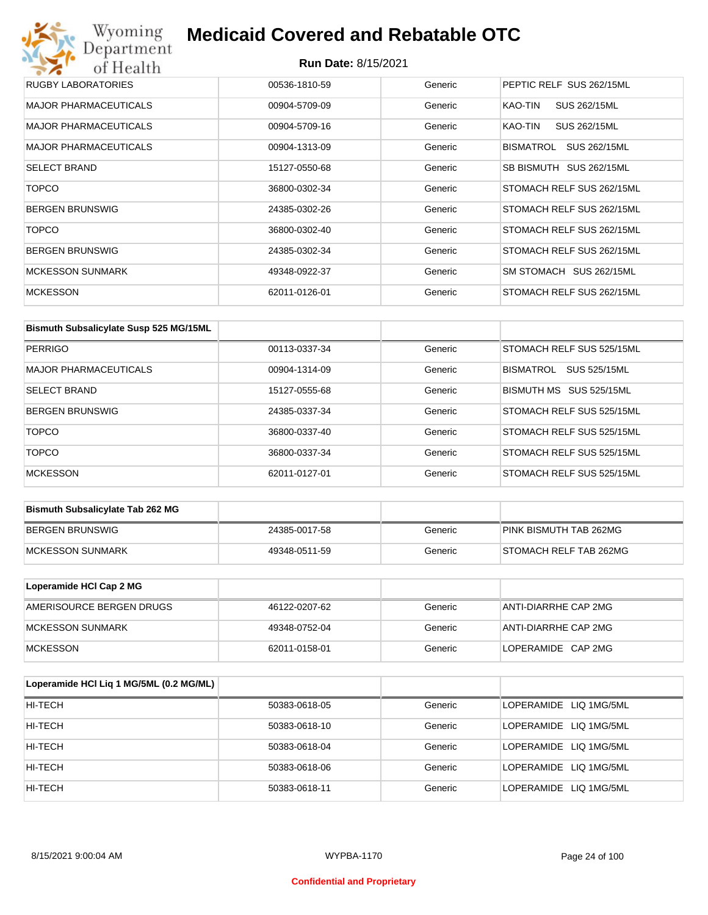| RUGBY LABORATORIES | 00536-1810-59 | Generic | PEPTIC RELF SUS 262/15ML |
|---|---|---|---|
| MAJOR PHARMACEUTICALS | 00904-5709-09 | Generic | KAO-TIN SUS 262/15ML |
| MAJOR PHARMACEUTICALS | 00904-5709-16 | Generic | KAO-TIN SUS 262/15ML |
| MAJOR PHARMACEUTICALS | 00904-1313-09 | Generic | BISMATROL SUS 262/15ML |
| SELECT BRAND | 15127-0550-68 | Generic | SB BISMUTH SUS 262/15ML |
| TOPCO | 36800-0302-34 | Generic | STOMACH RELF SUS 262/15ML |
| BERGEN BRUNSWIG | 24385-0302-26 | Generic | STOMACH RELF SUS 262/15ML |
| TOPCO | 36800-0302-40 | Generic | STOMACH RELF SUS 262/15ML |
| BERGEN BRUNSWIG | 24385-0302-34 | Generic | STOMACH RELF SUS 262/15ML |
| MCKESSON SUNMARK | 49348-0922-37 | Generic | SM STOMACH SUS 262/15ML |
| MCKESSON | 62011-0126-01 | Generic | STOMACH RELF SUS 262/15ML |

| Bismuth Subsalicylate Susp 525 MG/15ML | | | |
|---|---|---|---|
| PERRIGO | 00113-0337-34 | Generic | STOMACH RELF SUS 525/15ML |
| MAJOR PHARMACEUTICALS | 00904-1314-09 | Generic | BISMATROL SUS 525/15ML |
| SELECT BRAND | 15127-0555-68 | Generic | BISMUTH MS SUS 525/15ML |
| BERGEN BRUNSWIG | 24385-0337-34 | Generic | STOMACH RELF SUS 525/15ML |
| TOPCO | 36800-0337-40 | Generic | STOMACH RELF SUS 525/15ML |
| TOPCO | 36800-0337-34 | Generic | STOMACH RELF SUS 525/15ML |
| MCKESSON | 62011-0127-01 | Generic | STOMACH RELF SUS 525/15ML |

| Bismuth Subsalicylate Tab 262 MG | | | |
|---|---|---|---|
| BERGEN BRUNSWIG | 24385-0017-58 | Generic | PINK BISMUTH TAB 262MG |
| MCKESSON SUNMARK | 49348-0511-59 | Generic | STOMACH RELF TAB 262MG |

| Loperamide HCl Cap 2 MG | | | |
|---|---|---|---|
| AMERISOURCE BERGEN DRUGS | 46122-0207-62 | Generic | ANTI-DIARRHE CAP 2MG |
| MCKESSON SUNMARK | 49348-0752-04 | Generic | ANTI-DIARRHE CAP 2MG |
| MCKESSON | 62011-0158-01 | Generic | LOPERAMIDE CAP 2MG |

| Loperamide HCl Liq 1 MG/5ML (0.2 MG/ML) | | | |
|---|---|---|---|
| HI-TECH | 50383-0618-05 | Generic | LOPERAMIDE LIQ 1MG/5ML |
| HI-TECH | 50383-0618-10 | Generic | LOPERAMIDE LIQ 1MG/5ML |
| HI-TECH | 50383-0618-04 | Generic | LOPERAMIDE LIQ 1MG/5ML |
| HI-TECH | 50383-0618-06 | Generic | LOPERAMIDE LIQ 1MG/5ML |
| HI-TECH | 50383-0618-11 | Generic | LOPERAMIDE LIQ 1MG/5ML |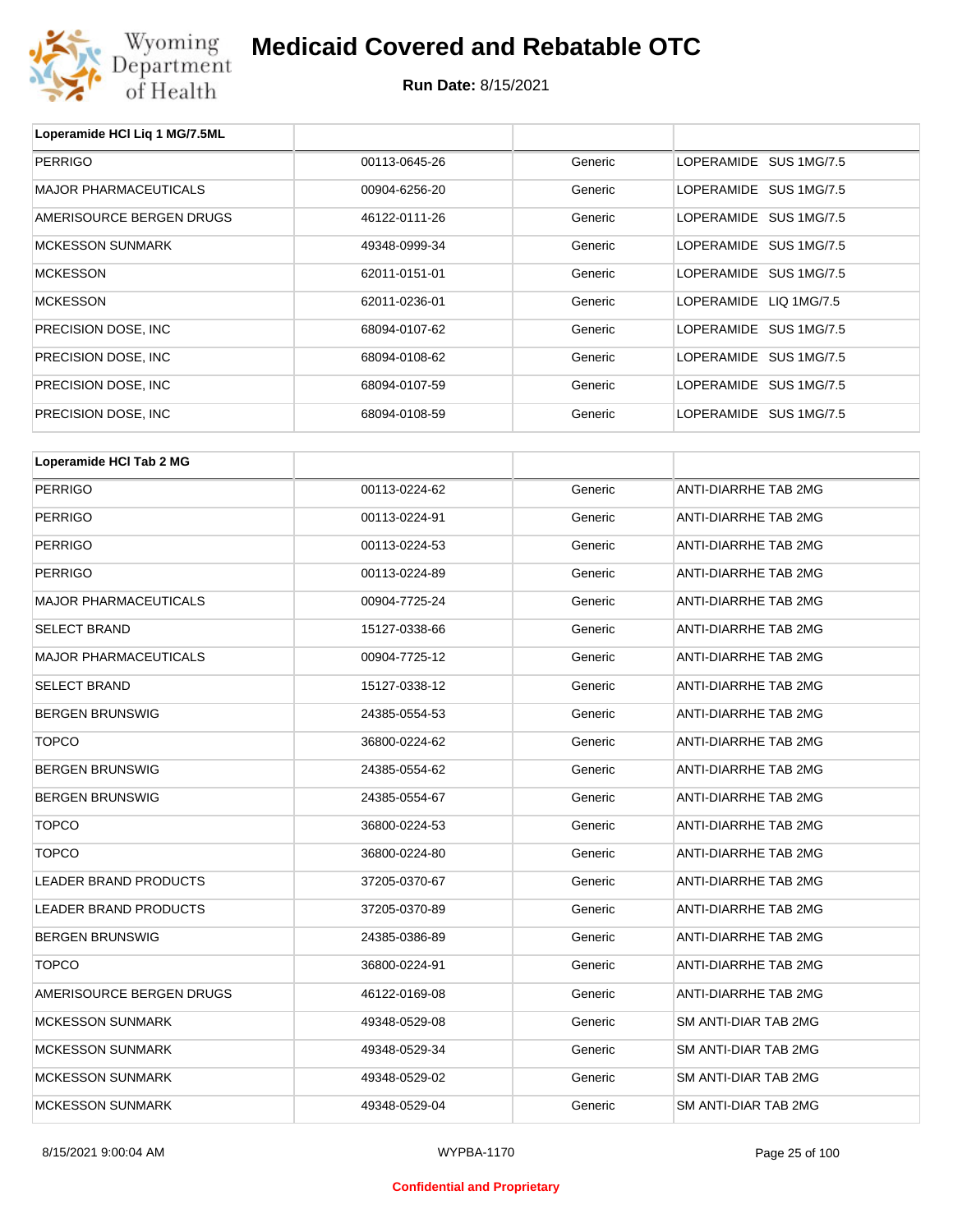# Medicaid Covered and Rebatable OTC

**Run Date:** 8/15/2021

| Loperamide HCl Liq 1 MG/7.5ML | | | |
|---|---|---|---|
| PERRIGO | 00113-0645-26 | Generic | LOPERAMIDE SUS 1MG/7.5 |
| MAJOR PHARMACEUTICALS | 00904-6256-20 | Generic | LOPERAMIDE SUS 1MG/7.5 |
| AMERISOURCE BERGEN DRUGS | 46122-0111-26 | Generic | LOPERAMIDE SUS 1MG/7.5 |
| MCKESSON SUNMARK | 49348-0999-34 | Generic | LOPERAMIDE SUS 1MG/7.5 |
| MCKESSON | 62011-0151-01 | Generic | LOPERAMIDE SUS 1MG/7.5 |
| MCKESSON | 62011-0236-01 | Generic | LOPERAMIDE LIQ 1MG/7.5 |
| PRECISION DOSE, INC | 68094-0107-62 | Generic | LOPERAMIDE SUS 1MG/7.5 |
| PRECISION DOSE, INC | 68094-0108-62 | Generic | LOPERAMIDE SUS 1MG/7.5 |
| PRECISION DOSE, INC | 68094-0107-59 | Generic | LOPERAMIDE SUS 1MG/7.5 |
| PRECISION DOSE, INC | 68094-0108-59 | Generic | LOPERAMIDE SUS 1MG/7.5 |

| Loperamide HCl Tab 2 MG | | | |
|---|---|---|---|
| PERRIGO | 00113-0224-62 | Generic | ANTI-DIARRHE TAB 2MG |
| PERRIGO | 00113-0224-91 | Generic | ANTI-DIARRHE TAB 2MG |
| PERRIGO | 00113-0224-53 | Generic | ANTI-DIARRHE TAB 2MG |
| PERRIGO | 00113-0224-89 | Generic | ANTI-DIARRHE TAB 2MG |
| MAJOR PHARMACEUTICALS | 00904-7725-24 | Generic | ANTI-DIARRHE TAB 2MG |
| SELECT BRAND | 15127-0338-66 | Generic | ANTI-DIARRHE TAB 2MG |
| MAJOR PHARMACEUTICALS | 00904-7725-12 | Generic | ANTI-DIARRHE TAB 2MG |
| SELECT BRAND | 15127-0338-12 | Generic | ANTI-DIARRHE TAB 2MG |
| BERGEN BRUNSWIG | 24385-0554-53 | Generic | ANTI-DIARRHE TAB 2MG |
| TOPCO | 36800-0224-62 | Generic | ANTI-DIARRHE TAB 2MG |
| BERGEN BRUNSWIG | 24385-0554-62 | Generic | ANTI-DIARRHE TAB 2MG |
| BERGEN BRUNSWIG | 24385-0554-67 | Generic | ANTI-DIARRHE TAB 2MG |
| TOPCO | 36800-0224-53 | Generic | ANTI-DIARRHE TAB 2MG |
| TOPCO | 36800-0224-80 | Generic | ANTI-DIARRHE TAB 2MG |
| LEADER BRAND PRODUCTS | 37205-0370-67 | Generic | ANTI-DIARRHE TAB 2MG |
| LEADER BRAND PRODUCTS | 37205-0370-89 | Generic | ANTI-DIARRHE TAB 2MG |
| BERGEN BRUNSWIG | 24385-0386-89 | Generic | ANTI-DIARRHE TAB 2MG |
| TOPCO | 36800-0224-91 | Generic | ANTI-DIARRHE TAB 2MG |
| AMERISOURCE BERGEN DRUGS | 46122-0169-08 | Generic | ANTI-DIARRHE TAB 2MG |
| MCKESSON SUNMARK | 49348-0529-08 | Generic | SM ANTI-DIAR TAB 2MG |
| MCKESSON SUNMARK | 49348-0529-34 | Generic | SM ANTI-DIAR TAB 2MG |
| MCKESSON SUNMARK | 49348-0529-02 | Generic | SM ANTI-DIAR TAB 2MG |
| MCKESSON SUNMARK | 49348-0529-04 | Generic | SM ANTI-DIAR TAB 2MG |

Confidential and Proprietary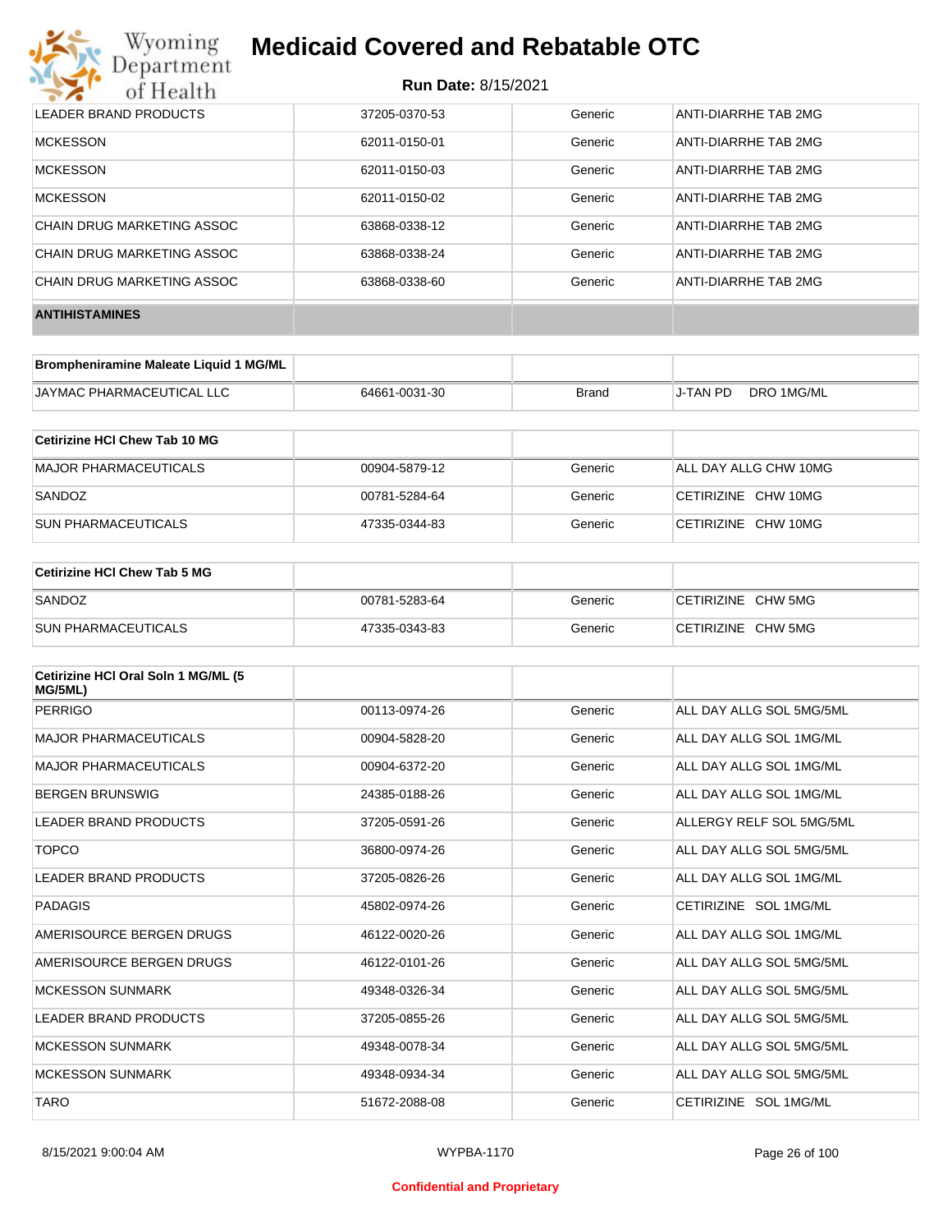| | | | |
|---|---|---|---|
| LEADER BRAND PRODUCTS | 37205-0370-53 | Generic | ANTI-DIARRHE TAB 2MG |
| MCKESSON | 62011-0150-01 | Generic | ANTI-DIARRHE TAB 2MG |
| MCKESSON | 62011-0150-03 | Generic | ANTI-DIARRHE TAB 2MG |
| MCKESSON | 62011-0150-02 | Generic | ANTI-DIARRHE TAB 2MG |
| CHAIN DRUG MARKETING ASSOC | 63868-0338-12 | Generic | ANTI-DIARRHE TAB 2MG |
| CHAIN DRUG MARKETING ASSOC | 63868-0338-24 | Generic | ANTI-DIARRHE TAB 2MG |
| CHAIN DRUG MARKETING ASSOC | 63868-0338-60 | Generic | ANTI-DIARRHE TAB 2MG |

**ANTIHISTAMINES**

| Brompheniramine Maleate Liquid 1 MG/ML | | | |
|---|---|---|---|
| JAYMAC PHARMACEUTICAL LLC | 64661-0031-30 | Brand | J-TAN PD DRO 1MG/ML |

| Cetirizine HCl Chew Tab 10 MG | | | |
|---|---|---|---|
| MAJOR PHARMACEUTICALS | 00904-5879-12 | Generic | ALL DAY ALLG CHW 10MG |
| SANDOZ | 00781-5284-64 | Generic | CETIRIZINE CHW 10MG |
| SUN PHARMACEUTICALS | 47335-0344-83 | Generic | CETIRIZINE CHW 10MG |

| Cetirizine HCl Chew Tab 5 MG | | | |
|---|---|---|---|
| SANDOZ | 00781-5283-64 | Generic | CETIRIZINE CHW 5MG |
| SUN PHARMACEUTICALS | 47335-0343-83 | Generic | CETIRIZINE CHW 5MG |

| Cetirizine HCl Oral Soln 1 MG/ML (5 MG/5ML) | | | |
|---|---|---|---|
| PERRIGO | 00113-0974-26 | Generic | ALL DAY ALLG SOL 5MG/5ML |
| MAJOR PHARMACEUTICALS | 00904-5828-20 | Generic | ALL DAY ALLG SOL 1MG/ML |
| MAJOR PHARMACEUTICALS | 00904-6372-20 | Generic | ALL DAY ALLG SOL 1MG/ML |
| BERGEN BRUNSWIG | 24385-0188-26 | Generic | ALL DAY ALLG SOL 1MG/ML |
| LEADER BRAND PRODUCTS | 37205-0591-26 | Generic | ALLERGY RELF SOL 5MG/5ML |
| TOPCO | 36800-0974-26 | Generic | ALL DAY ALLG SOL 5MG/5ML |
| LEADER BRAND PRODUCTS | 37205-0826-26 | Generic | ALL DAY ALLG SOL 1MG/ML |
| PADAGIS | 45802-0974-26 | Generic | CETIRIZINE SOL 1MG/ML |
| AMERISOURCE BERGEN DRUGS | 46122-0020-26 | Generic | ALL DAY ALLG SOL 1MG/ML |
| AMERISOURCE BERGEN DRUGS | 46122-0101-26 | Generic | ALL DAY ALLG SOL 5MG/5ML |
| MCKESSON SUNMARK | 49348-0326-34 | Generic | ALL DAY ALLG SOL 5MG/5ML |
| LEADER BRAND PRODUCTS | 37205-0855-26 | Generic | ALL DAY ALLG SOL 5MG/5ML |
| MCKESSON SUNMARK | 49348-0078-34 | Generic | ALL DAY ALLG SOL 5MG/5ML |
| MCKESSON SUNMARK | 49348-0934-34 | Generic | ALL DAY ALLG SOL 5MG/5ML |
| TARO | 51672-2088-08 | Generic | CETIRIZINE SOL 1MG/ML |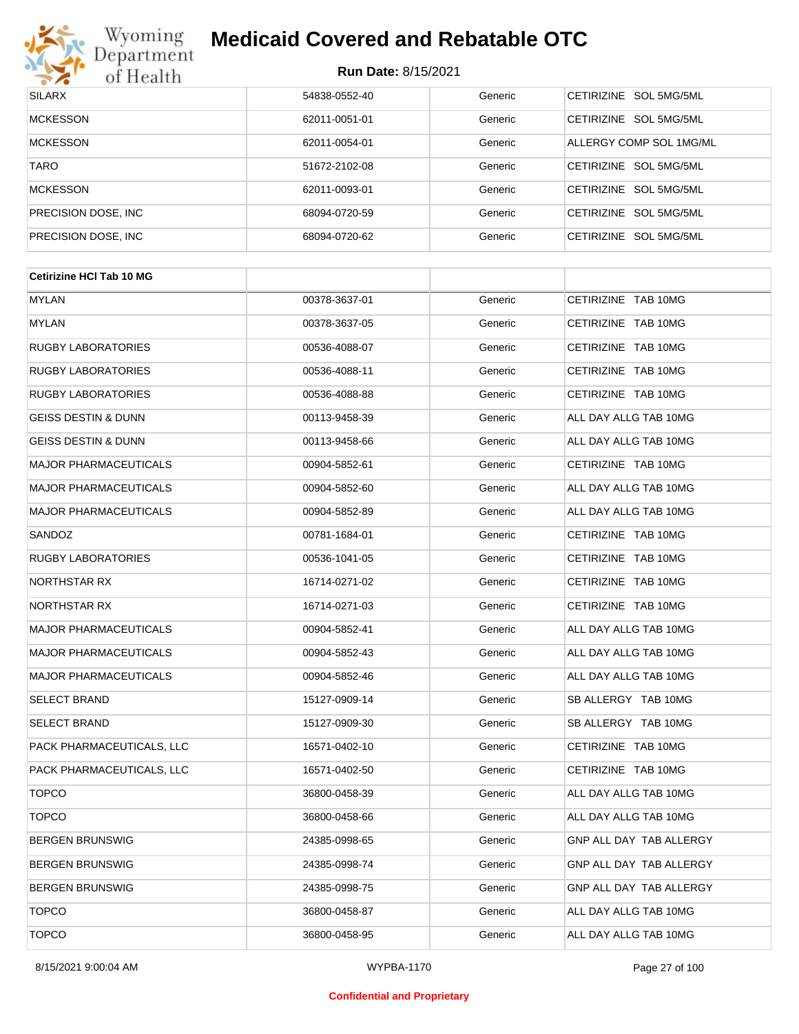| SILARX | 54838-0552-40 | Generic | CETIRIZINE SOL 5MG/5ML |
|---|---|---|---|
| MCKESSON | 62011-0051-01 | Generic | CETIRIZINE SOL 5MG/5ML |
| MCKESSON | 62011-0054-01 | Generic | ALLERGY COMP SOL 1MG/ML |
| TARO | 51672-2102-08 | Generic | CETIRIZINE SOL 5MG/5ML |
| MCKESSON | 62011-0093-01 | Generic | CETIRIZINE SOL 5MG/5ML |
| PRECISION DOSE, INC | 68094-0720-59 | Generic | CETIRIZINE SOL 5MG/5ML |
| PRECISION DOSE, INC | 68094-0720-62 | Generic | CETIRIZINE SOL 5MG/5ML |

| **Cetirizine HCl Tab 10 MG** | | | |
|---|---|---|---|
| MYLAN | 00378-3637-01 | Generic | CETIRIZINE TAB 10MG |
| MYLAN | 00378-3637-05 | Generic | CETIRIZINE TAB 10MG |
| RUGBY LABORATORIES | 00536-4088-07 | Generic | CETIRIZINE TAB 10MG |
| RUGBY LABORATORIES | 00536-4088-11 | Generic | CETIRIZINE TAB 10MG |
| RUGBY LABORATORIES | 00536-4088-88 | Generic | CETIRIZINE TAB 10MG |
| GEISS DESTIN & DUNN | 00113-9458-39 | Generic | ALL DAY ALLG TAB 10MG |
| GEISS DESTIN & DUNN | 00113-9458-66 | Generic | ALL DAY ALLG TAB 10MG |
| MAJOR PHARMACEUTICALS | 00904-5852-61 | Generic | CETIRIZINE TAB 10MG |
| MAJOR PHARMACEUTICALS | 00904-5852-60 | Generic | ALL DAY ALLG TAB 10MG |
| MAJOR PHARMACEUTICALS | 00904-5852-89 | Generic | ALL DAY ALLG TAB 10MG |
| SANDOZ | 00781-1684-01 | Generic | CETIRIZINE TAB 10MG |
| RUGBY LABORATORIES | 00536-1041-05 | Generic | CETIRIZINE TAB 10MG |
| NORTHSTAR RX | 16714-0271-02 | Generic | CETIRIZINE TAB 10MG |
| NORTHSTAR RX | 16714-0271-03 | Generic | CETIRIZINE TAB 10MG |
| MAJOR PHARMACEUTICALS | 00904-5852-41 | Generic | ALL DAY ALLG TAB 10MG |
| MAJOR PHARMACEUTICALS | 00904-5852-43 | Generic | ALL DAY ALLG TAB 10MG |
| MAJOR PHARMACEUTICALS | 00904-5852-46 | Generic | ALL DAY ALLG TAB 10MG |
| SELECT BRAND | 15127-0909-14 | Generic | SB ALLERGY TAB 10MG |
| SELECT BRAND | 15127-0909-30 | Generic | SB ALLERGY TAB 10MG |
| PACK PHARMACEUTICALS, LLC | 16571-0402-10 | Generic | CETIRIZINE TAB 10MG |
| PACK PHARMACEUTICALS, LLC | 16571-0402-50 | Generic | CETIRIZINE TAB 10MG |
| TOPCO | 36800-0458-39 | Generic | ALL DAY ALLG TAB 10MG |
| TOPCO | 36800-0458-66 | Generic | ALL DAY ALLG TAB 10MG |
| BERGEN BRUNSWIG | 24385-0998-65 | Generic | GNP ALL DAY TAB ALLERGY |
| BERGEN BRUNSWIG | 24385-0998-74 | Generic | GNP ALL DAY TAB ALLERGY |
| BERGEN BRUNSWIG | 24385-0998-75 | Generic | GNP ALL DAY TAB ALLERGY |
| TOPCO | 36800-0458-87 | Generic | ALL DAY ALLG TAB 10MG |
| TOPCO | 36800-0458-95 | Generic | ALL DAY ALLG TAB 10MG |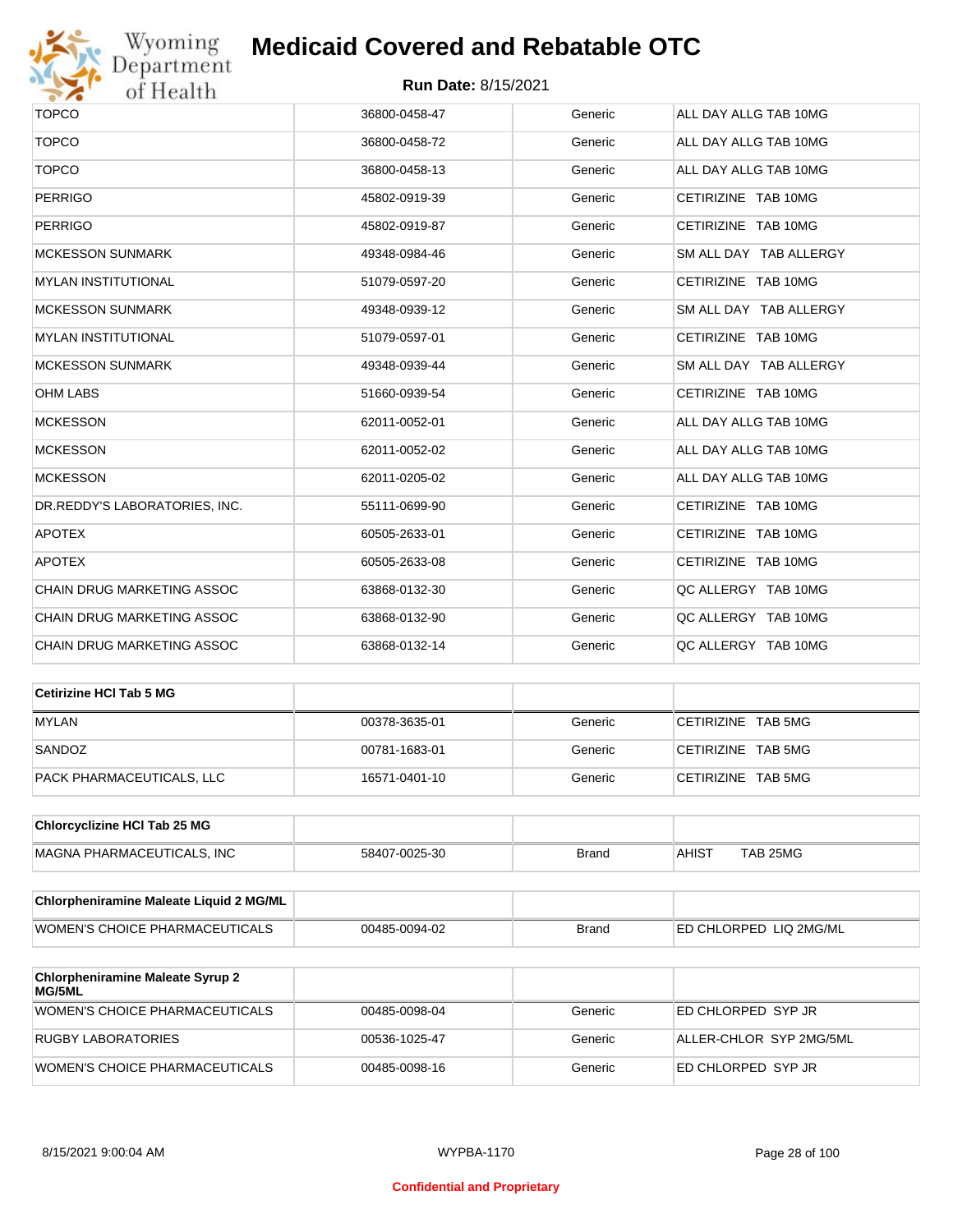| | | | |
|---|---|---|---|
| TOPCO | 36800-0458-47 | Generic | ALL DAY ALLG TAB 10MG |
| TOPCO | 36800-0458-72 | Generic | ALL DAY ALLG TAB 10MG |
| TOPCO | 36800-0458-13 | Generic | ALL DAY ALLG TAB 10MG |
| PERRIGO | 45802-0919-39 | Generic | CETIRIZINE TAB 10MG |
| PERRIGO | 45802-0919-87 | Generic | CETIRIZINE TAB 10MG |
| MCKESSON SUNMARK | 49348-0984-46 | Generic | SM ALL DAY TAB ALLERGY |
| MYLAN INSTITUTIONAL | 51079-0597-20 | Generic | CETIRIZINE TAB 10MG |
| MCKESSON SUNMARK | 49348-0939-12 | Generic | SM ALL DAY TAB ALLERGY |
| MYLAN INSTITUTIONAL | 51079-0597-01 | Generic | CETIRIZINE TAB 10MG |
| MCKESSON SUNMARK | 49348-0939-44 | Generic | SM ALL DAY TAB ALLERGY |
| OHM LABS | 51660-0939-54 | Generic | CETIRIZINE TAB 10MG |
| MCKESSON | 62011-0052-01 | Generic | ALL DAY ALLG TAB 10MG |
| MCKESSON | 62011-0052-02 | Generic | ALL DAY ALLG TAB 10MG |
| MCKESSON | 62011-0205-02 | Generic | ALL DAY ALLG TAB 10MG |
| DR.REDDY'S LABORATORIES, INC. | 55111-0699-90 | Generic | CETIRIZINE TAB 10MG |
| APOTEX | 60505-2633-01 | Generic | CETIRIZINE TAB 10MG |
| APOTEX | 60505-2633-08 | Generic | CETIRIZINE TAB 10MG |
| CHAIN DRUG MARKETING ASSOC | 63868-0132-30 | Generic | QC ALLERGY TAB 10MG |
| CHAIN DRUG MARKETING ASSOC | 63868-0132-90 | Generic | QC ALLERGY TAB 10MG |
| CHAIN DRUG MARKETING ASSOC | 63868-0132-14 | Generic | QC ALLERGY TAB 10MG |

| **Cetirizine HCl Tab 5 MG** | | | |
|---|---|---|---|
| MYLAN | 00378-3635-01 | Generic | CETIRIZINE TAB 5MG |
| SANDOZ | 00781-1683-01 | Generic | CETIRIZINE TAB 5MG |
| PACK PHARMACEUTICALS, LLC | 16571-0401-10 | Generic | CETIRIZINE TAB 5MG |

| **Chlorcyclizine HCl Tab 25 MG** | | | |
|---|---|---|---|
| MAGNA PHARMACEUTICALS, INC | 58407-0025-30 | Brand | AHIST TAB 25MG |

| **Chlorpheniramine Maleate Liquid 2 MG/ML** | | | |
|---|---|---|---|
| WOMEN'S CHOICE PHARMACEUTICALS | 00485-0094-02 | Brand | ED CHLORPED LIQ 2MG/ML |

| **Chlorpheniramine Maleate Syrup 2 MG/5ML** | | | |
|---|---|---|---|
| WOMEN'S CHOICE PHARMACEUTICALS | 00485-0098-04 | Generic | ED CHLORPED SYP JR |
| RUGBY LABORATORIES | 00536-1025-47 | Generic | ALLER-CHLOR SYP 2MG/5ML |
| WOMEN'S CHOICE PHARMACEUTICALS | 00485-0098-16 | Generic | ED CHLORPED SYP JR |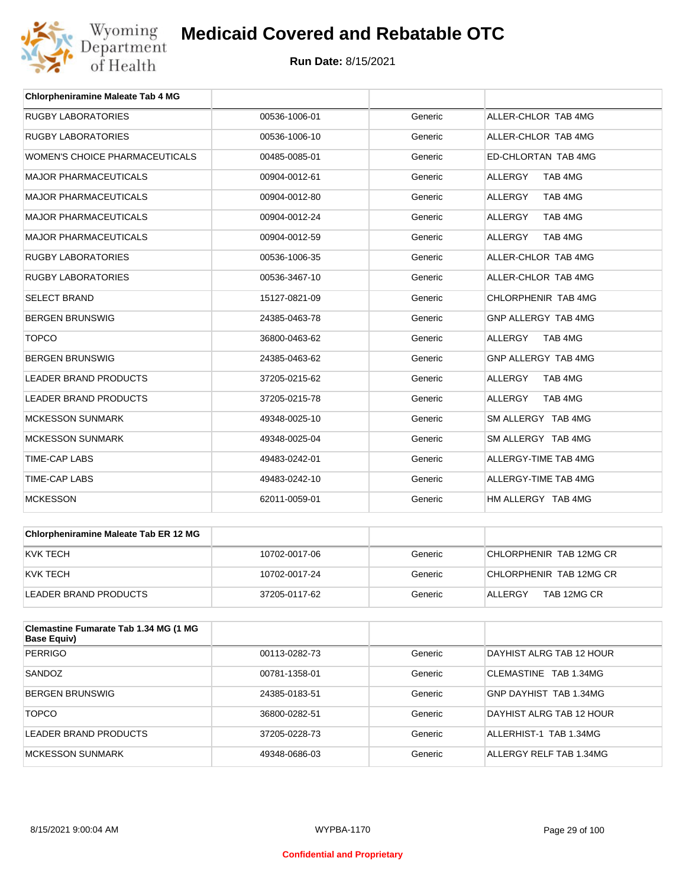| Chlorpheniramine Maleate Tab 4 MG | | | |
|---|---|---|---|
| RUGBY LABORATORIES | 00536-1006-01 | Generic | ALLER-CHLOR TAB 4MG |
| RUGBY LABORATORIES | 00536-1006-10 | Generic | ALLER-CHLOR TAB 4MG |
| WOMEN'S CHOICE PHARMACEUTICALS | 00485-0085-01 | Generic | ED-CHLORTAN TAB 4MG |
| MAJOR PHARMACEUTICALS | 00904-0012-61 | Generic | ALLERGY TAB 4MG |
| MAJOR PHARMACEUTICALS | 00904-0012-80 | Generic | ALLERGY TAB 4MG |
| MAJOR PHARMACEUTICALS | 00904-0012-24 | Generic | ALLERGY TAB 4MG |
| MAJOR PHARMACEUTICALS | 00904-0012-59 | Generic | ALLERGY TAB 4MG |
| RUGBY LABORATORIES | 00536-1006-35 | Generic | ALLER-CHLOR TAB 4MG |
| RUGBY LABORATORIES | 00536-3467-10 | Generic | ALLER-CHLOR TAB 4MG |
| SELECT BRAND | 15127-0821-09 | Generic | CHLORPHENIR TAB 4MG |
| BERGEN BRUNSWIG | 24385-0463-78 | Generic | GNP ALLERGY TAB 4MG |
| TOPCO | 36800-0463-62 | Generic | ALLERGY TAB 4MG |
| BERGEN BRUNSWIG | 24385-0463-62 | Generic | GNP ALLERGY TAB 4MG |
| LEADER BRAND PRODUCTS | 37205-0215-62 | Generic | ALLERGY TAB 4MG |
| LEADER BRAND PRODUCTS | 37205-0215-78 | Generic | ALLERGY TAB 4MG |
| MCKESSON SUNMARK | 49348-0025-10 | Generic | SM ALLERGY TAB 4MG |
| MCKESSON SUNMARK | 49348-0025-04 | Generic | SM ALLERGY TAB 4MG |
| TIME-CAP LABS | 49483-0242-01 | Generic | ALLERGY-TIME TAB 4MG |
| TIME-CAP LABS | 49483-0242-10 | Generic | ALLERGY-TIME TAB 4MG |
| MCKESSON | 62011-0059-01 | Generic | HM ALLERGY TAB 4MG |

| Chlorpheniramine Maleate Tab ER 12 MG | | | |
|---|---|---|---|
| KVK TECH | 10702-0017-06 | Generic | CHLORPHENIR TAB 12MG CR |
| KVK TECH | 10702-0017-24 | Generic | CHLORPHENIR TAB 12MG CR |
| LEADER BRAND PRODUCTS | 37205-0117-62 | Generic | ALLERGY TAB 12MG CR |

| Clemastine Fumarate Tab 1.34 MG (1 MG Base Equiv) | | | |
|---|---|---|---|
| PERRIGO | 00113-0282-73 | Generic | DAYHIST ALRG TAB 12 HOUR |
| SANDOZ | 00781-1358-01 | Generic | CLEMASTINE TAB 1.34MG |
| BERGEN BRUNSWIG | 24385-0183-51 | Generic | GNP DAYHIST TAB 1.34MG |
| TOPCO | 36800-0282-51 | Generic | DAYHIST ALRG TAB 12 HOUR |
| LEADER BRAND PRODUCTS | 37205-0228-73 | Generic | ALLERHIST-1 TAB 1.34MG |
| MCKESSON SUNMARK | 49348-0686-03 | Generic | ALLERGY RELF TAB 1.34MG |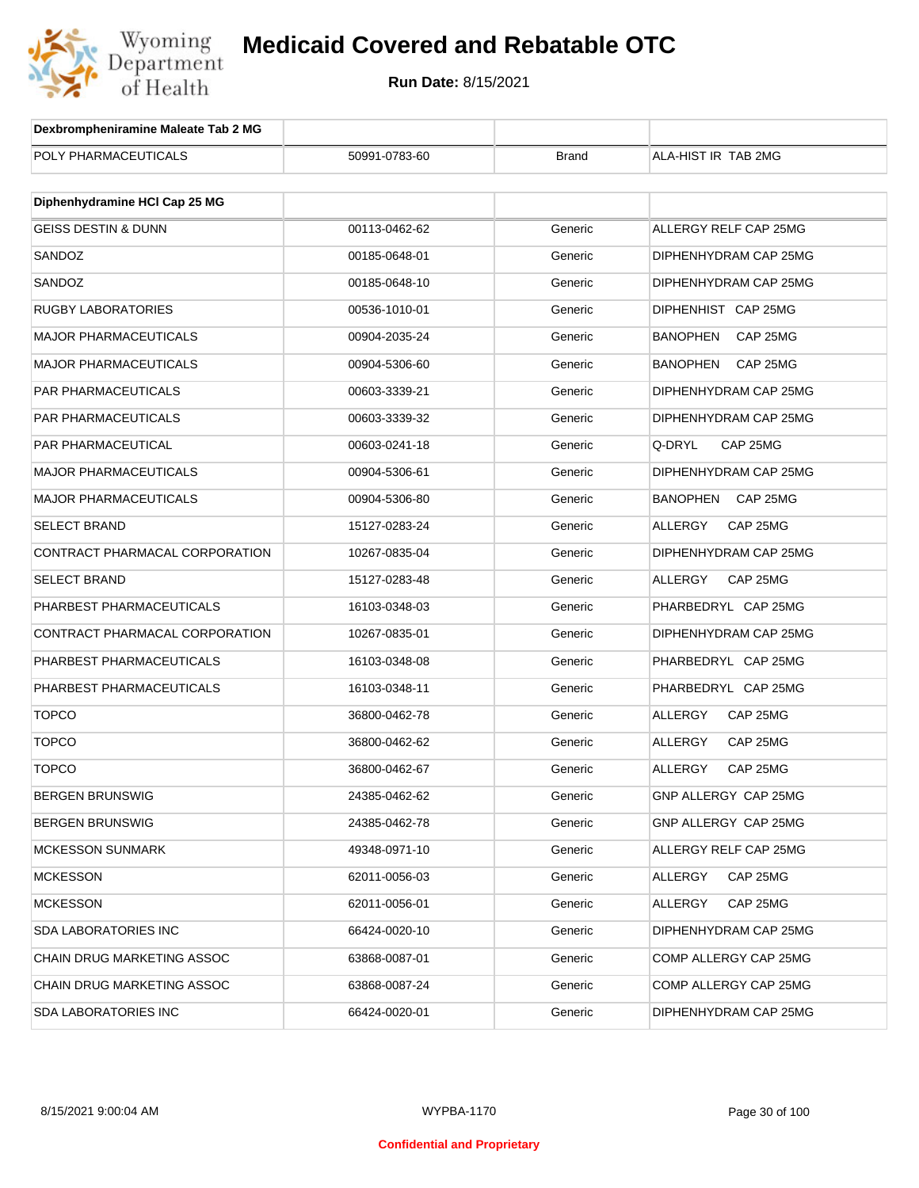| Dexbrompheniramine Maleate Tab 2 MG | | | |
|---|---|---|---|
| POLY PHARMACEUTICALS | 50991-0783-60 | Brand | ALA-HIST IR TAB 2MG |

| Diphenhydramine HCl Cap 25 MG | | | |
|---|---|---|---|
| GEISS DESTIN & DUNN | 00113-0462-62 | Generic | ALLERGY RELF CAP 25MG |
| SANDOZ | 00185-0648-01 | Generic | DIPHENHYDRAM CAP 25MG |
| SANDOZ | 00185-0648-10 | Generic | DIPHENHYDRAM CAP 25MG |
| RUGBY LABORATORIES | 00536-1010-01 | Generic | DIPHENHIST CAP 25MG |
| MAJOR PHARMACEUTICALS | 00904-2035-24 | Generic | BANOPHEN CAP 25MG |
| MAJOR PHARMACEUTICALS | 00904-5306-60 | Generic | BANOPHEN CAP 25MG |
| PAR PHARMACEUTICALS | 00603-3339-21 | Generic | DIPHENHYDRAM CAP 25MG |
| PAR PHARMACEUTICALS | 00603-3339-32 | Generic | DIPHENHYDRAM CAP 25MG |
| PAR PHARMACEUTICAL | 00603-0241-18 | Generic | Q-DRYL CAP 25MG |
| MAJOR PHARMACEUTICALS | 00904-5306-61 | Generic | DIPHENHYDRAM CAP 25MG |
| MAJOR PHARMACEUTICALS | 00904-5306-80 | Generic | BANOPHEN CAP 25MG |
| SELECT BRAND | 15127-0283-24 | Generic | ALLERGY CAP 25MG |
| CONTRACT PHARMACAL CORPORATION | 10267-0835-04 | Generic | DIPHENHYDRAM CAP 25MG |
| SELECT BRAND | 15127-0283-48 | Generic | ALLERGY CAP 25MG |
| PHARBEST PHARMACEUTICALS | 16103-0348-03 | Generic | PHARBEDRYL CAP 25MG |
| CONTRACT PHARMACAL CORPORATION | 10267-0835-01 | Generic | DIPHENHYDRAM CAP 25MG |
| PHARBEST PHARMACEUTICALS | 16103-0348-08 | Generic | PHARBEDRYL CAP 25MG |
| PHARBEST PHARMACEUTICALS | 16103-0348-11 | Generic | PHARBEDRYL CAP 25MG |
| TOPCO | 36800-0462-78 | Generic | ALLERGY CAP 25MG |
| TOPCO | 36800-0462-62 | Generic | ALLERGY CAP 25MG |
| TOPCO | 36800-0462-67 | Generic | ALLERGY CAP 25MG |
| BERGEN BRUNSWIG | 24385-0462-62 | Generic | GNP ALLERGY CAP 25MG |
| BERGEN BRUNSWIG | 24385-0462-78 | Generic | GNP ALLERGY CAP 25MG |
| MCKESSON SUNMARK | 49348-0971-10 | Generic | ALLERGY RELF CAP 25MG |
| MCKESSON | 62011-0056-03 | Generic | ALLERGY CAP 25MG |
| MCKESSON | 62011-0056-01 | Generic | ALLERGY CAP 25MG |
| SDA LABORATORIES INC | 66424-0020-10 | Generic | DIPHENHYDRAM CAP 25MG |
| CHAIN DRUG MARKETING ASSOC | 63868-0087-01 | Generic | COMP ALLERGY CAP 25MG |
| CHAIN DRUG MARKETING ASSOC | 63868-0087-24 | Generic | COMP ALLERGY CAP 25MG |
| SDA LABORATORIES INC | 66424-0020-01 | Generic | DIPHENHYDRAM CAP 25MG |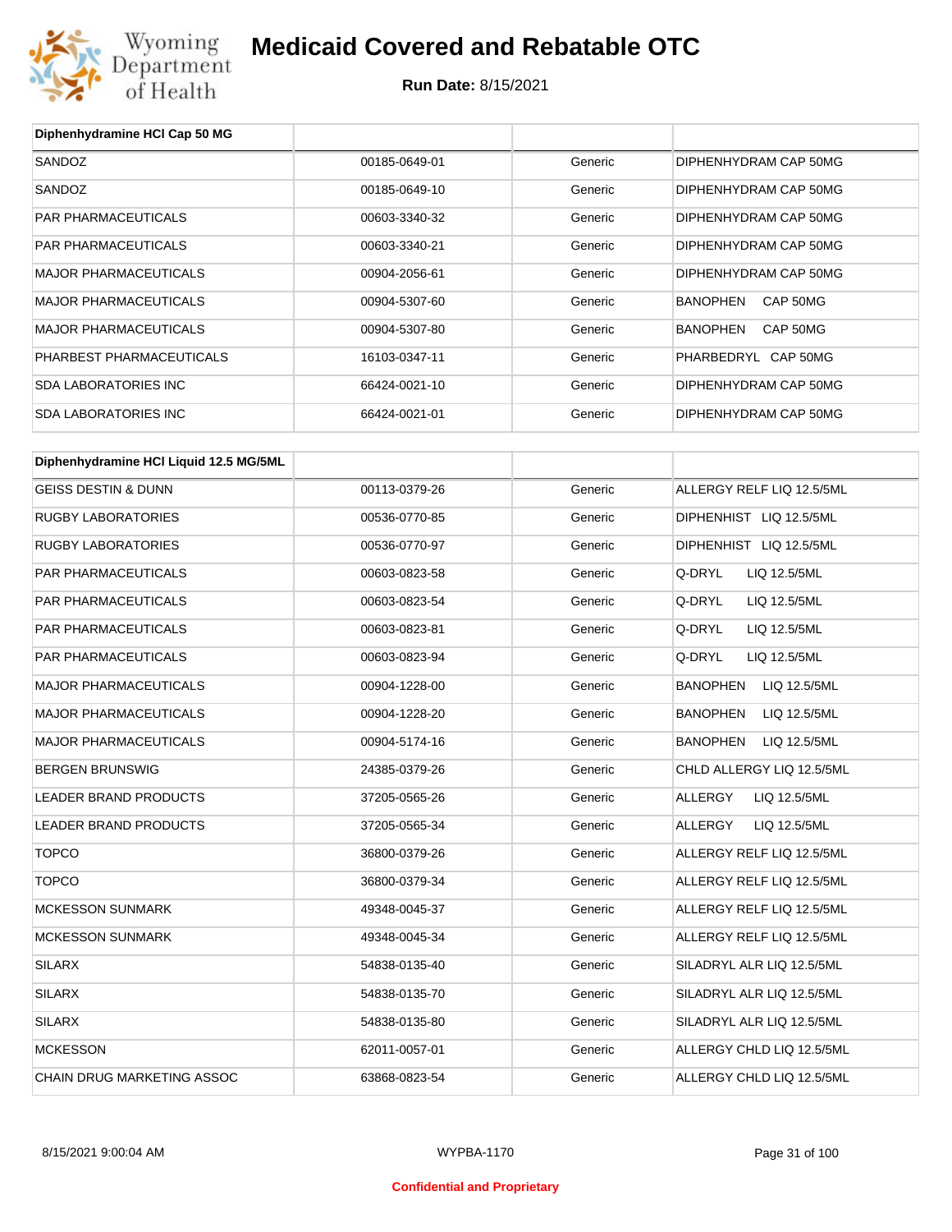| Diphenhydramine HCl Cap 50 MG | | | |
|---|---|---|---|
| SANDOZ | 00185-0649-01 | Generic | DIPHENHYDRAM CAP 50MG |
| SANDOZ | 00185-0649-10 | Generic | DIPHENHYDRAM CAP 50MG |
| PAR PHARMACEUTICALS | 00603-3340-32 | Generic | DIPHENHYDRAM CAP 50MG |
| PAR PHARMACEUTICALS | 00603-3340-21 | Generic | DIPHENHYDRAM CAP 50MG |
| MAJOR PHARMACEUTICALS | 00904-2056-61 | Generic | DIPHENHYDRAM CAP 50MG |
| MAJOR PHARMACEUTICALS | 00904-5307-60 | Generic | BANOPHEN CAP 50MG |
| MAJOR PHARMACEUTICALS | 00904-5307-80 | Generic | BANOPHEN CAP 50MG |
| PHARBEST PHARMACEUTICALS | 16103-0347-11 | Generic | PHARBEDRYL CAP 50MG |
| SDA LABORATORIES INC | 66424-0021-10 | Generic | DIPHENHYDRAM CAP 50MG |
| SDA LABORATORIES INC | 66424-0021-01 | Generic | DIPHENHYDRAM CAP 50MG |

| Diphenhydramine HCl Liquid 12.5 MG/5ML | | | |
|---|---|---|---|
| GEISS DESTIN & DUNN | 00113-0379-26 | Generic | ALLERGY RELF LIQ 12.5/5ML |
| RUGBY LABORATORIES | 00536-0770-85 | Generic | DIPHENHIST LIQ 12.5/5ML |
| RUGBY LABORATORIES | 00536-0770-97 | Generic | DIPHENHIST LIQ 12.5/5ML |
| PAR PHARMACEUTICALS | 00603-0823-58 | Generic | Q-DRYL LIQ 12.5/5ML |
| PAR PHARMACEUTICALS | 00603-0823-54 | Generic | Q-DRYL LIQ 12.5/5ML |
| PAR PHARMACEUTICALS | 00603-0823-81 | Generic | Q-DRYL LIQ 12.5/5ML |
| PAR PHARMACEUTICALS | 00603-0823-94 | Generic | Q-DRYL LIQ 12.5/5ML |
| MAJOR PHARMACEUTICALS | 00904-1228-00 | Generic | BANOPHEN LIQ 12.5/5ML |
| MAJOR PHARMACEUTICALS | 00904-1228-20 | Generic | BANOPHEN LIQ 12.5/5ML |
| MAJOR PHARMACEUTICALS | 00904-5174-16 | Generic | BANOPHEN LIQ 12.5/5ML |
| BERGEN BRUNSWIG | 24385-0379-26 | Generic | CHLD ALLERGY LIQ 12.5/5ML |
| LEADER BRAND PRODUCTS | 37205-0565-26 | Generic | ALLERGY LIQ 12.5/5ML |
| LEADER BRAND PRODUCTS | 37205-0565-34 | Generic | ALLERGY LIQ 12.5/5ML |
| TOPCO | 36800-0379-26 | Generic | ALLERGY RELF LIQ 12.5/5ML |
| TOPCO | 36800-0379-34 | Generic | ALLERGY RELF LIQ 12.5/5ML |
| MCKESSON SUNMARK | 49348-0045-37 | Generic | ALLERGY RELF LIQ 12.5/5ML |
| MCKESSON SUNMARK | 49348-0045-34 | Generic | ALLERGY RELF LIQ 12.5/5ML |
| SILARX | 54838-0135-40 | Generic | SILADRYL ALR LIQ 12.5/5ML |
| SILARX | 54838-0135-70 | Generic | SILADRYL ALR LIQ 12.5/5ML |
| SILARX | 54838-0135-80 | Generic | SILADRYL ALR LIQ 12.5/5ML |
| MCKESSON | 62011-0057-01 | Generic | ALLERGY CHLD LIQ 12.5/5ML |
| CHAIN DRUG MARKETING ASSOC | 63868-0823-54 | Generic | ALLERGY CHLD LIQ 12.5/5ML |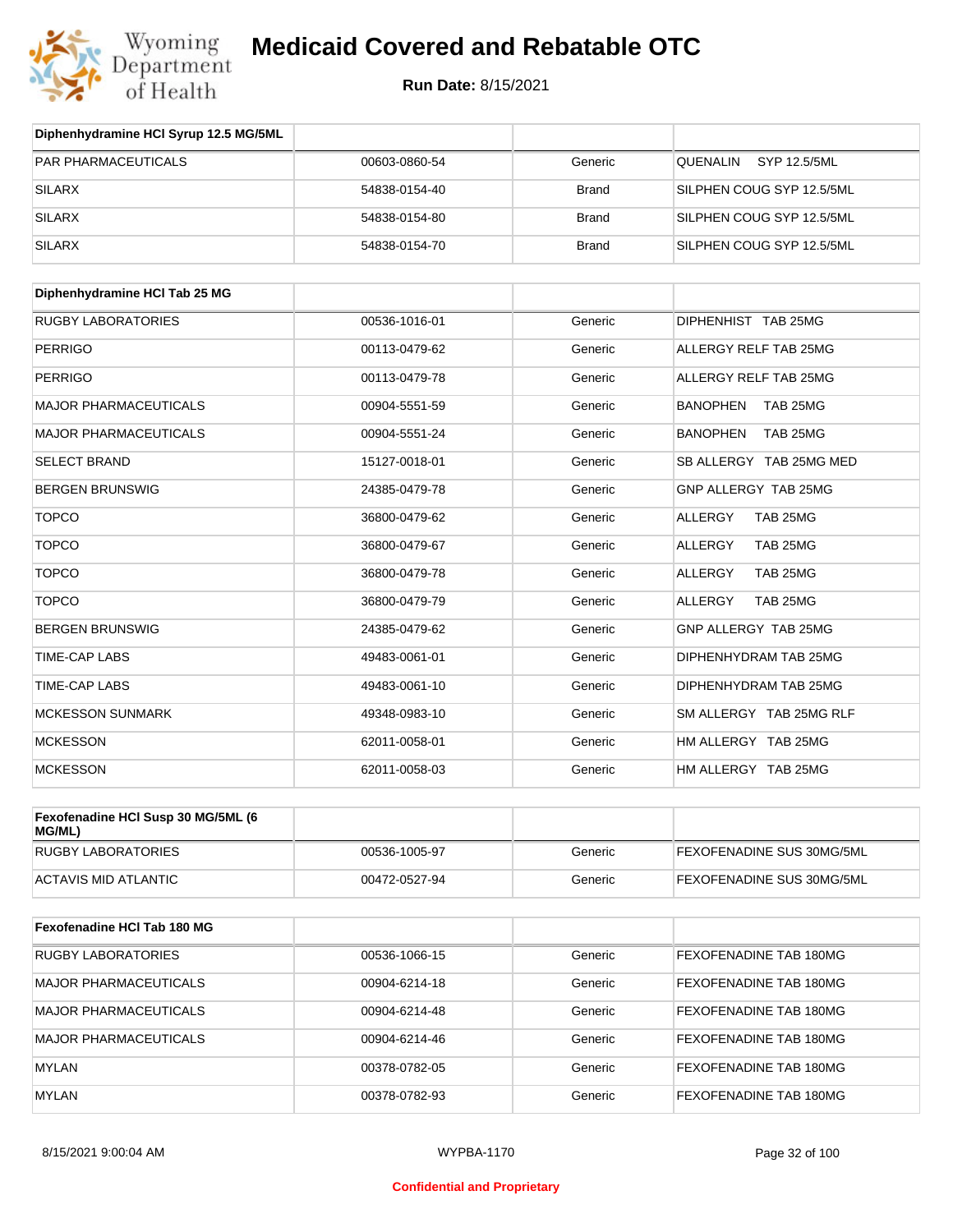| Diphenhydramine HCl Syrup 12.5 MG/5ML | | | |
|---|---|---|---|
| PAR PHARMACEUTICALS | 00603-0860-54 | Generic | QUENALIN SYP 12.5/5ML |
| SILARX | 54838-0154-40 | Brand | SILPHEN COUG SYP 12.5/5ML |
| SILARX | 54838-0154-80 | Brand | SILPHEN COUG SYP 12.5/5ML |
| SILARX | 54838-0154-70 | Brand | SILPHEN COUG SYP 12.5/5ML |

| Diphenhydramine HCl Tab 25 MG | | | |
|---|---|---|---|
| RUGBY LABORATORIES | 00536-1016-01 | Generic | DIPHENHIST TAB 25MG |
| PERRIGO | 00113-0479-62 | Generic | ALLERGY RELF TAB 25MG |
| PERRIGO | 00113-0479-78 | Generic | ALLERGY RELF TAB 25MG |
| MAJOR PHARMACEUTICALS | 00904-5551-59 | Generic | BANOPHEN TAB 25MG |
| MAJOR PHARMACEUTICALS | 00904-5551-24 | Generic | BANOPHEN TAB 25MG |
| SELECT BRAND | 15127-0018-01 | Generic | SB ALLERGY TAB 25MG MED |
| BERGEN BRUNSWIG | 24385-0479-78 | Generic | GNP ALLERGY TAB 25MG |
| TOPCO | 36800-0479-62 | Generic | ALLERGY TAB 25MG |
| TOPCO | 36800-0479-67 | Generic | ALLERGY TAB 25MG |
| TOPCO | 36800-0479-78 | Generic | ALLERGY TAB 25MG |
| TOPCO | 36800-0479-79 | Generic | ALLERGY TAB 25MG |
| BERGEN BRUNSWIG | 24385-0479-62 | Generic | GNP ALLERGY TAB 25MG |
| TIME-CAP LABS | 49483-0061-01 | Generic | DIPHENHYDRAM TAB 25MG |
| TIME-CAP LABS | 49483-0061-10 | Generic | DIPHENHYDRAM TAB 25MG |
| MCKESSON SUNMARK | 49348-0983-10 | Generic | SM ALLERGY TAB 25MG RLF |
| MCKESSON | 62011-0058-01 | Generic | HM ALLERGY TAB 25MG |
| MCKESSON | 62011-0058-03 | Generic | HM ALLERGY TAB 25MG |

| Fexofenadine HCl Susp 30 MG/5ML (6 MG/ML) | | | |
|---|---|---|---|
| RUGBY LABORATORIES | 00536-1005-97 | Generic | FEXOFENADINE SUS 30MG/5ML |
| ACTAVIS MID ATLANTIC | 00472-0527-94 | Generic | FEXOFENADINE SUS 30MG/5ML |

| Fexofenadine HCl Tab 180 MG | | | |
|---|---|---|---|
| RUGBY LABORATORIES | 00536-1066-15 | Generic | FEXOFENADINE TAB 180MG |
| MAJOR PHARMACEUTICALS | 00904-6214-18 | Generic | FEXOFENADINE TAB 180MG |
| MAJOR PHARMACEUTICALS | 00904-6214-48 | Generic | FEXOFENADINE TAB 180MG |
| MAJOR PHARMACEUTICALS | 00904-6214-46 | Generic | FEXOFENADINE TAB 180MG |
| MYLAN | 00378-0782-05 | Generic | FEXOFENADINE TAB 180MG |
| MYLAN | 00378-0782-93 | Generic | FEXOFENADINE TAB 180MG |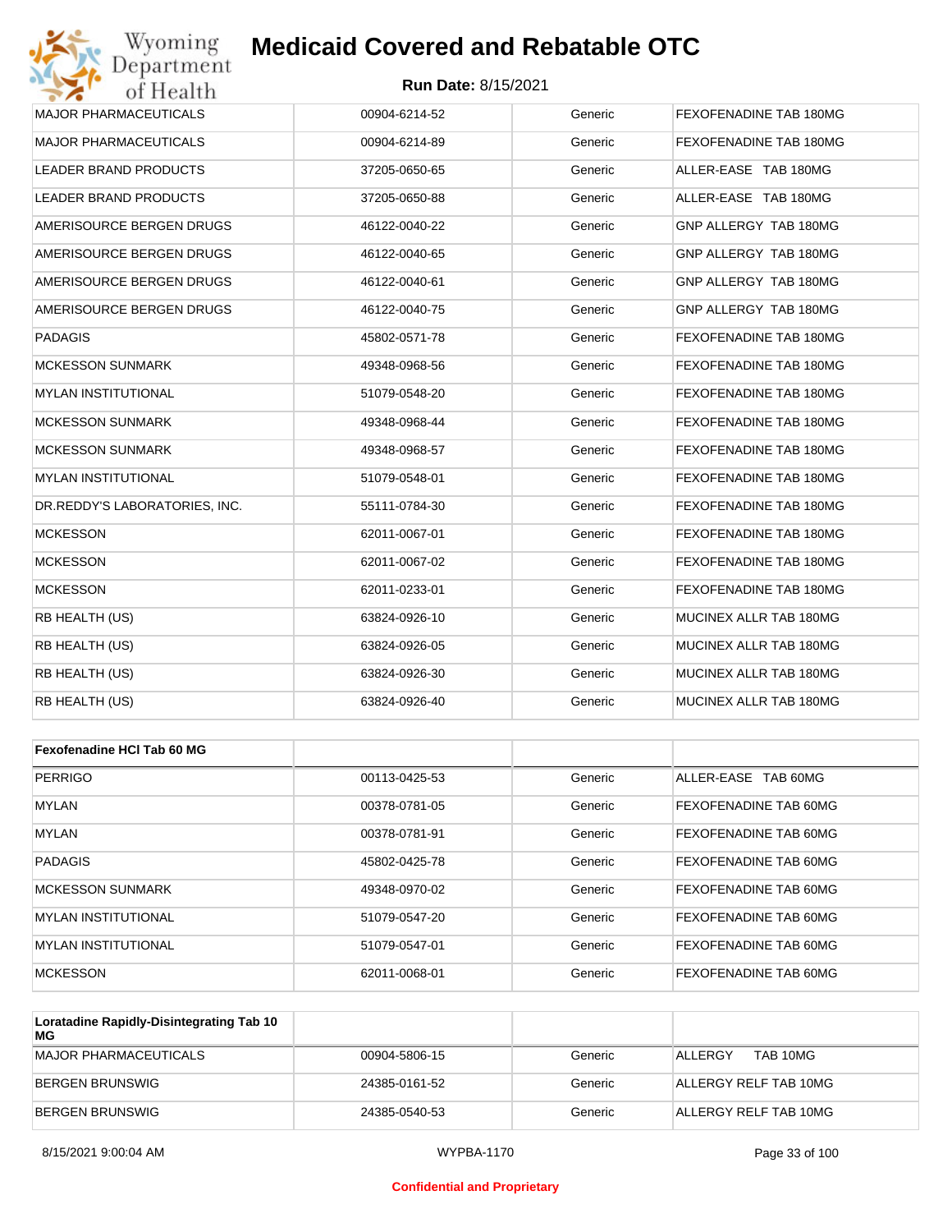| MAJOR PHARMACEUTICALS | 00904-6214-52 | Generic | FEXOFENADINE TAB 180MG |
|---|---|---|---|
| MAJOR PHARMACEUTICALS | 00904-6214-89 | Generic | FEXOFENADINE TAB 180MG |
| LEADER BRAND PRODUCTS | 37205-0650-65 | Generic | ALLER-EASE TAB 180MG |
| LEADER BRAND PRODUCTS | 37205-0650-88 | Generic | ALLER-EASE TAB 180MG |
| AMERISOURCE BERGEN DRUGS | 46122-0040-22 | Generic | GNP ALLERGY TAB 180MG |
| AMERISOURCE BERGEN DRUGS | 46122-0040-65 | Generic | GNP ALLERGY TAB 180MG |
| AMERISOURCE BERGEN DRUGS | 46122-0040-61 | Generic | GNP ALLERGY TAB 180MG |
| AMERISOURCE BERGEN DRUGS | 46122-0040-75 | Generic | GNP ALLERGY TAB 180MG |
| PADAGIS | 45802-0571-78 | Generic | FEXOFENADINE TAB 180MG |
| MCKESSON SUNMARK | 49348-0968-56 | Generic | FEXOFENADINE TAB 180MG |
| MYLAN INSTITUTIONAL | 51079-0548-20 | Generic | FEXOFENADINE TAB 180MG |
| MCKESSON SUNMARK | 49348-0968-44 | Generic | FEXOFENADINE TAB 180MG |
| MCKESSON SUNMARK | 49348-0968-57 | Generic | FEXOFENADINE TAB 180MG |
| MYLAN INSTITUTIONAL | 51079-0548-01 | Generic | FEXOFENADINE TAB 180MG |
| DR.REDDY'S LABORATORIES, INC. | 55111-0784-30 | Generic | FEXOFENADINE TAB 180MG |
| MCKESSON | 62011-0067-01 | Generic | FEXOFENADINE TAB 180MG |
| MCKESSON | 62011-0067-02 | Generic | FEXOFENADINE TAB 180MG |
| MCKESSON | 62011-0233-01 | Generic | FEXOFENADINE TAB 180MG |
| RB HEALTH (US) | 63824-0926-10 | Generic | MUCINEX ALLR TAB 180MG |
| RB HEALTH (US) | 63824-0926-05 | Generic | MUCINEX ALLR TAB 180MG |
| RB HEALTH (US) | 63824-0926-30 | Generic | MUCINEX ALLR TAB 180MG |
| RB HEALTH (US) | 63824-0926-40 | Generic | MUCINEX ALLR TAB 180MG |

| Fexofenadine HCl Tab 60 MG | | | |
|---|---|---|---|
| PERRIGO | 00113-0425-53 | Generic | ALLER-EASE TAB 60MG |
| MYLAN | 00378-0781-05 | Generic | FEXOFENADINE TAB 60MG |
| MYLAN | 00378-0781-91 | Generic | FEXOFENADINE TAB 60MG |
| PADAGIS | 45802-0425-78 | Generic | FEXOFENADINE TAB 60MG |
| MCKESSON SUNMARK | 49348-0970-02 | Generic | FEXOFENADINE TAB 60MG |
| MYLAN INSTITUTIONAL | 51079-0547-20 | Generic | FEXOFENADINE TAB 60MG |
| MYLAN INSTITUTIONAL | 51079-0547-01 | Generic | FEXOFENADINE TAB 60MG |
| MCKESSON | 62011-0068-01 | Generic | FEXOFENADINE TAB 60MG |

| Loratadine Rapidly-Disintegrating Tab 10 MG | | | |
|---|---|---|---|
| MAJOR PHARMACEUTICALS | 00904-5806-15 | Generic | ALLERGY TAB 10MG |
| BERGEN BRUNSWIG | 24385-0161-52 | Generic | ALLERGY RELF TAB 10MG |
| BERGEN BRUNSWIG | 24385-0540-53 | Generic | ALLERGY RELF TAB 10MG |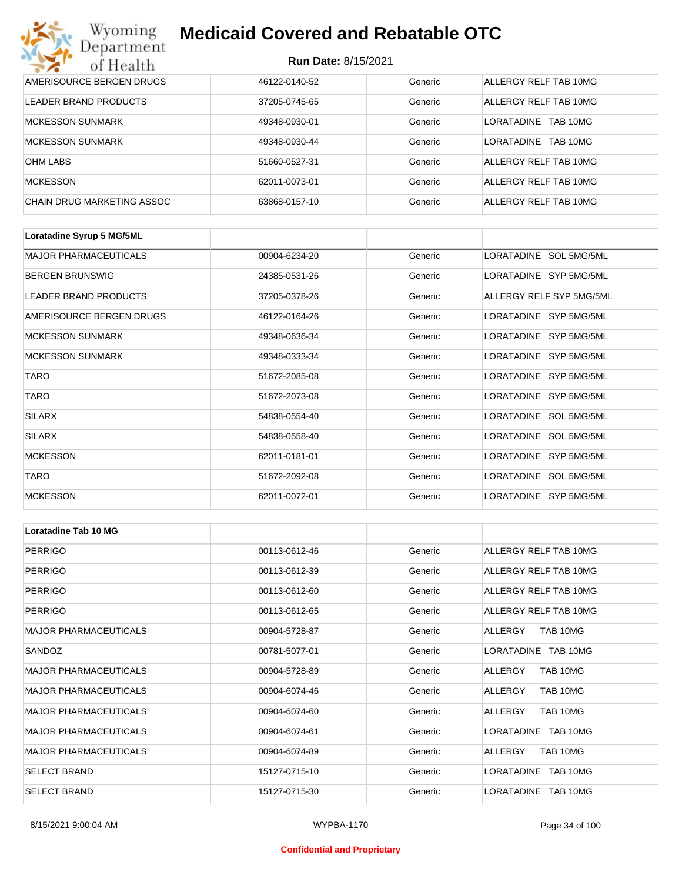| | | | |
|---|---|---|---|
| AMERISOURCE BERGEN DRUGS | 46122-0140-52 | Generic | ALLERGY RELF TAB 10MG |
| LEADER BRAND PRODUCTS | 37205-0745-65 | Generic | ALLERGY RELF TAB 10MG |
| MCKESSON SUNMARK | 49348-0930-01 | Generic | LORATADINE TAB 10MG |
| MCKESSON SUNMARK | 49348-0930-44 | Generic | LORATADINE TAB 10MG |
| OHM LABS | 51660-0527-31 | Generic | ALLERGY RELF TAB 10MG |
| MCKESSON | 62011-0073-01 | Generic | ALLERGY RELF TAB 10MG |
| CHAIN DRUG MARKETING ASSOC | 63868-0157-10 | Generic | ALLERGY RELF TAB 10MG |

| **Loratadine Syrup 5 MG/5ML** | | | |
|---|---|---|---|
| MAJOR PHARMACEUTICALS | 00904-6234-20 | Generic | LORATADINE SOL 5MG/5ML |
| BERGEN BRUNSWIG | 24385-0531-26 | Generic | LORATADINE SYP 5MG/5ML |
| LEADER BRAND PRODUCTS | 37205-0378-26 | Generic | ALLERGY RELF SYP 5MG/5ML |
| AMERISOURCE BERGEN DRUGS | 46122-0164-26 | Generic | LORATADINE SYP 5MG/5ML |
| MCKESSON SUNMARK | 49348-0636-34 | Generic | LORATADINE SYP 5MG/5ML |
| MCKESSON SUNMARK | 49348-0333-34 | Generic | LORATADINE SYP 5MG/5ML |
| TARO | 51672-2085-08 | Generic | LORATADINE SYP 5MG/5ML |
| TARO | 51672-2073-08 | Generic | LORATADINE SYP 5MG/5ML |
| SILARX | 54838-0554-40 | Generic | LORATADINE SOL 5MG/5ML |
| SILARX | 54838-0558-40 | Generic | LORATADINE SOL 5MG/5ML |
| MCKESSON | 62011-0181-01 | Generic | LORATADINE SYP 5MG/5ML |
| TARO | 51672-2092-08 | Generic | LORATADINE SOL 5MG/5ML |
| MCKESSON | 62011-0072-01 | Generic | LORATADINE SYP 5MG/5ML |

| **Loratadine Tab 10 MG** | | | |
|---|---|---|---|
| PERRIGO | 00113-0612-46 | Generic | ALLERGY RELF TAB 10MG |
| PERRIGO | 00113-0612-39 | Generic | ALLERGY RELF TAB 10MG |
| PERRIGO | 00113-0612-60 | Generic | ALLERGY RELF TAB 10MG |
| PERRIGO | 00113-0612-65 | Generic | ALLERGY RELF TAB 10MG |
| MAJOR PHARMACEUTICALS | 00904-5728-87 | Generic | ALLERGY TAB 10MG |
| SANDOZ | 00781-5077-01 | Generic | LORATADINE TAB 10MG |
| MAJOR PHARMACEUTICALS | 00904-5728-89 | Generic | ALLERGY TAB 10MG |
| MAJOR PHARMACEUTICALS | 00904-6074-46 | Generic | ALLERGY TAB 10MG |
| MAJOR PHARMACEUTICALS | 00904-6074-60 | Generic | ALLERGY TAB 10MG |
| MAJOR PHARMACEUTICALS | 00904-6074-61 | Generic | LORATADINE TAB 10MG |
| MAJOR PHARMACEUTICALS | 00904-6074-89 | Generic | ALLERGY TAB 10MG |
| SELECT BRAND | 15127-0715-10 | Generic | LORATADINE TAB 10MG |
| SELECT BRAND | 15127-0715-30 | Generic | LORATADINE TAB 10MG |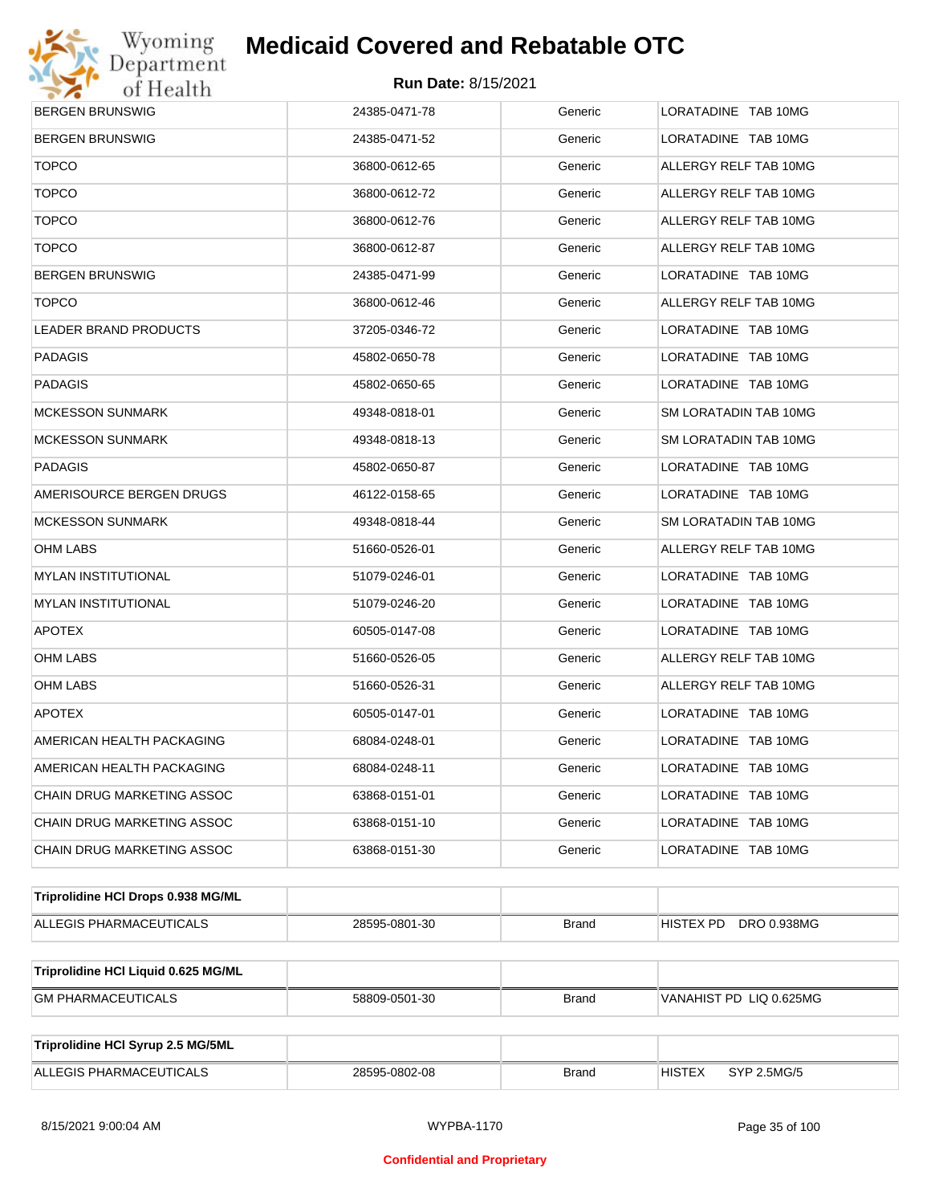| | | | |
|---|---|---|---|
| BERGEN BRUNSWIG | 24385-0471-78 | Generic | LORATADINE TAB 10MG |
| BERGEN BRUNSWIG | 24385-0471-52 | Generic | LORATADINE TAB 10MG |
| TOPCO | 36800-0612-65 | Generic | ALLERGY RELF TAB 10MG |
| TOPCO | 36800-0612-72 | Generic | ALLERGY RELF TAB 10MG |
| TOPCO | 36800-0612-76 | Generic | ALLERGY RELF TAB 10MG |
| TOPCO | 36800-0612-87 | Generic | ALLERGY RELF TAB 10MG |
| BERGEN BRUNSWIG | 24385-0471-99 | Generic | LORATADINE TAB 10MG |
| TOPCO | 36800-0612-46 | Generic | ALLERGY RELF TAB 10MG |
| LEADER BRAND PRODUCTS | 37205-0346-72 | Generic | LORATADINE TAB 10MG |
| PADAGIS | 45802-0650-78 | Generic | LORATADINE TAB 10MG |
| PADAGIS | 45802-0650-65 | Generic | LORATADINE TAB 10MG |
| MCKESSON SUNMARK | 49348-0818-01 | Generic | SM LORATADIN TAB 10MG |
| MCKESSON SUNMARK | 49348-0818-13 | Generic | SM LORATADIN TAB 10MG |
| PADAGIS | 45802-0650-87 | Generic | LORATADINE TAB 10MG |
| AMERISOURCE BERGEN DRUGS | 46122-0158-65 | Generic | LORATADINE TAB 10MG |
| MCKESSON SUNMARK | 49348-0818-44 | Generic | SM LORATADIN TAB 10MG |
| OHM LABS | 51660-0526-01 | Generic | ALLERGY RELF TAB 10MG |
| MYLAN INSTITUTIONAL | 51079-0246-01 | Generic | LORATADINE TAB 10MG |
| MYLAN INSTITUTIONAL | 51079-0246-20 | Generic | LORATADINE TAB 10MG |
| APOTEX | 60505-0147-08 | Generic | LORATADINE TAB 10MG |
| OHM LABS | 51660-0526-05 | Generic | ALLERGY RELF TAB 10MG |
| OHM LABS | 51660-0526-31 | Generic | ALLERGY RELF TAB 10MG |
| APOTEX | 60505-0147-01 | Generic | LORATADINE TAB 10MG |
| AMERICAN HEALTH PACKAGING | 68084-0248-01 | Generic | LORATADINE TAB 10MG |
| AMERICAN HEALTH PACKAGING | 68084-0248-11 | Generic | LORATADINE TAB 10MG |
| CHAIN DRUG MARKETING ASSOC | 63868-0151-01 | Generic | LORATADINE TAB 10MG |
| CHAIN DRUG MARKETING ASSOC | 63868-0151-10 | Generic | LORATADINE TAB 10MG |
| CHAIN DRUG MARKETING ASSOC | 63868-0151-30 | Generic | LORATADINE TAB 10MG |

| **Triprolidine HCl Drops 0.938 MG/ML** | | | |
|---|---|---|---|
| ALLEGIS PHARMACEUTICALS | 28595-0801-30 | Brand | HISTEX PD DRO 0.938MG |

| **Triprolidine HCl Liquid 0.625 MG/ML** | | | |
|---|---|---|---|
| GM PHARMACEUTICALS | 58809-0501-30 | Brand | VANAHIST PD LIQ 0.625MG |

| **Triprolidine HCl Syrup 2.5 MG/5ML** | | | |
|---|---|---|---|
| ALLEGIS PHARMACEUTICALS | 28595-0802-08 | Brand | HISTEX SYP 2.5MG/5 |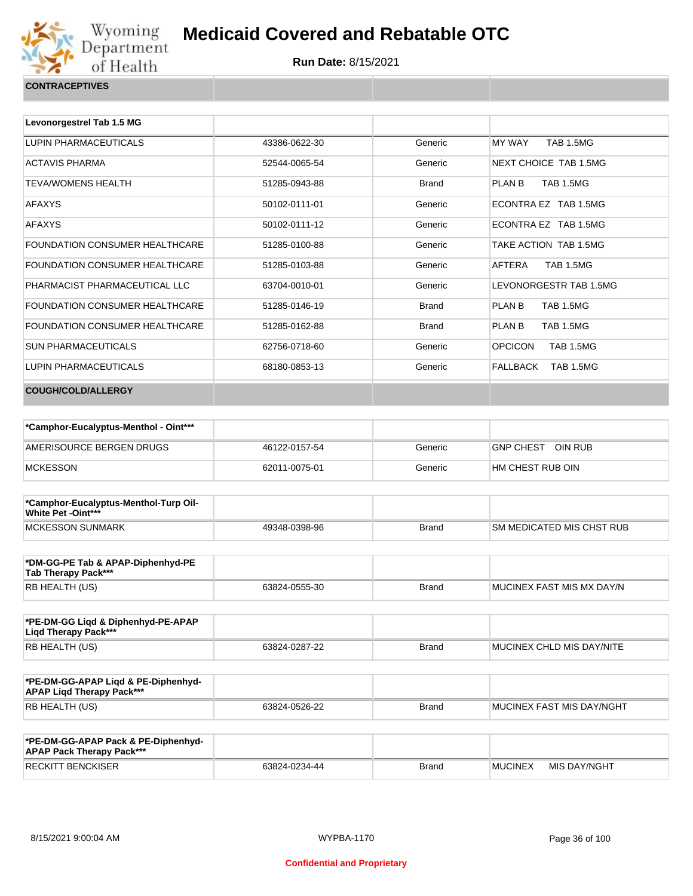| CONTRACEPTIVES | | | |
|---|---|---|---|

| Levonorgestrel Tab 1.5 MG | | | |
|---|---|---|---|
| LUPIN PHARMACEUTICALS | 43386-0622-30 | Generic | MY WAY TAB 1.5MG |
| ACTAVIS PHARMA | 52544-0065-54 | Generic | NEXT CHOICE TAB 1.5MG |
| TEVA/WOMENS HEALTH | 51285-0943-88 | Brand | PLAN B TAB 1.5MG |
| AFAXYS | 50102-0111-01 | Generic | ECONTRA EZ TAB 1.5MG |
| AFAXYS | 50102-0111-12 | Generic | ECONTRA EZ TAB 1.5MG |
| FOUNDATION CONSUMER HEALTHCARE | 51285-0100-88 | Generic | TAKE ACTION TAB 1.5MG |
| FOUNDATION CONSUMER HEALTHCARE | 51285-0103-88 | Generic | AFTERA TAB 1.5MG |
| PHARMACIST PHARMACEUTICAL LLC | 63704-0010-01 | Generic | LEVONORGESTR TAB 1.5MG |
| FOUNDATION CONSUMER HEALTHCARE | 51285-0146-19 | Brand | PLAN B TAB 1.5MG |
| FOUNDATION CONSUMER HEALTHCARE | 51285-0162-88 | Brand | PLAN B TAB 1.5MG |
| SUN PHARMACEUTICALS | 62756-0718-60 | Generic | OPCICON TAB 1.5MG |
| LUPIN PHARMACEUTICALS | 68180-0853-13 | Generic | FALLBACK TAB 1.5MG |

| COUGH/COLD/ALLERGY | | | |
|---|---|---|---|

| *Camphor-Eucalyptus-Menthol - Oint*** | | | |
|---|---|---|---|
| AMERISOURCE BERGEN DRUGS | 46122-0157-54 | Generic | GNP CHEST OIN RUB |
| MCKESSON | 62011-0075-01 | Generic | HM CHEST RUB OIN |

| *Camphor-Eucalyptus-Menthol-Turp Oil-White Pet -Oint*** | | | |
|---|---|---|---|
| MCKESSON SUNMARK | 49348-0398-96 | Brand | SM MEDICATED MIS CHST RUB |

| *DM-GG-PE Tab & APAP-Diphenhyd-PE Tab Therapy Pack*** | | | |
|---|---|---|---|
| RB HEALTH (US) | 63824-0555-30 | Brand | MUCINEX FAST MIS MX DAY/N |

| *PE-DM-GG Liqd & Diphenhyd-PE-APAP Liqd Therapy Pack*** | | | |
|---|---|---|---|
| RB HEALTH (US) | 63824-0287-22 | Brand | MUCINEX CHLD MIS DAY/NITE |

| *PE-DM-GG-APAP Liqd & PE-Diphenhyd-APAP Liqd Therapy Pack*** | | | |
|---|---|---|---|
| RB HEALTH (US) | 63824-0526-22 | Brand | MUCINEX FAST MIS DAY/NGHT |

| *PE-DM-GG-APAP Pack & PE-Diphenhyd-APAP Pack Therapy Pack*** | | | |
|---|---|---|---|
| RECKITT BENCKISER | 63824-0234-44 | Brand | MUCINEX MIS DAY/NGHT |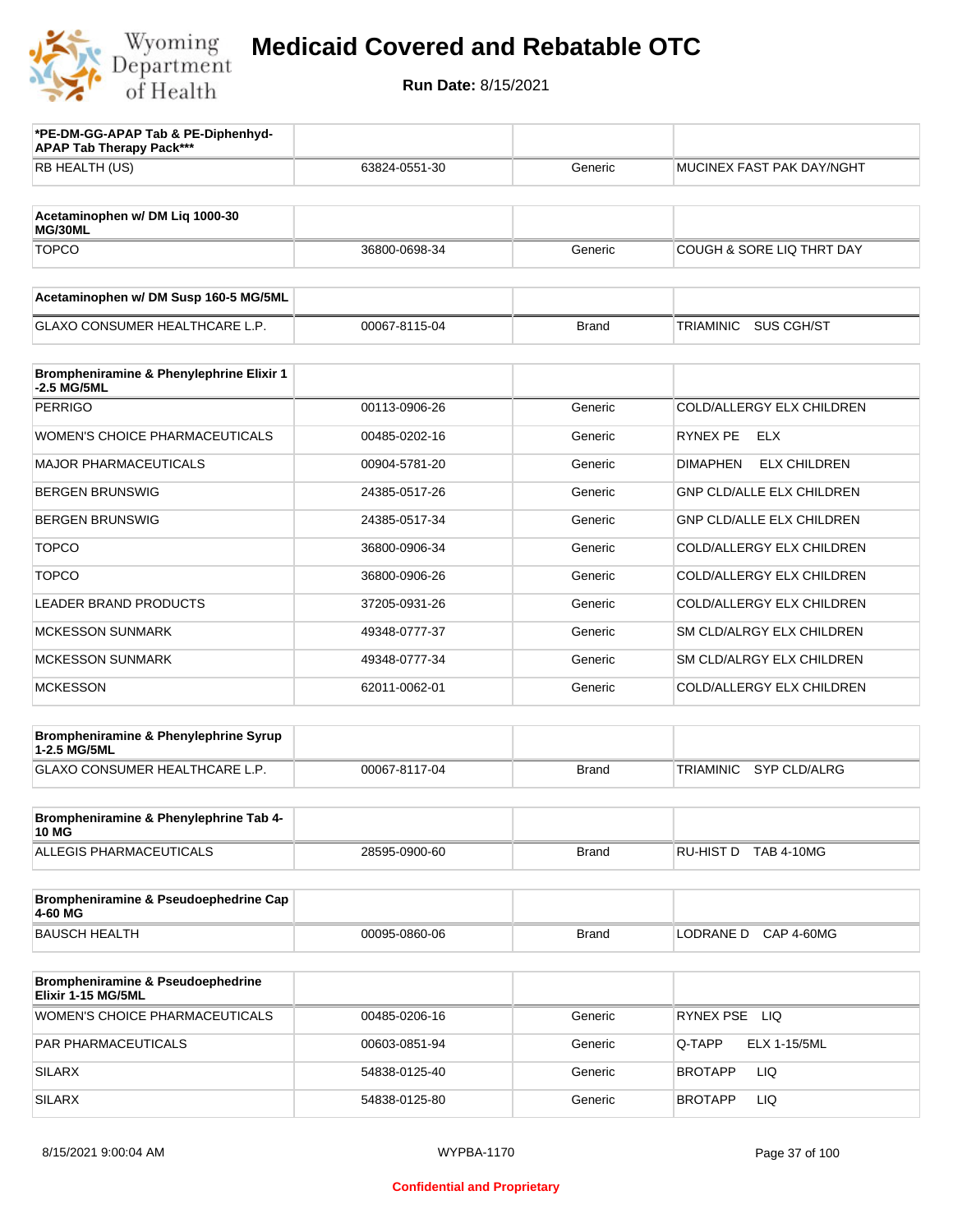# Medicaid Covered and Rebatable OTC

**Run Date:** 8/15/2021

| *PE-DM-GG-APAP Tab & PE-Diphenhyd-APAP Tab Therapy Pack*** | | | |
|---|---|---|---|
| RB HEALTH (US) | 63824-0551-30 | Generic | MUCINEX FAST PAK DAY/NGHT |

| Acetaminophen w/ DM Liq 1000-30 MG/30ML | | | |
|---|---|---|---|
| TOPCO | 36800-0698-34 | Generic | COUGH & SORE LIQ THRT DAY |

| Acetaminophen w/ DM Susp 160-5 MG/5ML | | | |
|---|---|---|---|
| GLAXO CONSUMER HEALTHCARE L.P. | 00067-8115-04 | Brand | TRIAMINIC SUS CGH/ST |

| Brompheniramine & Phenylephrine Elixir 1-2.5 MG/5ML | | | |
|---|---|---|---|
| PERRIGO | 00113-0906-26 | Generic | COLD/ALLERGY ELX CHILDREN |
| WOMEN'S CHOICE PHARMACEUTICALS | 00485-0202-16 | Generic | RYNEX PE ELX |
| MAJOR PHARMACEUTICALS | 00904-5781-20 | Generic | DIMAPHEN ELX CHILDREN |
| BERGEN BRUNSWIG | 24385-0517-26 | Generic | GNP CLD/ALLE ELX CHILDREN |
| BERGEN BRUNSWIG | 24385-0517-34 | Generic | GNP CLD/ALLE ELX CHILDREN |
| TOPCO | 36800-0906-34 | Generic | COLD/ALLERGY ELX CHILDREN |
| TOPCO | 36800-0906-26 | Generic | COLD/ALLERGY ELX CHILDREN |
| LEADER BRAND PRODUCTS | 37205-0931-26 | Generic | COLD/ALLERGY ELX CHILDREN |
| MCKESSON SUNMARK | 49348-0777-37 | Generic | SM CLD/ALRGY ELX CHILDREN |
| MCKESSON SUNMARK | 49348-0777-34 | Generic | SM CLD/ALRGY ELX CHILDREN |
| MCKESSON | 62011-0062-01 | Generic | COLD/ALLERGY ELX CHILDREN |

| Brompheniramine & Phenylephrine Syrup 1-2.5 MG/5ML | | | |
|---|---|---|---|
| GLAXO CONSUMER HEALTHCARE L.P. | 00067-8117-04 | Brand | TRIAMINIC SYP CLD/ALRG |

| Brompheniramine & Phenylephrine Tab 4-10 MG | | | |
|---|---|---|---|
| ALLEGIS PHARMACEUTICALS | 28595-0900-60 | Brand | RU-HIST D TAB 4-10MG |

| Brompheniramine & Pseudoephedrine Cap 4-60 MG | | | |
|---|---|---|---|
| BAUSCH HEALTH | 00095-0860-06 | Brand | LODRANE D CAP 4-60MG |

| Brompheniramine & Pseudoephedrine Elixir 1-15 MG/5ML | | | |
|---|---|---|---|
| WOMEN'S CHOICE PHARMACEUTICALS | 00485-0206-16 | Generic | RYNEX PSE LIQ |
| PAR PHARMACEUTICALS | 00603-0851-94 | Generic | Q-TAPP ELX 1-15/5ML |
| SILARX | 54838-0125-40 | Generic | BROTAPP LIQ |
| SILARX | 54838-0125-80 | Generic | BROTAPP LIQ |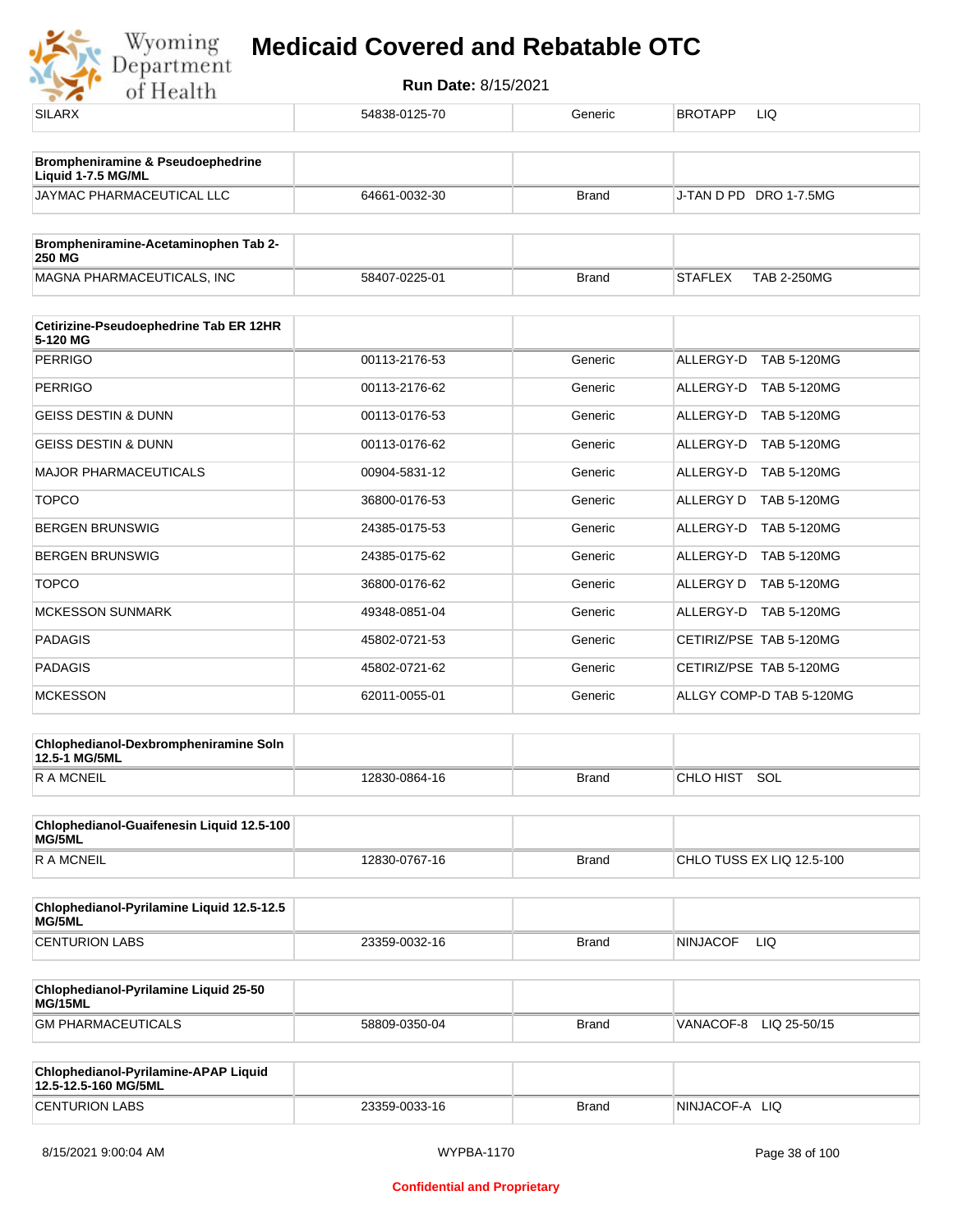| SILARX | 54838-0125-70 | Generic | BROTAPP LIQ |
|---|---|---|---|

| **Brompheniramine & Pseudoephedrine Liquid 1-7.5 MG/ML** | | | |
|---|---|---|---|
| JAYMAC PHARMACEUTICAL LLC | 64661-0032-30 | Brand | J-TAN D PD DRO 1-7.5MG |

| **Brompheniramine-Acetaminophen Tab 2-250 MG** | | | |
|---|---|---|---|
| MAGNA PHARMACEUTICALS, INC | 58407-0225-01 | Brand | STAFLEX TAB 2-250MG |

| **Cetirizine-Pseudoephedrine Tab ER 12HR 5-120 MG** | | | |
|---|---|---|---|
| PERRIGO | 00113-2176-53 | Generic | ALLERGY-D TAB 5-120MG |
| PERRIGO | 00113-2176-62 | Generic | ALLERGY-D TAB 5-120MG |
| GEISS DESTIN & DUNN | 00113-0176-53 | Generic | ALLERGY-D TAB 5-120MG |
| GEISS DESTIN & DUNN | 00113-0176-62 | Generic | ALLERGY-D TAB 5-120MG |
| MAJOR PHARMACEUTICALS | 00904-5831-12 | Generic | ALLERGY-D TAB 5-120MG |
| TOPCO | 36800-0176-53 | Generic | ALLERGY D TAB 5-120MG |
| BERGEN BRUNSWIG | 24385-0175-53 | Generic | ALLERGY-D TAB 5-120MG |
| BERGEN BRUNSWIG | 24385-0175-62 | Generic | ALLERGY-D TAB 5-120MG |
| TOPCO | 36800-0176-62 | Generic | ALLERGY D TAB 5-120MG |
| MCKESSON SUNMARK | 49348-0851-04 | Generic | ALLERGY-D TAB 5-120MG |
| PADAGIS | 45802-0721-53 | Generic | CETIRIZ/PSE TAB 5-120MG |
| PADAGIS | 45802-0721-62 | Generic | CETIRIZ/PSE TAB 5-120MG |
| MCKESSON | 62011-0055-01 | Generic | ALLGY COMP-D TAB 5-120MG |

| **Chlophedianol-Dexbrompheniramine Soln 12.5-1 MG/5ML** | | | |
|---|---|---|---|
| R A MCNEIL | 12830-0864-16 | Brand | CHLO HIST SOL |

| **Chlophedianol-Guaifenesin Liquid 12.5-100 MG/5ML** | | | |
|---|---|---|---|
| R A MCNEIL | 12830-0767-16 | Brand | CHLO TUSS EX LIQ 12.5-100 |

| **Chlophedianol-Pyrilamine Liquid 12.5-12.5 MG/5ML** | | | |
|---|---|---|---|
| CENTURION LABS | 23359-0032-16 | Brand | NINJACOF LIQ |

| **Chlophedianol-Pyrilamine Liquid 25-50 MG/15ML** | | | |
|---|---|---|---|
| GM PHARMACEUTICALS | 58809-0350-04 | Brand | VANACOF-8 LIQ 25-50/15 |

| **Chlophedianol-Pyrilamine-APAP Liquid 12.5-12.5-160 MG/5ML** | | | |
|---|---|---|---|
| CENTURION LABS | 23359-0033-16 | Brand | NINJACOF-A LIQ |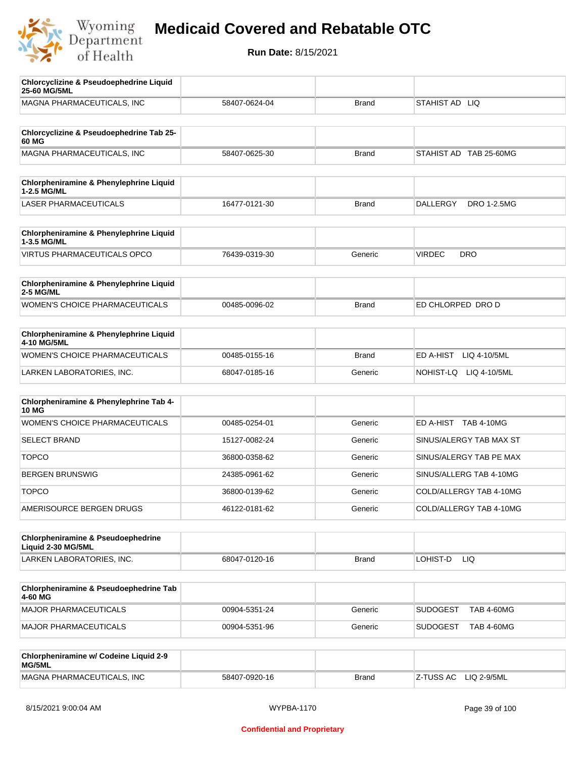# Medicaid Covered and Rebatable OTC

**Run Date:** 8/15/2021

| Chlorcyclizine & Pseudoephedrine Liquid 25-60 MG/5ML | | | |
|---|---|---|---|
| MAGNA PHARMACEUTICALS, INC | 58407-0624-04 | Brand | STAHIST AD LIQ |

| Chlorcyclizine & Pseudoephedrine Tab 25-60 MG | | | |
|---|---|---|---|
| MAGNA PHARMACEUTICALS, INC | 58407-0625-30 | Brand | STAHIST AD TAB 25-60MG |

| Chlorpheniramine & Phenylephrine Liquid 1-2.5 MG/ML | | | |
|---|---|---|---|
| LASER PHARMACEUTICALS | 16477-0121-30 | Brand | DALLERGY DRO 1-2.5MG |

| Chlorpheniramine & Phenylephrine Liquid 1-3.5 MG/ML | | | |
|---|---|---|---|
| VIRTUS PHARMACEUTICALS OPCO | 76439-0319-30 | Generic | VIRDEC DRO |

| Chlorpheniramine & Phenylephrine Liquid 2-5 MG/ML | | | |
|---|---|---|---|
| WOMEN'S CHOICE PHARMACEUTICALS | 00485-0096-02 | Brand | ED CHLORPED DRO D |

| Chlorpheniramine & Phenylephrine Liquid 4-10 MG/5ML | | | |
|---|---|---|---|
| WOMEN'S CHOICE PHARMACEUTICALS | 00485-0155-16 | Brand | ED A-HIST LIQ 4-10/5ML |
| LARKEN LABORATORIES, INC. | 68047-0185-16 | Generic | NOHIST-LQ LIQ 4-10/5ML |

| Chlorpheniramine & Phenylephrine Tab 4-10 MG | | | |
|---|---|---|---|
| WOMEN'S CHOICE PHARMACEUTICALS | 00485-0254-01 | Generic | ED A-HIST TAB 4-10MG |
| SELECT BRAND | 15127-0082-24 | Generic | SINUS/ALERGY TAB MAX ST |
| TOPCO | 36800-0358-62 | Generic | SINUS/ALERGY TAB PE MAX |
| BERGEN BRUNSWIG | 24385-0961-62 | Generic | SINUS/ALLERG TAB 4-10MG |
| TOPCO | 36800-0139-62 | Generic | COLD/ALLERGY TAB 4-10MG |
| AMERISOURCE BERGEN DRUGS | 46122-0181-62 | Generic | COLD/ALLERGY TAB 4-10MG |

| Chlorpheniramine & Pseudoephedrine Liquid 2-30 MG/5ML | | | |
|---|---|---|---|
| LARKEN LABORATORIES, INC. | 68047-0120-16 | Brand | LOHIST-D LIQ |

| Chlorpheniramine & Pseudoephedrine Tab 4-60 MG | | | |
|---|---|---|---|
| MAJOR PHARMACEUTICALS | 00904-5351-24 | Generic | SUDOGEST TAB 4-60MG |
| MAJOR PHARMACEUTICALS | 00904-5351-96 | Generic | SUDOGEST TAB 4-60MG |

| Chlorpheniramine w/ Codeine Liquid 2-9 MG/5ML | | | |
|---|---|---|---|
| MAGNA PHARMACEUTICALS, INC | 58407-0920-16 | Brand | Z-TUSS AC LIQ 2-9/5ML |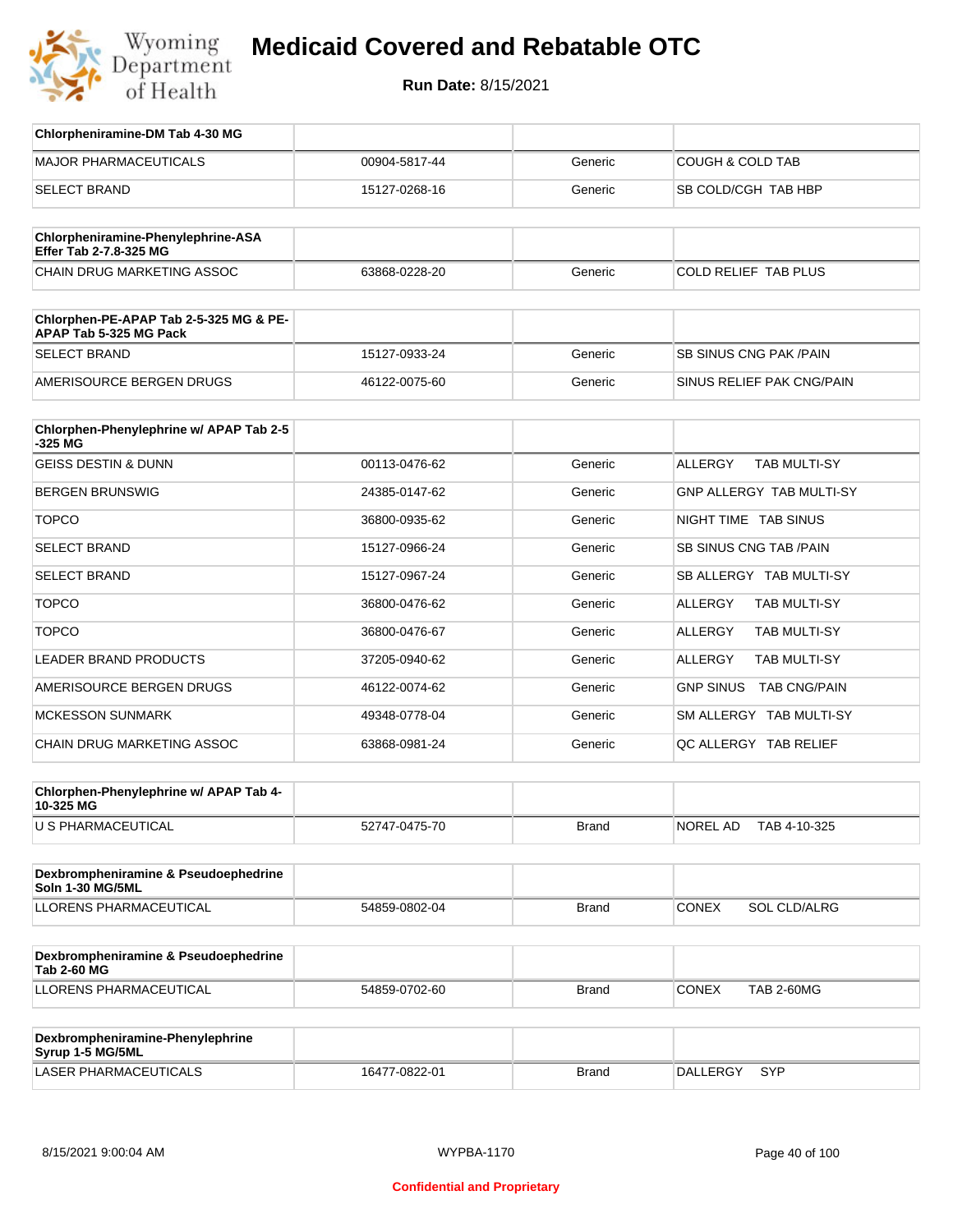# Medicaid Covered and Rebatable OTC

**Run Date:** 8/15/2021

| Chlorpheniramine-DM Tab 4-30 MG | | | |
|---|---|---|---|
| MAJOR PHARMACEUTICALS | 00904-5817-44 | Generic | COUGH & COLD TAB |
| SELECT BRAND | 15127-0268-16 | Generic | SB COLD/CGH TAB HBP |

| Chlorpheniramine-Phenylephrine-ASA Effer Tab 2-7.8-325 MG | | | |
|---|---|---|---|
| CHAIN DRUG MARKETING ASSOC | 63868-0228-20 | Generic | COLD RELIEF TAB PLUS |

| Chlorphen-PE-APAP Tab 2-5-325 MG & PE-APAP Tab 5-325 MG Pack | | | |
|---|---|---|---|
| SELECT BRAND | 15127-0933-24 | Generic | SB SINUS CNG PAK /PAIN |
| AMERISOURCE BERGEN DRUGS | 46122-0075-60 | Generic | SINUS RELIEF PAK CNG/PAIN |

| Chlorphen-Phenylephrine w/ APAP Tab 2-5-325 MG | | | |
|---|---|---|---|
| GEISS DESTIN & DUNN | 00113-0476-62 | Generic | ALLERGY TAB MULTI-SY |
| BERGEN BRUNSWIG | 24385-0147-62 | Generic | GNP ALLERGY TAB MULTI-SY |
| TOPCO | 36800-0935-62 | Generic | NIGHT TIME TAB SINUS |
| SELECT BRAND | 15127-0966-24 | Generic | SB SINUS CNG TAB /PAIN |
| SELECT BRAND | 15127-0967-24 | Generic | SB ALLERGY TAB MULTI-SY |
| TOPCO | 36800-0476-62 | Generic | ALLERGY TAB MULTI-SY |
| TOPCO | 36800-0476-67 | Generic | ALLERGY TAB MULTI-SY |
| LEADER BRAND PRODUCTS | 37205-0940-62 | Generic | ALLERGY TAB MULTI-SY |
| AMERISOURCE BERGEN DRUGS | 46122-0074-62 | Generic | GNP SINUS TAB CNG/PAIN |
| MCKESSON SUNMARK | 49348-0778-04 | Generic | SM ALLERGY TAB MULTI-SY |
| CHAIN DRUG MARKETING ASSOC | 63868-0981-24 | Generic | QC ALLERGY TAB RELIEF |

| Chlorphen-Phenylephrine w/ APAP Tab 4-10-325 MG | | | |
|---|---|---|---|
| U S PHARMACEUTICAL | 52747-0475-70 | Brand | NOREL AD TAB 4-10-325 |

| Dexbrompheniramine & Pseudoephedrine Soln 1-30 MG/5ML | | | |
|---|---|---|---|
| LLORENS PHARMACEUTICAL | 54859-0802-04 | Brand | CONEX SOL CLD/ALRG |

| Dexbrompheniramine & Pseudoephedrine Tab 2-60 MG | | | |
|---|---|---|---|
| LLORENS PHARMACEUTICAL | 54859-0702-60 | Brand | CONEX TAB 2-60MG |

| Dexbrompheniramine-Phenylephrine Syrup 1-5 MG/5ML | | | |
|---|---|---|---|
| LASER PHARMACEUTICALS | 16477-0822-01 | Brand | DALLERGY SYP |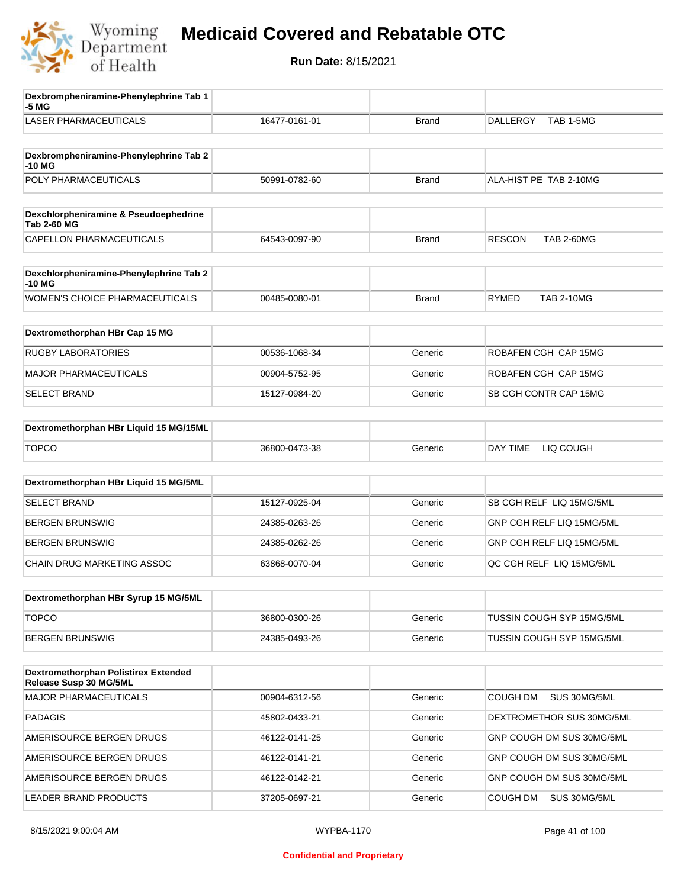# Medicaid Covered and Rebatable OTC

**Run Date:** 8/15/2021

| Dexbrompheniramine-Phenylephrine Tab 1-5 MG | | | |
|---|---|---|---|
| LASER PHARMACEUTICALS | 16477-0161-01 | Brand | DALLERGY TAB 1-5MG |

| Dexbrompheniramine-Phenylephrine Tab 2-10 MG | | | |
|---|---|---|---|
| POLY PHARMACEUTICALS | 50991-0782-60 | Brand | ALA-HIST PE TAB 2-10MG |

| Dexchlorpheniramine & Pseudoephedrine Tab 2-60 MG | | | |
|---|---|---|---|
| CAPELLON PHARMACEUTICALS | 64543-0097-90 | Brand | RESCON TAB 2-60MG |

| Dexchlorpheniramine-Phenylephrine Tab 2-10 MG | | | |
|---|---|---|---|
| WOMEN'S CHOICE PHARMACEUTICALS | 00485-0080-01 | Brand | RYMED TAB 2-10MG |

| Dextromethorphan HBr Cap 15 MG | | | |
|---|---|---|---|
| RUGBY LABORATORIES | 00536-1068-34 | Generic | ROBAFEN CGH CAP 15MG |
| MAJOR PHARMACEUTICALS | 00904-5752-95 | Generic | ROBAFEN CGH CAP 15MG |
| SELECT BRAND | 15127-0984-20 | Generic | SB CGH CONTR CAP 15MG |

| Dextromethorphan HBr Liquid 15 MG/15ML | | | |
|---|---|---|---|
| TOPCO | 36800-0473-38 | Generic | DAY TIME LIQ COUGH |

| Dextromethorphan HBr Liquid 15 MG/5ML | | | |
|---|---|---|---|
| SELECT BRAND | 15127-0925-04 | Generic | SB CGH RELF LIQ 15MG/5ML |
| BERGEN BRUNSWIG | 24385-0263-26 | Generic | GNP CGH RELF LIQ 15MG/5ML |
| BERGEN BRUNSWIG | 24385-0262-26 | Generic | GNP CGH RELF LIQ 15MG/5ML |
| CHAIN DRUG MARKETING ASSOC | 63868-0070-04 | Generic | QC CGH RELF LIQ 15MG/5ML |

| Dextromethorphan HBr Syrup 15 MG/5ML | | | |
|---|---|---|---|
| TOPCO | 36800-0300-26 | Generic | TUSSIN COUGH SYP 15MG/5ML |
| BERGEN BRUNSWIG | 24385-0493-26 | Generic | TUSSIN COUGH SYP 15MG/5ML |

| Dextromethorphan Polistirex Extended Release Susp 30 MG/5ML | | | |
|---|---|---|---|
| MAJOR PHARMACEUTICALS | 00904-6312-56 | Generic | COUGH DM SUS 30MG/5ML |
| PADAGIS | 45802-0433-21 | Generic | DEXTROMETHOR SUS 30MG/5ML |
| AMERISOURCE BERGEN DRUGS | 46122-0141-25 | Generic | GNP COUGH DM SUS 30MG/5ML |
| AMERISOURCE BERGEN DRUGS | 46122-0141-21 | Generic | GNP COUGH DM SUS 30MG/5ML |
| AMERISOURCE BERGEN DRUGS | 46122-0142-21 | Generic | GNP COUGH DM SUS 30MG/5ML |
| LEADER BRAND PRODUCTS | 37205-0697-21 | Generic | COUGH DM SUS 30MG/5ML |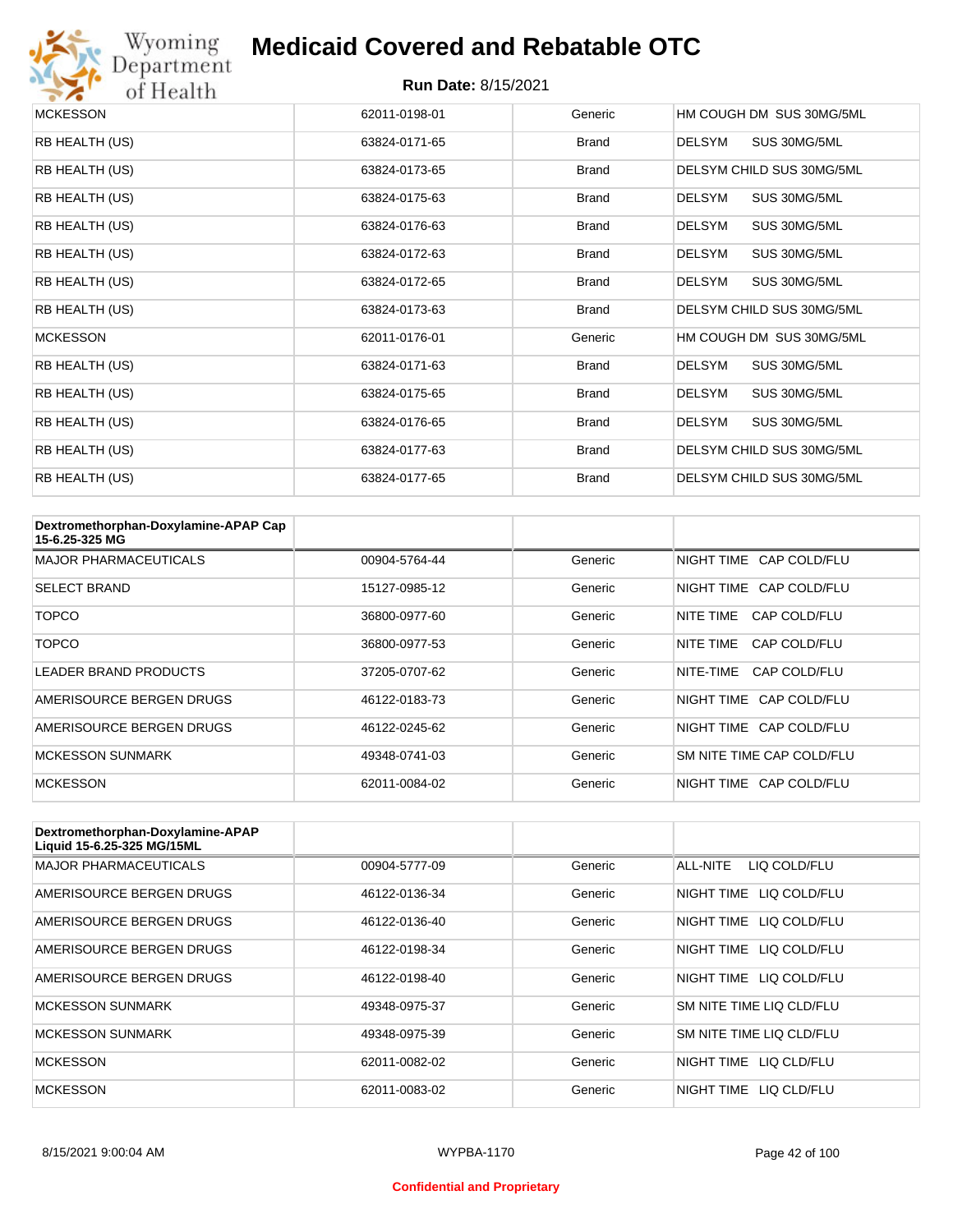# Medicaid Covered and Rebatable OTC

**Run Date:** 8/15/2021

| | | | |
|---|---|---|---|
| MCKESSON | 62011-0198-01 | Generic | HM COUGH DM SUS 30MG/5ML |
| RB HEALTH (US) | 63824-0171-65 | Brand | DELSYM SUS 30MG/5ML |
| RB HEALTH (US) | 63824-0173-65 | Brand | DELSYM CHILD SUS 30MG/5ML |
| RB HEALTH (US) | 63824-0175-63 | Brand | DELSYM SUS 30MG/5ML |
| RB HEALTH (US) | 63824-0176-63 | Brand | DELSYM SUS 30MG/5ML |
| RB HEALTH (US) | 63824-0172-63 | Brand | DELSYM SUS 30MG/5ML |
| RB HEALTH (US) | 63824-0172-65 | Brand | DELSYM SUS 30MG/5ML |
| RB HEALTH (US) | 63824-0173-63 | Brand | DELSYM CHILD SUS 30MG/5ML |
| MCKESSON | 62011-0176-01 | Generic | HM COUGH DM SUS 30MG/5ML |
| RB HEALTH (US) | 63824-0171-63 | Brand | DELSYM SUS 30MG/5ML |
| RB HEALTH (US) | 63824-0175-65 | Brand | DELSYM SUS 30MG/5ML |
| RB HEALTH (US) | 63824-0176-65 | Brand | DELSYM SUS 30MG/5ML |
| RB HEALTH (US) | 63824-0177-63 | Brand | DELSYM CHILD SUS 30MG/5ML |
| RB HEALTH (US) | 63824-0177-65 | Brand | DELSYM CHILD SUS 30MG/5ML |

| Dextromethorphan-Doxylamine-APAP Cap 15-6.25-325 MG | | | |
|---|---|---|---|
| MAJOR PHARMACEUTICALS | 00904-5764-44 | Generic | NIGHT TIME CAP COLD/FLU |
| SELECT BRAND | 15127-0985-12 | Generic | NIGHT TIME CAP COLD/FLU |
| TOPCO | 36800-0977-60 | Generic | NITE TIME CAP COLD/FLU |
| TOPCO | 36800-0977-53 | Generic | NITE TIME CAP COLD/FLU |
| LEADER BRAND PRODUCTS | 37205-0707-62 | Generic | NITE-TIME CAP COLD/FLU |
| AMERISOURCE BERGEN DRUGS | 46122-0183-73 | Generic | NIGHT TIME CAP COLD/FLU |
| AMERISOURCE BERGEN DRUGS | 46122-0245-62 | Generic | NIGHT TIME CAP COLD/FLU |
| MCKESSON SUNMARK | 49348-0741-03 | Generic | SM NITE TIME CAP COLD/FLU |
| MCKESSON | 62011-0084-02 | Generic | NIGHT TIME CAP COLD/FLU |

| Dextromethorphan-Doxylamine-APAP Liquid 15-6.25-325 MG/15ML | | | |
|---|---|---|---|
| MAJOR PHARMACEUTICALS | 00904-5777-09 | Generic | ALL-NITE LIQ COLD/FLU |
| AMERISOURCE BERGEN DRUGS | 46122-0136-34 | Generic | NIGHT TIME LIQ COLD/FLU |
| AMERISOURCE BERGEN DRUGS | 46122-0136-40 | Generic | NIGHT TIME LIQ COLD/FLU |
| AMERISOURCE BERGEN DRUGS | 46122-0198-34 | Generic | NIGHT TIME LIQ COLD/FLU |
| AMERISOURCE BERGEN DRUGS | 46122-0198-40 | Generic | NIGHT TIME LIQ COLD/FLU |
| MCKESSON SUNMARK | 49348-0975-37 | Generic | SM NITE TIME LIQ CLD/FLU |
| MCKESSON SUNMARK | 49348-0975-39 | Generic | SM NITE TIME LIQ CLD/FLU |
| MCKESSON | 62011-0082-02 | Generic | NIGHT TIME LIQ CLD/FLU |
| MCKESSON | 62011-0083-02 | Generic | NIGHT TIME LIQ CLD/FLU |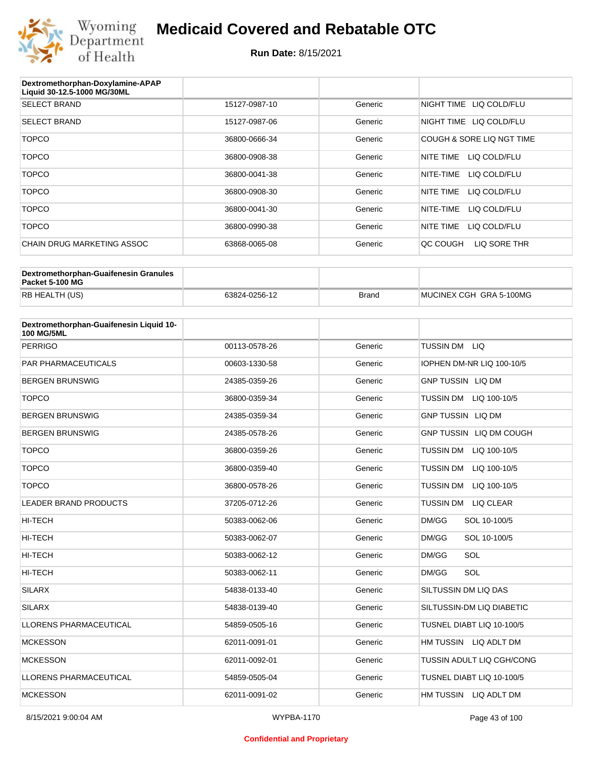# Medicaid Covered and Rebatable OTC

**Run Date:** 8/15/2021

| Dextromethorphan-Doxylamine-APAP Liquid 30-12.5-1000 MG/30ML | | | |
|---|---|---|---|
| SELECT BRAND | 15127-0987-10 | Generic | NIGHT TIME LIQ COLD/FLU |
| SELECT BRAND | 15127-0987-06 | Generic | NIGHT TIME LIQ COLD/FLU |
| TOPCO | 36800-0666-34 | Generic | COUGH & SORE LIQ NGT TIME |
| TOPCO | 36800-0908-38 | Generic | NITE TIME LIQ COLD/FLU |
| TOPCO | 36800-0041-38 | Generic | NITE-TIME LIQ COLD/FLU |
| TOPCO | 36800-0908-30 | Generic | NITE TIME LIQ COLD/FLU |
| TOPCO | 36800-0041-30 | Generic | NITE-TIME LIQ COLD/FLU |
| TOPCO | 36800-0990-38 | Generic | NITE TIME LIQ COLD/FLU |
| CHAIN DRUG MARKETING ASSOC | 63868-0065-08 | Generic | QC COUGH LIQ SORE THR |

| Dextromethorphan-Guaifenesin Granules Packet 5-100 MG | | | |
|---|---|---|---|
| RB HEALTH (US) | 63824-0256-12 | Brand | MUCINEX CGH GRA 5-100MG |

| Dextromethorphan-Guaifenesin Liquid 10-100 MG/5ML | | | |
|---|---|---|---|
| PERRIGO | 00113-0578-26 | Generic | TUSSIN DM LIQ |
| PAR PHARMACEUTICALS | 00603-1330-58 | Generic | IOPHEN DM-NR LIQ 100-10/5 |
| BERGEN BRUNSWIG | 24385-0359-26 | Generic | GNP TUSSIN LIQ DM |
| TOPCO | 36800-0359-34 | Generic | TUSSIN DM LIQ 100-10/5 |
| BERGEN BRUNSWIG | 24385-0359-34 | Generic | GNP TUSSIN LIQ DM |
| BERGEN BRUNSWIG | 24385-0578-26 | Generic | GNP TUSSIN LIQ DM COUGH |
| TOPCO | 36800-0359-26 | Generic | TUSSIN DM LIQ 100-10/5 |
| TOPCO | 36800-0359-40 | Generic | TUSSIN DM LIQ 100-10/5 |
| TOPCO | 36800-0578-26 | Generic | TUSSIN DM LIQ 100-10/5 |
| LEADER BRAND PRODUCTS | 37205-0712-26 | Generic | TUSSIN DM LIQ CLEAR |
| HI-TECH | 50383-0062-06 | Generic | DM/GG SOL 10-100/5 |
| HI-TECH | 50383-0062-07 | Generic | DM/GG SOL 10-100/5 |
| HI-TECH | 50383-0062-12 | Generic | DM/GG SOL |
| HI-TECH | 50383-0062-11 | Generic | DM/GG SOL |
| SILARX | 54838-0133-40 | Generic | SILTUSSIN DM LIQ DAS |
| SILARX | 54838-0139-40 | Generic | SILTUSSIN-DM LIQ DIABETIC |
| LLORENS PHARMACEUTICAL | 54859-0505-16 | Generic | TUSNEL DIABT LIQ 10-100/5 |
| MCKESSON | 62011-0091-01 | Generic | HM TUSSIN LIQ ADLT DM |
| MCKESSON | 62011-0092-01 | Generic | TUSSIN ADULT LIQ CGH/CONG |
| LLORENS PHARMACEUTICAL | 54859-0505-04 | Generic | TUSNEL DIABT LIQ 10-100/5 |
| MCKESSON | 62011-0091-02 | Generic | HM TUSSIN LIQ ADLT DM |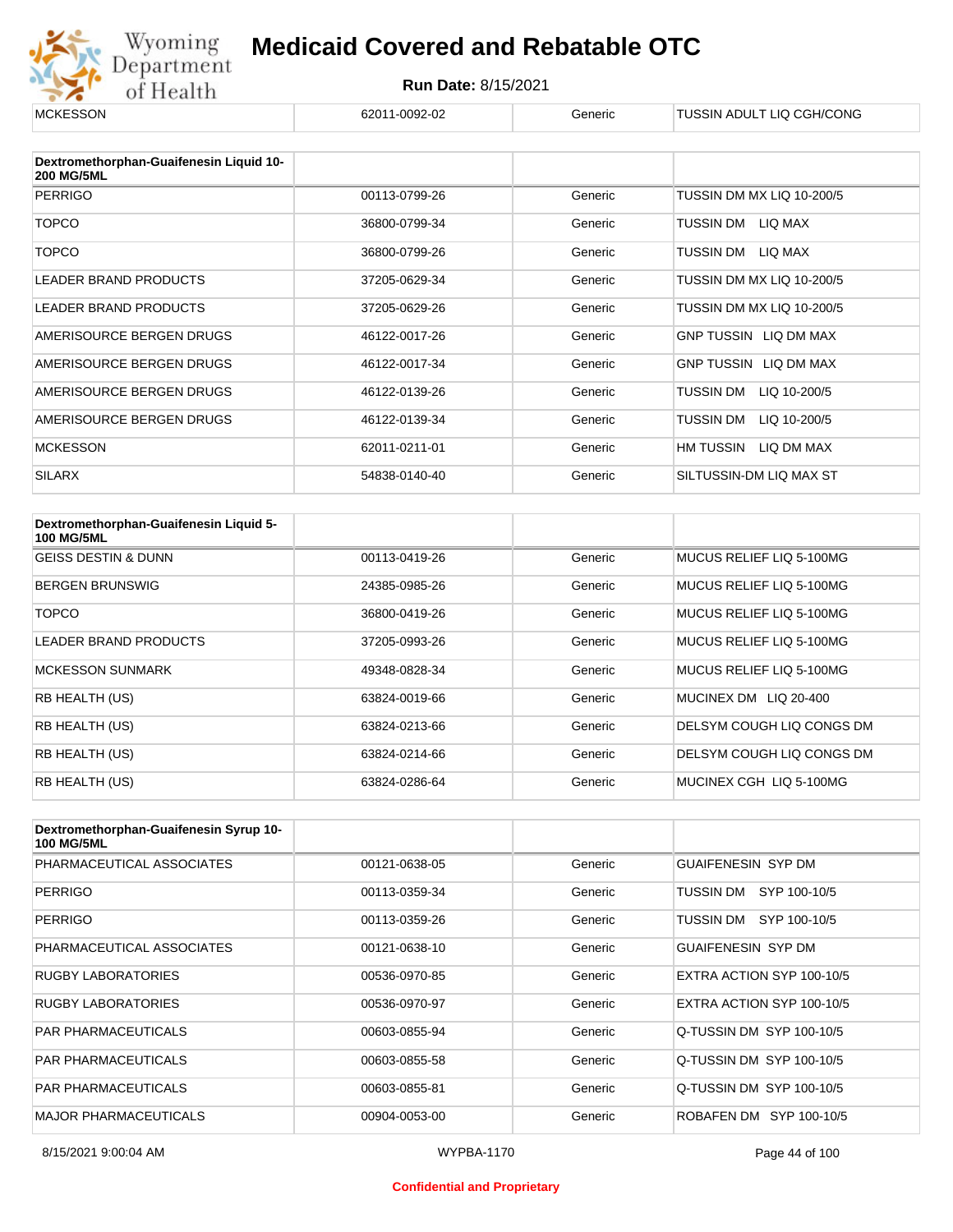| MCKESSON | 62011-0092-02 | Generic | TUSSIN ADULT LIQ CGH/CONG |
|---|---|---|---|

| Dextromethorphan-Guaifenesin Liquid 10-200 MG/5ML | | | |
|---|---|---|---|
| PERRIGO | 00113-0799-26 | Generic | TUSSIN DM MX LIQ 10-200/5 |
| TOPCO | 36800-0799-34 | Generic | TUSSIN DM LIQ MAX |
| TOPCO | 36800-0799-26 | Generic | TUSSIN DM LIQ MAX |
| LEADER BRAND PRODUCTS | 37205-0629-34 | Generic | TUSSIN DM MX LIQ 10-200/5 |
| LEADER BRAND PRODUCTS | 37205-0629-26 | Generic | TUSSIN DM MX LIQ 10-200/5 |
| AMERISOURCE BERGEN DRUGS | 46122-0017-26 | Generic | GNP TUSSIN LIQ DM MAX |
| AMERISOURCE BERGEN DRUGS | 46122-0017-34 | Generic | GNP TUSSIN LIQ DM MAX |
| AMERISOURCE BERGEN DRUGS | 46122-0139-26 | Generic | TUSSIN DM LIQ 10-200/5 |
| AMERISOURCE BERGEN DRUGS | 46122-0139-34 | Generic | TUSSIN DM LIQ 10-200/5 |
| MCKESSON | 62011-0211-01 | Generic | HM TUSSIN LIQ DM MAX |
| SILARX | 54838-0140-40 | Generic | SILTUSSIN-DM LIQ MAX ST |

| Dextromethorphan-Guaifenesin Liquid 5-100 MG/5ML | | | |
|---|---|---|---|
| GEISS DESTIN & DUNN | 00113-0419-26 | Generic | MUCUS RELIEF LIQ 5-100MG |
| BERGEN BRUNSWIG | 24385-0985-26 | Generic | MUCUS RELIEF LIQ 5-100MG |
| TOPCO | 36800-0419-26 | Generic | MUCUS RELIEF LIQ 5-100MG |
| LEADER BRAND PRODUCTS | 37205-0993-26 | Generic | MUCUS RELIEF LIQ 5-100MG |
| MCKESSON SUNMARK | 49348-0828-34 | Generic | MUCUS RELIEF LIQ 5-100MG |
| RB HEALTH (US) | 63824-0019-66 | Generic | MUCINEX DM LIQ 20-400 |
| RB HEALTH (US) | 63824-0213-66 | Generic | DELSYM COUGH LIQ CONGS DM |
| RB HEALTH (US) | 63824-0214-66 | Generic | DELSYM COUGH LIQ CONGS DM |
| RB HEALTH (US) | 63824-0286-64 | Generic | MUCINEX CGH LIQ 5-100MG |

| Dextromethorphan-Guaifenesin Syrup 10-100 MG/5ML | | | |
|---|---|---|---|
| PHARMACEUTICAL ASSOCIATES | 00121-0638-05 | Generic | GUAIFENESIN SYP DM |
| PERRIGO | 00113-0359-34 | Generic | TUSSIN DM SYP 100-10/5 |
| PERRIGO | 00113-0359-26 | Generic | TUSSIN DM SYP 100-10/5 |
| PHARMACEUTICAL ASSOCIATES | 00121-0638-10 | Generic | GUAIFENESIN SYP DM |
| RUGBY LABORATORIES | 00536-0970-85 | Generic | EXTRA ACTION SYP 100-10/5 |
| RUGBY LABORATORIES | 00536-0970-97 | Generic | EXTRA ACTION SYP 100-10/5 |
| PAR PHARMACEUTICALS | 00603-0855-94 | Generic | Q-TUSSIN DM SYP 100-10/5 |
| PAR PHARMACEUTICALS | 00603-0855-58 | Generic | Q-TUSSIN DM SYP 100-10/5 |
| PAR PHARMACEUTICALS | 00603-0855-81 | Generic | Q-TUSSIN DM SYP 100-10/5 |
| MAJOR PHARMACEUTICALS | 00904-0053-00 | Generic | ROBAFEN DM SYP 100-10/5 |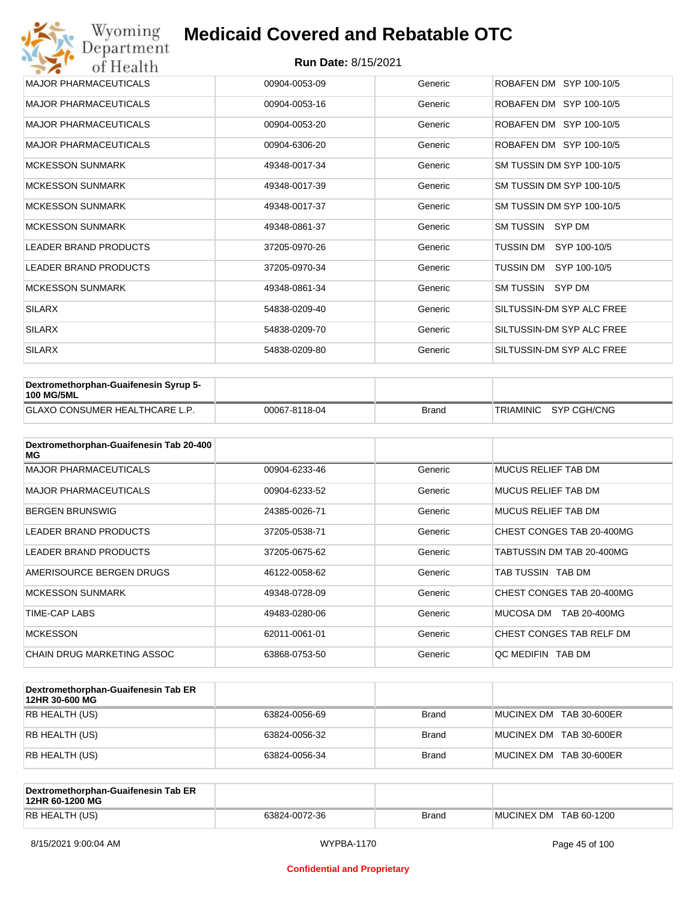| | | | |
|---|---|---|---|
| MAJOR PHARMACEUTICALS | 00904-0053-09 | Generic | ROBAFEN DM SYP 100-10/5 |
| MAJOR PHARMACEUTICALS | 00904-0053-16 | Generic | ROBAFEN DM SYP 100-10/5 |
| MAJOR PHARMACEUTICALS | 00904-0053-20 | Generic | ROBAFEN DM SYP 100-10/5 |
| MAJOR PHARMACEUTICALS | 00904-6306-20 | Generic | ROBAFEN DM SYP 100-10/5 |
| MCKESSON SUNMARK | 49348-0017-34 | Generic | SM TUSSIN DM SYP 100-10/5 |
| MCKESSON SUNMARK | 49348-0017-39 | Generic | SM TUSSIN DM SYP 100-10/5 |
| MCKESSON SUNMARK | 49348-0017-37 | Generic | SM TUSSIN DM SYP 100-10/5 |
| MCKESSON SUNMARK | 49348-0861-37 | Generic | SM TUSSIN SYP DM |
| LEADER BRAND PRODUCTS | 37205-0970-26 | Generic | TUSSIN DM SYP 100-10/5 |
| LEADER BRAND PRODUCTS | 37205-0970-34 | Generic | TUSSIN DM SYP 100-10/5 |
| MCKESSON SUNMARK | 49348-0861-34 | Generic | SM TUSSIN SYP DM |
| SILARX | 54838-0209-40 | Generic | SILTUSSIN-DM SYP ALC FREE |
| SILARX | 54838-0209-70 | Generic | SILTUSSIN-DM SYP ALC FREE |
| SILARX | 54838-0209-80 | Generic | SILTUSSIN-DM SYP ALC FREE |

| Dextromethorphan-Guaifenesin Syrup 5-100 MG/5ML | | | |
|---|---|---|---|
| GLAXO CONSUMER HEALTHCARE L.P. | 00067-8118-04 | Brand | TRIAMINIC SYP CGH/CNG |

| Dextromethorphan-Guaifenesin Tab 20-400 MG | | | |
|---|---|---|---|
| MAJOR PHARMACEUTICALS | 00904-6233-46 | Generic | MUCUS RELIEF TAB DM |
| MAJOR PHARMACEUTICALS | 00904-6233-52 | Generic | MUCUS RELIEF TAB DM |
| BERGEN BRUNSWIG | 24385-0026-71 | Generic | MUCUS RELIEF TAB DM |
| LEADER BRAND PRODUCTS | 37205-0538-71 | Generic | CHEST CONGES TAB 20-400MG |
| LEADER BRAND PRODUCTS | 37205-0675-62 | Generic | TABTUSSIN DM TAB 20-400MG |
| AMERISOURCE BERGEN DRUGS | 46122-0058-62 | Generic | TAB TUSSIN TAB DM |
| MCKESSON SUNMARK | 49348-0728-09 | Generic | CHEST CONGES TAB 20-400MG |
| TIME-CAP LABS | 49483-0280-06 | Generic | MUCOSA DM TAB 20-400MG |
| MCKESSON | 62011-0061-01 | Generic | CHEST CONGES TAB RELF DM |
| CHAIN DRUG MARKETING ASSOC | 63868-0753-50 | Generic | QC MEDIFIN TAB DM |

| Dextromethorphan-Guaifenesin Tab ER 12HR 30-600 MG | | | |
|---|---|---|---|
| RB HEALTH (US) | 63824-0056-69 | Brand | MUCINEX DM TAB 30-600ER |
| RB HEALTH (US) | 63824-0056-32 | Brand | MUCINEX DM TAB 30-600ER |
| RB HEALTH (US) | 63824-0056-34 | Brand | MUCINEX DM TAB 30-600ER |

| Dextromethorphan-Guaifenesin Tab ER 12HR 60-1200 MG | | | |
|---|---|---|---|
| RB HEALTH (US) | 63824-0072-36 | Brand | MUCINEX DM TAB 60-1200 |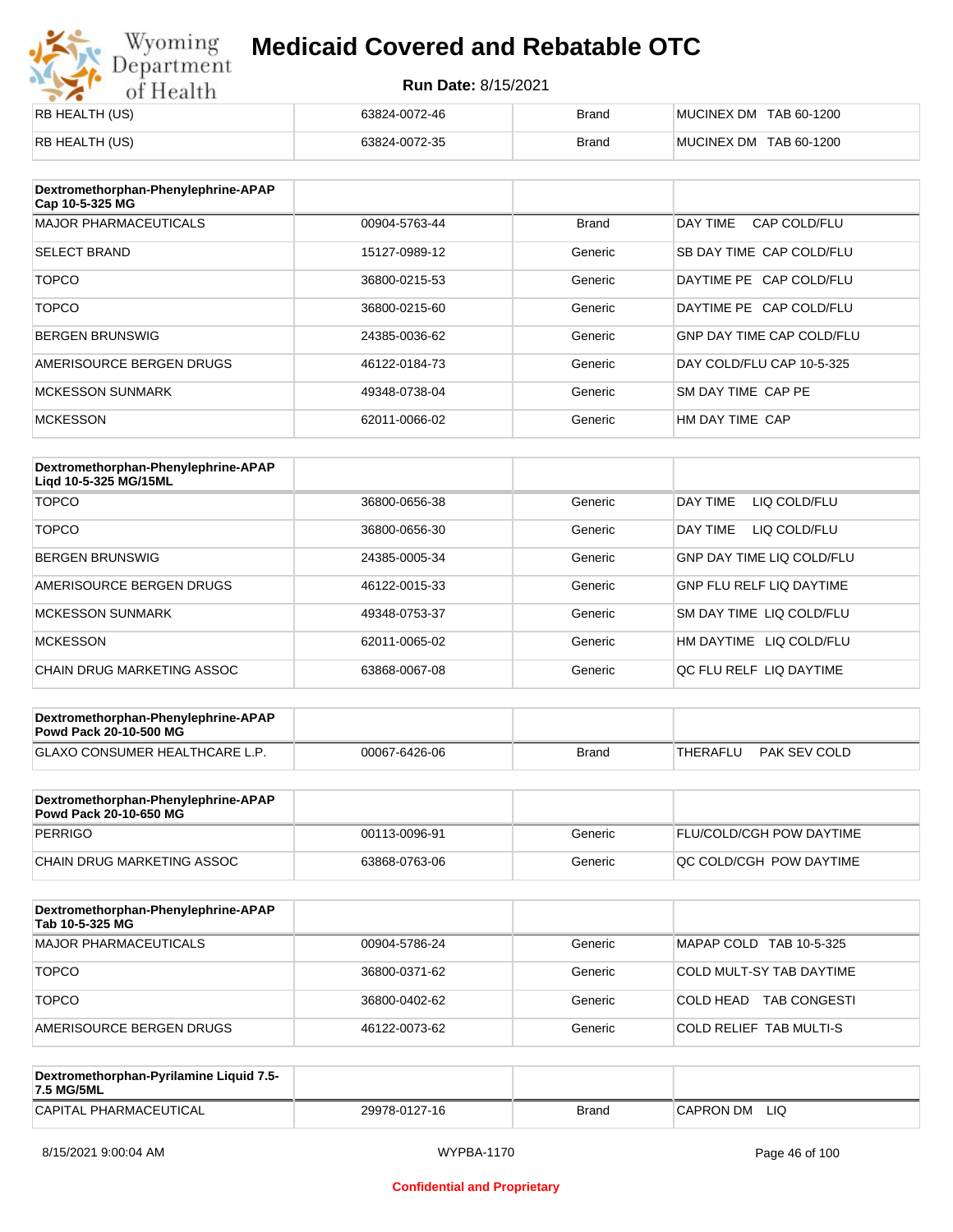| | | | |
|---|---|---|---|
| RB HEALTH (US) | 63824-0072-46 | Brand | MUCINEX DM TAB 60-1200 |
| RB HEALTH (US) | 63824-0072-35 | Brand | MUCINEX DM TAB 60-1200 |

| Dextromethorphan-Phenylephrine-APAP Cap 10-5-325 MG | | | |
|---|---|---|---|
| MAJOR PHARMACEUTICALS | 00904-5763-44 | Brand | DAY TIME CAP COLD/FLU |
| SELECT BRAND | 15127-0989-12 | Generic | SB DAY TIME CAP COLD/FLU |
| TOPCO | 36800-0215-53 | Generic | DAYTIME PE CAP COLD/FLU |
| TOPCO | 36800-0215-60 | Generic | DAYTIME PE CAP COLD/FLU |
| BERGEN BRUNSWIG | 24385-0036-62 | Generic | GNP DAY TIME CAP COLD/FLU |
| AMERISOURCE BERGEN DRUGS | 46122-0184-73 | Generic | DAY COLD/FLU CAP 10-5-325 |
| MCKESSON SUNMARK | 49348-0738-04 | Generic | SM DAY TIME CAP PE |
| MCKESSON | 62011-0066-02 | Generic | HM DAY TIME CAP |

| Dextromethorphan-Phenylephrine-APAP Liqd 10-5-325 MG/15ML | | | |
|---|---|---|---|
| TOPCO | 36800-0656-38 | Generic | DAY TIME LIQ COLD/FLU |
| TOPCO | 36800-0656-30 | Generic | DAY TIME LIQ COLD/FLU |
| BERGEN BRUNSWIG | 24385-0005-34 | Generic | GNP DAY TIME LIQ COLD/FLU |
| AMERISOURCE BERGEN DRUGS | 46122-0015-33 | Generic | GNP FLU RELF LIQ DAYTIME |
| MCKESSON SUNMARK | 49348-0753-37 | Generic | SM DAY TIME LIQ COLD/FLU |
| MCKESSON | 62011-0065-02 | Generic | HM DAYTIME LIQ COLD/FLU |
| CHAIN DRUG MARKETING ASSOC | 63868-0067-08 | Generic | QC FLU RELF LIQ DAYTIME |

| Dextromethorphan-Phenylephrine-APAP Powd Pack 20-10-500 MG | | | |
|---|---|---|---|
| GLAXO CONSUMER HEALTHCARE L.P. | 00067-6426-06 | Brand | THERAFLU PAK SEV COLD |

| Dextromethorphan-Phenylephrine-APAP Powd Pack 20-10-650 MG | | | |
|---|---|---|---|
| PERRIGO | 00113-0096-91 | Generic | FLU/COLD/CGH POW DAYTIME |
| CHAIN DRUG MARKETING ASSOC | 63868-0763-06 | Generic | QC COLD/CGH POW DAYTIME |

| Dextromethorphan-Phenylephrine-APAP Tab 10-5-325 MG | | | |
|---|---|---|---|
| MAJOR PHARMACEUTICALS | 00904-5786-24 | Generic | MAPAP COLD TAB 10-5-325 |
| TOPCO | 36800-0371-62 | Generic | COLD MULT-SY TAB DAYTIME |
| TOPCO | 36800-0402-62 | Generic | COLD HEAD TAB CONGESTI |
| AMERISOURCE BERGEN DRUGS | 46122-0073-62 | Generic | COLD RELIEF TAB MULTI-S |

| Dextromethorphan-Pyrilamine Liquid 7.5-7.5 MG/5ML | | | |
|---|---|---|---|
| CAPITAL PHARMACEUTICAL | 29978-0127-16 | Brand | CAPRON DM LIQ |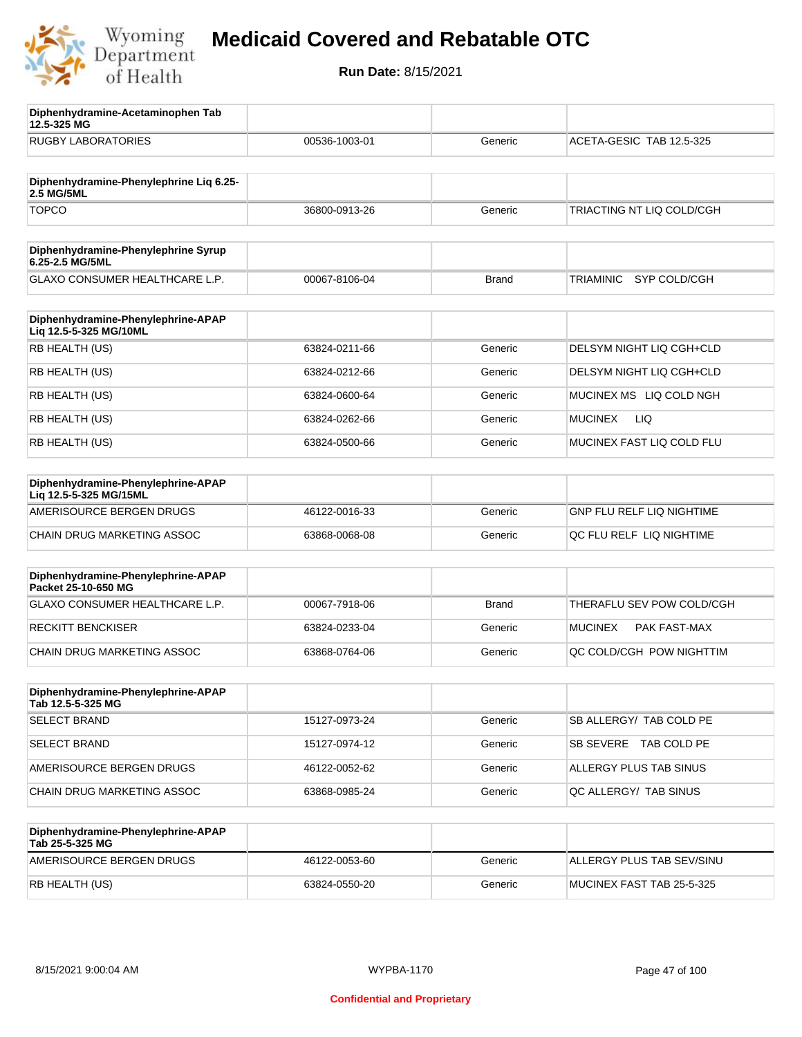# Medicaid Covered and Rebatable OTC

**Run Date:** 8/15/2021

| Diphenhydramine-Acetaminophen Tab 12.5-325 MG | | | |
|---|---|---|---|
| RUGBY LABORATORIES | 00536-1003-01 | Generic | ACETA-GESIC TAB 12.5-325 |

| Diphenhydramine-Phenylephrine Liq 6.25-2.5 MG/5ML | | | |
|---|---|---|---|
| TOPCO | 36800-0913-26 | Generic | TRIACTING NT LIQ COLD/CGH |

| Diphenhydramine-Phenylephrine Syrup 6.25-2.5 MG/5ML | | | |
|---|---|---|---|
| GLAXO CONSUMER HEALTHCARE L.P. | 00067-8106-04 | Brand | TRIAMINIC SYP COLD/CGH |

| Diphenhydramine-Phenylephrine-APAP Liq 12.5-5-325 MG/10ML | | | |
|---|---|---|---|
| RB HEALTH (US) | 63824-0211-66 | Generic | DELSYM NIGHT LIQ CGH+CLD |
| RB HEALTH (US) | 63824-0212-66 | Generic | DELSYM NIGHT LIQ CGH+CLD |
| RB HEALTH (US) | 63824-0600-64 | Generic | MUCINEX MS LIQ COLD NGH |
| RB HEALTH (US) | 63824-0262-66 | Generic | MUCINEX LIQ |
| RB HEALTH (US) | 63824-0500-66 | Generic | MUCINEX FAST LIQ COLD FLU |

| Diphenhydramine-Phenylephrine-APAP Liq 12.5-5-325 MG/15ML | | | |
|---|---|---|---|
| AMERISOURCE BERGEN DRUGS | 46122-0016-33 | Generic | GNP FLU RELF LIQ NIGHTIME |
| CHAIN DRUG MARKETING ASSOC | 63868-0068-08 | Generic | QC FLU RELF LIQ NIGHTIME |

| Diphenhydramine-Phenylephrine-APAP Packet 25-10-650 MG | | | |
|---|---|---|---|
| GLAXO CONSUMER HEALTHCARE L.P. | 00067-7918-06 | Brand | THERAFLU SEV POW COLD/CGH |
| RECKITT BENCKISER | 63824-0233-04 | Generic | MUCINEX PAK FAST-MAX |
| CHAIN DRUG MARKETING ASSOC | 63868-0764-06 | Generic | QC COLD/CGH POW NIGHTTIM |

| Diphenhydramine-Phenylephrine-APAP Tab 12.5-5-325 MG | | | |
|---|---|---|---|
| SELECT BRAND | 15127-0973-24 | Generic | SB ALLERGY/ TAB COLD PE |
| SELECT BRAND | 15127-0974-12 | Generic | SB SEVERE TAB COLD PE |
| AMERISOURCE BERGEN DRUGS | 46122-0052-62 | Generic | ALLERGY PLUS TAB SINUS |
| CHAIN DRUG MARKETING ASSOC | 63868-0985-24 | Generic | QC ALLERGY/ TAB SINUS |

| Diphenhydramine-Phenylephrine-APAP Tab 25-5-325 MG | | | |
|---|---|---|---|
| AMERISOURCE BERGEN DRUGS | 46122-0053-60 | Generic | ALLERGY PLUS TAB SEV/SINU |
| RB HEALTH (US) | 63824-0550-20 | Generic | MUCINEX FAST TAB 25-5-325 |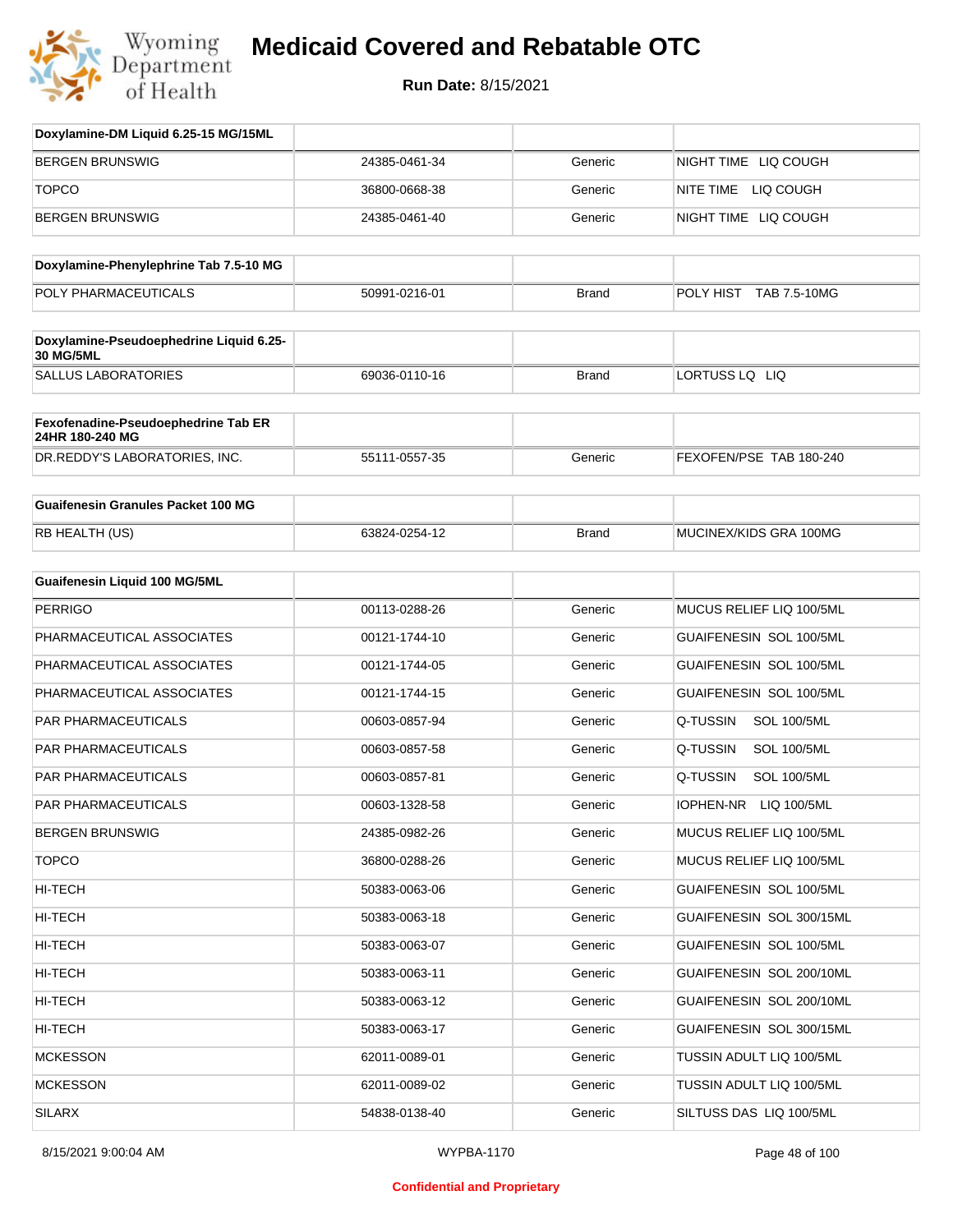# Medicaid Covered and Rebatable OTC

**Run Date:** 8/15/2021

| Doxylamine-DM Liquid 6.25-15 MG/15ML | | | |
|---|---|---|---|
| BERGEN BRUNSWIG | 24385-0461-34 | Generic | NIGHT TIME LIQ COUGH |
| TOPCO | 36800-0668-38 | Generic | NITE TIME LIQ COUGH |
| BERGEN BRUNSWIG | 24385-0461-40 | Generic | NIGHT TIME LIQ COUGH |

| Doxylamine-Phenylephrine Tab 7.5-10 MG | | | |
|---|---|---|---|
| POLY PHARMACEUTICALS | 50991-0216-01 | Brand | POLY HIST TAB 7.5-10MG |

| Doxylamine-Pseudoephedrine Liquid 6.25-30 MG/5ML | | | |
|---|---|---|---|
| SALLUS LABORATORIES | 69036-0110-16 | Brand | LORTUSS LQ LIQ |

| Fexofenadine-Pseudoephedrine Tab ER 24HR 180-240 MG | | | |
|---|---|---|---|
| DR.REDDY'S LABORATORIES, INC. | 55111-0557-35 | Generic | FEXOFEN/PSE TAB 180-240 |

| Guaifenesin Granules Packet 100 MG | | | |
|---|---|---|---|
| RB HEALTH (US) | 63824-0254-12 | Brand | MUCINEX/KIDS GRA 100MG |

| Guaifenesin Liquid 100 MG/5ML | | | |
|---|---|---|---|
| PERRIGO | 00113-0288-26 | Generic | MUCUS RELIEF LIQ 100/5ML |
| PHARMACEUTICAL ASSOCIATES | 00121-1744-10 | Generic | GUAIFENESIN SOL 100/5ML |
| PHARMACEUTICAL ASSOCIATES | 00121-1744-05 | Generic | GUAIFENESIN SOL 100/5ML |
| PHARMACEUTICAL ASSOCIATES | 00121-1744-15 | Generic | GUAIFENESIN SOL 100/5ML |
| PAR PHARMACEUTICALS | 00603-0857-94 | Generic | Q-TUSSIN SOL 100/5ML |
| PAR PHARMACEUTICALS | 00603-0857-58 | Generic | Q-TUSSIN SOL 100/5ML |
| PAR PHARMACEUTICALS | 00603-0857-81 | Generic | Q-TUSSIN SOL 100/5ML |
| PAR PHARMACEUTICALS | 00603-1328-58 | Generic | IOPHEN-NR LIQ 100/5ML |
| BERGEN BRUNSWIG | 24385-0982-26 | Generic | MUCUS RELIEF LIQ 100/5ML |
| TOPCO | 36800-0288-26 | Generic | MUCUS RELIEF LIQ 100/5ML |
| HI-TECH | 50383-0063-06 | Generic | GUAIFENESIN SOL 100/5ML |
| HI-TECH | 50383-0063-18 | Generic | GUAIFENESIN SOL 300/15ML |
| HI-TECH | 50383-0063-07 | Generic | GUAIFENESIN SOL 100/5ML |
| HI-TECH | 50383-0063-11 | Generic | GUAIFENESIN SOL 200/10ML |
| HI-TECH | 50383-0063-12 | Generic | GUAIFENESIN SOL 200/10ML |
| HI-TECH | 50383-0063-17 | Generic | GUAIFENESIN SOL 300/15ML |
| MCKESSON | 62011-0089-01 | Generic | TUSSIN ADULT LIQ 100/5ML |
| MCKESSON | 62011-0089-02 | Generic | TUSSIN ADULT LIQ 100/5ML |
| SILARX | 54838-0138-40 | Generic | SILTUSS DAS LIQ 100/5ML |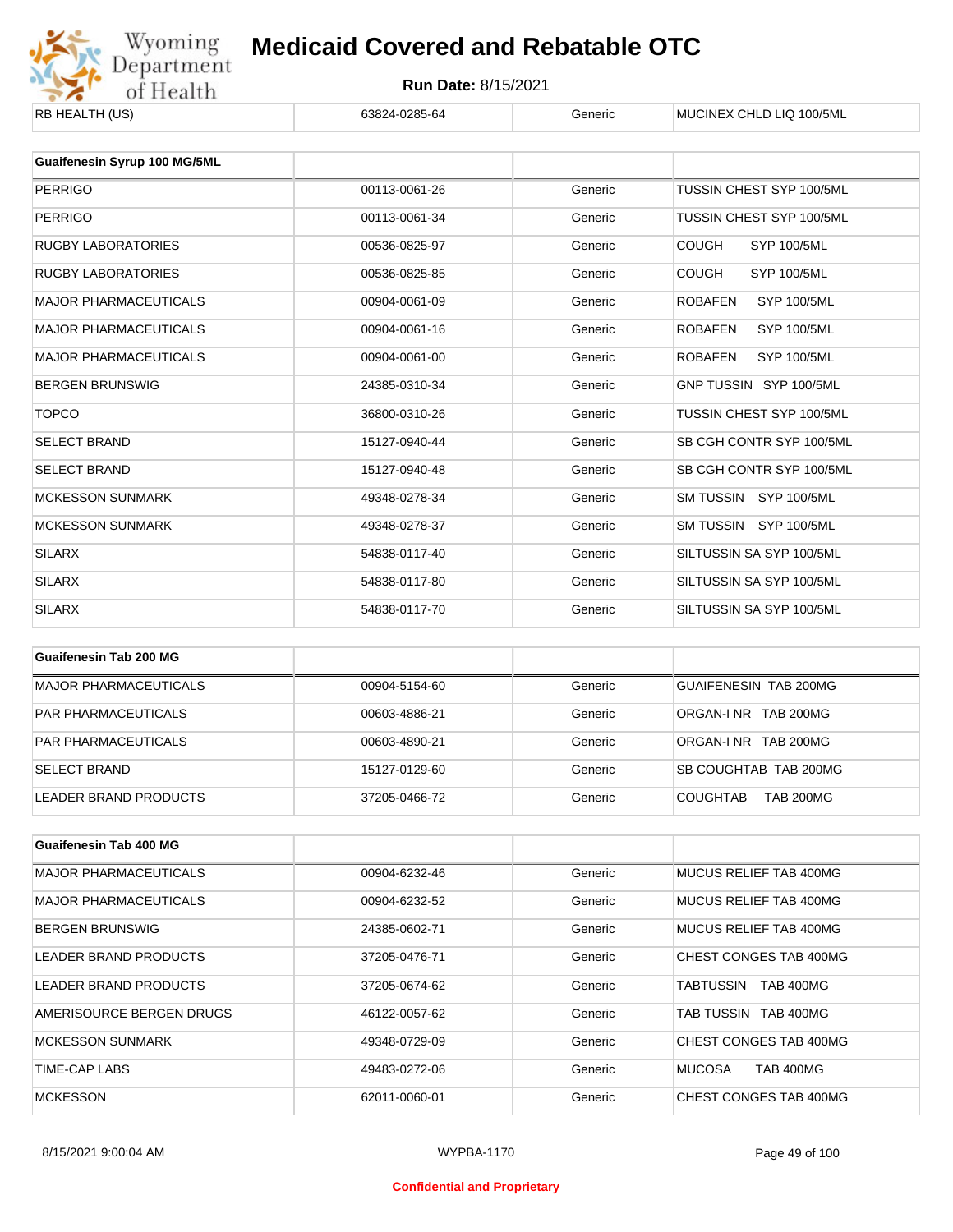| RB HEALTH (US) | 63824-0285-64 | Generic | MUCINEX CHLD LIQ 100/5ML |
|---|---|---|---|

| Guaifenesin Syrup 100 MG/5ML | | | |
|---|---|---|---|
| PERRIGO | 00113-0061-26 | Generic | TUSSIN CHEST SYP 100/5ML |
| PERRIGO | 00113-0061-34 | Generic | TUSSIN CHEST SYP 100/5ML |
| RUGBY LABORATORIES | 00536-0825-97 | Generic | COUGH SYP 100/5ML |
| RUGBY LABORATORIES | 00536-0825-85 | Generic | COUGH SYP 100/5ML |
| MAJOR PHARMACEUTICALS | 00904-0061-09 | Generic | ROBAFEN SYP 100/5ML |
| MAJOR PHARMACEUTICALS | 00904-0061-16 | Generic | ROBAFEN SYP 100/5ML |
| MAJOR PHARMACEUTICALS | 00904-0061-00 | Generic | ROBAFEN SYP 100/5ML |
| BERGEN BRUNSWIG | 24385-0310-34 | Generic | GNP TUSSIN SYP 100/5ML |
| TOPCO | 36800-0310-26 | Generic | TUSSIN CHEST SYP 100/5ML |
| SELECT BRAND | 15127-0940-44 | Generic | SB CGH CONTR SYP 100/5ML |
| SELECT BRAND | 15127-0940-48 | Generic | SB CGH CONTR SYP 100/5ML |
| MCKESSON SUNMARK | 49348-0278-34 | Generic | SM TUSSIN SYP 100/5ML |
| MCKESSON SUNMARK | 49348-0278-37 | Generic | SM TUSSIN SYP 100/5ML |
| SILARX | 54838-0117-40 | Generic | SILTUSSIN SA SYP 100/5ML |
| SILARX | 54838-0117-80 | Generic | SILTUSSIN SA SYP 100/5ML |
| SILARX | 54838-0117-70 | Generic | SILTUSSIN SA SYP 100/5ML |

| Guaifenesin Tab 200 MG | | | |
|---|---|---|---|
| MAJOR PHARMACEUTICALS | 00904-5154-60 | Generic | GUAIFENESIN TAB 200MG |
| PAR PHARMACEUTICALS | 00603-4886-21 | Generic | ORGAN-I NR TAB 200MG |
| PAR PHARMACEUTICALS | 00603-4890-21 | Generic | ORGAN-I NR TAB 200MG |
| SELECT BRAND | 15127-0129-60 | Generic | SB COUGHTAB TAB 200MG |
| LEADER BRAND PRODUCTS | 37205-0466-72 | Generic | COUGHTAB TAB 200MG |

| Guaifenesin Tab 400 MG | | | |
|---|---|---|---|
| MAJOR PHARMACEUTICALS | 00904-6232-46 | Generic | MUCUS RELIEF TAB 400MG |
| MAJOR PHARMACEUTICALS | 00904-6232-52 | Generic | MUCUS RELIEF TAB 400MG |
| BERGEN BRUNSWIG | 24385-0602-71 | Generic | MUCUS RELIEF TAB 400MG |
| LEADER BRAND PRODUCTS | 37205-0476-71 | Generic | CHEST CONGES TAB 400MG |
| LEADER BRAND PRODUCTS | 37205-0674-62 | Generic | TABTUSSIN TAB 400MG |
| AMERISOURCE BERGEN DRUGS | 46122-0057-62 | Generic | TAB TUSSIN TAB 400MG |
| MCKESSON SUNMARK | 49348-0729-09 | Generic | CHEST CONGES TAB 400MG |
| TIME-CAP LABS | 49483-0272-06 | Generic | MUCOSA TAB 400MG |
| MCKESSON | 62011-0060-01 | Generic | CHEST CONGES TAB 400MG |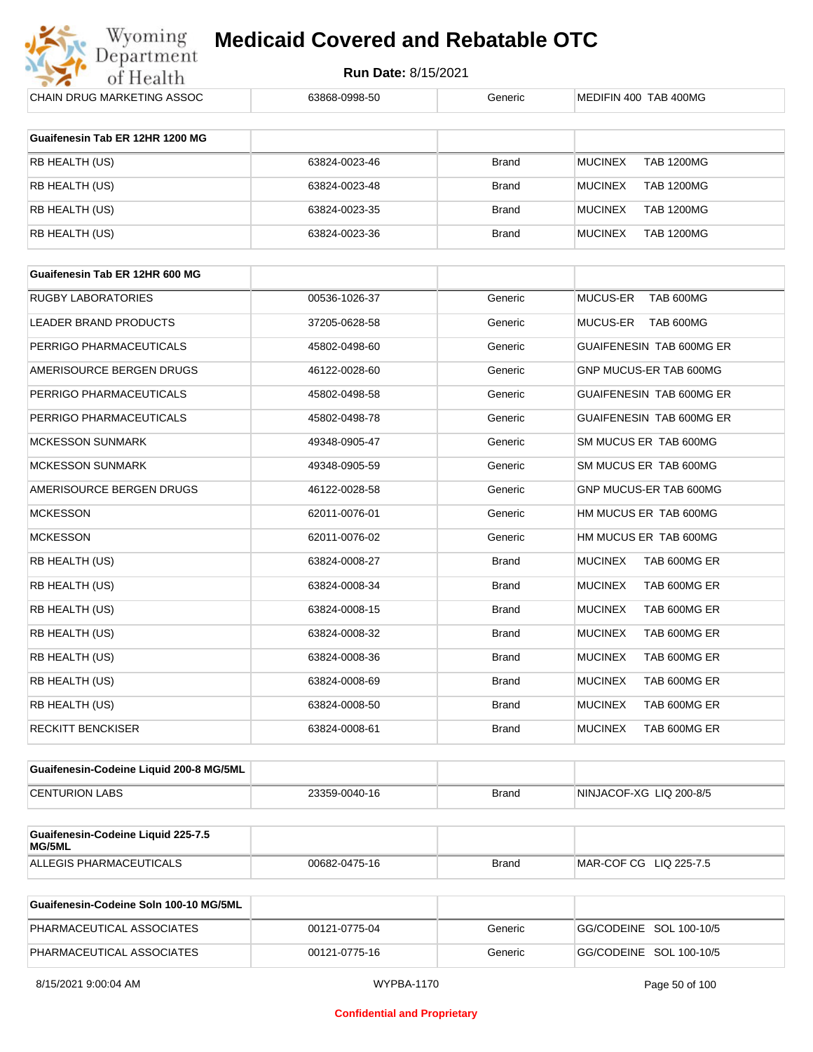| CHAIN DRUG MARKETING ASSOC | 63868-0998-50 | Generic | MEDIFIN 400 TAB 400MG |
|---|---|---|---|

| Guaifenesin Tab ER 12HR 1200 MG | | | |
|---|---|---|---|
| RB HEALTH (US) | 63824-0023-46 | Brand | MUCINEX TAB 1200MG |
| RB HEALTH (US) | 63824-0023-48 | Brand | MUCINEX TAB 1200MG |
| RB HEALTH (US) | 63824-0023-35 | Brand | MUCINEX TAB 1200MG |
| RB HEALTH (US) | 63824-0023-36 | Brand | MUCINEX TAB 1200MG |

| Guaifenesin Tab ER 12HR 600 MG | | | |
|---|---|---|---|
| RUGBY LABORATORIES | 00536-1026-37 | Generic | MUCUS-ER TAB 600MG |
| LEADER BRAND PRODUCTS | 37205-0628-58 | Generic | MUCUS-ER TAB 600MG |
| PERRIGO PHARMACEUTICALS | 45802-0498-60 | Generic | GUAIFENESIN TAB 600MG ER |
| AMERISOURCE BERGEN DRUGS | 46122-0028-60 | Generic | GNP MUCUS-ER TAB 600MG |
| PERRIGO PHARMACEUTICALS | 45802-0498-58 | Generic | GUAIFENESIN TAB 600MG ER |
| PERRIGO PHARMACEUTICALS | 45802-0498-78 | Generic | GUAIFENESIN TAB 600MG ER |
| MCKESSON SUNMARK | 49348-0905-47 | Generic | SM MUCUS ER TAB 600MG |
| MCKESSON SUNMARK | 49348-0905-59 | Generic | SM MUCUS ER TAB 600MG |
| AMERISOURCE BERGEN DRUGS | 46122-0028-58 | Generic | GNP MUCUS-ER TAB 600MG |
| MCKESSON | 62011-0076-01 | Generic | HM MUCUS ER TAB 600MG |
| MCKESSON | 62011-0076-02 | Generic | HM MUCUS ER TAB 600MG |
| RB HEALTH (US) | 63824-0008-27 | Brand | MUCINEX TAB 600MG ER |
| RB HEALTH (US) | 63824-0008-34 | Brand | MUCINEX TAB 600MG ER |
| RB HEALTH (US) | 63824-0008-15 | Brand | MUCINEX TAB 600MG ER |
| RB HEALTH (US) | 63824-0008-32 | Brand | MUCINEX TAB 600MG ER |
| RB HEALTH (US) | 63824-0008-36 | Brand | MUCINEX TAB 600MG ER |
| RB HEALTH (US) | 63824-0008-69 | Brand | MUCINEX TAB 600MG ER |
| RB HEALTH (US) | 63824-0008-50 | Brand | MUCINEX TAB 600MG ER |
| RECKITT BENCKISER | 63824-0008-61 | Brand | MUCINEX TAB 600MG ER |

| Guaifenesin-Codeine Liquid 200-8 MG/5ML | | | |
|---|---|---|---|
| CENTURION LABS | 23359-0040-16 | Brand | NINJACOF-XG LIQ 200-8/5 |

| Guaifenesin-Codeine Liquid 225-7.5 MG/5ML | | | |
|---|---|---|---|
| ALLEGIS PHARMACEUTICALS | 00682-0475-16 | Brand | MAR-COF CG LIQ 225-7.5 |

| Guaifenesin-Codeine Soln 100-10 MG/5ML | | | |
|---|---|---|---|
| PHARMACEUTICAL ASSOCIATES | 00121-0775-04 | Generic | GG/CODEINE SOL 100-10/5 |
| PHARMACEUTICAL ASSOCIATES | 00121-0775-16 | Generic | GG/CODEINE SOL 100-10/5 |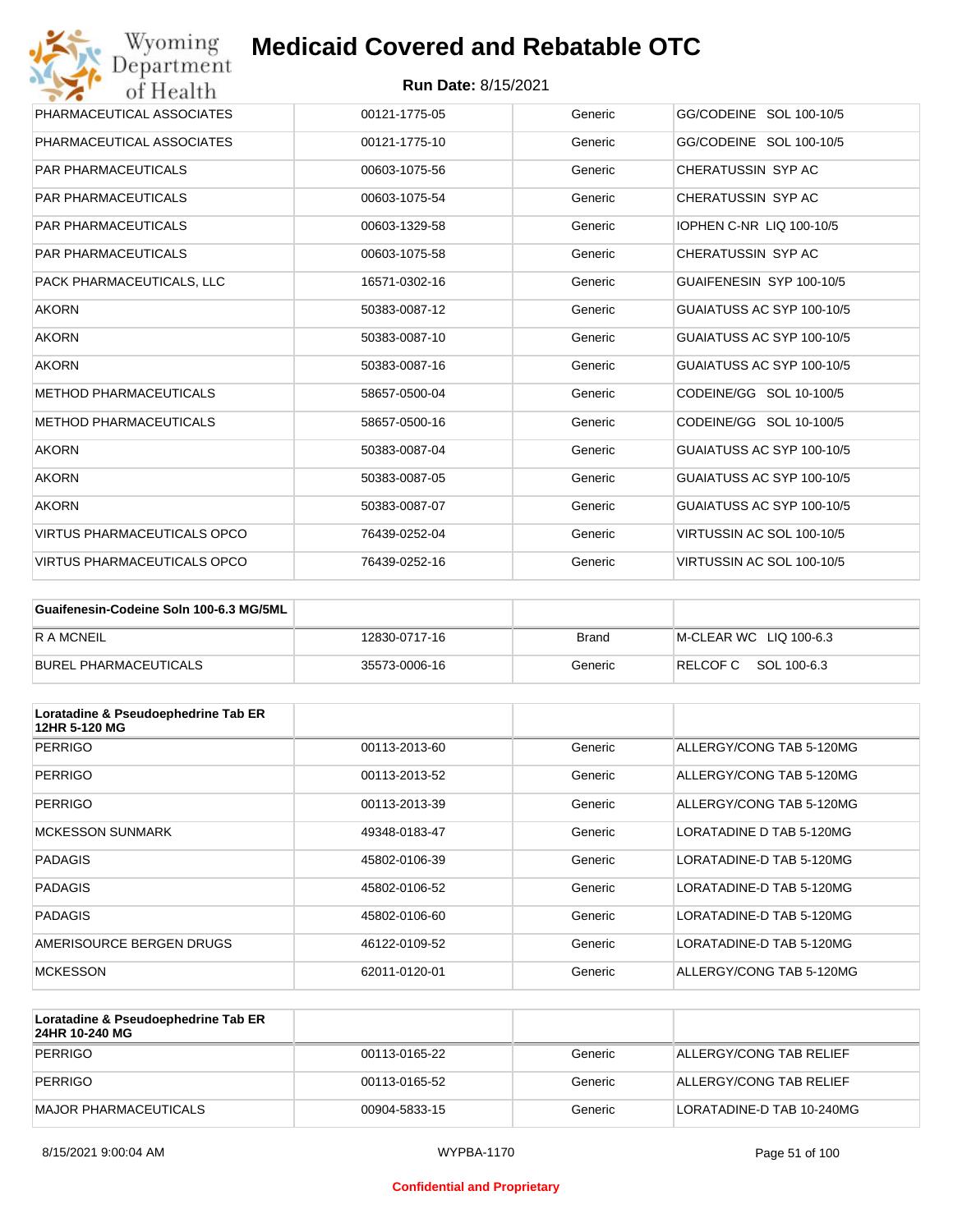| PHARMACEUTICAL ASSOCIATES | 00121-1775-05 | Generic | GG/CODEINE SOL 100-10/5 |
|---|---|---|---|
| PHARMACEUTICAL ASSOCIATES | 00121-1775-10 | Generic | GG/CODEINE SOL 100-10/5 |
| PAR PHARMACEUTICALS | 00603-1075-56 | Generic | CHERATUSSIN SYP AC |
| PAR PHARMACEUTICALS | 00603-1075-54 | Generic | CHERATUSSIN SYP AC |
| PAR PHARMACEUTICALS | 00603-1329-58 | Generic | IOPHEN C-NR LIQ 100-10/5 |
| PAR PHARMACEUTICALS | 00603-1075-58 | Generic | CHERATUSSIN SYP AC |
| PACK PHARMACEUTICALS, LLC | 16571-0302-16 | Generic | GUAIFENESIN SYP 100-10/5 |
| AKORN | 50383-0087-12 | Generic | GUAIATUSS AC SYP 100-10/5 |
| AKORN | 50383-0087-10 | Generic | GUAIATUSS AC SYP 100-10/5 |
| AKORN | 50383-0087-16 | Generic | GUAIATUSS AC SYP 100-10/5 |
| METHOD PHARMACEUTICALS | 58657-0500-04 | Generic | CODEINE/GG SOL 10-100/5 |
| METHOD PHARMACEUTICALS | 58657-0500-16 | Generic | CODEINE/GG SOL 10-100/5 |
| AKORN | 50383-0087-04 | Generic | GUAIATUSS AC SYP 100-10/5 |
| AKORN | 50383-0087-05 | Generic | GUAIATUSS AC SYP 100-10/5 |
| AKORN | 50383-0087-07 | Generic | GUAIATUSS AC SYP 100-10/5 |
| VIRTUS PHARMACEUTICALS OPCO | 76439-0252-04 | Generic | VIRTUSSIN AC SOL 100-10/5 |
| VIRTUS PHARMACEUTICALS OPCO | 76439-0252-16 | Generic | VIRTUSSIN AC SOL 100-10/5 |

| Guaifenesin-Codeine Soln 100-6.3 MG/5ML | | | |
|---|---|---|---|
| R A MCNEIL | 12830-0717-16 | Brand | M-CLEAR WC LIQ 100-6.3 |
| BUREL PHARMACEUTICALS | 35573-0006-16 | Generic | RELCOF C SOL 100-6.3 |

| Loratadine & Pseudoephedrine Tab ER 12HR 5-120 MG | | | |
|---|---|---|---|
| PERRIGO | 00113-2013-60 | Generic | ALLERGY/CONG TAB 5-120MG |
| PERRIGO | 00113-2013-52 | Generic | ALLERGY/CONG TAB 5-120MG |
| PERRIGO | 00113-2013-39 | Generic | ALLERGY/CONG TAB 5-120MG |
| MCKESSON SUNMARK | 49348-0183-47 | Generic | LORATADINE D TAB 5-120MG |
| PADAGIS | 45802-0106-39 | Generic | LORATADINE-D TAB 5-120MG |
| PADAGIS | 45802-0106-52 | Generic | LORATADINE-D TAB 5-120MG |
| PADAGIS | 45802-0106-60 | Generic | LORATADINE-D TAB 5-120MG |
| AMERISOURCE BERGEN DRUGS | 46122-0109-52 | Generic | LORATADINE-D TAB 5-120MG |
| MCKESSON | 62011-0120-01 | Generic | ALLERGY/CONG TAB 5-120MG |

| Loratadine & Pseudoephedrine Tab ER 24HR 10-240 MG | | | |
|---|---|---|---|
| PERRIGO | 00113-0165-22 | Generic | ALLERGY/CONG TAB RELIEF |
| PERRIGO | 00113-0165-52 | Generic | ALLERGY/CONG TAB RELIEF |
| MAJOR PHARMACEUTICALS | 00904-5833-15 | Generic | LORATADINE-D TAB 10-240MG |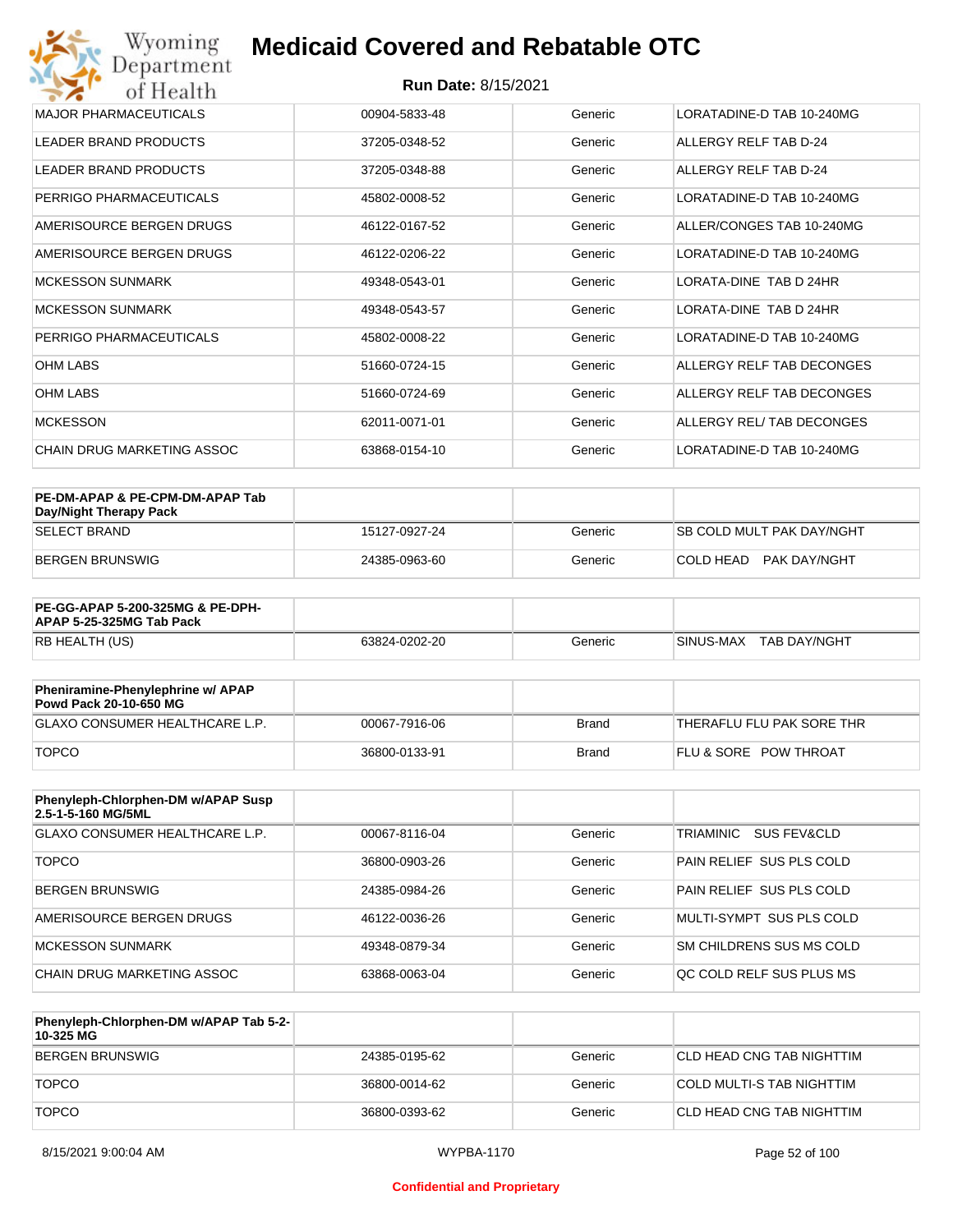| MAJOR PHARMACEUTICALS | 00904-5833-48 | Generic | LORATADINE-D TAB 10-240MG |
|---|---|---|---|
| LEADER BRAND PRODUCTS | 37205-0348-52 | Generic | ALLERGY RELF TAB D-24 |
| LEADER BRAND PRODUCTS | 37205-0348-88 | Generic | ALLERGY RELF TAB D-24 |
| PERRIGO PHARMACEUTICALS | 45802-0008-52 | Generic | LORATADINE-D TAB 10-240MG |
| AMERISOURCE BERGEN DRUGS | 46122-0167-52 | Generic | ALLER/CONGES TAB 10-240MG |
| AMERISOURCE BERGEN DRUGS | 46122-0206-22 | Generic | LORATADINE-D TAB 10-240MG |
| MCKESSON SUNMARK | 49348-0543-01 | Generic | LORATA-DINE TAB D 24HR |
| MCKESSON SUNMARK | 49348-0543-57 | Generic | LORATA-DINE TAB D 24HR |
| PERRIGO PHARMACEUTICALS | 45802-0008-22 | Generic | LORATADINE-D TAB 10-240MG |
| OHM LABS | 51660-0724-15 | Generic | ALLERGY RELF TAB DECONGES |
| OHM LABS | 51660-0724-69 | Generic | ALLERGY RELF TAB DECONGES |
| MCKESSON | 62011-0071-01 | Generic | ALLERGY REL/ TAB DECONGES |
| CHAIN DRUG MARKETING ASSOC | 63868-0154-10 | Generic | LORATADINE-D TAB 10-240MG |

| **PE-DM-APAP & PE-CPM-DM-APAP Tab Day/Night Therapy Pack** | | | |
|---|---|---|---|
| SELECT BRAND | 15127-0927-24 | Generic | SB COLD MULT PAK DAY/NGHT |
| BERGEN BRUNSWIG | 24385-0963-60 | Generic | COLD HEAD PAK DAY/NGHT |

| **PE-GG-APAP 5-200-325MG & PE-DPH-APAP 5-25-325MG Tab Pack** | | | |
|---|---|---|---|
| RB HEALTH (US) | 63824-0202-20 | Generic | SINUS-MAX TAB DAY/NGHT |

| **Pheniramine-Phenylephrine w/ APAP Powd Pack 20-10-650 MG** | | | |
|---|---|---|---|
| GLAXO CONSUMER HEALTHCARE L.P. | 00067-7916-06 | Brand | THERAFLU FLU PAK SORE THR |
| TOPCO | 36800-0133-91 | Brand | FLU & SORE POW THROAT |

| **Phenyleph-Chlorphen-DM w/APAP Susp 2.5-1-5-160 MG/5ML** | | | |
|---|---|---|---|
| GLAXO CONSUMER HEALTHCARE L.P. | 00067-8116-04 | Generic | TRIAMINIC SUS FEV&CLD |
| TOPCO | 36800-0903-26 | Generic | PAIN RELIEF SUS PLS COLD |
| BERGEN BRUNSWIG | 24385-0984-26 | Generic | PAIN RELIEF SUS PLS COLD |
| AMERISOURCE BERGEN DRUGS | 46122-0036-26 | Generic | MULTI-SYMPT SUS PLS COLD |
| MCKESSON SUNMARK | 49348-0879-34 | Generic | SM CHILDRENS SUS MS COLD |
| CHAIN DRUG MARKETING ASSOC | 63868-0063-04 | Generic | QC COLD RELF SUS PLUS MS |

| **Phenyleph-Chlorphen-DM w/APAP Tab 5-2-10-325 MG** | | | |
|---|---|---|---|
| BERGEN BRUNSWIG | 24385-0195-62 | Generic | CLD HEAD CNG TAB NIGHTTIM |
| TOPCO | 36800-0014-62 | Generic | COLD MULTI-S TAB NIGHTTIM |
| TOPCO | 36800-0393-62 | Generic | CLD HEAD CNG TAB NIGHTTIM |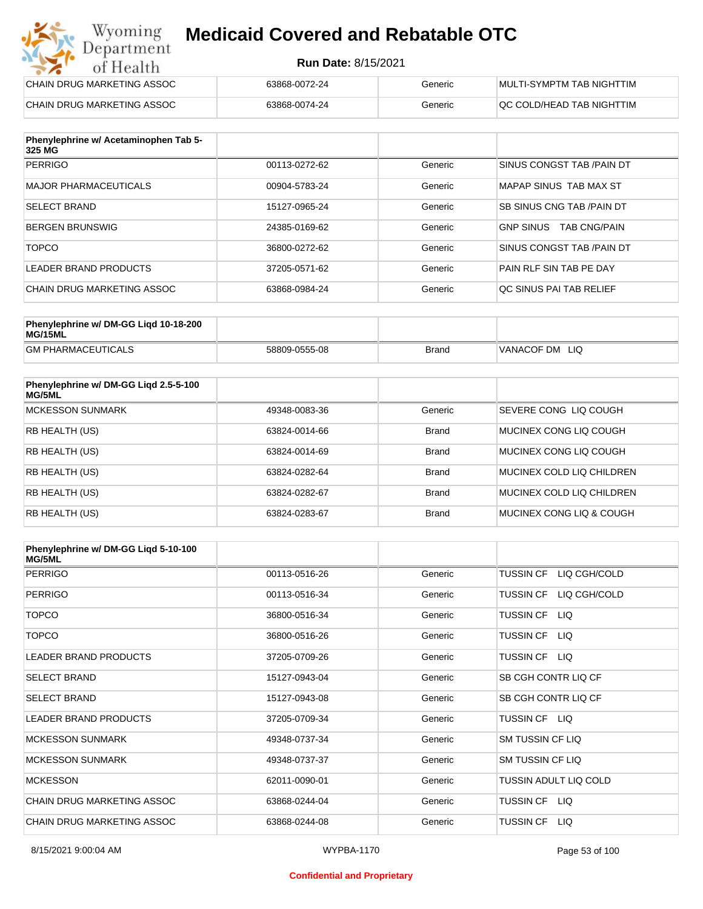# Medicaid Covered and Rebatable OTC

**Run Date:** 8/15/2021

| | | | |
|---|---|---|---|
| CHAIN DRUG MARKETING ASSOC | 63868-0072-24 | Generic | MULTI-SYMPTM TAB NIGHTTIM |
| CHAIN DRUG MARKETING ASSOC | 63868-0074-24 | Generic | QC COLD/HEAD TAB NIGHTTIM |

| Phenylephrine w/ Acetaminophen Tab 5-325 MG | | | |
|---|---|---|---|
| PERRIGO | 00113-0272-62 | Generic | SINUS CONGST TAB /PAIN DT |
| MAJOR PHARMACEUTICALS | 00904-5783-24 | Generic | MAPAP SINUS TAB MAX ST |
| SELECT BRAND | 15127-0965-24 | Generic | SB SINUS CNG TAB /PAIN DT |
| BERGEN BRUNSWIG | 24385-0169-62 | Generic | GNP SINUS TAB CNG/PAIN |
| TOPCO | 36800-0272-62 | Generic | SINUS CONGST TAB /PAIN DT |
| LEADER BRAND PRODUCTS | 37205-0571-62 | Generic | PAIN RLF SIN TAB PE DAY |
| CHAIN DRUG MARKETING ASSOC | 63868-0984-24 | Generic | QC SINUS PAI TAB RELIEF |

| Phenylephrine w/ DM-GG Liqd 10-18-200 MG/15ML | | | |
|---|---|---|---|
| GM PHARMACEUTICALS | 58809-0555-08 | Brand | VANACOF DM LIQ |

| Phenylephrine w/ DM-GG Liqd 2.5-5-100 MG/5ML | | | |
|---|---|---|---|
| MCKESSON SUNMARK | 49348-0083-36 | Generic | SEVERE CONG LIQ COUGH |
| RB HEALTH (US) | 63824-0014-66 | Brand | MUCINEX CONG LIQ COUGH |
| RB HEALTH (US) | 63824-0014-69 | Brand | MUCINEX CONG LIQ COUGH |
| RB HEALTH (US) | 63824-0282-64 | Brand | MUCINEX COLD LIQ CHILDREN |
| RB HEALTH (US) | 63824-0282-67 | Brand | MUCINEX COLD LIQ CHILDREN |
| RB HEALTH (US) | 63824-0283-67 | Brand | MUCINEX CONG LIQ & COUGH |

| Phenylephrine w/ DM-GG Liqd 5-10-100 MG/5ML | | | |
|---|---|---|---|
| PERRIGO | 00113-0516-26 | Generic | TUSSIN CF LIQ CGH/COLD |
| PERRIGO | 00113-0516-34 | Generic | TUSSIN CF LIQ CGH/COLD |
| TOPCO | 36800-0516-34 | Generic | TUSSIN CF LIQ |
| TOPCO | 36800-0516-26 | Generic | TUSSIN CF LIQ |
| LEADER BRAND PRODUCTS | 37205-0709-26 | Generic | TUSSIN CF LIQ |
| SELECT BRAND | 15127-0943-04 | Generic | SB CGH CONTR LIQ CF |
| SELECT BRAND | 15127-0943-08 | Generic | SB CGH CONTR LIQ CF |
| LEADER BRAND PRODUCTS | 37205-0709-34 | Generic | TUSSIN CF LIQ |
| MCKESSON SUNMARK | 49348-0737-34 | Generic | SM TUSSIN CF LIQ |
| MCKESSON SUNMARK | 49348-0737-37 | Generic | SM TUSSIN CF LIQ |
| MCKESSON | 62011-0090-01 | Generic | TUSSIN ADULT LIQ COLD |
| CHAIN DRUG MARKETING ASSOC | 63868-0244-04 | Generic | TUSSIN CF LIQ |
| CHAIN DRUG MARKETING ASSOC | 63868-0244-08 | Generic | TUSSIN CF LIQ |

Confidential and Proprietary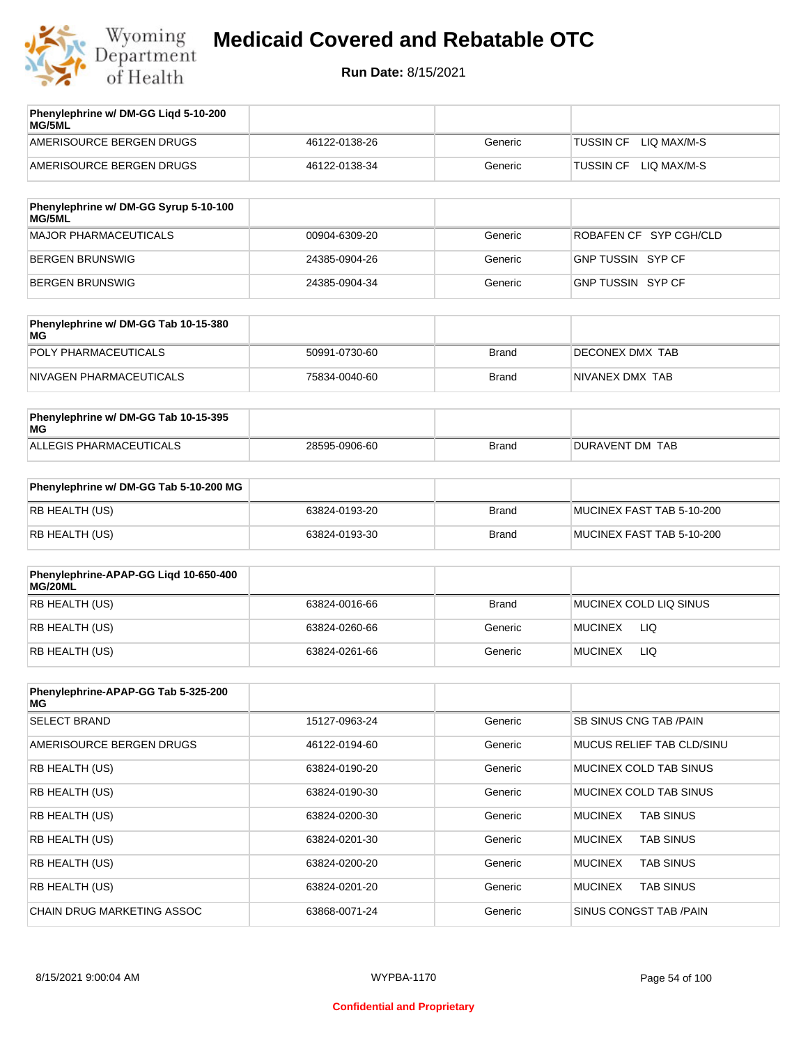# Medicaid Covered and Rebatable OTC

**Run Date:** 8/15/2021

| Phenylephrine w/ DM-GG Liqd 5-10-200 MG/5ML | | | |
|---|---|---|---|
| AMERISOURCE BERGEN DRUGS | 46122-0138-26 | Generic | TUSSIN CF LIQ MAX/M-S |
| AMERISOURCE BERGEN DRUGS | 46122-0138-34 | Generic | TUSSIN CF LIQ MAX/M-S |

| Phenylephrine w/ DM-GG Syrup 5-10-100 MG/5ML | | | |
|---|---|---|---|
| MAJOR PHARMACEUTICALS | 00904-6309-20 | Generic | ROBAFEN CF SYP CGH/CLD |
| BERGEN BRUNSWIG | 24385-0904-26 | Generic | GNP TUSSIN SYP CF |
| BERGEN BRUNSWIG | 24385-0904-34 | Generic | GNP TUSSIN SYP CF |

| Phenylephrine w/ DM-GG Tab 10-15-380 MG | | | |
|---|---|---|---|
| POLY PHARMACEUTICALS | 50991-0730-60 | Brand | DECONEX DMX TAB |
| NIVAGEN PHARMACEUTICALS | 75834-0040-60 | Brand | NIVANEX DMX TAB |

| Phenylephrine w/ DM-GG Tab 10-15-395 MG | | | |
|---|---|---|---|
| ALLEGIS PHARMACEUTICALS | 28595-0906-60 | Brand | DURAVENT DM TAB |

| Phenylephrine w/ DM-GG Tab 5-10-200 MG | | | |
|---|---|---|---|
| RB HEALTH (US) | 63824-0193-20 | Brand | MUCINEX FAST TAB 5-10-200 |
| RB HEALTH (US) | 63824-0193-30 | Brand | MUCINEX FAST TAB 5-10-200 |

| Phenylephrine-APAP-GG Liqd 10-650-400 MG/20ML | | | |
|---|---|---|---|
| RB HEALTH (US) | 63824-0016-66 | Brand | MUCINEX COLD LIQ SINUS |
| RB HEALTH (US) | 63824-0260-66 | Generic | MUCINEX LIQ |
| RB HEALTH (US) | 63824-0261-66 | Generic | MUCINEX LIQ |

| Phenylephrine-APAP-GG Tab 5-325-200 MG | | | |
|---|---|---|---|
| SELECT BRAND | 15127-0963-24 | Generic | SB SINUS CNG TAB /PAIN |
| AMERISOURCE BERGEN DRUGS | 46122-0194-60 | Generic | MUCUS RELIEF TAB CLD/SINU |
| RB HEALTH (US) | 63824-0190-20 | Generic | MUCINEX COLD TAB SINUS |
| RB HEALTH (US) | 63824-0190-30 | Generic | MUCINEX COLD TAB SINUS |
| RB HEALTH (US) | 63824-0200-30 | Generic | MUCINEX TAB SINUS |
| RB HEALTH (US) | 63824-0201-30 | Generic | MUCINEX TAB SINUS |
| RB HEALTH (US) | 63824-0200-20 | Generic | MUCINEX TAB SINUS |
| RB HEALTH (US) | 63824-0201-20 | Generic | MUCINEX TAB SINUS |
| CHAIN DRUG MARKETING ASSOC | 63868-0071-24 | Generic | SINUS CONGST TAB /PAIN |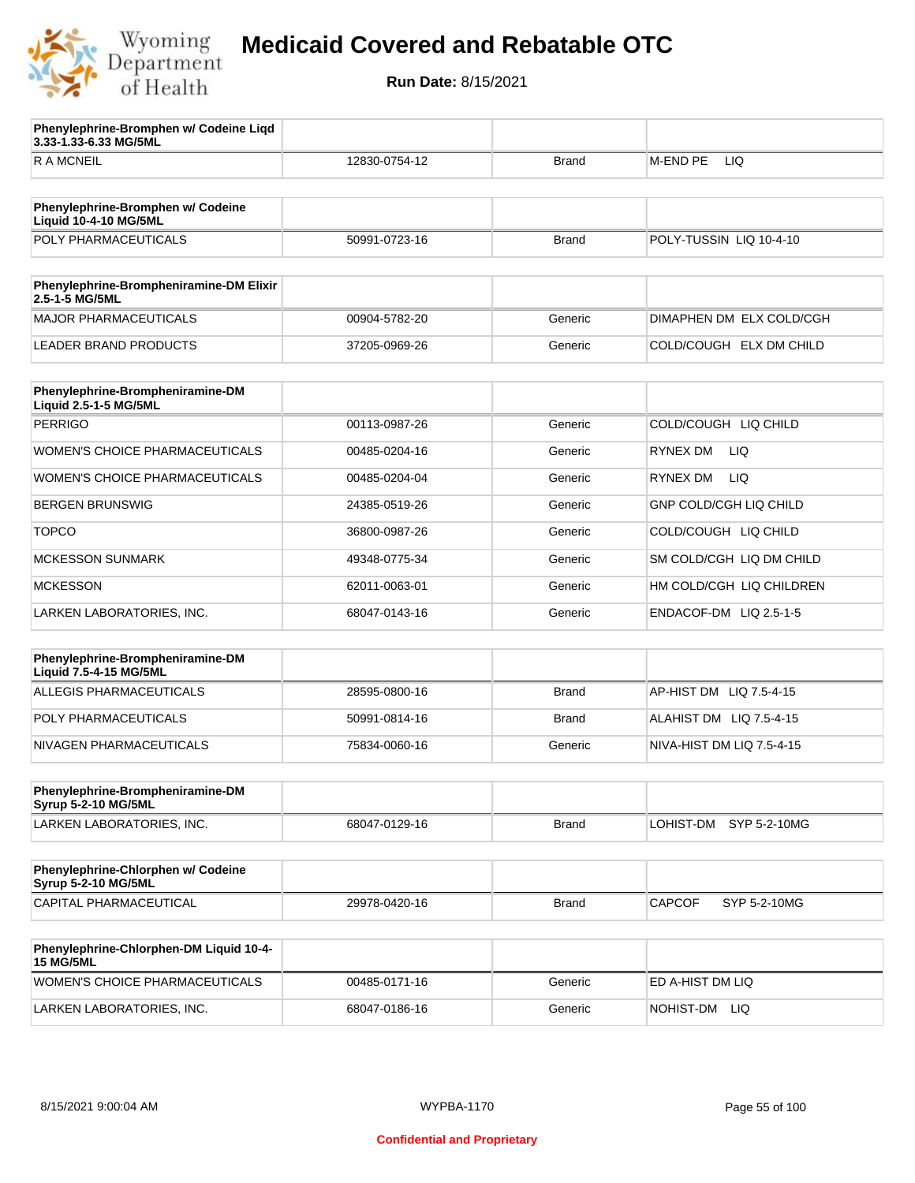# Medicaid Covered and Rebatable OTC

**Run Date:** 8/15/2021

| Phenylephrine-Bromphen w/ Codeine Liqd 3.33-1.33-6.33 MG/5ML | | | |
|---|---|---|---|
| R A MCNEIL | 12830-0754-12 | Brand | M-END PE LIQ |

| Phenylephrine-Bromphen w/ Codeine Liquid 10-4-10 MG/5ML | | | |
|---|---|---|---|
| POLY PHARMACEUTICALS | 50991-0723-16 | Brand | POLY-TUSSIN LIQ 10-4-10 |

| Phenylephrine-Brompheniramine-DM Elixir 2.5-1-5 MG/5ML | | | |
|---|---|---|---|
| MAJOR PHARMACEUTICALS | 00904-5782-20 | Generic | DIMAPHEN DM ELX COLD/CGH |
| LEADER BRAND PRODUCTS | 37205-0969-26 | Generic | COLD/COUGH ELX DM CHILD |

| Phenylephrine-Brompheniramine-DM Liquid 2.5-1-5 MG/5ML | | | |
|---|---|---|---|
| PERRIGO | 00113-0987-26 | Generic | COLD/COUGH LIQ CHILD |
| WOMEN'S CHOICE PHARMACEUTICALS | 00485-0204-16 | Generic | RYNEX DM LIQ |
| WOMEN'S CHOICE PHARMACEUTICALS | 00485-0204-04 | Generic | RYNEX DM LIQ |
| BERGEN BRUNSWIG | 24385-0519-26 | Generic | GNP COLD/CGH LIQ CHILD |
| TOPCO | 36800-0987-26 | Generic | COLD/COUGH LIQ CHILD |
| MCKESSON SUNMARK | 49348-0775-34 | Generic | SM COLD/CGH LIQ DM CHILD |
| MCKESSON | 62011-0063-01 | Generic | HM COLD/CGH LIQ CHILDREN |
| LARKEN LABORATORIES, INC. | 68047-0143-16 | Generic | ENDACOF-DM LIQ 2.5-1-5 |

| Phenylephrine-Brompheniramine-DM Liquid 7.5-4-15 MG/5ML | | | |
|---|---|---|---|
| ALLEGIS PHARMACEUTICALS | 28595-0800-16 | Brand | AP-HIST DM LIQ 7.5-4-15 |
| POLY PHARMACEUTICALS | 50991-0814-16 | Brand | ALAHIST DM LIQ 7.5-4-15 |
| NIVAGEN PHARMACEUTICALS | 75834-0060-16 | Generic | NIVA-HIST DM LIQ 7.5-4-15 |

| Phenylephrine-Brompheniramine-DM Syrup 5-2-10 MG/5ML | | | |
|---|---|---|---|
| LARKEN LABORATORIES, INC. | 68047-0129-16 | Brand | LOHIST-DM SYP 5-2-10MG |

| Phenylephrine-Chlorphen w/ Codeine Syrup 5-2-10 MG/5ML | | | |
|---|---|---|---|
| CAPITAL PHARMACEUTICAL | 29978-0420-16 | Brand | CAPCOF SYP 5-2-10MG |

| Phenylephrine-Chlorphen-DM Liquid 10-4-15 MG/5ML | | | |
|---|---|---|---|
| WOMEN'S CHOICE PHARMACEUTICALS | 00485-0171-16 | Generic | ED A-HIST DM LIQ |
| LARKEN LABORATORIES, INC. | 68047-0186-16 | Generic | NOHIST-DM LIQ |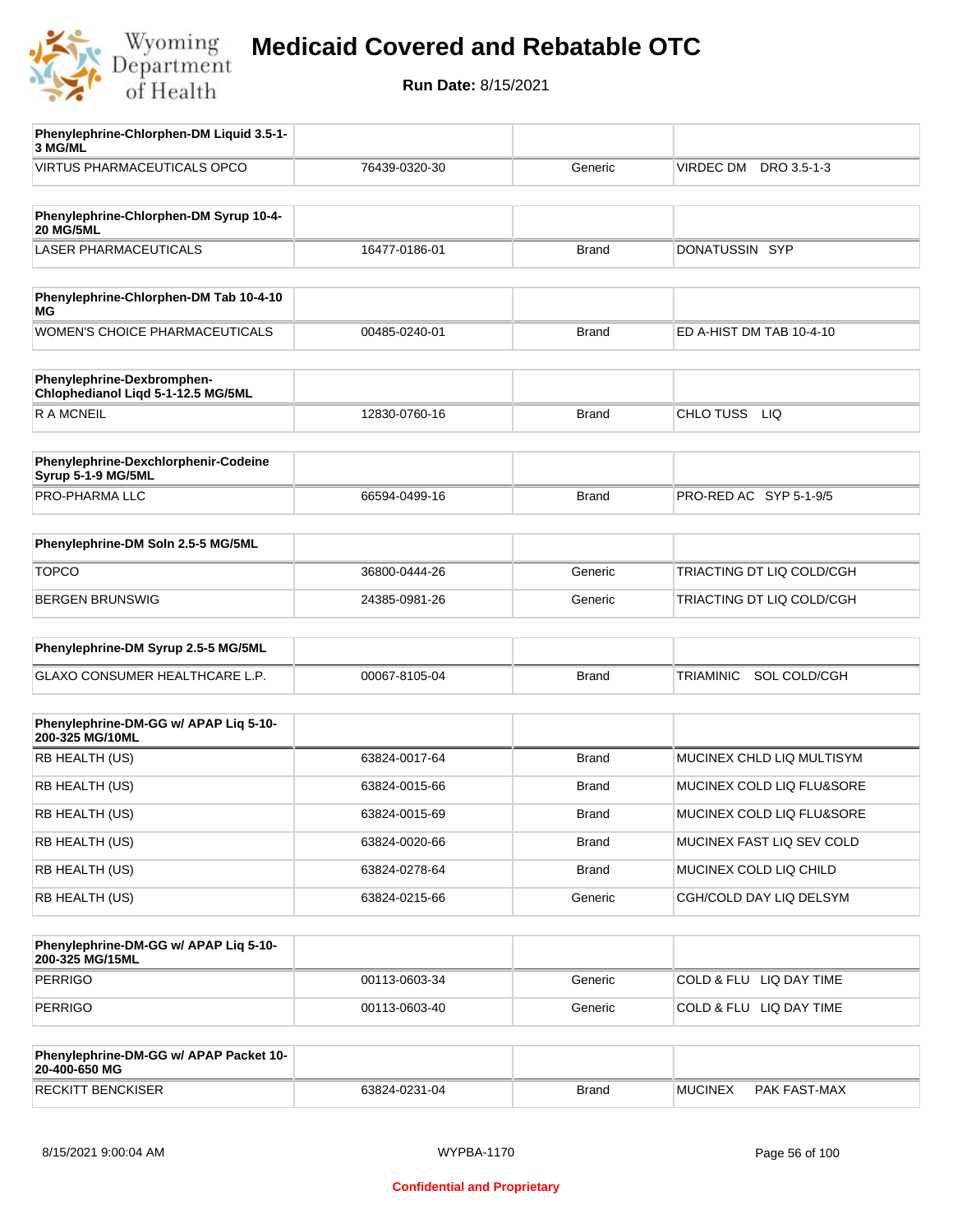# Medicaid Covered and Rebatable OTC

**Run Date:** 8/15/2021

| Phenylephrine-Chlorphen-DM Liquid 3.5-1-3 MG/ML | | | |
|---|---|---|---|
| VIRTUS PHARMACEUTICALS OPCO | 76439-0320-30 | Generic | VIRDEC DM DRO 3.5-1-3 |

| Phenylephrine-Chlorphen-DM Syrup 10-4-20 MG/5ML | | | |
|---|---|---|---|
| LASER PHARMACEUTICALS | 16477-0186-01 | Brand | DONATUSSIN SYP |

| Phenylephrine-Chlorphen-DM Tab 10-4-10 MG | | | |
|---|---|---|---|
| WOMEN'S CHOICE PHARMACEUTICALS | 00485-0240-01 | Brand | ED A-HIST DM TAB 10-4-10 |

| Phenylephrine-Dexbromphen-Chlophedianol Liqd 5-1-12.5 MG/5ML | | | |
|---|---|---|---|
| R A MCNEIL | 12830-0760-16 | Brand | CHLO TUSS LIQ |

| Phenylephrine-Dexchlorphenir-Codeine Syrup 5-1-9 MG/5ML | | | |
|---|---|---|---|
| PRO-PHARMA LLC | 66594-0499-16 | Brand | PRO-RED AC SYP 5-1-9/5 |

| Phenylephrine-DM Soln 2.5-5 MG/5ML | | | |
|---|---|---|---|
| TOPCO | 36800-0444-26 | Generic | TRIACTING DT LIQ COLD/CGH |
| BERGEN BRUNSWIG | 24385-0981-26 | Generic | TRIACTING DT LIQ COLD/CGH |

| Phenylephrine-DM Syrup 2.5-5 MG/5ML | | | |
|---|---|---|---|
| GLAXO CONSUMER HEALTHCARE L.P. | 00067-8105-04 | Brand | TRIAMINIC SOL COLD/CGH |

| Phenylephrine-DM-GG w/ APAP Liq 5-10-200-325 MG/10ML | | | |
|---|---|---|---|
| RB HEALTH (US) | 63824-0017-64 | Brand | MUCINEX CHLD LIQ MULTISYM |
| RB HEALTH (US) | 63824-0015-66 | Brand | MUCINEX COLD LIQ FLU&SORE |
| RB HEALTH (US) | 63824-0015-69 | Brand | MUCINEX COLD LIQ FLU&SORE |
| RB HEALTH (US) | 63824-0020-66 | Brand | MUCINEX FAST LIQ SEV COLD |
| RB HEALTH (US) | 63824-0278-64 | Brand | MUCINEX COLD LIQ CHILD |
| RB HEALTH (US) | 63824-0215-66 | Generic | CGH/COLD DAY LIQ DELSYM |

| Phenylephrine-DM-GG w/ APAP Liq 5-10-200-325 MG/15ML | | | |
|---|---|---|---|
| PERRIGO | 00113-0603-34 | Generic | COLD & FLU LIQ DAY TIME |
| PERRIGO | 00113-0603-40 | Generic | COLD & FLU LIQ DAY TIME |

| Phenylephrine-DM-GG w/ APAP Packet 10-20-400-650 MG | | | |
|---|---|---|---|
| RECKITT BENCKISER | 63824-0231-04 | Brand | MUCINEX PAK FAST-MAX |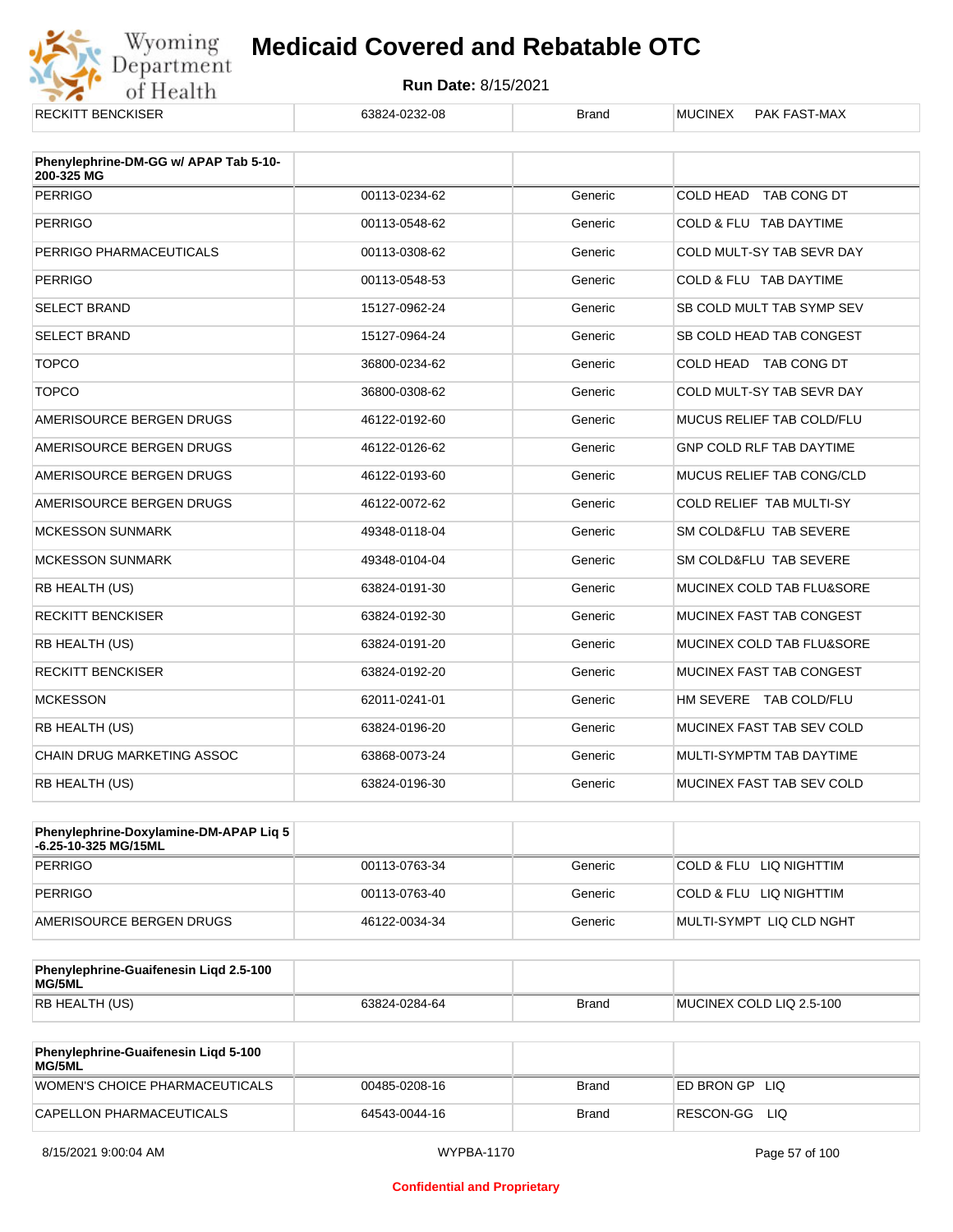| RECKITT BENCKISER | 63824-0232-08 | Brand | MUCINEX PAK FAST-MAX |
|---|---|---|---|

| Phenylephrine-DM-GG w/ APAP Tab 5-10-200-325 MG | | | |
|---|---|---|---|
| PERRIGO | 00113-0234-62 | Generic | COLD HEAD TAB CONG DT |
| PERRIGO | 00113-0548-62 | Generic | COLD & FLU TAB DAYTIME |
| PERRIGO PHARMACEUTICALS | 00113-0308-62 | Generic | COLD MULT-SY TAB SEVR DAY |
| PERRIGO | 00113-0548-53 | Generic | COLD & FLU TAB DAYTIME |
| SELECT BRAND | 15127-0962-24 | Generic | SB COLD MULT TAB SYMP SEV |
| SELECT BRAND | 15127-0964-24 | Generic | SB COLD HEAD TAB CONGEST |
| TOPCO | 36800-0234-62 | Generic | COLD HEAD TAB CONG DT |
| TOPCO | 36800-0308-62 | Generic | COLD MULT-SY TAB SEVR DAY |
| AMERISOURCE BERGEN DRUGS | 46122-0192-60 | Generic | MUCUS RELIEF TAB COLD/FLU |
| AMERISOURCE BERGEN DRUGS | 46122-0126-62 | Generic | GNP COLD RLF TAB DAYTIME |
| AMERISOURCE BERGEN DRUGS | 46122-0193-60 | Generic | MUCUS RELIEF TAB CONG/CLD |
| AMERISOURCE BERGEN DRUGS | 46122-0072-62 | Generic | COLD RELIEF TAB MULTI-SY |
| MCKESSON SUNMARK | 49348-0118-04 | Generic | SM COLD&FLU TAB SEVERE |
| MCKESSON SUNMARK | 49348-0104-04 | Generic | SM COLD&FLU TAB SEVERE |
| RB HEALTH (US) | 63824-0191-30 | Generic | MUCINEX COLD TAB FLU&SORE |
| RECKITT BENCKISER | 63824-0192-30 | Generic | MUCINEX FAST TAB CONGEST |
| RB HEALTH (US) | 63824-0191-20 | Generic | MUCINEX COLD TAB FLU&SORE |
| RECKITT BENCKISER | 63824-0192-20 | Generic | MUCINEX FAST TAB CONGEST |
| MCKESSON | 62011-0241-01 | Generic | HM SEVERE TAB COLD/FLU |
| RB HEALTH (US) | 63824-0196-20 | Generic | MUCINEX FAST TAB SEV COLD |
| CHAIN DRUG MARKETING ASSOC | 63868-0073-24 | Generic | MULTI-SYMPTM TAB DAYTIME |
| RB HEALTH (US) | 63824-0196-30 | Generic | MUCINEX FAST TAB SEV COLD |

| Phenylephrine-Doxylamine-DM-APAP Liq 5-6.25-10-325 MG/15ML | | | |
|---|---|---|---|
| PERRIGO | 00113-0763-34 | Generic | COLD & FLU LIQ NIGHTTIM |
| PERRIGO | 00113-0763-40 | Generic | COLD & FLU LIQ NIGHTTIM |
| AMERISOURCE BERGEN DRUGS | 46122-0034-34 | Generic | MULTI-SYMPT LIQ CLD NGHT |

| Phenylephrine-Guaifenesin Liqd 2.5-100 MG/5ML | | | |
|---|---|---|---|
| RB HEALTH (US) | 63824-0284-64 | Brand | MUCINEX COLD LIQ 2.5-100 |

| Phenylephrine-Guaifenesin Liqd 5-100 MG/5ML | | | |
|---|---|---|---|
| WOMEN'S CHOICE PHARMACEUTICALS | 00485-0208-16 | Brand | ED BRON GP LIQ |
| CAPELLON PHARMACEUTICALS | 64543-0044-16 | Brand | RESCON-GG LIQ |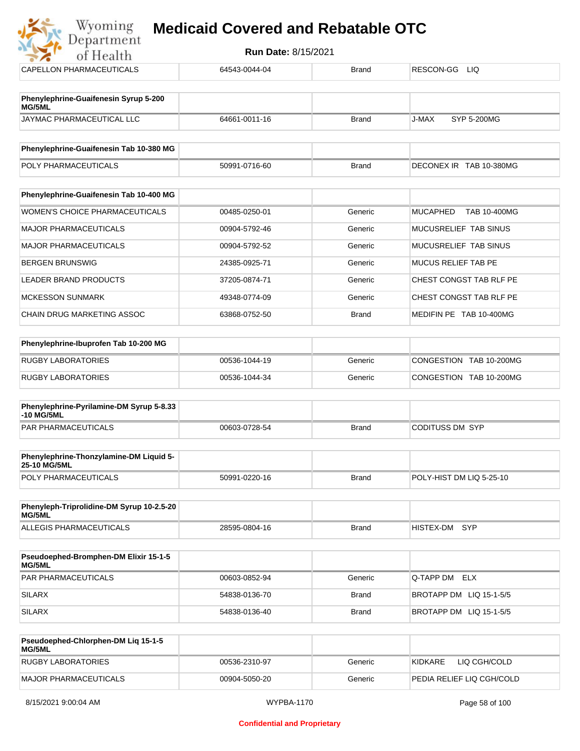| CAPELLON PHARMACEUTICALS | 64543-0044-04 | Brand | RESCON-GG LIQ |
|---|---|---|---|

| **Phenylephrine-Guaifenesin Syrup 5-200 MG/5ML** | | | |
|---|---|---|---|
| JAYMAC PHARMACEUTICAL LLC | 64661-0011-16 | Brand | J-MAX SYP 5-200MG |

| **Phenylephrine-Guaifenesin Tab 10-380 MG** | | | |
|---|---|---|---|
| POLY PHARMACEUTICALS | 50991-0716-60 | Brand | DECONEX IR TAB 10-380MG |

| **Phenylephrine-Guaifenesin Tab 10-400 MG** | | | |
|---|---|---|---|
| WOMEN'S CHOICE PHARMACEUTICALS | 00485-0250-01 | Generic | MUCAPHED TAB 10-400MG |
| MAJOR PHARMACEUTICALS | 00904-5792-46 | Generic | MUCUSRELIEF TAB SINUS |
| MAJOR PHARMACEUTICALS | 00904-5792-52 | Generic | MUCUSRELIEF TAB SINUS |
| BERGEN BRUNSWIG | 24385-0925-71 | Generic | MUCUS RELIEF TAB PE |
| LEADER BRAND PRODUCTS | 37205-0874-71 | Generic | CHEST CONGST TAB RLF PE |
| MCKESSON SUNMARK | 49348-0774-09 | Generic | CHEST CONGST TAB RLF PE |
| CHAIN DRUG MARKETING ASSOC | 63868-0752-50 | Brand | MEDIFIN PE TAB 10-400MG |

| **Phenylephrine-Ibuprofen Tab 10-200 MG** | | | |
|---|---|---|---|
| RUGBY LABORATORIES | 00536-1044-19 | Generic | CONGESTION TAB 10-200MG |
| RUGBY LABORATORIES | 00536-1044-34 | Generic | CONGESTION TAB 10-200MG |

| **Phenylephrine-Pyrilamine-DM Syrup 5-8.33 -10 MG/5ML** | | | |
|---|---|---|---|
| PAR PHARMACEUTICALS | 00603-0728-54 | Brand | CODITUSS DM SYP |

| **Phenylephrine-Thonzylamine-DM Liquid 5-25-10 MG/5ML** | | | |
|---|---|---|---|
| POLY PHARMACEUTICALS | 50991-0220-16 | Brand | POLY-HIST DM LIQ 5-25-10 |

| **Phenyleph-Triprolidine-DM Syrup 10-2.5-20 MG/5ML** | | | |
|---|---|---|---|
| ALLEGIS PHARMACEUTICALS | 28595-0804-16 | Brand | HISTEX-DM SYP |

| **Pseudoephed-Bromphen-DM Elixir 15-1-5 MG/5ML** | | | |
|---|---|---|---|
| PAR PHARMACEUTICALS | 00603-0852-94 | Generic | Q-TAPP DM ELX |
| SILARX | 54838-0136-70 | Brand | BROTAPP DM LIQ 15-1-5/5 |
| SILARX | 54838-0136-40 | Brand | BROTAPP DM LIQ 15-1-5/5 |

| **Pseudoephed-Chlorphen-DM Liq 15-1-5 MG/5ML** | | | |
|---|---|---|---|
| RUGBY LABORATORIES | 00536-2310-97 | Generic | KIDKARE LIQ CGH/COLD |
| MAJOR PHARMACEUTICALS | 00904-5050-20 | Generic | PEDIA RELIEF LIQ CGH/COLD |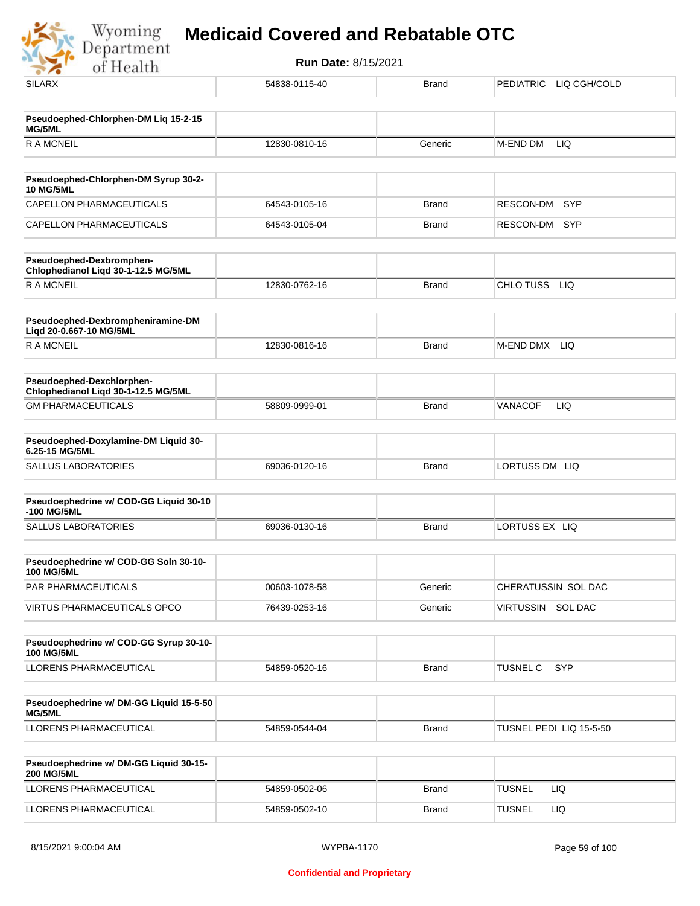| | | | |
|---|---|---|---|
| SILARX | 54838-0115-40 | Brand | PEDIATRIC LIQ CGH/COLD |

| **Pseudoephed-Chlorphen-DM Liq 15-2-15 MG/5ML** | | | |
|---|---|---|---|
| R A MCNEIL | 12830-0810-16 | Generic | M-END DM LIQ |

| **Pseudoephed-Chlorphen-DM Syrup 30-2-10 MG/5ML** | | | |
|---|---|---|---|
| CAPELLON PHARMACEUTICALS | 64543-0105-16 | Brand | RESCON-DM SYP |
| CAPELLON PHARMACEUTICALS | 64543-0105-04 | Brand | RESCON-DM SYP |

| **Pseudoephed-Dexbromphen-Chlophedianol Liqd 30-1-12.5 MG/5ML** | | | |
|---|---|---|---|
| R A MCNEIL | 12830-0762-16 | Brand | CHLO TUSS LIQ |

| **Pseudoephed-Dexbrompheniramine-DM Liqd 20-0.667-10 MG/5ML** | | | |
|---|---|---|---|
| R A MCNEIL | 12830-0816-16 | Brand | M-END DMX LIQ |

| **Pseudoephed-Dexchlorphen-Chlophedianol Liqd 30-1-12.5 MG/5ML** | | | |
|---|---|---|---|
| GM PHARMACEUTICALS | 58809-0999-01 | Brand | VANACOF LIQ |

| **Pseudoephed-Doxylamine-DM Liquid 30-6.25-15 MG/5ML** | | | |
|---|---|---|---|
| SALLUS LABORATORIES | 69036-0120-16 | Brand | LORTUSS DM LIQ |

| **Pseudoephedrine w/ COD-GG Liquid 30-10-100 MG/5ML** | | | |
|---|---|---|---|
| SALLUS LABORATORIES | 69036-0130-16 | Brand | LORTUSS EX LIQ |

| **Pseudoephedrine w/ COD-GG Soln 30-10-100 MG/5ML** | | | |
|---|---|---|---|
| PAR PHARMACEUTICALS | 00603-1078-58 | Generic | CHERATUSSIN SOL DAC |
| VIRTUS PHARMACEUTICALS OPCO | 76439-0253-16 | Generic | VIRTUSSIN SOL DAC |

| **Pseudoephedrine w/ COD-GG Syrup 30-10-100 MG/5ML** | | | |
|---|---|---|---|
| LLORENS PHARMACEUTICAL | 54859-0520-16 | Brand | TUSNEL C SYP |

| **Pseudoephedrine w/ DM-GG Liquid 15-5-50 MG/5ML** | | | |
|---|---|---|---|
| LLORENS PHARMACEUTICAL | 54859-0544-04 | Brand | TUSNEL PEDI LIQ 15-5-50 |

| **Pseudoephedrine w/ DM-GG Liquid 30-15-200 MG/5ML** | | | |
|---|---|---|---|
| LLORENS PHARMACEUTICAL | 54859-0502-06 | Brand | TUSNEL LIQ |
| LLORENS PHARMACEUTICAL | 54859-0502-10 | Brand | TUSNEL LIQ |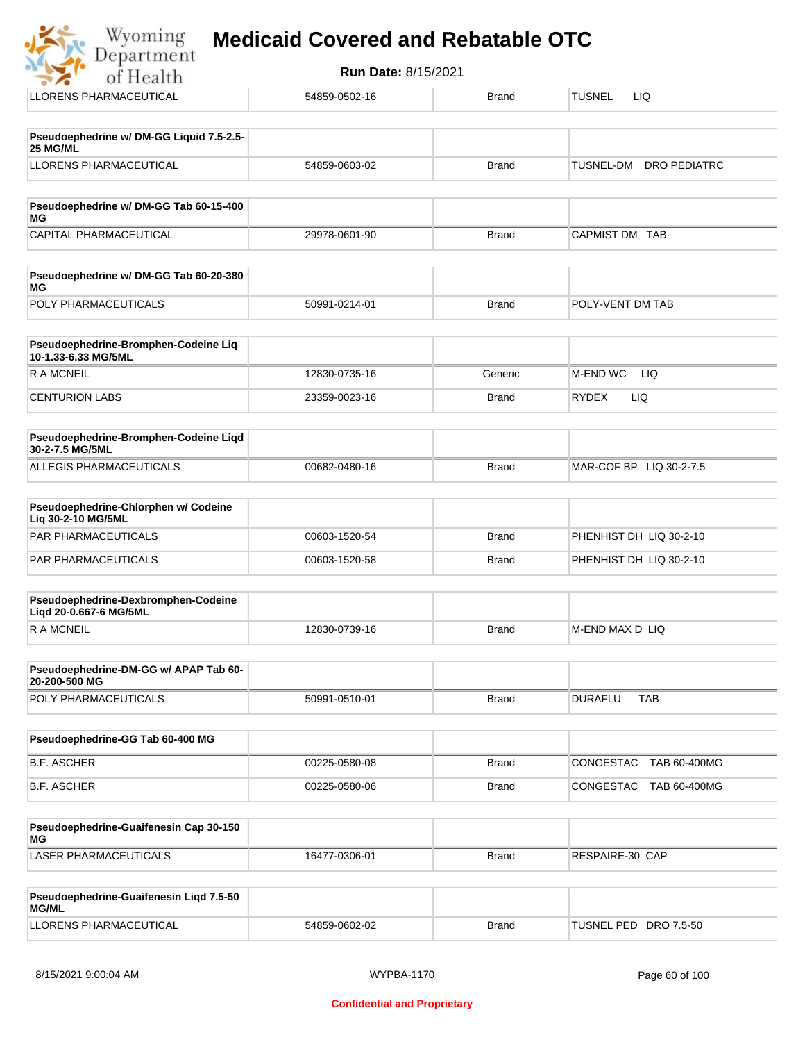| LLORENS PHARMACEUTICAL | 54859-0502-16 | Brand | TUSNEL LIQ |
|---|---|---|---|

| **Pseudoephedrine w/ DM-GG Liquid 7.5-2.5-25 MG/ML** | | | |
|---|---|---|---|
| LLORENS PHARMACEUTICAL | 54859-0603-02 | Brand | TUSNEL-DM DRO PEDIATRC |

| **Pseudoephedrine w/ DM-GG Tab 60-15-400 MG** | | | |
|---|---|---|---|
| CAPITAL PHARMACEUTICAL | 29978-0601-90 | Brand | CAPMIST DM TAB |

| **Pseudoephedrine w/ DM-GG Tab 60-20-380 MG** | | | |
|---|---|---|---|
| POLY PHARMACEUTICALS | 50991-0214-01 | Brand | POLY-VENT DM TAB |

| **Pseudoephedrine-Bromphen-Codeine Liq 10-1.33-6.33 MG/5ML** | | | |
|---|---|---|---|
| R A MCNEIL | 12830-0735-16 | Generic | M-END WC LIQ |
| CENTURION LABS | 23359-0023-16 | Brand | RYDEX LIQ |

| **Pseudoephedrine-Bromphen-Codeine Liqd 30-2-7.5 MG/5ML** | | | |
|---|---|---|---|
| ALLEGIS PHARMACEUTICALS | 00682-0480-16 | Brand | MAR-COF BP LIQ 30-2-7.5 |

| **Pseudoephedrine-Chlorphen w/ Codeine Liq 30-2-10 MG/5ML** | | | |
|---|---|---|---|
| PAR PHARMACEUTICALS | 00603-1520-54 | Brand | PHENHIST DH LIQ 30-2-10 |
| PAR PHARMACEUTICALS | 00603-1520-58 | Brand | PHENHIST DH LIQ 30-2-10 |

| **Pseudoephedrine-Dexbromphen-Codeine Liqd 20-0.667-6 MG/5ML** | | | |
|---|---|---|---|
| R A MCNEIL | 12830-0739-16 | Brand | M-END MAX D LIQ |

| **Pseudoephedrine-DM-GG w/ APAP Tab 60-20-200-500 MG** | | | |
|---|---|---|---|
| POLY PHARMACEUTICALS | 50991-0510-01 | Brand | DURAFLU TAB |

| **Pseudoephedrine-GG Tab 60-400 MG** | | | |
|---|---|---|---|
| B.F. ASCHER | 00225-0580-08 | Brand | CONGESTAC TAB 60-400MG |
| B.F. ASCHER | 00225-0580-06 | Brand | CONGESTAC TAB 60-400MG |

| **Pseudoephedrine-Guaifenesin Cap 30-150 MG** | | | |
|---|---|---|---|
| LASER PHARMACEUTICALS | 16477-0306-01 | Brand | RESPAIRE-30 CAP |

| **Pseudoephedrine-Guaifenesin Liqd 7.5-50 MG/ML** | | | |
|---|---|---|---|
| LLORENS PHARMACEUTICAL | 54859-0602-02 | Brand | TUSNEL PED DRO 7.5-50 |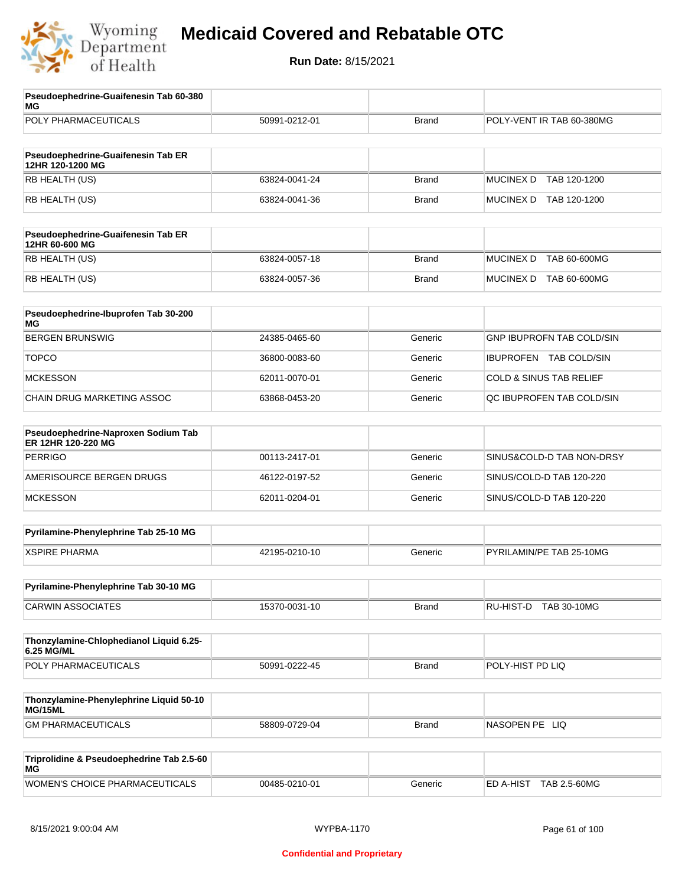# Medicaid Covered and Rebatable OTC

**Run Date:** 8/15/2021

| Pseudoephedrine-Guaifenesin Tab 60-380 MG | | | |
|---|---|---|---|
| POLY PHARMACEUTICALS | 50991-0212-01 | Brand | POLY-VENT IR TAB 60-380MG |

| Pseudoephedrine-Guaifenesin Tab ER 12HR 120-1200 MG | | | |
|---|---|---|---|
| RB HEALTH (US) | 63824-0041-24 | Brand | MUCINEX D TAB 120-1200 |
| RB HEALTH (US) | 63824-0041-36 | Brand | MUCINEX D TAB 120-1200 |

| Pseudoephedrine-Guaifenesin Tab ER 12HR 60-600 MG | | | |
|---|---|---|---|
| RB HEALTH (US) | 63824-0057-18 | Brand | MUCINEX D TAB 60-600MG |
| RB HEALTH (US) | 63824-0057-36 | Brand | MUCINEX D TAB 60-600MG |

| Pseudoephedrine-Ibuprofen Tab 30-200 MG | | | |
|---|---|---|---|
| BERGEN BRUNSWIG | 24385-0465-60 | Generic | GNP IBUPROFN TAB COLD/SIN |
| TOPCO | 36800-0083-60 | Generic | IBUPROFEN TAB COLD/SIN |
| MCKESSON | 62011-0070-01 | Generic | COLD & SINUS TAB RELIEF |
| CHAIN DRUG MARKETING ASSOC | 63868-0453-20 | Generic | QC IBUPROFEN TAB COLD/SIN |

| Pseudoephedrine-Naproxen Sodium Tab ER 12HR 120-220 MG | | | |
|---|---|---|---|
| PERRIGO | 00113-2417-01 | Generic | SINUS&COLD-D TAB NON-DRSY |
| AMERISOURCE BERGEN DRUGS | 46122-0197-52 | Generic | SINUS/COLD-D TAB 120-220 |
| MCKESSON | 62011-0204-01 | Generic | SINUS/COLD-D TAB 120-220 |

| Pyrilamine-Phenylephrine Tab 25-10 MG | | | |
|---|---|---|---|
| XSPIRE PHARMA | 42195-0210-10 | Generic | PYRILAMIN/PE TAB 25-10MG |

| Pyrilamine-Phenylephrine Tab 30-10 MG | | | |
|---|---|---|---|
| CARWIN ASSOCIATES | 15370-0031-10 | Brand | RU-HIST-D TAB 30-10MG |

| Thonzylamine-Chlophedianol Liquid 6.25-6.25 MG/ML | | | |
|---|---|---|---|
| POLY PHARMACEUTICALS | 50991-0222-45 | Brand | POLY-HIST PD LIQ |

| Thonzylamine-Phenylephrine Liquid 50-10 MG/15ML | | | |
|---|---|---|---|
| GM PHARMACEUTICALS | 58809-0729-04 | Brand | NASOPEN PE LIQ |

| Triprolidine & Pseudoephedrine Tab 2.5-60 MG | | | |
|---|---|---|---|
| WOMEN'S CHOICE PHARMACEUTICALS | 00485-0210-01 | Generic | ED A-HIST TAB 2.5-60MG |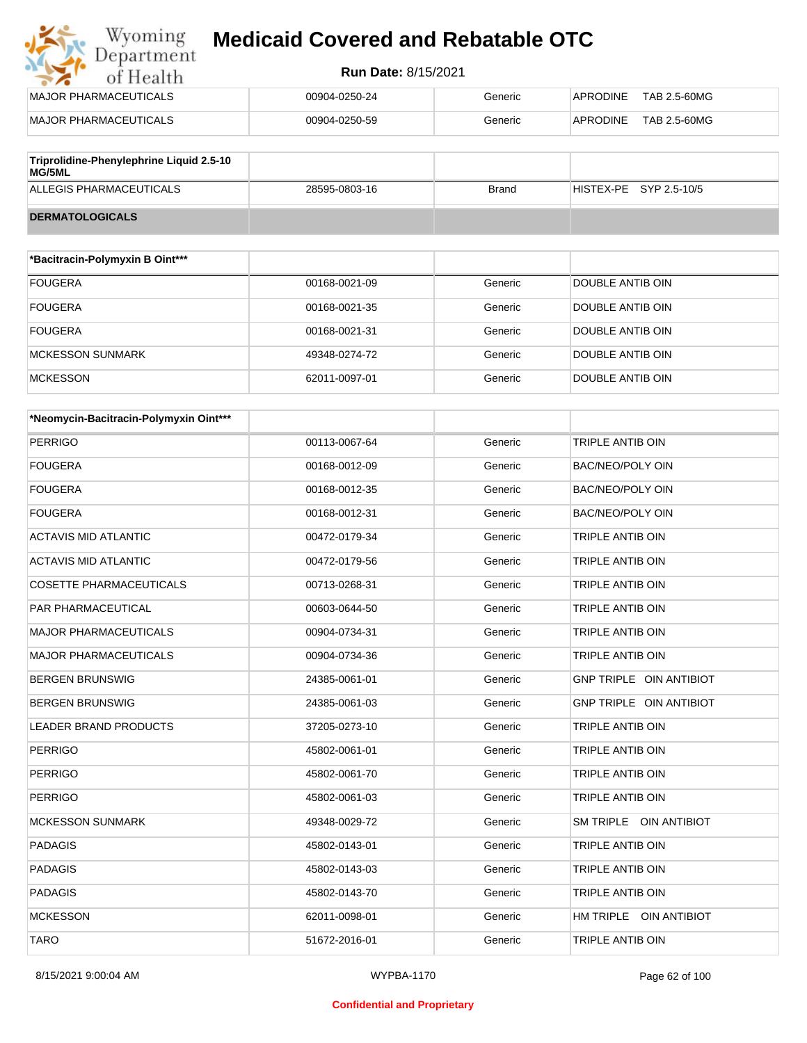| | | | |
|---|---|---|---|
| MAJOR PHARMACEUTICALS | 00904-0250-24 | Generic | APRODINE TAB 2.5-60MG |
| MAJOR PHARMACEUTICALS | 00904-0250-59 | Generic | APRODINE TAB 2.5-60MG |

| Triprolidine-Phenylephrine Liquid 2.5-10 MG/5ML | | | |
|---|---|---|---|
| ALLEGIS PHARMACEUTICALS | 28595-0803-16 | Brand | HISTEX-PE SYP 2.5-10/5 |

**DERMATOLOGICALS**

| *Bacitracin-Polymyxin B Oint*** | | | |
|---|---|---|---|
| FOUGERA | 00168-0021-09 | Generic | DOUBLE ANTIB OIN |
| FOUGERA | 00168-0021-35 | Generic | DOUBLE ANTIB OIN |
| FOUGERA | 00168-0021-31 | Generic | DOUBLE ANTIB OIN |
| MCKESSON SUNMARK | 49348-0274-72 | Generic | DOUBLE ANTIB OIN |
| MCKESSON | 62011-0097-01 | Generic | DOUBLE ANTIB OIN |

| *Neomycin-Bacitracin-Polymyxin Oint*** | | | |
|---|---|---|---|
| PERRIGO | 00113-0067-64 | Generic | TRIPLE ANTIB OIN |
| FOUGERA | 00168-0012-09 | Generic | BAC/NEO/POLY OIN |
| FOUGERA | 00168-0012-35 | Generic | BAC/NEO/POLY OIN |
| FOUGERA | 00168-0012-31 | Generic | BAC/NEO/POLY OIN |
| ACTAVIS MID ATLANTIC | 00472-0179-34 | Generic | TRIPLE ANTIB OIN |
| ACTAVIS MID ATLANTIC | 00472-0179-56 | Generic | TRIPLE ANTIB OIN |
| COSETTE PHARMACEUTICALS | 00713-0268-31 | Generic | TRIPLE ANTIB OIN |
| PAR PHARMACEUTICAL | 00603-0644-50 | Generic | TRIPLE ANTIB OIN |
| MAJOR PHARMACEUTICALS | 00904-0734-31 | Generic | TRIPLE ANTIB OIN |
| MAJOR PHARMACEUTICALS | 00904-0734-36 | Generic | TRIPLE ANTIB OIN |
| BERGEN BRUNSWIG | 24385-0061-01 | Generic | GNP TRIPLE OIN ANTIBIOT |
| BERGEN BRUNSWIG | 24385-0061-03 | Generic | GNP TRIPLE OIN ANTIBIOT |
| LEADER BRAND PRODUCTS | 37205-0273-10 | Generic | TRIPLE ANTIB OIN |
| PERRIGO | 45802-0061-01 | Generic | TRIPLE ANTIB OIN |
| PERRIGO | 45802-0061-70 | Generic | TRIPLE ANTIB OIN |
| PERRIGO | 45802-0061-03 | Generic | TRIPLE ANTIB OIN |
| MCKESSON SUNMARK | 49348-0029-72 | Generic | SM TRIPLE OIN ANTIBIOT |
| PADAGIS | 45802-0143-01 | Generic | TRIPLE ANTIB OIN |
| PADAGIS | 45802-0143-03 | Generic | TRIPLE ANTIB OIN |
| PADAGIS | 45802-0143-70 | Generic | TRIPLE ANTIB OIN |
| MCKESSON | 62011-0098-01 | Generic | HM TRIPLE OIN ANTIBIOT |
| TARO | 51672-2016-01 | Generic | TRIPLE ANTIB OIN |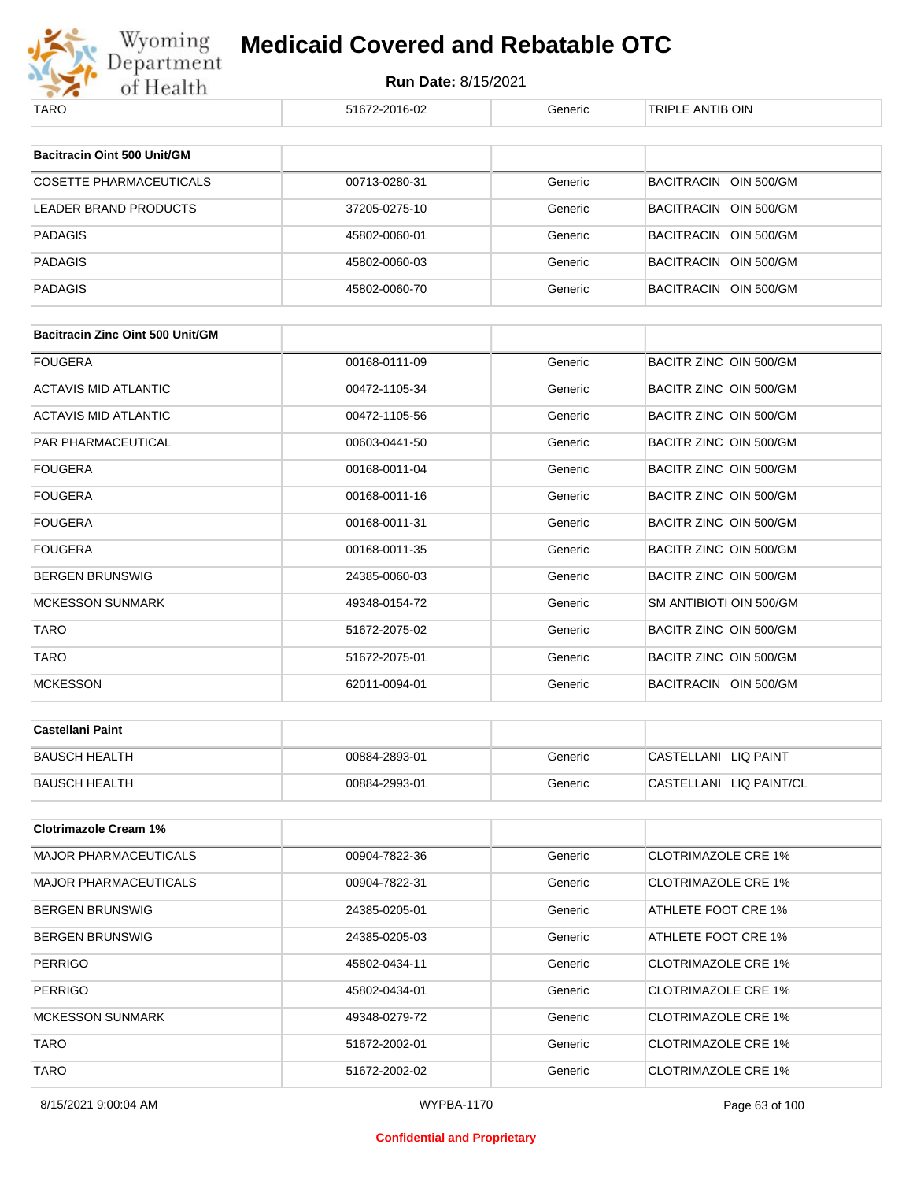# Medicaid Covered and Rebatable OTC

**Run Date:** 8/15/2021

| TARO | 51672-2016-02 | Generic | TRIPLE ANTIB OIN |
|---|---|---|---|

| Bacitracin Oint 500 Unit/GM | | | |
|---|---|---|---|
| COSETTE PHARMACEUTICALS | 00713-0280-31 | Generic | BACITRACIN OIN 500/GM |
| LEADER BRAND PRODUCTS | 37205-0275-10 | Generic | BACITRACIN OIN 500/GM |
| PADAGIS | 45802-0060-01 | Generic | BACITRACIN OIN 500/GM |
| PADAGIS | 45802-0060-03 | Generic | BACITRACIN OIN 500/GM |
| PADAGIS | 45802-0060-70 | Generic | BACITRACIN OIN 500/GM |

| Bacitracin Zinc Oint 500 Unit/GM | | | |
|---|---|---|---|
| FOUGERA | 00168-0111-09 | Generic | BACITR ZINC OIN 500/GM |
| ACTAVIS MID ATLANTIC | 00472-1105-34 | Generic | BACITR ZINC OIN 500/GM |
| ACTAVIS MID ATLANTIC | 00472-1105-56 | Generic | BACITR ZINC OIN 500/GM |
| PAR PHARMACEUTICAL | 00603-0441-50 | Generic | BACITR ZINC OIN 500/GM |
| FOUGERA | 00168-0011-04 | Generic | BACITR ZINC OIN 500/GM |
| FOUGERA | 00168-0011-16 | Generic | BACITR ZINC OIN 500/GM |
| FOUGERA | 00168-0011-31 | Generic | BACITR ZINC OIN 500/GM |
| FOUGERA | 00168-0011-35 | Generic | BACITR ZINC OIN 500/GM |
| BERGEN BRUNSWIG | 24385-0060-03 | Generic | BACITR ZINC OIN 500/GM |
| MCKESSON SUNMARK | 49348-0154-72 | Generic | SM ANTIBIOTI OIN 500/GM |
| TARO | 51672-2075-02 | Generic | BACITR ZINC OIN 500/GM |
| TARO | 51672-2075-01 | Generic | BACITR ZINC OIN 500/GM |
| MCKESSON | 62011-0094-01 | Generic | BACITRACIN OIN 500/GM |

| Castellani Paint | | | |
|---|---|---|---|
| BAUSCH HEALTH | 00884-2893-01 | Generic | CASTELLANI LIQ PAINT |
| BAUSCH HEALTH | 00884-2993-01 | Generic | CASTELLANI LIQ PAINT/CL |

| Clotrimazole Cream 1% | | | |
|---|---|---|---|
| MAJOR PHARMACEUTICALS | 00904-7822-36 | Generic | CLOTRIMAZOLE CRE 1% |
| MAJOR PHARMACEUTICALS | 00904-7822-31 | Generic | CLOTRIMAZOLE CRE 1% |
| BERGEN BRUNSWIG | 24385-0205-01 | Generic | ATHLETE FOOT CRE 1% |
| BERGEN BRUNSWIG | 24385-0205-03 | Generic | ATHLETE FOOT CRE 1% |
| PERRIGO | 45802-0434-11 | Generic | CLOTRIMAZOLE CRE 1% |
| PERRIGO | 45802-0434-01 | Generic | CLOTRIMAZOLE CRE 1% |
| MCKESSON SUNMARK | 49348-0279-72 | Generic | CLOTRIMAZOLE CRE 1% |
| TARO | 51672-2002-01 | Generic | CLOTRIMAZOLE CRE 1% |
| TARO | 51672-2002-02 | Generic | CLOTRIMAZOLE CRE 1% |

8/15/2021 9:00:04 AM WYPBA-1170

**Confidential and Proprietary**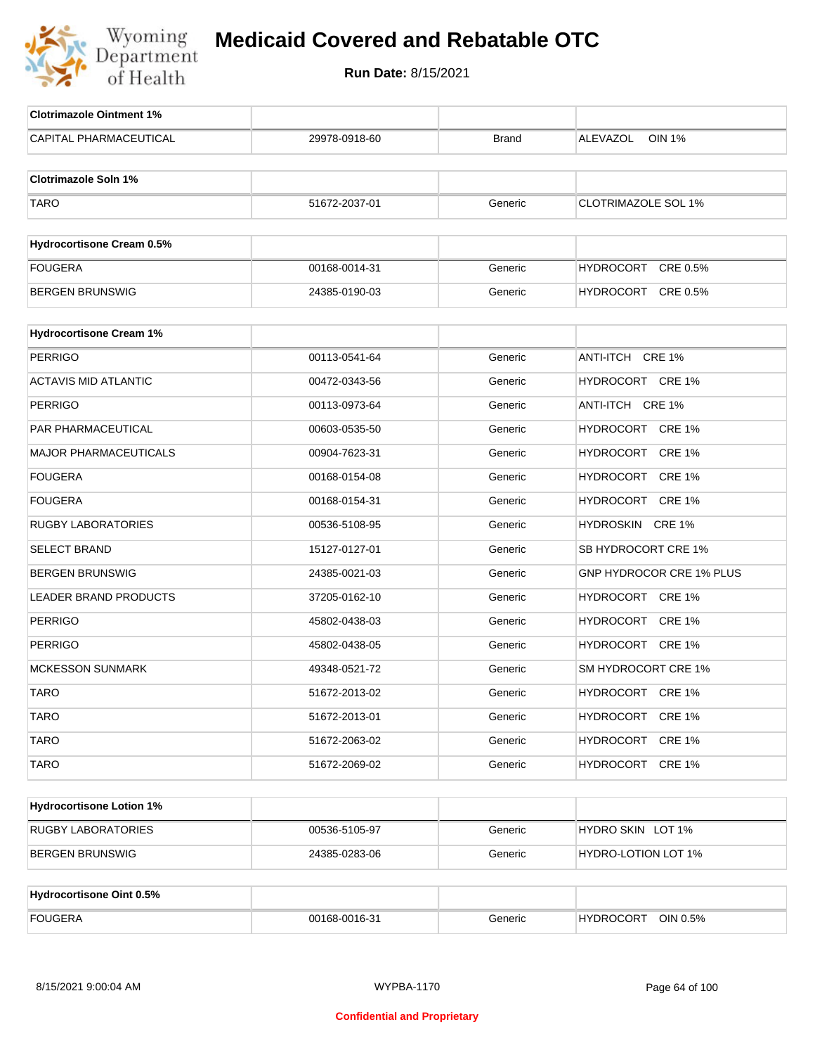# Medicaid Covered and Rebatable OTC

**Run Date:** 8/15/2021

| Clotrimazole Ointment 1% | | | |
|---|---|---|---|
| CAPITAL PHARMACEUTICAL | 29978-0918-60 | Brand | ALEVAZOL OIN 1% |

| Clotrimazole Soln 1% | | | |
|---|---|---|---|
| TARO | 51672-2037-01 | Generic | CLOTRIMAZOLE SOL 1% |

| Hydrocortisone Cream 0.5% | | | |
|---|---|---|---|
| FOUGERA | 00168-0014-31 | Generic | HYDROCORT CRE 0.5% |
| BERGEN BRUNSWIG | 24385-0190-03 | Generic | HYDROCORT CRE 0.5% |

| Hydrocortisone Cream 1% | | | |
|---|---|---|---|
| PERRIGO | 00113-0541-64 | Generic | ANTI-ITCH CRE 1% |
| ACTAVIS MID ATLANTIC | 00472-0343-56 | Generic | HYDROCORT CRE 1% |
| PERRIGO | 00113-0973-64 | Generic | ANTI-ITCH CRE 1% |
| PAR PHARMACEUTICAL | 00603-0535-50 | Generic | HYDROCORT CRE 1% |
| MAJOR PHARMACEUTICALS | 00904-7623-31 | Generic | HYDROCORT CRE 1% |
| FOUGERA | 00168-0154-08 | Generic | HYDROCORT CRE 1% |
| FOUGERA | 00168-0154-31 | Generic | HYDROCORT CRE 1% |
| RUGBY LABORATORIES | 00536-5108-95 | Generic | HYDROSKIN CRE 1% |
| SELECT BRAND | 15127-0127-01 | Generic | SB HYDROCORT CRE 1% |
| BERGEN BRUNSWIG | 24385-0021-03 | Generic | GNP HYDROCOR CRE 1% PLUS |
| LEADER BRAND PRODUCTS | 37205-0162-10 | Generic | HYDROCORT CRE 1% |
| PERRIGO | 45802-0438-03 | Generic | HYDROCORT CRE 1% |
| PERRIGO | 45802-0438-05 | Generic | HYDROCORT CRE 1% |
| MCKESSON SUNMARK | 49348-0521-72 | Generic | SM HYDROCORT CRE 1% |
| TARO | 51672-2013-02 | Generic | HYDROCORT CRE 1% |
| TARO | 51672-2013-01 | Generic | HYDROCORT CRE 1% |
| TARO | 51672-2063-02 | Generic | HYDROCORT CRE 1% |
| TARO | 51672-2069-02 | Generic | HYDROCORT CRE 1% |

| Hydrocortisone Lotion 1% | | | |
|---|---|---|---|
| RUGBY LABORATORIES | 00536-5105-97 | Generic | HYDRO SKIN LOT 1% |
| BERGEN BRUNSWIG | 24385-0283-06 | Generic | HYDRO-LOTION LOT 1% |

| Hydrocortisone Oint 0.5% | | | |
|---|---|---|---|
| FOUGERA | 00168-0016-31 | Generic | HYDROCORT OIN 0.5% |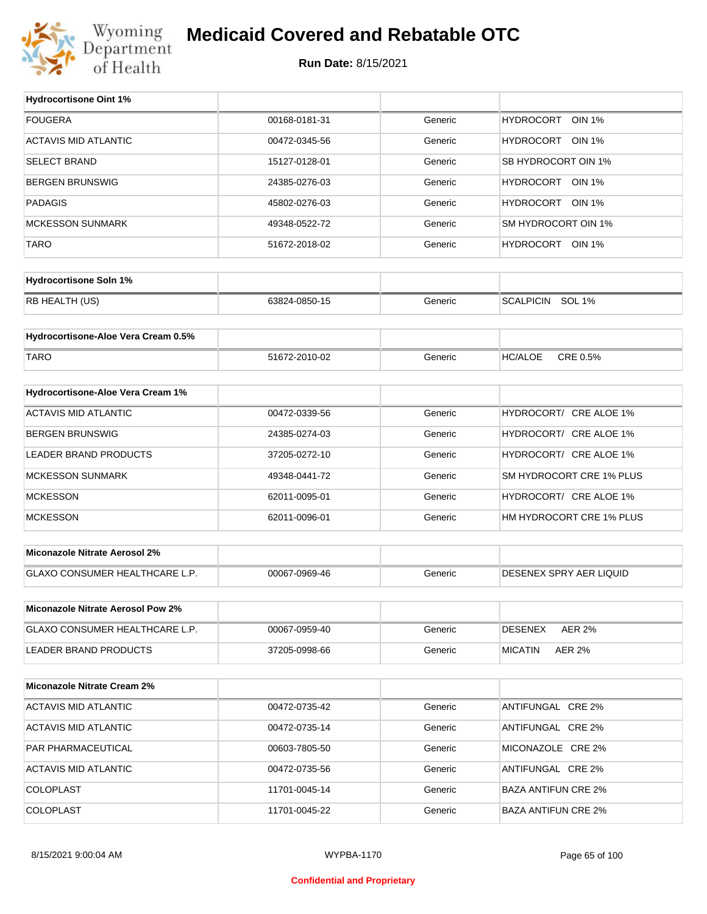# Medicaid Covered and Rebatable OTC

**Run Date:** 8/15/2021

| Hydrocortisone Oint 1% | | | |
|---|---|---|---|
| FOUGERA | 00168-0181-31 | Generic | HYDROCORT OIN 1% |
| ACTAVIS MID ATLANTIC | 00472-0345-56 | Generic | HYDROCORT OIN 1% |
| SELECT BRAND | 15127-0128-01 | Generic | SB HYDROCORT OIN 1% |
| BERGEN BRUNSWIG | 24385-0276-03 | Generic | HYDROCORT OIN 1% |
| PADAGIS | 45802-0276-03 | Generic | HYDROCORT OIN 1% |
| MCKESSON SUNMARK | 49348-0522-72 | Generic | SM HYDROCORT OIN 1% |
| TARO | 51672-2018-02 | Generic | HYDROCORT OIN 1% |

| Hydrocortisone Soln 1% | | | |
|---|---|---|---|
| RB HEALTH (US) | 63824-0850-15 | Generic | SCALPICIN SOL 1% |

| Hydrocortisone-Aloe Vera Cream 0.5% | | | |
|---|---|---|---|
| TARO | 51672-2010-02 | Generic | HC/ALOE CRE 0.5% |

| Hydrocortisone-Aloe Vera Cream 1% | | | |
|---|---|---|---|
| ACTAVIS MID ATLANTIC | 00472-0339-56 | Generic | HYDROCORT/ CRE ALOE 1% |
| BERGEN BRUNSWIG | 24385-0274-03 | Generic | HYDROCORT/ CRE ALOE 1% |
| LEADER BRAND PRODUCTS | 37205-0272-10 | Generic | HYDROCORT/ CRE ALOE 1% |
| MCKESSON SUNMARK | 49348-0441-72 | Generic | SM HYDROCORT CRE 1% PLUS |
| MCKESSON | 62011-0095-01 | Generic | HYDROCORT/ CRE ALOE 1% |
| MCKESSON | 62011-0096-01 | Generic | HM HYDROCORT CRE 1% PLUS |

| Miconazole Nitrate Aerosol 2% | | | |
|---|---|---|---|
| GLAXO CONSUMER HEALTHCARE L.P. | 00067-0969-46 | Generic | DESENEX SPRY AER LIQUID |

| Miconazole Nitrate Aerosol Pow 2% | | | |
|---|---|---|---|
| GLAXO CONSUMER HEALTHCARE L.P. | 00067-0959-40 | Generic | DESENEX AER 2% |
| LEADER BRAND PRODUCTS | 37205-0998-66 | Generic | MICATIN AER 2% |

| Miconazole Nitrate Cream 2% | | | |
|---|---|---|---|
| ACTAVIS MID ATLANTIC | 00472-0735-42 | Generic | ANTIFUNGAL CRE 2% |
| ACTAVIS MID ATLANTIC | 00472-0735-14 | Generic | ANTIFUNGAL CRE 2% |
| PAR PHARMACEUTICAL | 00603-7805-50 | Generic | MICONAZOLE CRE 2% |
| ACTAVIS MID ATLANTIC | 00472-0735-56 | Generic | ANTIFUNGAL CRE 2% |
| COLOPLAST | 11701-0045-14 | Generic | BAZA ANTIFUN CRE 2% |
| COLOPLAST | 11701-0045-22 | Generic | BAZA ANTIFUN CRE 2% |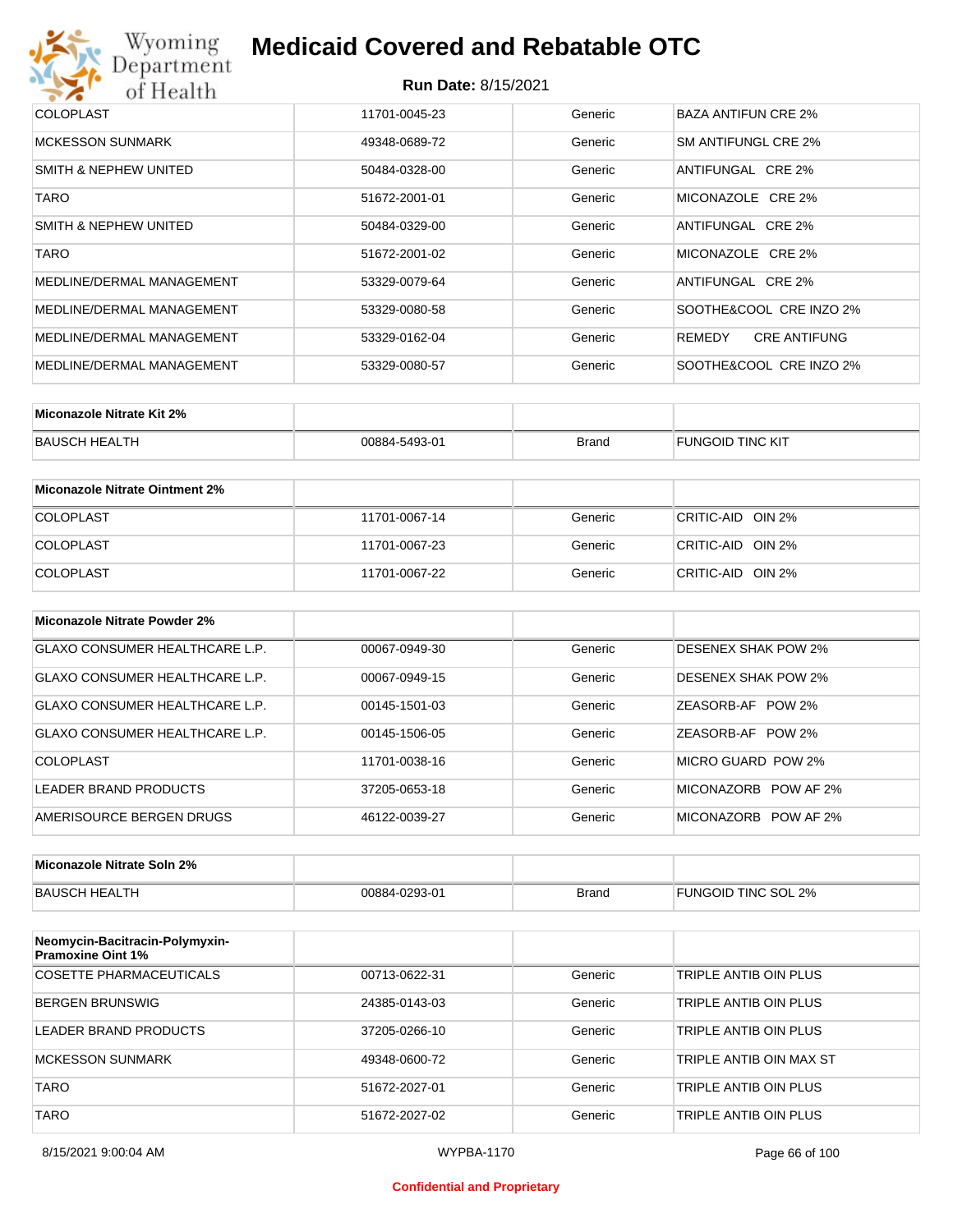| | | | |
|---|---|---|---|
| COLOPLAST | 11701-0045-23 | Generic | BAZA ANTIFUN CRE 2% |
| MCKESSON SUNMARK | 49348-0689-72 | Generic | SM ANTIFUNGL CRE 2% |
| SMITH & NEPHEW UNITED | 50484-0328-00 | Generic | ANTIFUNGAL CRE 2% |
| TARO | 51672-2001-01 | Generic | MICONAZOLE CRE 2% |
| SMITH & NEPHEW UNITED | 50484-0329-00 | Generic | ANTIFUNGAL CRE 2% |
| TARO | 51672-2001-02 | Generic | MICONAZOLE CRE 2% |
| MEDLINE/DERMAL MANAGEMENT | 53329-0079-64 | Generic | ANTIFUNGAL CRE 2% |
| MEDLINE/DERMAL MANAGEMENT | 53329-0080-58 | Generic | SOOTHE&COOL CRE INZO 2% |
| MEDLINE/DERMAL MANAGEMENT | 53329-0162-04 | Generic | REMEDY CRE ANTIFUNG |
| MEDLINE/DERMAL MANAGEMENT | 53329-0080-57 | Generic | SOOTHE&COOL CRE INZO 2% |

| Miconazole Nitrate Kit 2% | | | |
|---|---|---|---|
| BAUSCH HEALTH | 00884-5493-01 | Brand | FUNGOID TINC KIT |

| Miconazole Nitrate Ointment 2% | | | |
|---|---|---|---|
| COLOPLAST | 11701-0067-14 | Generic | CRITIC-AID OIN 2% |
| COLOPLAST | 11701-0067-23 | Generic | CRITIC-AID OIN 2% |
| COLOPLAST | 11701-0067-22 | Generic | CRITIC-AID OIN 2% |

| Miconazole Nitrate Powder 2% | | | |
|---|---|---|---|
| GLAXO CONSUMER HEALTHCARE L.P. | 00067-0949-30 | Generic | DESENEX SHAK POW 2% |
| GLAXO CONSUMER HEALTHCARE L.P. | 00067-0949-15 | Generic | DESENEX SHAK POW 2% |
| GLAXO CONSUMER HEALTHCARE L.P. | 00145-1501-03 | Generic | ZEASORB-AF POW 2% |
| GLAXO CONSUMER HEALTHCARE L.P. | 00145-1506-05 | Generic | ZEASORB-AF POW 2% |
| COLOPLAST | 11701-0038-16 | Generic | MICRO GUARD POW 2% |
| LEADER BRAND PRODUCTS | 37205-0653-18 | Generic | MICONAZORB POW AF 2% |
| AMERISOURCE BERGEN DRUGS | 46122-0039-27 | Generic | MICONAZORB POW AF 2% |

| Miconazole Nitrate Soln 2% | | | |
|---|---|---|---|
| BAUSCH HEALTH | 00884-0293-01 | Brand | FUNGOID TINC SOL 2% |

| Neomycin-Bacitracin-Polymyxin-Pramoxine Oint 1% | | | |
|---|---|---|---|
| COSETTE PHARMACEUTICALS | 00713-0622-31 | Generic | TRIPLE ANTIB OIN PLUS |
| BERGEN BRUNSWIG | 24385-0143-03 | Generic | TRIPLE ANTIB OIN PLUS |
| LEADER BRAND PRODUCTS | 37205-0266-10 | Generic | TRIPLE ANTIB OIN PLUS |
| MCKESSON SUNMARK | 49348-0600-72 | Generic | TRIPLE ANTIB OIN MAX ST |
| TARO | 51672-2027-01 | Generic | TRIPLE ANTIB OIN PLUS |
| TARO | 51672-2027-02 | Generic | TRIPLE ANTIB OIN PLUS |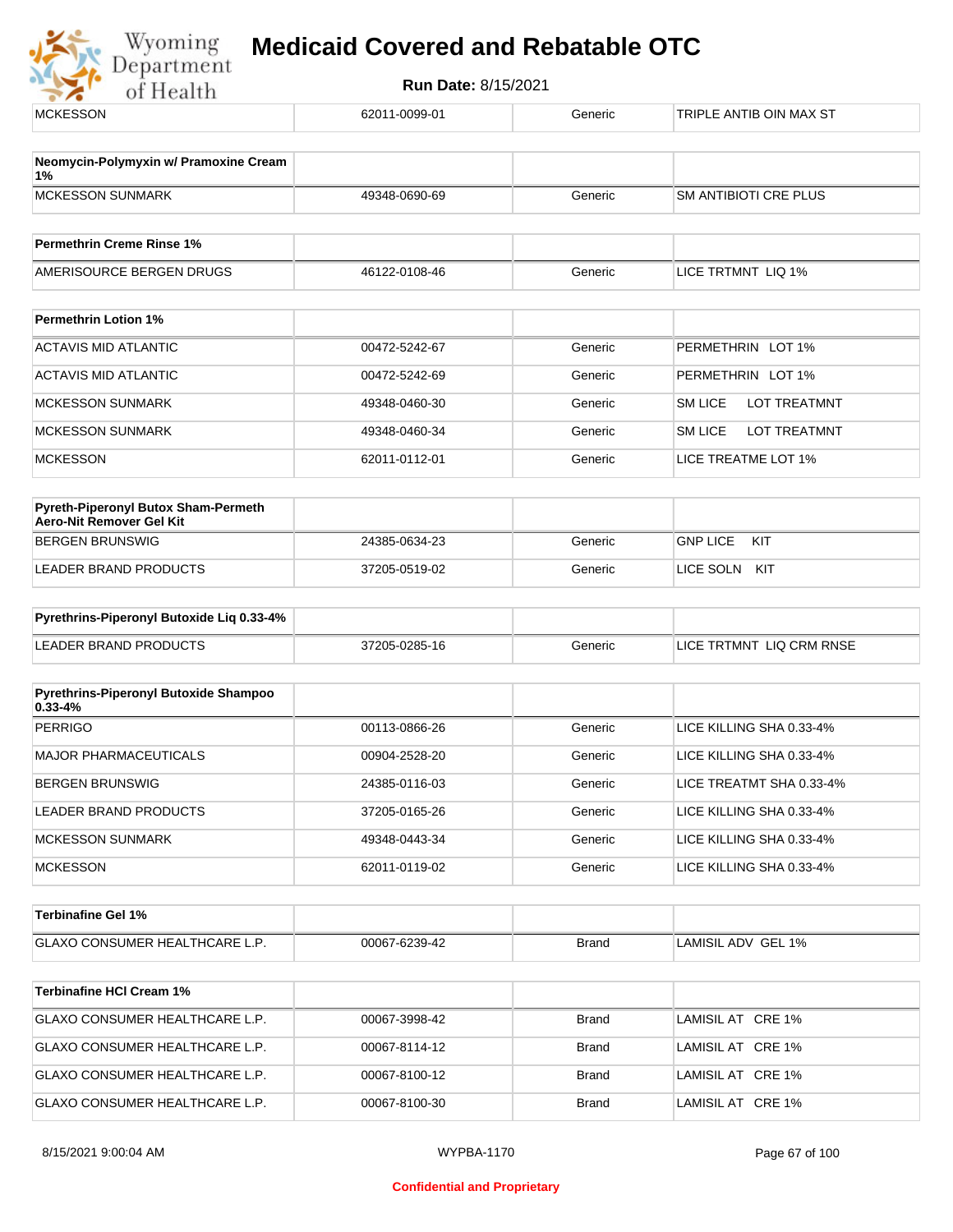| MCKESSON | 62011-0099-01 | Generic | TRIPLE ANTIB OIN MAX ST |
|---|---|---|---|

| **Neomycin-Polymyxin w/ Pramoxine Cream 1%** | | | |
|---|---|---|---|
| MCKESSON SUNMARK | 49348-0690-69 | Generic | SM ANTIBIOTI CRE PLUS |

| **Permethrin Creme Rinse 1%** | | | |
|---|---|---|---|
| AMERISOURCE BERGEN DRUGS | 46122-0108-46 | Generic | LICE TRTMNT LIQ 1% |

| **Permethrin Lotion 1%** | | | |
|---|---|---|---|
| ACTAVIS MID ATLANTIC | 00472-5242-67 | Generic | PERMETHRIN LOT 1% |
| ACTAVIS MID ATLANTIC | 00472-5242-69 | Generic | PERMETHRIN LOT 1% |
| MCKESSON SUNMARK | 49348-0460-30 | Generic | SM LICE LOT TREATMNT |
| MCKESSON SUNMARK | 49348-0460-34 | Generic | SM LICE LOT TREATMNT |
| MCKESSON | 62011-0112-01 | Generic | LICE TREATME LOT 1% |

| **Pyreth-Piperonyl Butox Sham-Permeth Aero-Nit Remover Gel Kit** | | | |
|---|---|---|---|
| BERGEN BRUNSWIG | 24385-0634-23 | Generic | GNP LICE KIT |
| LEADER BRAND PRODUCTS | 37205-0519-02 | Generic | LICE SOLN KIT |

| **Pyrethrins-Piperonyl Butoxide Liq 0.33-4%** | | | |
|---|---|---|---|
| LEADER BRAND PRODUCTS | 37205-0285-16 | Generic | LICE TRTMNT LIQ CRM RNSE |

| **Pyrethrins-Piperonyl Butoxide Shampoo 0.33-4%** | | | |
|---|---|---|---|
| PERRIGO | 00113-0866-26 | Generic | LICE KILLING SHA 0.33-4% |
| MAJOR PHARMACEUTICALS | 00904-2528-20 | Generic | LICE KILLING SHA 0.33-4% |
| BERGEN BRUNSWIG | 24385-0116-03 | Generic | LICE TREATMT SHA 0.33-4% |
| LEADER BRAND PRODUCTS | 37205-0165-26 | Generic | LICE KILLING SHA 0.33-4% |
| MCKESSON SUNMARK | 49348-0443-34 | Generic | LICE KILLING SHA 0.33-4% |
| MCKESSON | 62011-0119-02 | Generic | LICE KILLING SHA 0.33-4% |

| **Terbinafine Gel 1%** | | | |
|---|---|---|---|
| GLAXO CONSUMER HEALTHCARE L.P. | 00067-6239-42 | Brand | LAMISIL ADV GEL 1% |

| **Terbinafine HCl Cream 1%** | | | |
|---|---|---|---|
| GLAXO CONSUMER HEALTHCARE L.P. | 00067-3998-42 | Brand | LAMISIL AT CRE 1% |
| GLAXO CONSUMER HEALTHCARE L.P. | 00067-8114-12 | Brand | LAMISIL AT CRE 1% |
| GLAXO CONSUMER HEALTHCARE L.P. | 00067-8100-12 | Brand | LAMISIL AT CRE 1% |
| GLAXO CONSUMER HEALTHCARE L.P. | 00067-8100-30 | Brand | LAMISIL AT CRE 1% |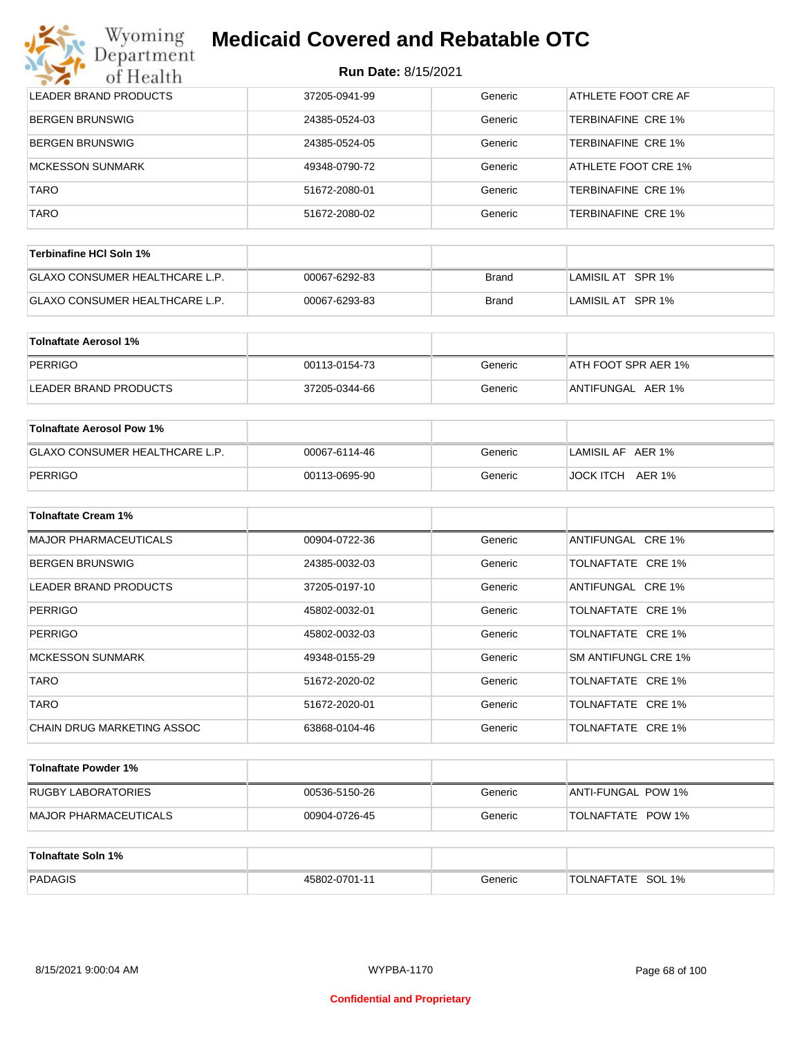| | | | |
|---|---|---|---|
| LEADER BRAND PRODUCTS | 37205-0941-99 | Generic | ATHLETE FOOT CRE AF |
| BERGEN BRUNSWIG | 24385-0524-03 | Generic | TERBINAFINE CRE 1% |
| BERGEN BRUNSWIG | 24385-0524-05 | Generic | TERBINAFINE CRE 1% |
| MCKESSON SUNMARK | 49348-0790-72 | Generic | ATHLETE FOOT CRE 1% |
| TARO | 51672-2080-01 | Generic | TERBINAFINE CRE 1% |
| TARO | 51672-2080-02 | Generic | TERBINAFINE CRE 1% |

| **Terbinafine HCl Soln 1%** | | | |
|---|---|---|---|
| GLAXO CONSUMER HEALTHCARE L.P. | 00067-6292-83 | Brand | LAMISIL AT SPR 1% |
| GLAXO CONSUMER HEALTHCARE L.P. | 00067-6293-83 | Brand | LAMISIL AT SPR 1% |

| **Tolnaftate Aerosol 1%** | | | |
|---|---|---|---|
| PERRIGO | 00113-0154-73 | Generic | ATH FOOT SPR AER 1% |
| LEADER BRAND PRODUCTS | 37205-0344-66 | Generic | ANTIFUNGAL AER 1% |

| **Tolnaftate Aerosol Pow 1%** | | | |
|---|---|---|---|
| GLAXO CONSUMER HEALTHCARE L.P. | 00067-6114-46 | Generic | LAMISIL AF AER 1% |
| PERRIGO | 00113-0695-90 | Generic | JOCK ITCH AER 1% |

| **Tolnaftate Cream 1%** | | | |
|---|---|---|---|
| MAJOR PHARMACEUTICALS | 00904-0722-36 | Generic | ANTIFUNGAL CRE 1% |
| BERGEN BRUNSWIG | 24385-0032-03 | Generic | TOLNAFTATE CRE 1% |
| LEADER BRAND PRODUCTS | 37205-0197-10 | Generic | ANTIFUNGAL CRE 1% |
| PERRIGO | 45802-0032-01 | Generic | TOLNAFTATE CRE 1% |
| PERRIGO | 45802-0032-03 | Generic | TOLNAFTATE CRE 1% |
| MCKESSON SUNMARK | 49348-0155-29 | Generic | SM ANTIFUNGL CRE 1% |
| TARO | 51672-2020-02 | Generic | TOLNAFTATE CRE 1% |
| TARO | 51672-2020-01 | Generic | TOLNAFTATE CRE 1% |
| CHAIN DRUG MARKETING ASSOC | 63868-0104-46 | Generic | TOLNAFTATE CRE 1% |

| **Tolnaftate Powder 1%** | | | |
|---|---|---|---|
| RUGBY LABORATORIES | 00536-5150-26 | Generic | ANTI-FUNGAL POW 1% |
| MAJOR PHARMACEUTICALS | 00904-0726-45 | Generic | TOLNAFTATE POW 1% |

| **Tolnaftate Soln 1%** | | | |
|---|---|---|---|
| PADAGIS | 45802-0701-11 | Generic | TOLNAFTATE SOL 1% |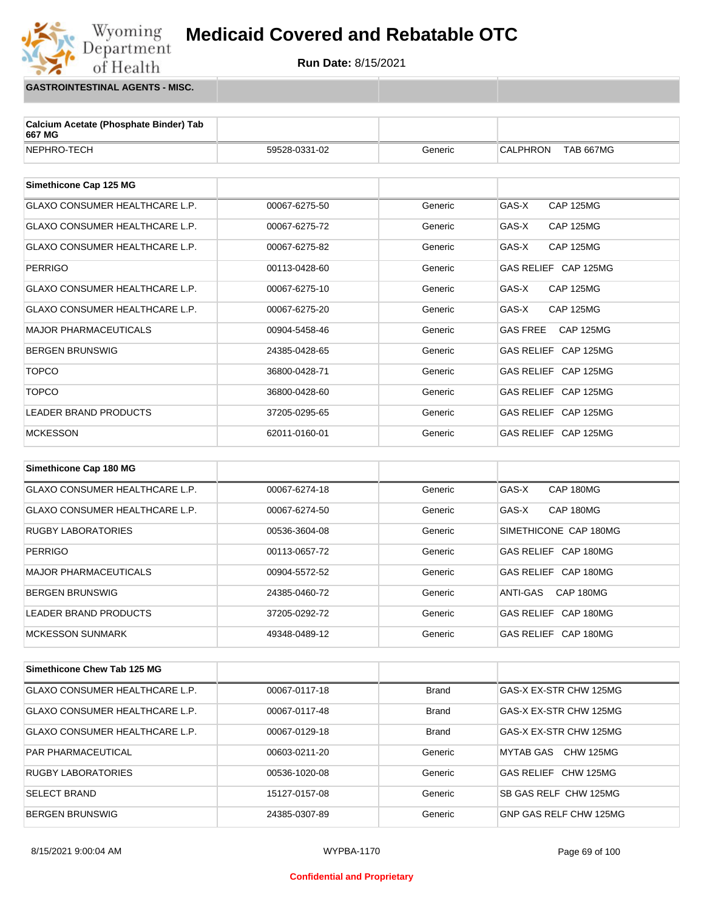# Medicaid Covered and Rebatable OTC

**Run Date:** 8/15/2021

## GASTROINTESTINAL AGENTS - MISC.

| Calcium Acetate (Phosphate Binder) Tab 667 MG | | | |
|---|---|---|---|
| NEPHRO-TECH | 59528-0331-02 | Generic | CALPHRON TAB 667MG |

| Simethicone Cap 125 MG | | | |
|---|---|---|---|
| GLAXO CONSUMER HEALTHCARE L.P. | 00067-6275-50 | Generic | GAS-X CAP 125MG |
| GLAXO CONSUMER HEALTHCARE L.P. | 00067-6275-72 | Generic | GAS-X CAP 125MG |
| GLAXO CONSUMER HEALTHCARE L.P. | 00067-6275-82 | Generic | GAS-X CAP 125MG |
| PERRIGO | 00113-0428-60 | Generic | GAS RELIEF CAP 125MG |
| GLAXO CONSUMER HEALTHCARE L.P. | 00067-6275-10 | Generic | GAS-X CAP 125MG |
| GLAXO CONSUMER HEALTHCARE L.P. | 00067-6275-20 | Generic | GAS-X CAP 125MG |
| MAJOR PHARMACEUTICALS | 00904-5458-46 | Generic | GAS FREE CAP 125MG |
| BERGEN BRUNSWIG | 24385-0428-65 | Generic | GAS RELIEF CAP 125MG |
| TOPCO | 36800-0428-71 | Generic | GAS RELIEF CAP 125MG |
| TOPCO | 36800-0428-60 | Generic | GAS RELIEF CAP 125MG |
| LEADER BRAND PRODUCTS | 37205-0295-65 | Generic | GAS RELIEF CAP 125MG |
| MCKESSON | 62011-0160-01 | Generic | GAS RELIEF CAP 125MG |

| Simethicone Cap 180 MG | | | |
|---|---|---|---|
| GLAXO CONSUMER HEALTHCARE L.P. | 00067-6274-18 | Generic | GAS-X CAP 180MG |
| GLAXO CONSUMER HEALTHCARE L.P. | 00067-6274-50 | Generic | GAS-X CAP 180MG |
| RUGBY LABORATORIES | 00536-3604-08 | Generic | SIMETHICONE CAP 180MG |
| PERRIGO | 00113-0657-72 | Generic | GAS RELIEF CAP 180MG |
| MAJOR PHARMACEUTICALS | 00904-5572-52 | Generic | GAS RELIEF CAP 180MG |
| BERGEN BRUNSWIG | 24385-0460-72 | Generic | ANTI-GAS CAP 180MG |
| LEADER BRAND PRODUCTS | 37205-0292-72 | Generic | GAS RELIEF CAP 180MG |
| MCKESSON SUNMARK | 49348-0489-12 | Generic | GAS RELIEF CAP 180MG |

| Simethicone Chew Tab 125 MG | | | |
|---|---|---|---|
| GLAXO CONSUMER HEALTHCARE L.P. | 00067-0117-18 | Brand | GAS-X EX-STR CHW 125MG |
| GLAXO CONSUMER HEALTHCARE L.P. | 00067-0117-48 | Brand | GAS-X EX-STR CHW 125MG |
| GLAXO CONSUMER HEALTHCARE L.P. | 00067-0129-18 | Brand | GAS-X EX-STR CHW 125MG |
| PAR PHARMACEUTICAL | 00603-0211-20 | Generic | MYTAB GAS CHW 125MG |
| RUGBY LABORATORIES | 00536-1020-08 | Generic | GAS RELIEF CHW 125MG |
| SELECT BRAND | 15127-0157-08 | Generic | SB GAS RELF CHW 125MG |
| BERGEN BRUNSWIG | 24385-0307-89 | Generic | GNP GAS RELF CHW 125MG |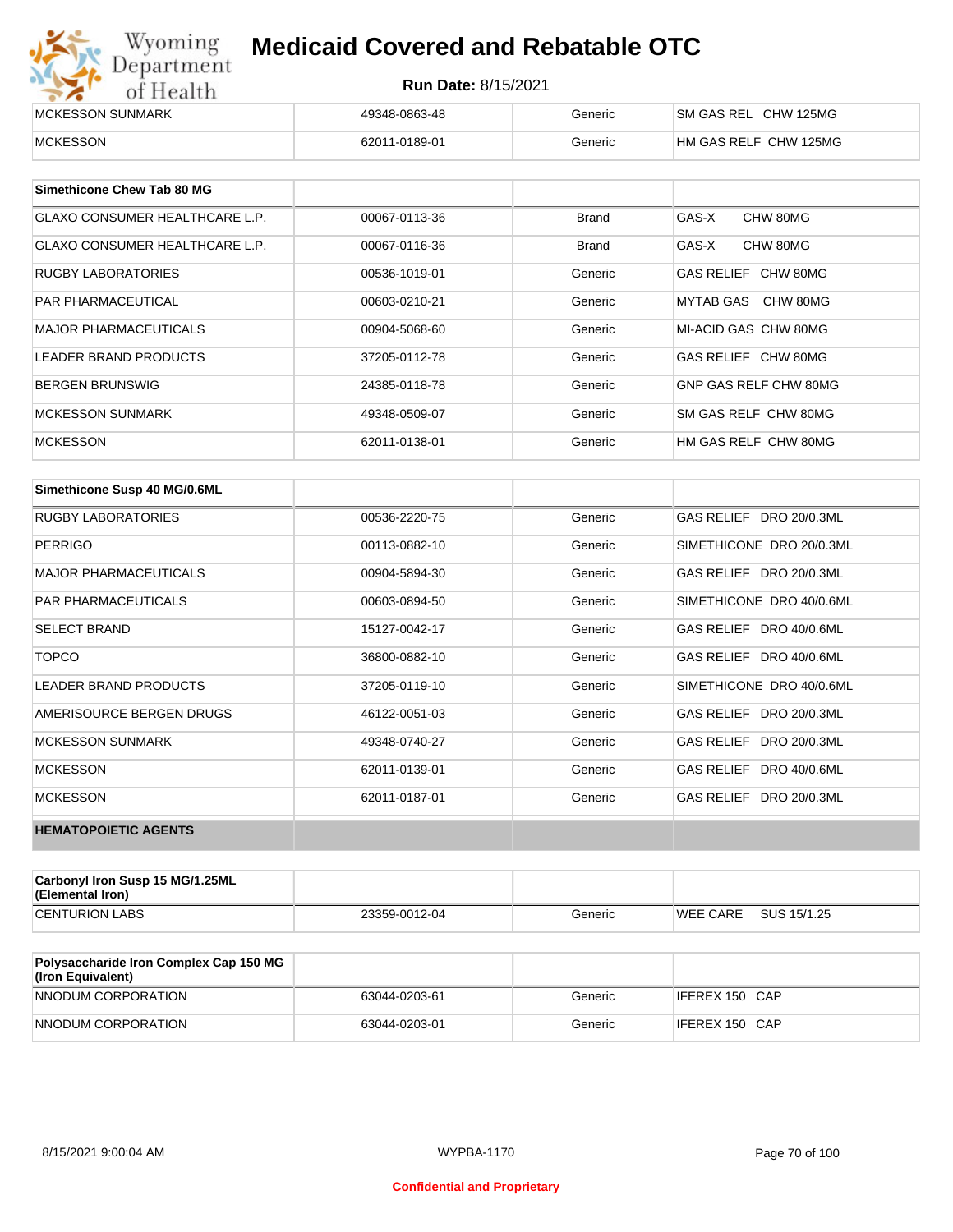| | | | |
|---|---|---|---|
| MCKESSON SUNMARK | 49348-0863-48 | Generic | SM GAS REL CHW 125MG |
| MCKESSON | 62011-0189-01 | Generic | HM GAS RELF CHW 125MG |

| Simethicone Chew Tab 80 MG | | | |
|---|---|---|---|
| GLAXO CONSUMER HEALTHCARE L.P. | 00067-0113-36 | Brand | GAS-X CHW 80MG |
| GLAXO CONSUMER HEALTHCARE L.P. | 00067-0116-36 | Brand | GAS-X CHW 80MG |
| RUGBY LABORATORIES | 00536-1019-01 | Generic | GAS RELIEF CHW 80MG |
| PAR PHARMACEUTICAL | 00603-0210-21 | Generic | MYTAB GAS CHW 80MG |
| MAJOR PHARMACEUTICALS | 00904-5068-60 | Generic | MI-ACID GAS CHW 80MG |
| LEADER BRAND PRODUCTS | 37205-0112-78 | Generic | GAS RELIEF CHW 80MG |
| BERGEN BRUNSWIG | 24385-0118-78 | Generic | GNP GAS RELF CHW 80MG |
| MCKESSON SUNMARK | 49348-0509-07 | Generic | SM GAS RELF CHW 80MG |
| MCKESSON | 62011-0138-01 | Generic | HM GAS RELF CHW 80MG |

| Simethicone Susp 40 MG/0.6ML | | | |
|---|---|---|---|
| RUGBY LABORATORIES | 00536-2220-75 | Generic | GAS RELIEF DRO 20/0.3ML |
| PERRIGO | 00113-0882-10 | Generic | SIMETHICONE DRO 20/0.3ML |
| MAJOR PHARMACEUTICALS | 00904-5894-30 | Generic | GAS RELIEF DRO 20/0.3ML |
| PAR PHARMACEUTICALS | 00603-0894-50 | Generic | SIMETHICONE DRO 40/0.6ML |
| SELECT BRAND | 15127-0042-17 | Generic | GAS RELIEF DRO 40/0.6ML |
| TOPCO | 36800-0882-10 | Generic | GAS RELIEF DRO 40/0.6ML |
| LEADER BRAND PRODUCTS | 37205-0119-10 | Generic | SIMETHICONE DRO 40/0.6ML |
| AMERISOURCE BERGEN DRUGS | 46122-0051-03 | Generic | GAS RELIEF DRO 20/0.3ML |
| MCKESSON SUNMARK | 49348-0740-27 | Generic | GAS RELIEF DRO 20/0.3ML |
| MCKESSON | 62011-0139-01 | Generic | GAS RELIEF DRO 40/0.6ML |
| MCKESSON | 62011-0187-01 | Generic | GAS RELIEF DRO 20/0.3ML |
| **HEMATOPOIETIC AGENTS** | | | |

| Carbonyl Iron Susp 15 MG/1.25ML (Elemental Iron) | | | |
|---|---|---|---|
| CENTURION LABS | 23359-0012-04 | Generic | WEE CARE SUS 15/1.25 |

| Polysaccharide Iron Complex Cap 150 MG (Iron Equivalent) | | | |
|---|---|---|---|
| NNODUM CORPORATION | 63044-0203-61 | Generic | IFEREX 150 CAP |
| NNODUM CORPORATION | 63044-0203-01 | Generic | IFEREX 150 CAP |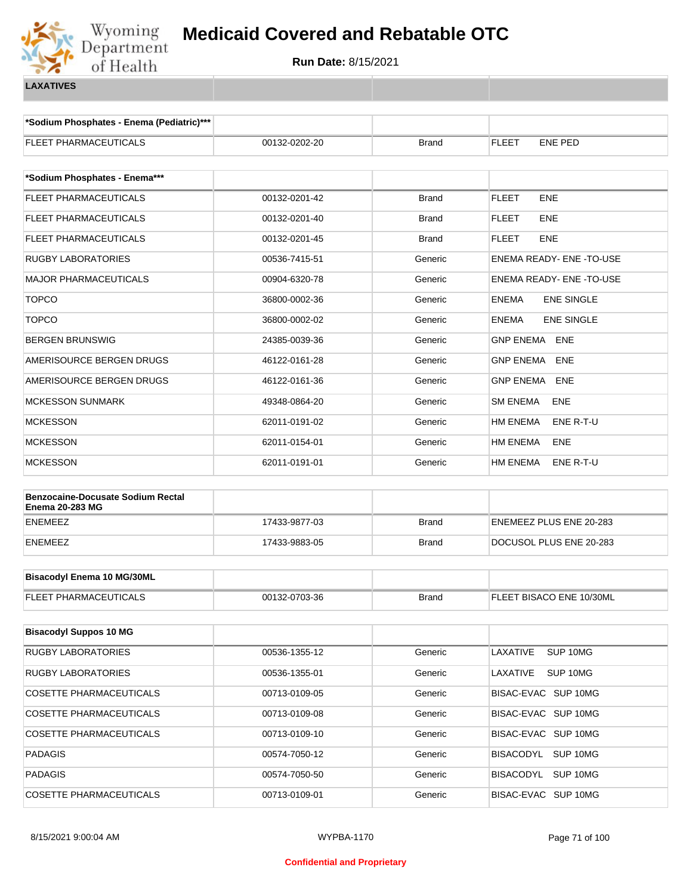# Medicaid Covered and Rebatable OTC

**Run Date:** 8/15/2021

## LAXATIVES

| *Sodium Phosphates - Enema (Pediatric)*** | | | |
|---|---|---|---|
| FLEET PHARMACEUTICALS | 00132-0202-20 | Brand | FLEET ENE PED |

| *Sodium Phosphates - Enema*** | | | |
|---|---|---|---|
| FLEET PHARMACEUTICALS | 00132-0201-42 | Brand | FLEET ENE |
| FLEET PHARMACEUTICALS | 00132-0201-40 | Brand | FLEET ENE |
| FLEET PHARMACEUTICALS | 00132-0201-45 | Brand | FLEET ENE |
| RUGBY LABORATORIES | 00536-7415-51 | Generic | ENEMA READY- ENE -TO-USE |
| MAJOR PHARMACEUTICALS | 00904-6320-78 | Generic | ENEMA READY- ENE -TO-USE |
| TOPCO | 36800-0002-36 | Generic | ENEMA ENE SINGLE |
| TOPCO | 36800-0002-02 | Generic | ENEMA ENE SINGLE |
| BERGEN BRUNSWIG | 24385-0039-36 | Generic | GNP ENEMA ENE |
| AMERISOURCE BERGEN DRUGS | 46122-0161-28 | Generic | GNP ENEMA ENE |
| AMERISOURCE BERGEN DRUGS | 46122-0161-36 | Generic | GNP ENEMA ENE |
| MCKESSON SUNMARK | 49348-0864-20 | Generic | SM ENEMA ENE |
| MCKESSON | 62011-0191-02 | Generic | HM ENEMA ENE R-T-U |
| MCKESSON | 62011-0154-01 | Generic | HM ENEMA ENE |
| MCKESSON | 62011-0191-01 | Generic | HM ENEMA ENE R-T-U |

| Benzocaine-Docusate Sodium Rectal Enema 20-283 MG | | | |
|---|---|---|---|
| ENEMEEZ | 17433-9877-03 | Brand | ENEMEEZ PLUS ENE 20-283 |
| ENEMEEZ | 17433-9883-05 | Brand | DOCUSOL PLUS ENE 20-283 |

| Bisacodyl Enema 10 MG/30ML | | | |
|---|---|---|---|
| FLEET PHARMACEUTICALS | 00132-0703-36 | Brand | FLEET BISACO ENE 10/30ML |

| Bisacodyl Suppos 10 MG | | | |
|---|---|---|---|
| RUGBY LABORATORIES | 00536-1355-12 | Generic | LAXATIVE SUP 10MG |
| RUGBY LABORATORIES | 00536-1355-01 | Generic | LAXATIVE SUP 10MG |
| COSETTE PHARMACEUTICALS | 00713-0109-05 | Generic | BISAC-EVAC SUP 10MG |
| COSETTE PHARMACEUTICALS | 00713-0109-08 | Generic | BISAC-EVAC SUP 10MG |
| COSETTE PHARMACEUTICALS | 00713-0109-10 | Generic | BISAC-EVAC SUP 10MG |
| PADAGIS | 00574-7050-12 | Generic | BISACODYL SUP 10MG |
| PADAGIS | 00574-7050-50 | Generic | BISACODYL SUP 10MG |
| COSETTE PHARMACEUTICALS | 00713-0109-01 | Generic | BISAC-EVAC SUP 10MG |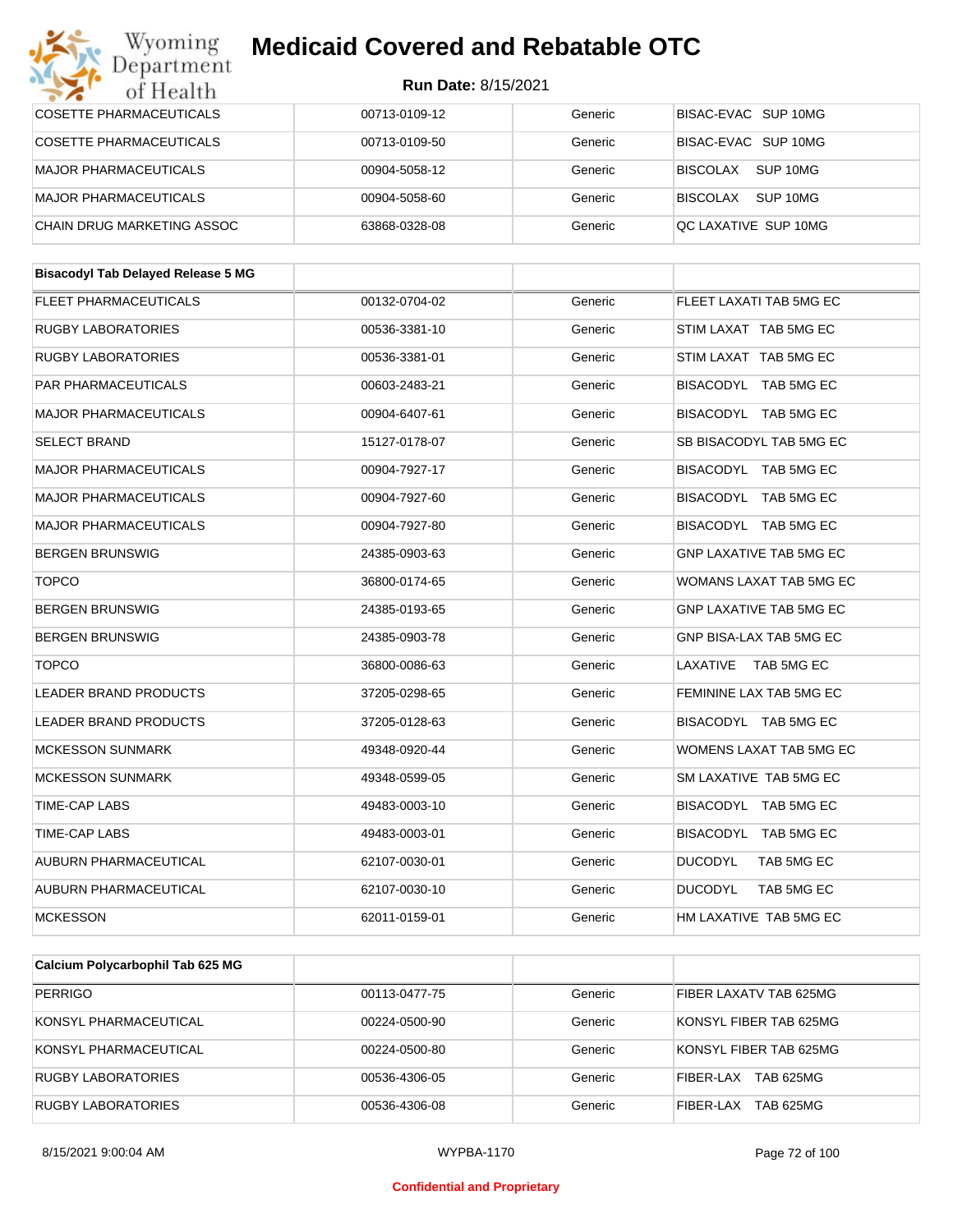| COSETTE PHARMACEUTICALS | 00713-0109-12 | Generic | BISAC-EVAC SUP 10MG |
|---|---|---|---|
| COSETTE PHARMACEUTICALS | 00713-0109-50 | Generic | BISAC-EVAC SUP 10MG |
| MAJOR PHARMACEUTICALS | 00904-5058-12 | Generic | BISCOLAX SUP 10MG |
| MAJOR PHARMACEUTICALS | 00904-5058-60 | Generic | BISCOLAX SUP 10MG |
| CHAIN DRUG MARKETING ASSOC | 63868-0328-08 | Generic | QC LAXATIVE SUP 10MG |

| Bisacodyl Tab Delayed Release 5 MG | | | |
|---|---|---|---|
| FLEET PHARMACEUTICALS | 00132-0704-02 | Generic | FLEET LAXATI TAB 5MG EC |
| RUGBY LABORATORIES | 00536-3381-10 | Generic | STIM LAXAT TAB 5MG EC |
| RUGBY LABORATORIES | 00536-3381-01 | Generic | STIM LAXAT TAB 5MG EC |
| PAR PHARMACEUTICALS | 00603-2483-21 | Generic | BISACODYL TAB 5MG EC |
| MAJOR PHARMACEUTICALS | 00904-6407-61 | Generic | BISACODYL TAB 5MG EC |
| SELECT BRAND | 15127-0178-07 | Generic | SB BISACODYL TAB 5MG EC |
| MAJOR PHARMACEUTICALS | 00904-7927-17 | Generic | BISACODYL TAB 5MG EC |
| MAJOR PHARMACEUTICALS | 00904-7927-60 | Generic | BISACODYL TAB 5MG EC |
| MAJOR PHARMACEUTICALS | 00904-7927-80 | Generic | BISACODYL TAB 5MG EC |
| BERGEN BRUNSWIG | 24385-0903-63 | Generic | GNP LAXATIVE TAB 5MG EC |
| TOPCO | 36800-0174-65 | Generic | WOMANS LAXAT TAB 5MG EC |
| BERGEN BRUNSWIG | 24385-0193-65 | Generic | GNP LAXATIVE TAB 5MG EC |
| BERGEN BRUNSWIG | 24385-0903-78 | Generic | GNP BISA-LAX TAB 5MG EC |
| TOPCO | 36800-0086-63 | Generic | LAXATIVE TAB 5MG EC |
| LEADER BRAND PRODUCTS | 37205-0298-65 | Generic | FEMININE LAX TAB 5MG EC |
| LEADER BRAND PRODUCTS | 37205-0128-63 | Generic | BISACODYL TAB 5MG EC |
| MCKESSON SUNMARK | 49348-0920-44 | Generic | WOMENS LAXAT TAB 5MG EC |
| MCKESSON SUNMARK | 49348-0599-05 | Generic | SM LAXATIVE TAB 5MG EC |
| TIME-CAP LABS | 49483-0003-10 | Generic | BISACODYL TAB 5MG EC |
| TIME-CAP LABS | 49483-0003-01 | Generic | BISACODYL TAB 5MG EC |
| AUBURN PHARMACEUTICAL | 62107-0030-01 | Generic | DUCODYL TAB 5MG EC |
| AUBURN PHARMACEUTICAL | 62107-0030-10 | Generic | DUCODYL TAB 5MG EC |
| MCKESSON | 62011-0159-01 | Generic | HM LAXATIVE TAB 5MG EC |

| Calcium Polycarbophil Tab 625 MG | | | |
|---|---|---|---|
| PERRIGO | 00113-0477-75 | Generic | FIBER LAXATV TAB 625MG |
| KONSYL PHARMACEUTICAL | 00224-0500-90 | Generic | KONSYL FIBER TAB 625MG |
| KONSYL PHARMACEUTICAL | 00224-0500-80 | Generic | KONSYL FIBER TAB 625MG |
| RUGBY LABORATORIES | 00536-4306-05 | Generic | FIBER-LAX TAB 625MG |
| RUGBY LABORATORIES | 00536-4306-08 | Generic | FIBER-LAX TAB 625MG |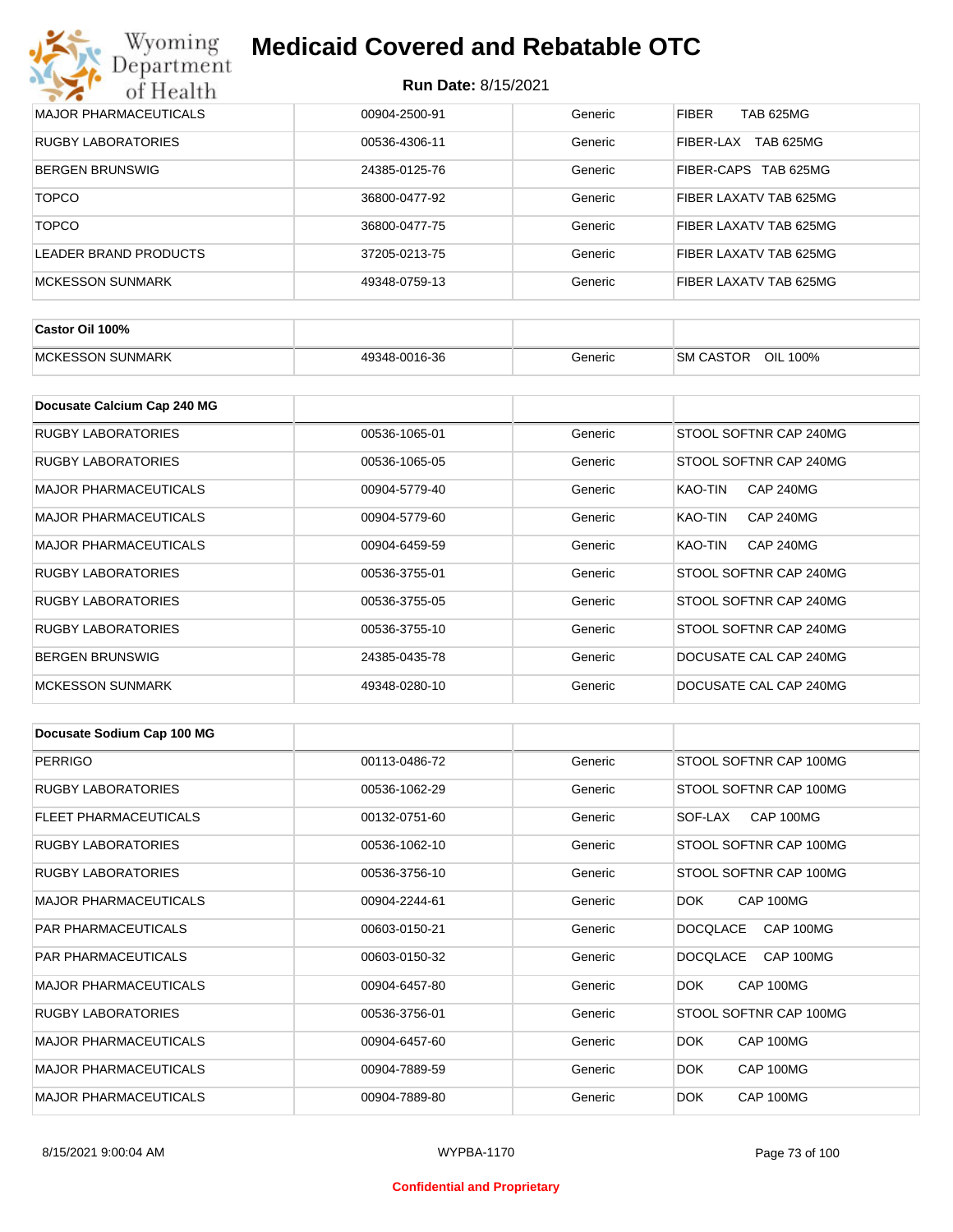| | | | |
|---|---|---|---|
| MAJOR PHARMACEUTICALS | 00904-2500-91 | Generic | FIBER TAB 625MG |
| RUGBY LABORATORIES | 00536-4306-11 | Generic | FIBER-LAX TAB 625MG |
| BERGEN BRUNSWIG | 24385-0125-76 | Generic | FIBER-CAPS TAB 625MG |
| TOPCO | 36800-0477-92 | Generic | FIBER LAXATV TAB 625MG |
| TOPCO | 36800-0477-75 | Generic | FIBER LAXATV TAB 625MG |
| LEADER BRAND PRODUCTS | 37205-0213-75 | Generic | FIBER LAXATV TAB 625MG |
| MCKESSON SUNMARK | 49348-0759-13 | Generic | FIBER LAXATV TAB 625MG |

| **Castor Oil 100%** | | | |
|---|---|---|---|
| MCKESSON SUNMARK | 49348-0016-36 | Generic | SM CASTOR OIL 100% |

| **Docusate Calcium Cap 240 MG** | | | |
|---|---|---|---|
| RUGBY LABORATORIES | 00536-1065-01 | Generic | STOOL SOFTNR CAP 240MG |
| RUGBY LABORATORIES | 00536-1065-05 | Generic | STOOL SOFTNR CAP 240MG |
| MAJOR PHARMACEUTICALS | 00904-5779-40 | Generic | KAO-TIN CAP 240MG |
| MAJOR PHARMACEUTICALS | 00904-5779-60 | Generic | KAO-TIN CAP 240MG |
| MAJOR PHARMACEUTICALS | 00904-6459-59 | Generic | KAO-TIN CAP 240MG |
| RUGBY LABORATORIES | 00536-3755-01 | Generic | STOOL SOFTNR CAP 240MG |
| RUGBY LABORATORIES | 00536-3755-05 | Generic | STOOL SOFTNR CAP 240MG |
| RUGBY LABORATORIES | 00536-3755-10 | Generic | STOOL SOFTNR CAP 240MG |
| BERGEN BRUNSWIG | 24385-0435-78 | Generic | DOCUSATE CAL CAP 240MG |
| MCKESSON SUNMARK | 49348-0280-10 | Generic | DOCUSATE CAL CAP 240MG |

| **Docusate Sodium Cap 100 MG** | | | |
|---|---|---|---|
| PERRIGO | 00113-0486-72 | Generic | STOOL SOFTNR CAP 100MG |
| RUGBY LABORATORIES | 00536-1062-29 | Generic | STOOL SOFTNR CAP 100MG |
| FLEET PHARMACEUTICALS | 00132-0751-60 | Generic | SOF-LAX CAP 100MG |
| RUGBY LABORATORIES | 00536-1062-10 | Generic | STOOL SOFTNR CAP 100MG |
| RUGBY LABORATORIES | 00536-3756-10 | Generic | STOOL SOFTNR CAP 100MG |
| MAJOR PHARMACEUTICALS | 00904-2244-61 | Generic | DOK CAP 100MG |
| PAR PHARMACEUTICALS | 00603-0150-21 | Generic | DOCQLACE CAP 100MG |
| PAR PHARMACEUTICALS | 00603-0150-32 | Generic | DOCQLACE CAP 100MG |
| MAJOR PHARMACEUTICALS | 00904-6457-80 | Generic | DOK CAP 100MG |
| RUGBY LABORATORIES | 00536-3756-01 | Generic | STOOL SOFTNR CAP 100MG |
| MAJOR PHARMACEUTICALS | 00904-6457-60 | Generic | DOK CAP 100MG |
| MAJOR PHARMACEUTICALS | 00904-7889-59 | Generic | DOK CAP 100MG |
| MAJOR PHARMACEUTICALS | 00904-7889-80 | Generic | DOK CAP 100MG |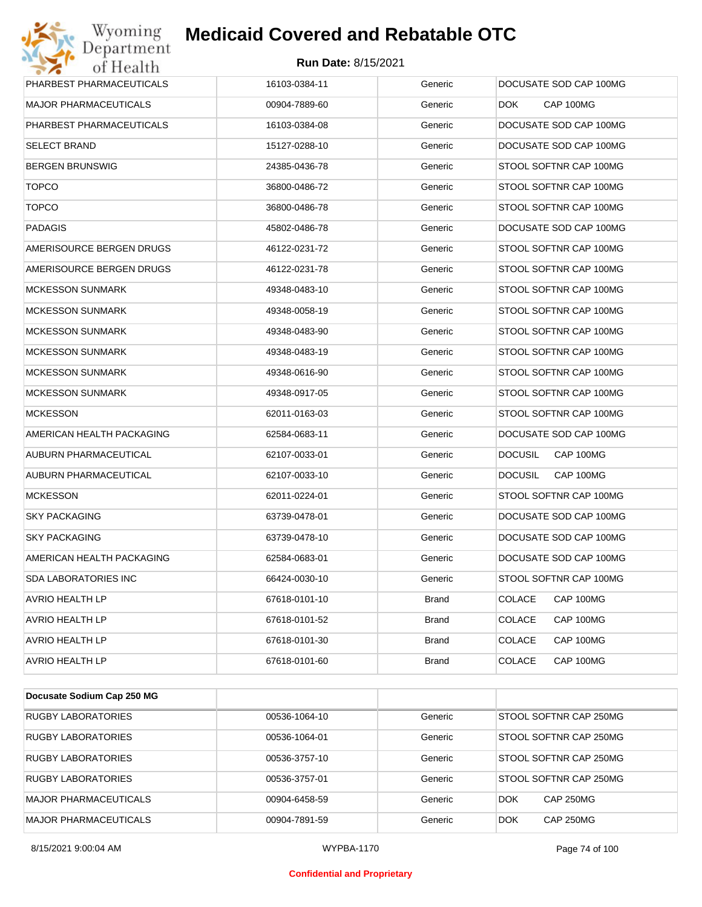# Medicaid Covered and Rebatable OTC

**Run Date:** 8/15/2021

| | | | |
|---|---|---|---|
| PHARBEST PHARMACEUTICALS | 16103-0384-11 | Generic | DOCUSATE SOD CAP 100MG |
| MAJOR PHARMACEUTICALS | 00904-7889-60 | Generic | DOK CAP 100MG |
| PHARBEST PHARMACEUTICALS | 16103-0384-08 | Generic | DOCUSATE SOD CAP 100MG |
| SELECT BRAND | 15127-0288-10 | Generic | DOCUSATE SOD CAP 100MG |
| BERGEN BRUNSWIG | 24385-0436-78 | Generic | STOOL SOFTNR CAP 100MG |
| TOPCO | 36800-0486-72 | Generic | STOOL SOFTNR CAP 100MG |
| TOPCO | 36800-0486-78 | Generic | STOOL SOFTNR CAP 100MG |
| PADAGIS | 45802-0486-78 | Generic | DOCUSATE SOD CAP 100MG |
| AMERISOURCE BERGEN DRUGS | 46122-0231-72 | Generic | STOOL SOFTNR CAP 100MG |
| AMERISOURCE BERGEN DRUGS | 46122-0231-78 | Generic | STOOL SOFTNR CAP 100MG |
| MCKESSON SUNMARK | 49348-0483-10 | Generic | STOOL SOFTNR CAP 100MG |
| MCKESSON SUNMARK | 49348-0058-19 | Generic | STOOL SOFTNR CAP 100MG |
| MCKESSON SUNMARK | 49348-0483-90 | Generic | STOOL SOFTNR CAP 100MG |
| MCKESSON SUNMARK | 49348-0483-19 | Generic | STOOL SOFTNR CAP 100MG |
| MCKESSON SUNMARK | 49348-0616-90 | Generic | STOOL SOFTNR CAP 100MG |
| MCKESSON SUNMARK | 49348-0917-05 | Generic | STOOL SOFTNR CAP 100MG |
| MCKESSON | 62011-0163-03 | Generic | STOOL SOFTNR CAP 100MG |
| AMERICAN HEALTH PACKAGING | 62584-0683-11 | Generic | DOCUSATE SOD CAP 100MG |
| AUBURN PHARMACEUTICAL | 62107-0033-01 | Generic | DOCUSIL CAP 100MG |
| AUBURN PHARMACEUTICAL | 62107-0033-10 | Generic | DOCUSIL CAP 100MG |
| MCKESSON | 62011-0224-01 | Generic | STOOL SOFTNR CAP 100MG |
| SKY PACKAGING | 63739-0478-01 | Generic | DOCUSATE SOD CAP 100MG |
| SKY PACKAGING | 63739-0478-10 | Generic | DOCUSATE SOD CAP 100MG |
| AMERICAN HEALTH PACKAGING | 62584-0683-01 | Generic | DOCUSATE SOD CAP 100MG |
| SDA LABORATORIES INC | 66424-0030-10 | Generic | STOOL SOFTNR CAP 100MG |
| AVRIO HEALTH LP | 67618-0101-10 | Brand | COLACE CAP 100MG |
| AVRIO HEALTH LP | 67618-0101-52 | Brand | COLACE CAP 100MG |
| AVRIO HEALTH LP | 67618-0101-30 | Brand | COLACE CAP 100MG |
| AVRIO HEALTH LP | 67618-0101-60 | Brand | COLACE CAP 100MG |

| **Docusate Sodium Cap 250 MG** | | | |
|---|---|---|---|
| RUGBY LABORATORIES | 00536-1064-10 | Generic | STOOL SOFTNR CAP 250MG |
| RUGBY LABORATORIES | 00536-1064-01 | Generic | STOOL SOFTNR CAP 250MG |
| RUGBY LABORATORIES | 00536-3757-10 | Generic | STOOL SOFTNR CAP 250MG |
| RUGBY LABORATORIES | 00536-3757-01 | Generic | STOOL SOFTNR CAP 250MG |
| MAJOR PHARMACEUTICALS | 00904-6458-59 | Generic | DOK CAP 250MG |
| MAJOR PHARMACEUTICALS | 00904-7891-59 | Generic | DOK CAP 250MG |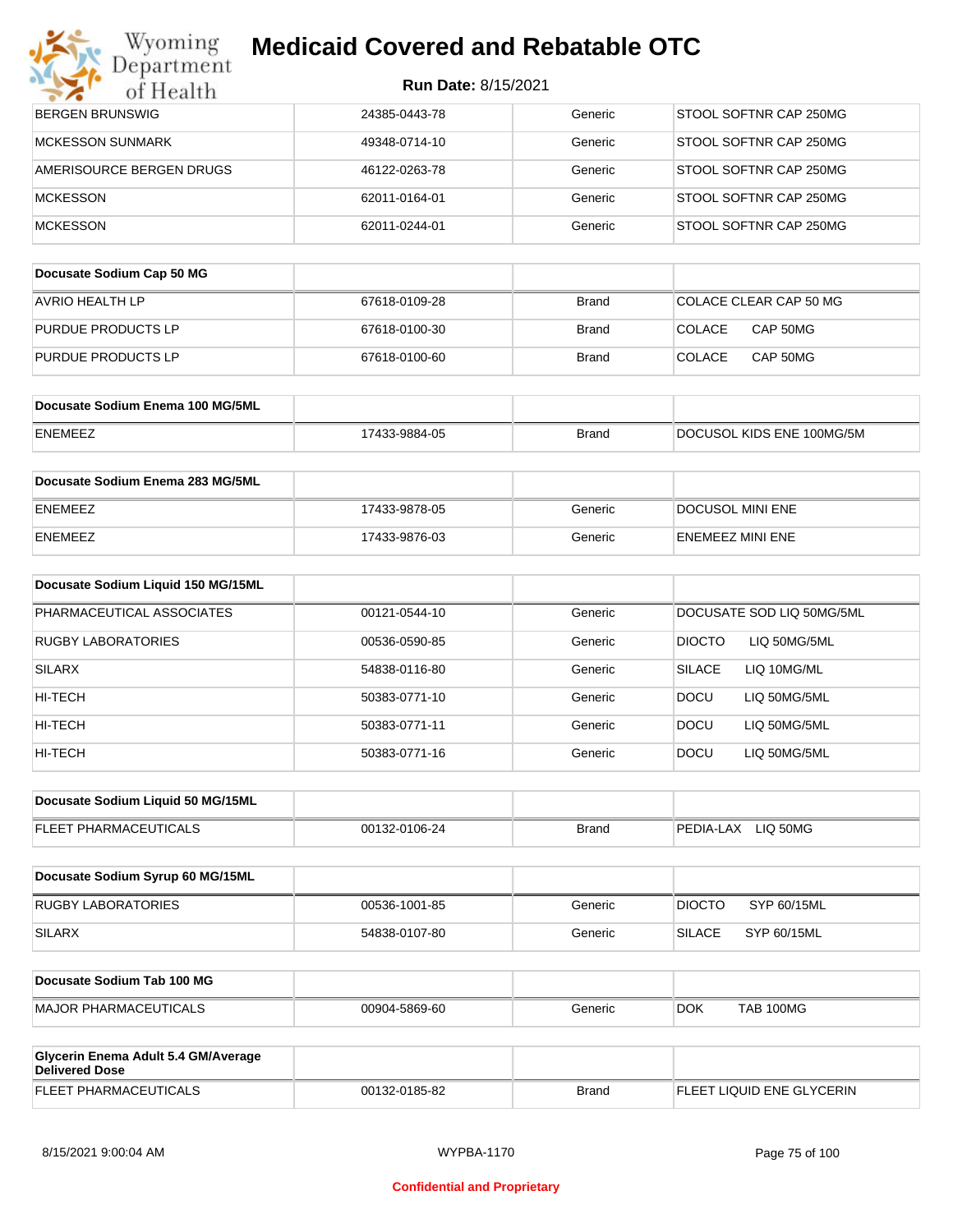| | | | |
|---|---|---|---|
| BERGEN BRUNSWIG | 24385-0443-78 | Generic | STOOL SOFTNR CAP 250MG |
| MCKESSON SUNMARK | 49348-0714-10 | Generic | STOOL SOFTNR CAP 250MG |
| AMERISOURCE BERGEN DRUGS | 46122-0263-78 | Generic | STOOL SOFTNR CAP 250MG |
| MCKESSON | 62011-0164-01 | Generic | STOOL SOFTNR CAP 250MG |
| MCKESSON | 62011-0244-01 | Generic | STOOL SOFTNR CAP 250MG |

| **Docusate Sodium Cap 50 MG** | | | |
|---|---|---|---|
| AVRIO HEALTH LP | 67618-0109-28 | Brand | COLACE CLEAR CAP 50 MG |
| PURDUE PRODUCTS LP | 67618-0100-30 | Brand | COLACE CAP 50MG |
| PURDUE PRODUCTS LP | 67618-0100-60 | Brand | COLACE CAP 50MG |

| **Docusate Sodium Enema 100 MG/5ML** | | | |
|---|---|---|---|
| ENEMEEZ | 17433-9884-05 | Brand | DOCUSOL KIDS ENE 100MG/5M |

| **Docusate Sodium Enema 283 MG/5ML** | | | |
|---|---|---|---|
| ENEMEEZ | 17433-9878-05 | Generic | DOCUSOL MINI ENE |
| ENEMEEZ | 17433-9876-03 | Generic | ENEMEEZ MINI ENE |

| **Docusate Sodium Liquid 150 MG/15ML** | | | |
|---|---|---|---|
| PHARMACEUTICAL ASSOCIATES | 00121-0544-10 | Generic | DOCUSATE SOD LIQ 50MG/5ML |
| RUGBY LABORATORIES | 00536-0590-85 | Generic | DIOCTO LIQ 50MG/5ML |
| SILARX | 54838-0116-80 | Generic | SILACE LIQ 10MG/ML |
| HI-TECH | 50383-0771-10 | Generic | DOCU LIQ 50MG/5ML |
| HI-TECH | 50383-0771-11 | Generic | DOCU LIQ 50MG/5ML |
| HI-TECH | 50383-0771-16 | Generic | DOCU LIQ 50MG/5ML |

| **Docusate Sodium Liquid 50 MG/15ML** | | | |
|---|---|---|---|
| FLEET PHARMACEUTICALS | 00132-0106-24 | Brand | PEDIA-LAX LIQ 50MG |

| **Docusate Sodium Syrup 60 MG/15ML** | | | |
|---|---|---|---|
| RUGBY LABORATORIES | 00536-1001-85 | Generic | DIOCTO SYP 60/15ML |
| SILARX | 54838-0107-80 | Generic | SILACE SYP 60/15ML |

| **Docusate Sodium Tab 100 MG** | | | |
|---|---|---|---|
| MAJOR PHARMACEUTICALS | 00904-5869-60 | Generic | DOK TAB 100MG |

| **Glycerin Enema Adult 5.4 GM/Average Delivered Dose** | | | |
|---|---|---|---|
| FLEET PHARMACEUTICALS | 00132-0185-82 | Brand | FLEET LIQUID ENE GLYCERIN |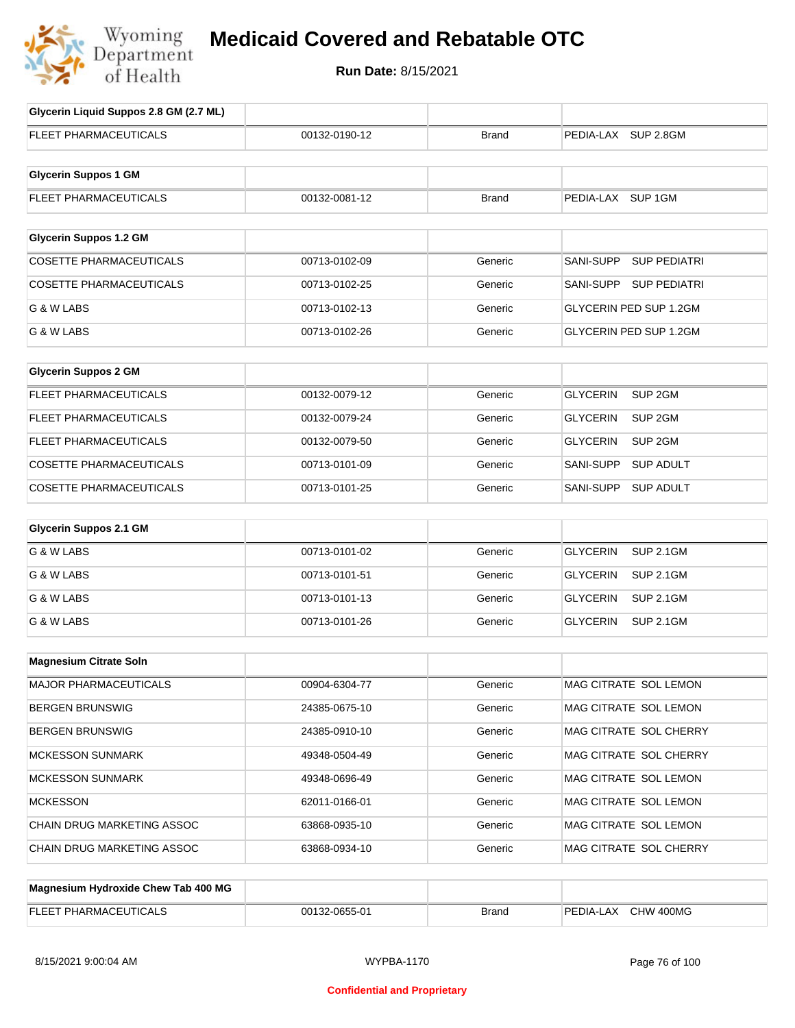# Medicaid Covered and Rebatable OTC

**Run Date:** 8/15/2021

| Glycerin Liquid Suppos 2.8 GM (2.7 ML) | | | |
|---|---|---|---|
| FLEET PHARMACEUTICALS | 00132-0190-12 | Brand | PEDIA-LAX SUP 2.8GM |

| Glycerin Suppos 1 GM | | | |
|---|---|---|---|
| FLEET PHARMACEUTICALS | 00132-0081-12 | Brand | PEDIA-LAX SUP 1GM |

| Glycerin Suppos 1.2 GM | | | |
|---|---|---|---|
| COSETTE PHARMACEUTICALS | 00713-0102-09 | Generic | SANI-SUPP SUP PEDIATRI |
| COSETTE PHARMACEUTICALS | 00713-0102-25 | Generic | SANI-SUPP SUP PEDIATRI |
| G & W LABS | 00713-0102-13 | Generic | GLYCERIN PED SUP 1.2GM |
| G & W LABS | 00713-0102-26 | Generic | GLYCERIN PED SUP 1.2GM |

| Glycerin Suppos 2 GM | | | |
|---|---|---|---|
| FLEET PHARMACEUTICALS | 00132-0079-12 | Generic | GLYCERIN SUP 2GM |
| FLEET PHARMACEUTICALS | 00132-0079-24 | Generic | GLYCERIN SUP 2GM |
| FLEET PHARMACEUTICALS | 00132-0079-50 | Generic | GLYCERIN SUP 2GM |
| COSETTE PHARMACEUTICALS | 00713-0101-09 | Generic | SANI-SUPP SUP ADULT |
| COSETTE PHARMACEUTICALS | 00713-0101-25 | Generic | SANI-SUPP SUP ADULT |

| Glycerin Suppos 2.1 GM | | | |
|---|---|---|---|
| G & W LABS | 00713-0101-02 | Generic | GLYCERIN SUP 2.1GM |
| G & W LABS | 00713-0101-51 | Generic | GLYCERIN SUP 2.1GM |
| G & W LABS | 00713-0101-13 | Generic | GLYCERIN SUP 2.1GM |
| G & W LABS | 00713-0101-26 | Generic | GLYCERIN SUP 2.1GM |

| Magnesium Citrate Soln | | | |
|---|---|---|---|
| MAJOR PHARMACEUTICALS | 00904-6304-77 | Generic | MAG CITRATE SOL LEMON |
| BERGEN BRUNSWIG | 24385-0675-10 | Generic | MAG CITRATE SOL LEMON |
| BERGEN BRUNSWIG | 24385-0910-10 | Generic | MAG CITRATE SOL CHERRY |
| MCKESSON SUNMARK | 49348-0504-49 | Generic | MAG CITRATE SOL CHERRY |
| MCKESSON SUNMARK | 49348-0696-49 | Generic | MAG CITRATE SOL LEMON |
| MCKESSON | 62011-0166-01 | Generic | MAG CITRATE SOL LEMON |
| CHAIN DRUG MARKETING ASSOC | 63868-0935-10 | Generic | MAG CITRATE SOL LEMON |
| CHAIN DRUG MARKETING ASSOC | 63868-0934-10 | Generic | MAG CITRATE SOL CHERRY |

| Magnesium Hydroxide Chew Tab 400 MG | | | |
|---|---|---|---|
| FLEET PHARMACEUTICALS | 00132-0655-01 | Brand | PEDIA-LAX CHW 400MG |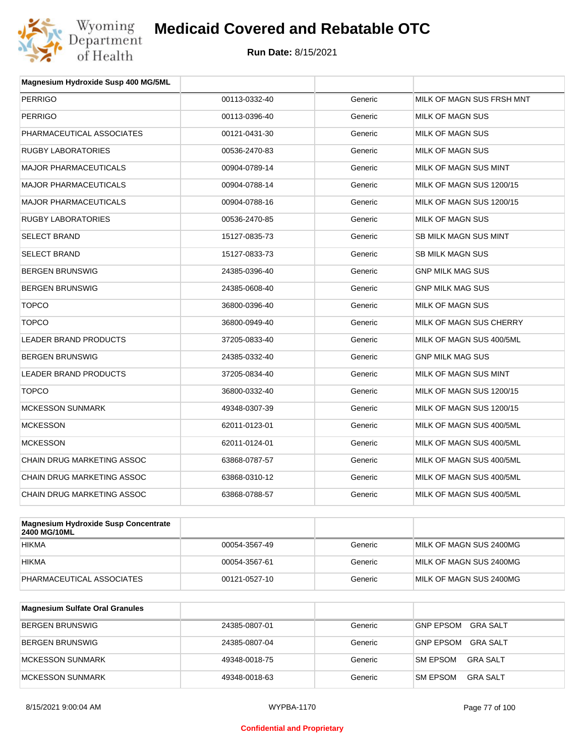# Medicaid Covered and Rebatable OTC

**Run Date:** 8/15/2021

| Magnesium Hydroxide Susp 400 MG/5ML | | | |
|---|---|---|---|
| PERRIGO | 00113-0332-40 | Generic | MILK OF MAGN SUS FRSH MNT |
| PERRIGO | 00113-0396-40 | Generic | MILK OF MAGN SUS |
| PHARMACEUTICAL ASSOCIATES | 00121-0431-30 | Generic | MILK OF MAGN SUS |
| RUGBY LABORATORIES | 00536-2470-83 | Generic | MILK OF MAGN SUS |
| MAJOR PHARMACEUTICALS | 00904-0789-14 | Generic | MILK OF MAGN SUS MINT |
| MAJOR PHARMACEUTICALS | 00904-0788-14 | Generic | MILK OF MAGN SUS 1200/15 |
| MAJOR PHARMACEUTICALS | 00904-0788-16 | Generic | MILK OF MAGN SUS 1200/15 |
| RUGBY LABORATORIES | 00536-2470-85 | Generic | MILK OF MAGN SUS |
| SELECT BRAND | 15127-0835-73 | Generic | SB MILK MAGN SUS MINT |
| SELECT BRAND | 15127-0833-73 | Generic | SB MILK MAGN SUS |
| BERGEN BRUNSWIG | 24385-0396-40 | Generic | GNP MILK MAG SUS |
| BERGEN BRUNSWIG | 24385-0608-40 | Generic | GNP MILK MAG SUS |
| TOPCO | 36800-0396-40 | Generic | MILK OF MAGN SUS |
| TOPCO | 36800-0949-40 | Generic | MILK OF MAGN SUS CHERRY |
| LEADER BRAND PRODUCTS | 37205-0833-40 | Generic | MILK OF MAGN SUS 400/5ML |
| BERGEN BRUNSWIG | 24385-0332-40 | Generic | GNP MILK MAG SUS |
| LEADER BRAND PRODUCTS | 37205-0834-40 | Generic | MILK OF MAGN SUS MINT |
| TOPCO | 36800-0332-40 | Generic | MILK OF MAGN SUS 1200/15 |
| MCKESSON SUNMARK | 49348-0307-39 | Generic | MILK OF MAGN SUS 1200/15 |
| MCKESSON | 62011-0123-01 | Generic | MILK OF MAGN SUS 400/5ML |
| MCKESSON | 62011-0124-01 | Generic | MILK OF MAGN SUS 400/5ML |
| CHAIN DRUG MARKETING ASSOC | 63868-0787-57 | Generic | MILK OF MAGN SUS 400/5ML |
| CHAIN DRUG MARKETING ASSOC | 63868-0310-12 | Generic | MILK OF MAGN SUS 400/5ML |
| CHAIN DRUG MARKETING ASSOC | 63868-0788-57 | Generic | MILK OF MAGN SUS 400/5ML |

| Magnesium Hydroxide Susp Concentrate 2400 MG/10ML | | | |
|---|---|---|---|
| HIKMA | 00054-3567-49 | Generic | MILK OF MAGN SUS 2400MG |
| HIKMA | 00054-3567-61 | Generic | MILK OF MAGN SUS 2400MG |
| PHARMACEUTICAL ASSOCIATES | 00121-0527-10 | Generic | MILK OF MAGN SUS 2400MG |

| Magnesium Sulfate Oral Granules | | | |
|---|---|---|---|
| BERGEN BRUNSWIG | 24385-0807-01 | Generic | GNP EPSOM GRA SALT |
| BERGEN BRUNSWIG | 24385-0807-04 | Generic | GNP EPSOM GRA SALT |
| MCKESSON SUNMARK | 49348-0018-75 | Generic | SM EPSOM GRA SALT |
| MCKESSON SUNMARK | 49348-0018-63 | Generic | SM EPSOM GRA SALT |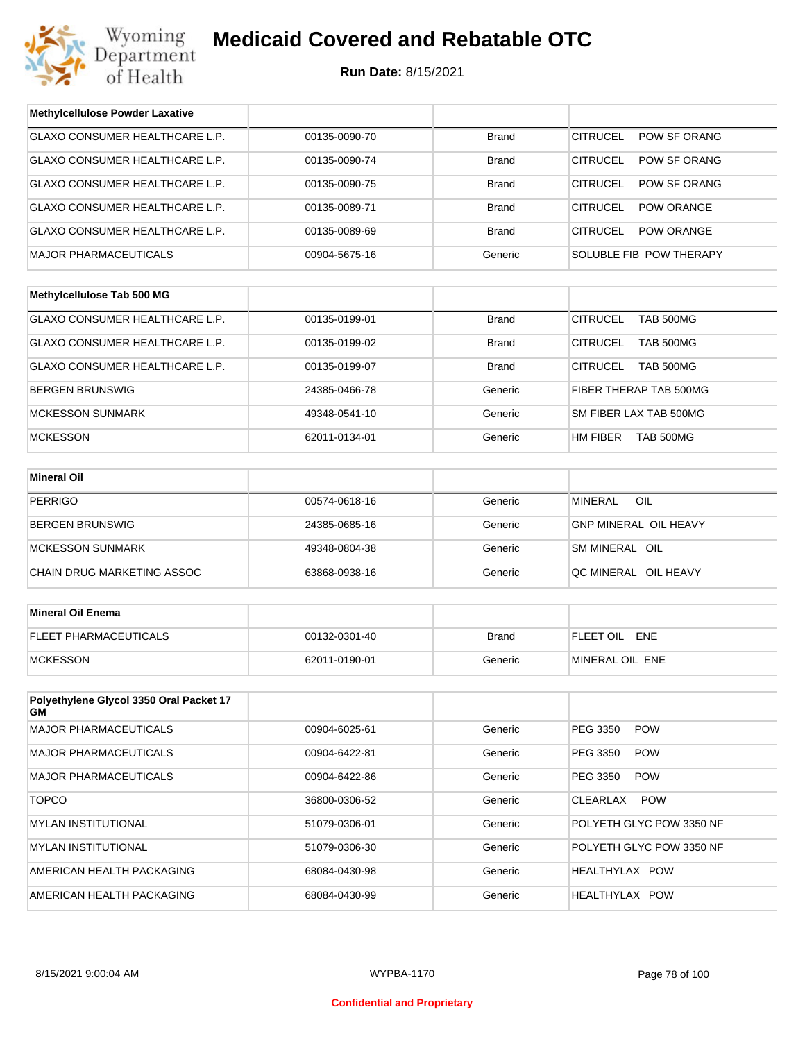# Medicaid Covered and Rebatable OTC

**Run Date:** 8/15/2021

| Methylcellulose Powder Laxative | | | |
|---|---|---|---|
| GLAXO CONSUMER HEALTHCARE L.P. | 00135-0090-70 | Brand | CITRUCEL POW SF ORANG |
| GLAXO CONSUMER HEALTHCARE L.P. | 00135-0090-74 | Brand | CITRUCEL POW SF ORANG |
| GLAXO CONSUMER HEALTHCARE L.P. | 00135-0090-75 | Brand | CITRUCEL POW SF ORANG |
| GLAXO CONSUMER HEALTHCARE L.P. | 00135-0089-71 | Brand | CITRUCEL POW ORANGE |
| GLAXO CONSUMER HEALTHCARE L.P. | 00135-0089-69 | Brand | CITRUCEL POW ORANGE |
| MAJOR PHARMACEUTICALS | 00904-5675-16 | Generic | SOLUBLE FIB POW THERAPY |

| Methylcellulose Tab 500 MG | | | |
|---|---|---|---|
| GLAXO CONSUMER HEALTHCARE L.P. | 00135-0199-01 | Brand | CITRUCEL TAB 500MG |
| GLAXO CONSUMER HEALTHCARE L.P. | 00135-0199-02 | Brand | CITRUCEL TAB 500MG |
| GLAXO CONSUMER HEALTHCARE L.P. | 00135-0199-07 | Brand | CITRUCEL TAB 500MG |
| BERGEN BRUNSWIG | 24385-0466-78 | Generic | FIBER THERAP TAB 500MG |
| MCKESSON SUNMARK | 49348-0541-10 | Generic | SM FIBER LAX TAB 500MG |
| MCKESSON | 62011-0134-01 | Generic | HM FIBER TAB 500MG |

| Mineral Oil | | | |
|---|---|---|---|
| PERRIGO | 00574-0618-16 | Generic | MINERAL OIL |
| BERGEN BRUNSWIG | 24385-0685-16 | Generic | GNP MINERAL OIL HEAVY |
| MCKESSON SUNMARK | 49348-0804-38 | Generic | SM MINERAL OIL |
| CHAIN DRUG MARKETING ASSOC | 63868-0938-16 | Generic | QC MINERAL OIL HEAVY |

| Mineral Oil Enema | | | |
|---|---|---|---|
| FLEET PHARMACEUTICALS | 00132-0301-40 | Brand | FLEET OIL ENE |
| MCKESSON | 62011-0190-01 | Generic | MINERAL OIL ENE |

| Polyethylene Glycol 3350 Oral Packet 17 GM | | | |
|---|---|---|---|
| MAJOR PHARMACEUTICALS | 00904-6025-61 | Generic | PEG 3350 POW |
| MAJOR PHARMACEUTICALS | 00904-6422-81 | Generic | PEG 3350 POW |
| MAJOR PHARMACEUTICALS | 00904-6422-86 | Generic | PEG 3350 POW |
| TOPCO | 36800-0306-52 | Generic | CLEARLAX POW |
| MYLAN INSTITUTIONAL | 51079-0306-01 | Generic | POLYETH GLYC POW 3350 NF |
| MYLAN INSTITUTIONAL | 51079-0306-30 | Generic | POLYETH GLYC POW 3350 NF |
| AMERICAN HEALTH PACKAGING | 68084-0430-98 | Generic | HEALTHYLAX POW |
| AMERICAN HEALTH PACKAGING | 68084-0430-99 | Generic | HEALTHYLAX POW |

Confidential and Proprietary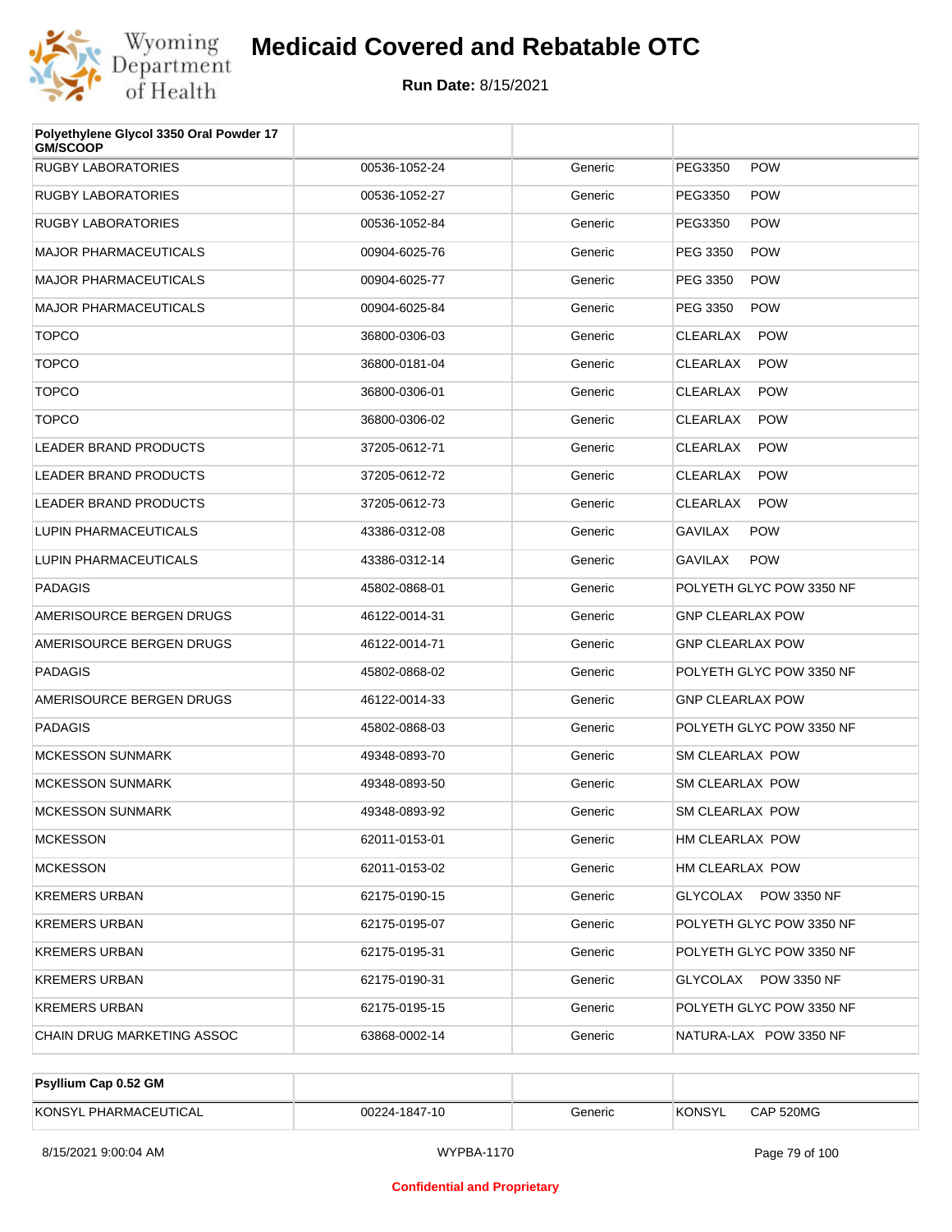# Medicaid Covered and Rebatable OTC

**Run Date:** 8/15/2021

| Polyethylene Glycol 3350 Oral Powder 17 GM/SCOOP | | | |
|---|---|---|---|
| RUGBY LABORATORIES | 00536-1052-24 | Generic | PEG3350 POW |
| RUGBY LABORATORIES | 00536-1052-27 | Generic | PEG3350 POW |
| RUGBY LABORATORIES | 00536-1052-84 | Generic | PEG3350 POW |
| MAJOR PHARMACEUTICALS | 00904-6025-76 | Generic | PEG 3350 POW |
| MAJOR PHARMACEUTICALS | 00904-6025-77 | Generic | PEG 3350 POW |
| MAJOR PHARMACEUTICALS | 00904-6025-84 | Generic | PEG 3350 POW |
| TOPCO | 36800-0306-03 | Generic | CLEARLAX POW |
| TOPCO | 36800-0181-04 | Generic | CLEARLAX POW |
| TOPCO | 36800-0306-01 | Generic | CLEARLAX POW |
| TOPCO | 36800-0306-02 | Generic | CLEARLAX POW |
| LEADER BRAND PRODUCTS | 37205-0612-71 | Generic | CLEARLAX POW |
| LEADER BRAND PRODUCTS | 37205-0612-72 | Generic | CLEARLAX POW |
| LEADER BRAND PRODUCTS | 37205-0612-73 | Generic | CLEARLAX POW |
| LUPIN PHARMACEUTICALS | 43386-0312-08 | Generic | GAVILAX POW |
| LUPIN PHARMACEUTICALS | 43386-0312-14 | Generic | GAVILAX POW |
| PADAGIS | 45802-0868-01 | Generic | POLYETH GLYC POW 3350 NF |
| AMERISOURCE BERGEN DRUGS | 46122-0014-31 | Generic | GNP CLEARLAX POW |
| AMERISOURCE BERGEN DRUGS | 46122-0014-71 | Generic | GNP CLEARLAX POW |
| PADAGIS | 45802-0868-02 | Generic | POLYETH GLYC POW 3350 NF |
| AMERISOURCE BERGEN DRUGS | 46122-0014-33 | Generic | GNP CLEARLAX POW |
| PADAGIS | 45802-0868-03 | Generic | POLYETH GLYC POW 3350 NF |
| MCKESSON SUNMARK | 49348-0893-70 | Generic | SM CLEARLAX POW |
| MCKESSON SUNMARK | 49348-0893-50 | Generic | SM CLEARLAX POW |
| MCKESSON SUNMARK | 49348-0893-92 | Generic | SM CLEARLAX POW |
| MCKESSON | 62011-0153-01 | Generic | HM CLEARLAX POW |
| MCKESSON | 62011-0153-02 | Generic | HM CLEARLAX POW |
| KREMERS URBAN | 62175-0190-15 | Generic | GLYCOLAX POW 3350 NF |
| KREMERS URBAN | 62175-0195-07 | Generic | POLYETH GLYC POW 3350 NF |
| KREMERS URBAN | 62175-0195-31 | Generic | POLYETH GLYC POW 3350 NF |
| KREMERS URBAN | 62175-0190-31 | Generic | GLYCOLAX POW 3350 NF |
| KREMERS URBAN | 62175-0195-15 | Generic | POLYETH GLYC POW 3350 NF |
| CHAIN DRUG MARKETING ASSOC | 63868-0002-14 | Generic | NATURA-LAX POW 3350 NF |

| Psyllium Cap 0.52 GM | | | |
|---|---|---|---|
| KONSYL PHARMACEUTICAL | 00224-1847-10 | Generic | KONSYL CAP 520MG |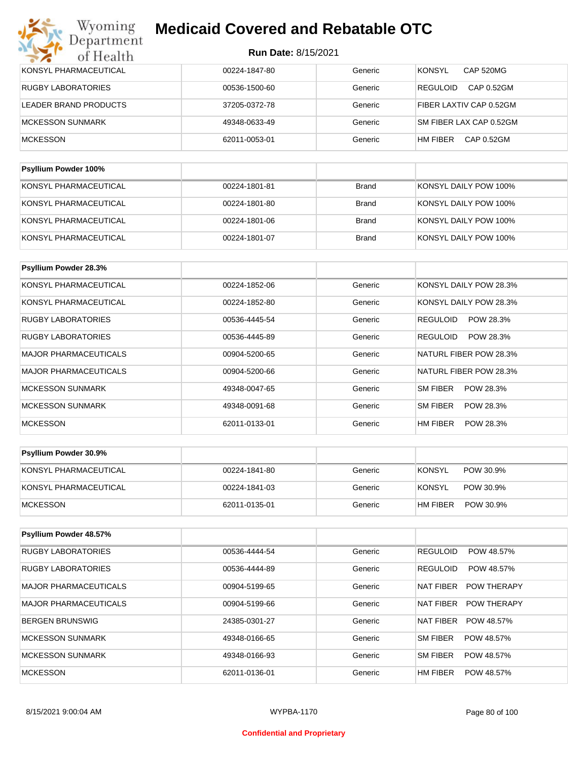| | | | |
|---|---|---|---|
| KONSYL PHARMACEUTICAL | 00224-1847-80 | Generic | KONSYL CAP 520MG |
| RUGBY LABORATORIES | 00536-1500-60 | Generic | REGULOID CAP 0.52GM |
| LEADER BRAND PRODUCTS | 37205-0372-78 | Generic | FIBER LAXTIV CAP 0.52GM |
| MCKESSON SUNMARK | 49348-0633-49 | Generic | SM FIBER LAX CAP 0.52GM |
| MCKESSON | 62011-0053-01 | Generic | HM FIBER CAP 0.52GM |

| Psyllium Powder 100% | | | |
|---|---|---|---|
| KONSYL PHARMACEUTICAL | 00224-1801-81 | Brand | KONSYL DAILY POW 100% |
| KONSYL PHARMACEUTICAL | 00224-1801-80 | Brand | KONSYL DAILY POW 100% |
| KONSYL PHARMACEUTICAL | 00224-1801-06 | Brand | KONSYL DAILY POW 100% |
| KONSYL PHARMACEUTICAL | 00224-1801-07 | Brand | KONSYL DAILY POW 100% |

| Psyllium Powder 28.3% | | | |
|---|---|---|---|
| KONSYL PHARMACEUTICAL | 00224-1852-06 | Generic | KONSYL DAILY POW 28.3% |
| KONSYL PHARMACEUTICAL | 00224-1852-80 | Generic | KONSYL DAILY POW 28.3% |
| RUGBY LABORATORIES | 00536-4445-54 | Generic | REGULOID POW 28.3% |
| RUGBY LABORATORIES | 00536-4445-89 | Generic | REGULOID POW 28.3% |
| MAJOR PHARMACEUTICALS | 00904-5200-65 | Generic | NATURL FIBER POW 28.3% |
| MAJOR PHARMACEUTICALS | 00904-5200-66 | Generic | NATURL FIBER POW 28.3% |
| MCKESSON SUNMARK | 49348-0047-65 | Generic | SM FIBER POW 28.3% |
| MCKESSON SUNMARK | 49348-0091-68 | Generic | SM FIBER POW 28.3% |
| MCKESSON | 62011-0133-01 | Generic | HM FIBER POW 28.3% |

| Psyllium Powder 30.9% | | | |
|---|---|---|---|
| KONSYL PHARMACEUTICAL | 00224-1841-80 | Generic | KONSYL POW 30.9% |
| KONSYL PHARMACEUTICAL | 00224-1841-03 | Generic | KONSYL POW 30.9% |
| MCKESSON | 62011-0135-01 | Generic | HM FIBER POW 30.9% |

| Psyllium Powder 48.57% | | | |
|---|---|---|---|
| RUGBY LABORATORIES | 00536-4444-54 | Generic | REGULOID POW 48.57% |
| RUGBY LABORATORIES | 00536-4444-89 | Generic | REGULOID POW 48.57% |
| MAJOR PHARMACEUTICALS | 00904-5199-65 | Generic | NAT FIBER POW THERAPY |
| MAJOR PHARMACEUTICALS | 00904-5199-66 | Generic | NAT FIBER POW THERAPY |
| BERGEN BRUNSWIG | 24385-0301-27 | Generic | NAT FIBER POW 48.57% |
| MCKESSON SUNMARK | 49348-0166-65 | Generic | SM FIBER POW 48.57% |
| MCKESSON SUNMARK | 49348-0166-93 | Generic | SM FIBER POW 48.57% |
| MCKESSON | 62011-0136-01 | Generic | HM FIBER POW 48.57% |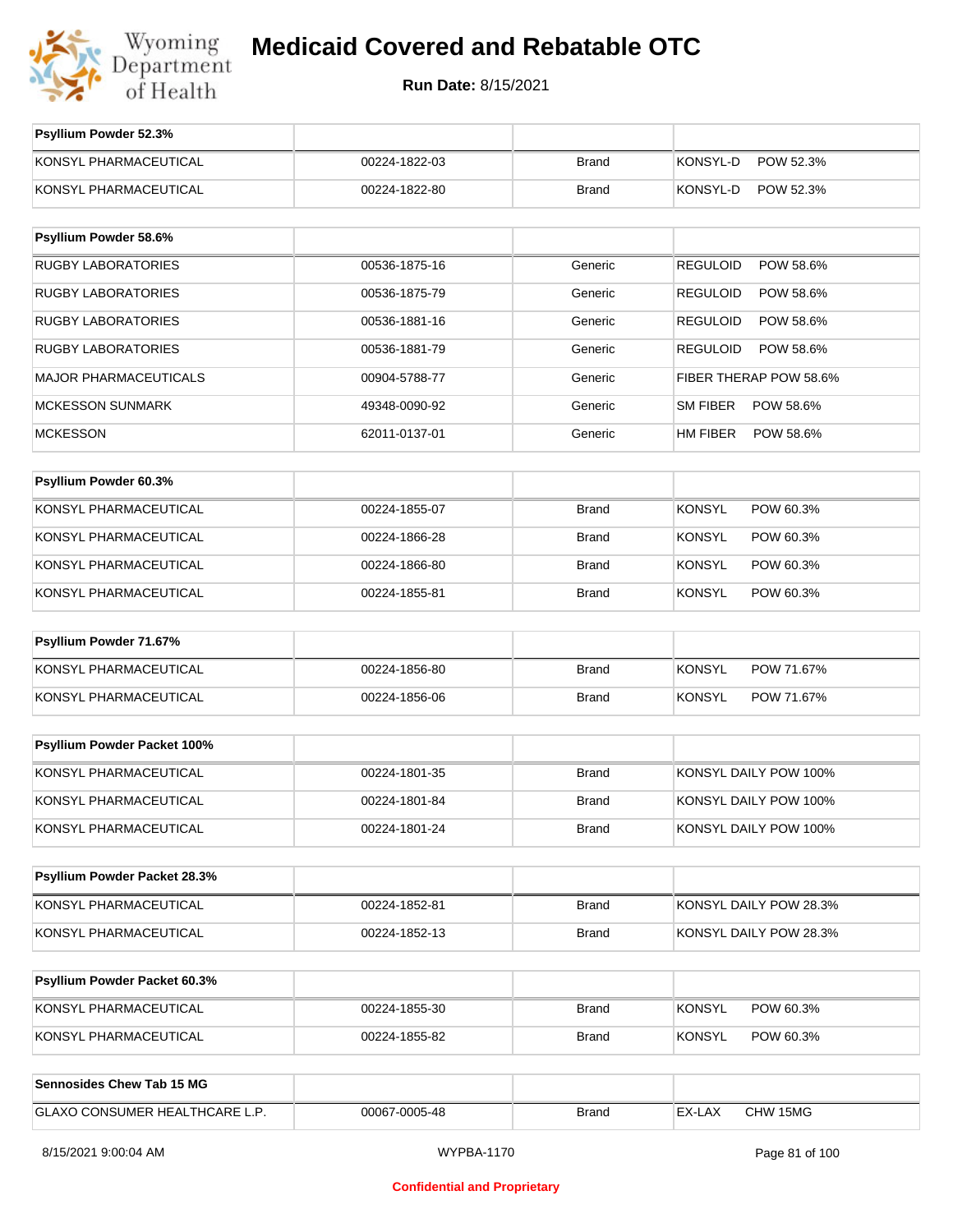# Medicaid Covered and Rebatable OTC

**Run Date:** 8/15/2021

| Psyllium Powder 52.3% | | | |
|---|---|---|---|
| KONSYL PHARMACEUTICAL | 00224-1822-03 | Brand | KONSYL-D POW 52.3% |
| KONSYL PHARMACEUTICAL | 00224-1822-80 | Brand | KONSYL-D POW 52.3% |

| Psyllium Powder 58.6% | | | |
|---|---|---|---|
| RUGBY LABORATORIES | 00536-1875-16 | Generic | REGULOID POW 58.6% |
| RUGBY LABORATORIES | 00536-1875-79 | Generic | REGULOID POW 58.6% |
| RUGBY LABORATORIES | 00536-1881-16 | Generic | REGULOID POW 58.6% |
| RUGBY LABORATORIES | 00536-1881-79 | Generic | REGULOID POW 58.6% |
| MAJOR PHARMACEUTICALS | 00904-5788-77 | Generic | FIBER THERAP POW 58.6% |
| MCKESSON SUNMARK | 49348-0090-92 | Generic | SM FIBER POW 58.6% |
| MCKESSON | 62011-0137-01 | Generic | HM FIBER POW 58.6% |

| Psyllium Powder 60.3% | | | |
|---|---|---|---|
| KONSYL PHARMACEUTICAL | 00224-1855-07 | Brand | KONSYL POW 60.3% |
| KONSYL PHARMACEUTICAL | 00224-1866-28 | Brand | KONSYL POW 60.3% |
| KONSYL PHARMACEUTICAL | 00224-1866-80 | Brand | KONSYL POW 60.3% |
| KONSYL PHARMACEUTICAL | 00224-1855-81 | Brand | KONSYL POW 60.3% |

| Psyllium Powder 71.67% | | | |
|---|---|---|---|
| KONSYL PHARMACEUTICAL | 00224-1856-80 | Brand | KONSYL POW 71.67% |
| KONSYL PHARMACEUTICAL | 00224-1856-06 | Brand | KONSYL POW 71.67% |

| Psyllium Powder Packet 100% | | | |
|---|---|---|---|
| KONSYL PHARMACEUTICAL | 00224-1801-35 | Brand | KONSYL DAILY POW 100% |
| KONSYL PHARMACEUTICAL | 00224-1801-84 | Brand | KONSYL DAILY POW 100% |
| KONSYL PHARMACEUTICAL | 00224-1801-24 | Brand | KONSYL DAILY POW 100% |

| Psyllium Powder Packet 28.3% | | | |
|---|---|---|---|
| KONSYL PHARMACEUTICAL | 00224-1852-81 | Brand | KONSYL DAILY POW 28.3% |
| KONSYL PHARMACEUTICAL | 00224-1852-13 | Brand | KONSYL DAILY POW 28.3% |

| Psyllium Powder Packet 60.3% | | | |
|---|---|---|---|
| KONSYL PHARMACEUTICAL | 00224-1855-30 | Brand | KONSYL POW 60.3% |
| KONSYL PHARMACEUTICAL | 00224-1855-82 | Brand | KONSYL POW 60.3% |

| Sennosides Chew Tab 15 MG | | | |
|---|---|---|---|
| GLAXO CONSUMER HEALTHCARE L.P. | 00067-0005-48 | Brand | EX-LAX CHW 15MG |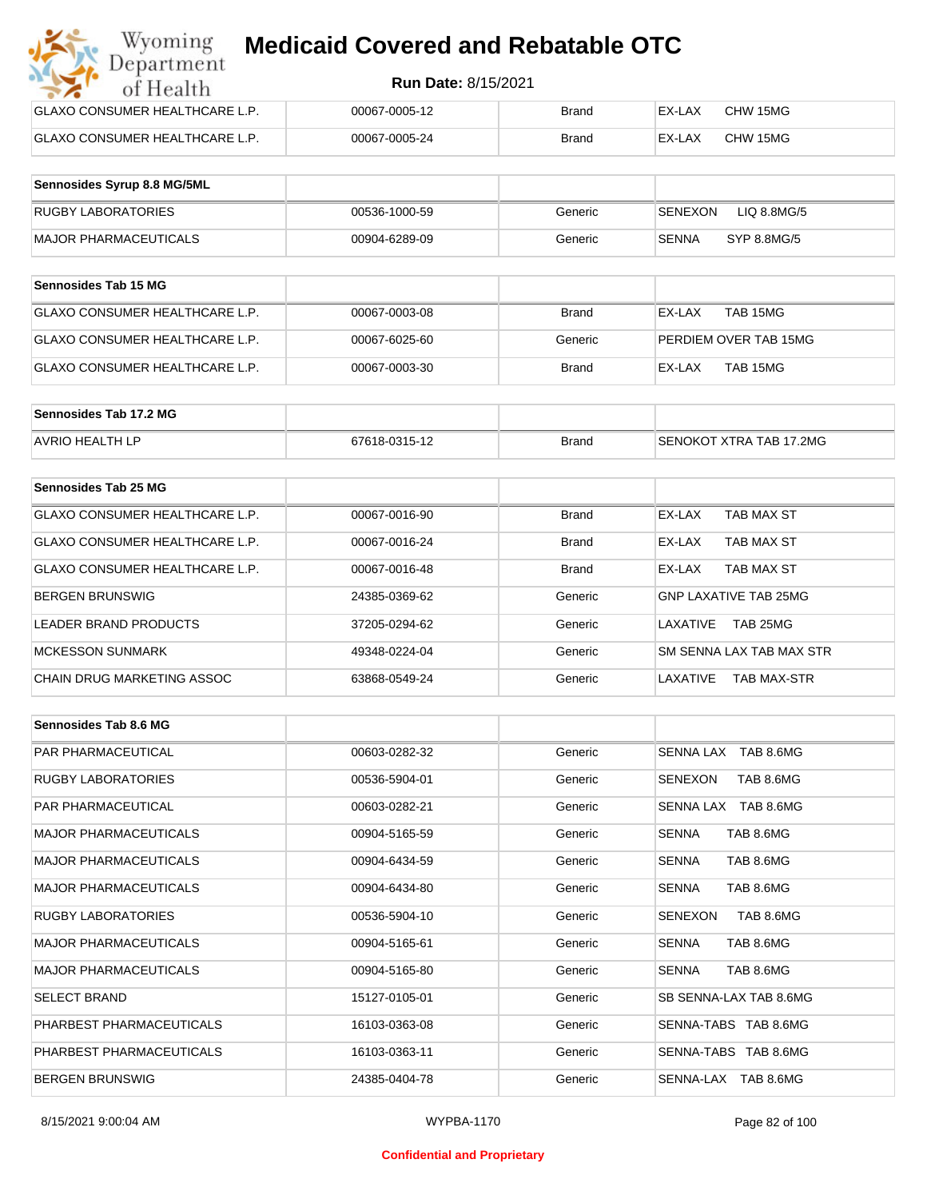# Medicaid Covered and Rebatable OTC

**Run Date:** 8/15/2021

| | | | |
|---|---|---|---|
| GLAXO CONSUMER HEALTHCARE L.P. | 00067-0005-12 | Brand | EX-LAX CHW 15MG |
| GLAXO CONSUMER HEALTHCARE L.P. | 00067-0005-24 | Brand | EX-LAX CHW 15MG |

| Sennosides Syrup 8.8 MG/5ML | | | |
|---|---|---|---|
| RUGBY LABORATORIES | 00536-1000-59 | Generic | SENEXON LIQ 8.8MG/5 |
| MAJOR PHARMACEUTICALS | 00904-6289-09 | Generic | SENNA SYP 8.8MG/5 |

| Sennosides Tab 15 MG | | | |
|---|---|---|---|
| GLAXO CONSUMER HEALTHCARE L.P. | 00067-0003-08 | Brand | EX-LAX TAB 15MG |
| GLAXO CONSUMER HEALTHCARE L.P. | 00067-6025-60 | Generic | PERDIEM OVER TAB 15MG |
| GLAXO CONSUMER HEALTHCARE L.P. | 00067-0003-30 | Brand | EX-LAX TAB 15MG |

| Sennosides Tab 17.2 MG | | | |
|---|---|---|---|
| AVRIO HEALTH LP | 67618-0315-12 | Brand | SENOKOT XTRA TAB 17.2MG |

| Sennosides Tab 25 MG | | | |
|---|---|---|---|
| GLAXO CONSUMER HEALTHCARE L.P. | 00067-0016-90 | Brand | EX-LAX TAB MAX ST |
| GLAXO CONSUMER HEALTHCARE L.P. | 00067-0016-24 | Brand | EX-LAX TAB MAX ST |
| GLAXO CONSUMER HEALTHCARE L.P. | 00067-0016-48 | Brand | EX-LAX TAB MAX ST |
| BERGEN BRUNSWIG | 24385-0369-62 | Generic | GNP LAXATIVE TAB 25MG |
| LEADER BRAND PRODUCTS | 37205-0294-62 | Generic | LAXATIVE TAB 25MG |
| MCKESSON SUNMARK | 49348-0224-04 | Generic | SM SENNA LAX TAB MAX STR |
| CHAIN DRUG MARKETING ASSOC | 63868-0549-24 | Generic | LAXATIVE TAB MAX-STR |

| Sennosides Tab 8.6 MG | | | |
|---|---|---|---|
| PAR PHARMACEUTICAL | 00603-0282-32 | Generic | SENNA LAX TAB 8.6MG |
| RUGBY LABORATORIES | 00536-5904-01 | Generic | SENEXON TAB 8.6MG |
| PAR PHARMACEUTICAL | 00603-0282-21 | Generic | SENNA LAX TAB 8.6MG |
| MAJOR PHARMACEUTICALS | 00904-5165-59 | Generic | SENNA TAB 8.6MG |
| MAJOR PHARMACEUTICALS | 00904-6434-59 | Generic | SENNA TAB 8.6MG |
| MAJOR PHARMACEUTICALS | 00904-6434-80 | Generic | SENNA TAB 8.6MG |
| RUGBY LABORATORIES | 00536-5904-10 | Generic | SENEXON TAB 8.6MG |
| MAJOR PHARMACEUTICALS | 00904-5165-61 | Generic | SENNA TAB 8.6MG |
| MAJOR PHARMACEUTICALS | 00904-5165-80 | Generic | SENNA TAB 8.6MG |
| SELECT BRAND | 15127-0105-01 | Generic | SB SENNA-LAX TAB 8.6MG |
| PHARBEST PHARMACEUTICALS | 16103-0363-08 | Generic | SENNA-TABS TAB 8.6MG |
| PHARBEST PHARMACEUTICALS | 16103-0363-11 | Generic | SENNA-TABS TAB 8.6MG |
| BERGEN BRUNSWIG | 24385-0404-78 | Generic | SENNA-LAX TAB 8.6MG |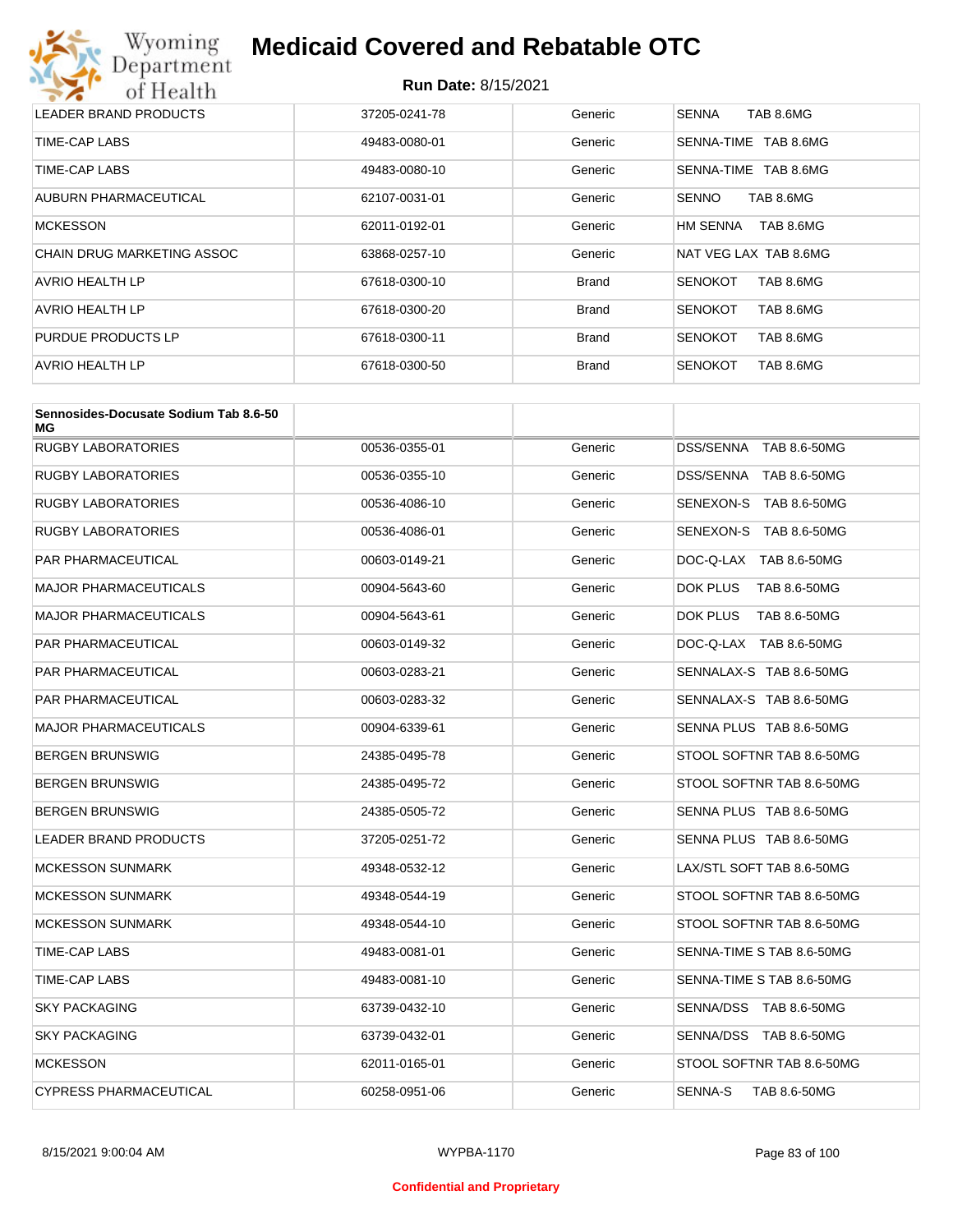| | | | |
|---|---|---|---|
| LEADER BRAND PRODUCTS | 37205-0241-78 | Generic | SENNA TAB 8.6MG |
| TIME-CAP LABS | 49483-0080-01 | Generic | SENNA-TIME TAB 8.6MG |
| TIME-CAP LABS | 49483-0080-10 | Generic | SENNA-TIME TAB 8.6MG |
| AUBURN PHARMACEUTICAL | 62107-0031-01 | Generic | SENNO TAB 8.6MG |
| MCKESSON | 62011-0192-01 | Generic | HM SENNA TAB 8.6MG |
| CHAIN DRUG MARKETING ASSOC | 63868-0257-10 | Generic | NAT VEG LAX TAB 8.6MG |
| AVRIO HEALTH LP | 67618-0300-10 | Brand | SENOKOT TAB 8.6MG |
| AVRIO HEALTH LP | 67618-0300-20 | Brand | SENOKOT TAB 8.6MG |
| PURDUE PRODUCTS LP | 67618-0300-11 | Brand | SENOKOT TAB 8.6MG |
| AVRIO HEALTH LP | 67618-0300-50 | Brand | SENOKOT TAB 8.6MG |

| **Sennosides-Docusate Sodium Tab 8.6-50 MG** | | | |
|---|---|---|---|
| RUGBY LABORATORIES | 00536-0355-01 | Generic | DSS/SENNA TAB 8.6-50MG |
| RUGBY LABORATORIES | 00536-0355-10 | Generic | DSS/SENNA TAB 8.6-50MG |
| RUGBY LABORATORIES | 00536-4086-10 | Generic | SENEXON-S TAB 8.6-50MG |
| RUGBY LABORATORIES | 00536-4086-01 | Generic | SENEXON-S TAB 8.6-50MG |
| PAR PHARMACEUTICAL | 00603-0149-21 | Generic | DOC-Q-LAX TAB 8.6-50MG |
| MAJOR PHARMACEUTICALS | 00904-5643-60 | Generic | DOK PLUS TAB 8.6-50MG |
| MAJOR PHARMACEUTICALS | 00904-5643-61 | Generic | DOK PLUS TAB 8.6-50MG |
| PAR PHARMACEUTICAL | 00603-0149-32 | Generic | DOC-Q-LAX TAB 8.6-50MG |
| PAR PHARMACEUTICAL | 00603-0283-21 | Generic | SENNALAX-S TAB 8.6-50MG |
| PAR PHARMACEUTICAL | 00603-0283-32 | Generic | SENNALAX-S TAB 8.6-50MG |
| MAJOR PHARMACEUTICALS | 00904-6339-61 | Generic | SENNA PLUS TAB 8.6-50MG |
| BERGEN BRUNSWIG | 24385-0495-78 | Generic | STOOL SOFTNR TAB 8.6-50MG |
| BERGEN BRUNSWIG | 24385-0495-72 | Generic | STOOL SOFTNR TAB 8.6-50MG |
| BERGEN BRUNSWIG | 24385-0505-72 | Generic | SENNA PLUS TAB 8.6-50MG |
| LEADER BRAND PRODUCTS | 37205-0251-72 | Generic | SENNA PLUS TAB 8.6-50MG |
| MCKESSON SUNMARK | 49348-0532-12 | Generic | LAX/STL SOFT TAB 8.6-50MG |
| MCKESSON SUNMARK | 49348-0544-19 | Generic | STOOL SOFTNR TAB 8.6-50MG |
| MCKESSON SUNMARK | 49348-0544-10 | Generic | STOOL SOFTNR TAB 8.6-50MG |
| TIME-CAP LABS | 49483-0081-01 | Generic | SENNA-TIME S TAB 8.6-50MG |
| TIME-CAP LABS | 49483-0081-10 | Generic | SENNA-TIME S TAB 8.6-50MG |
| SKY PACKAGING | 63739-0432-10 | Generic | SENNA/DSS TAB 8.6-50MG |
| SKY PACKAGING | 63739-0432-01 | Generic | SENNA/DSS TAB 8.6-50MG |
| MCKESSON | 62011-0165-01 | Generic | STOOL SOFTNR TAB 8.6-50MG |
| CYPRESS PHARMACEUTICAL | 60258-0951-06 | Generic | SENNA-S TAB 8.6-50MG |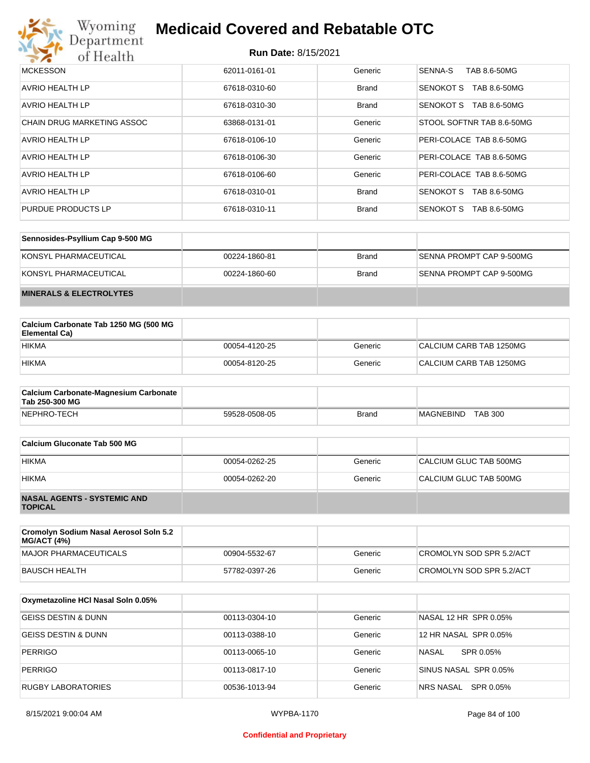# Medicaid Covered and Rebatable OTC

**Run Date:** 8/15/2021

| | | | |
|---|---|---|---|
| MCKESSON | 62011-0161-01 | Generic | SENNA-S TAB 8.6-50MG |
| AVRIO HEALTH LP | 67618-0310-60 | Brand | SENOKOT S TAB 8.6-50MG |
| AVRIO HEALTH LP | 67618-0310-30 | Brand | SENOKOT S TAB 8.6-50MG |
| CHAIN DRUG MARKETING ASSOC | 63868-0131-01 | Generic | STOOL SOFTNR TAB 8.6-50MG |
| AVRIO HEALTH LP | 67618-0106-10 | Generic | PERI-COLACE TAB 8.6-50MG |
| AVRIO HEALTH LP | 67618-0106-30 | Generic | PERI-COLACE TAB 8.6-50MG |
| AVRIO HEALTH LP | 67618-0106-60 | Generic | PERI-COLACE TAB 8.6-50MG |
| AVRIO HEALTH LP | 67618-0310-01 | Brand | SENOKOT S TAB 8.6-50MG |
| PURDUE PRODUCTS LP | 67618-0310-11 | Brand | SENOKOT S TAB 8.6-50MG |

| Sennosides-Psyllium Cap 9-500 MG | | | |
|---|---|---|---|
| KONSYL PHARMACEUTICAL | 00224-1860-81 | Brand | SENNA PROMPT CAP 9-500MG |
| KONSYL PHARMACEUTICAL | 00224-1860-60 | Brand | SENNA PROMPT CAP 9-500MG |

## MINERALS & ELECTROLYTES

| Calcium Carbonate Tab 1250 MG (500 MG Elemental Ca) | | | |
|---|---|---|---|
| HIKMA | 00054-4120-25 | Generic | CALCIUM CARB TAB 1250MG |
| HIKMA | 00054-8120-25 | Generic | CALCIUM CARB TAB 1250MG |

| Calcium Carbonate-Magnesium Carbonate Tab 250-300 MG | | | |
|---|---|---|---|
| NEPHRO-TECH | 59528-0508-05 | Brand | MAGNEBIND TAB 300 |

| Calcium Gluconate Tab 500 MG | | | |
|---|---|---|---|
| HIKMA | 00054-0262-25 | Generic | CALCIUM GLUC TAB 500MG |
| HIKMA | 00054-0262-20 | Generic | CALCIUM GLUC TAB 500MG |

## NASAL AGENTS - SYSTEMIC AND TOPICAL

| Cromolyn Sodium Nasal Aerosol Soln 5.2 MG/ACT (4%) | | | |
|---|---|---|---|
| MAJOR PHARMACEUTICALS | 00904-5532-67 | Generic | CROMOLYN SOD SPR 5.2/ACT |
| BAUSCH HEALTH | 57782-0397-26 | Generic | CROMOLYN SOD SPR 5.2/ACT |

| Oxymetazoline HCl Nasal Soln 0.05% | | | |
|---|---|---|---|
| GEISS DESTIN & DUNN | 00113-0304-10 | Generic | NASAL 12 HR SPR 0.05% |
| GEISS DESTIN & DUNN | 00113-0388-10 | Generic | 12 HR NASAL SPR 0.05% |
| PERRIGO | 00113-0065-10 | Generic | NASAL SPR 0.05% |
| PERRIGO | 00113-0817-10 | Generic | SINUS NASAL SPR 0.05% |
| RUGBY LABORATORIES | 00536-1013-94 | Generic | NRS NASAL SPR 0.05% |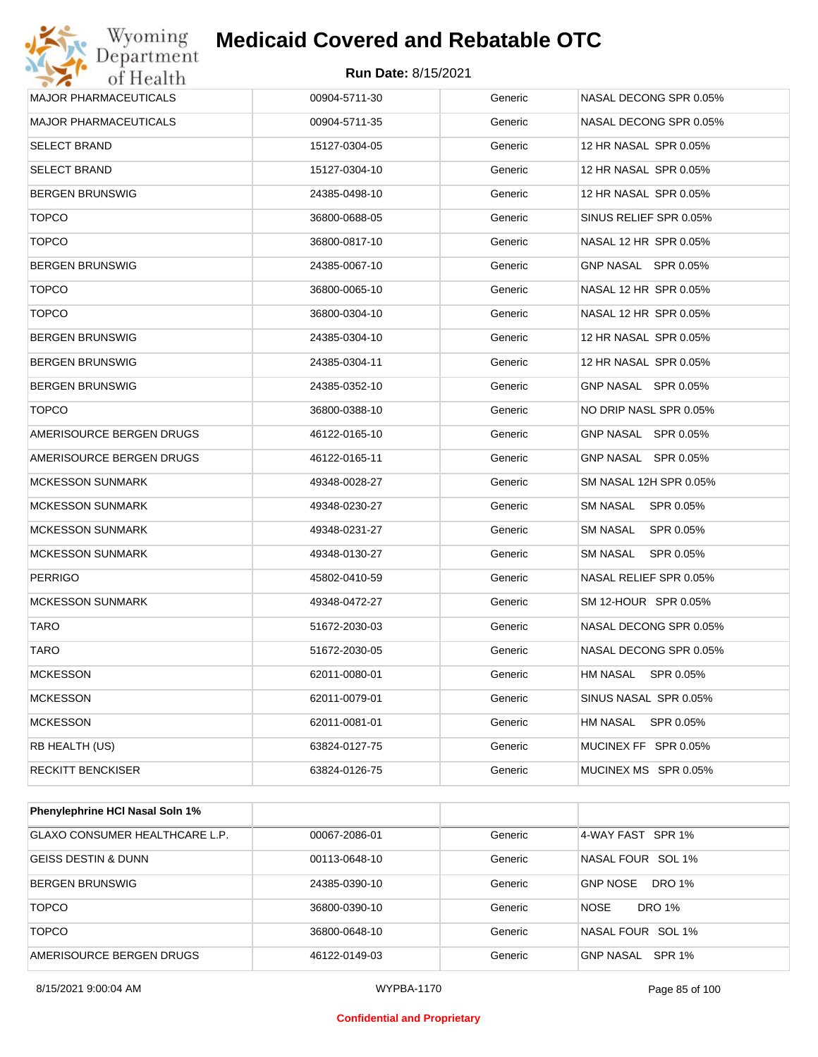| MAJOR PHARMACEUTICALS | 00904-5711-30 | Generic | NASAL DECONG SPR 0.05% |
|---|---|---|---|
| MAJOR PHARMACEUTICALS | 00904-5711-35 | Generic | NASAL DECONG SPR 0.05% |
| SELECT BRAND | 15127-0304-05 | Generic | 12 HR NASAL SPR 0.05% |
| SELECT BRAND | 15127-0304-10 | Generic | 12 HR NASAL SPR 0.05% |
| BERGEN BRUNSWIG | 24385-0498-10 | Generic | 12 HR NASAL SPR 0.05% |
| TOPCO | 36800-0688-05 | Generic | SINUS RELIEF SPR 0.05% |
| TOPCO | 36800-0817-10 | Generic | NASAL 12 HR SPR 0.05% |
| BERGEN BRUNSWIG | 24385-0067-10 | Generic | GNP NASAL SPR 0.05% |
| TOPCO | 36800-0065-10 | Generic | NASAL 12 HR SPR 0.05% |
| TOPCO | 36800-0304-10 | Generic | NASAL 12 HR SPR 0.05% |
| BERGEN BRUNSWIG | 24385-0304-10 | Generic | 12 HR NASAL SPR 0.05% |
| BERGEN BRUNSWIG | 24385-0304-11 | Generic | 12 HR NASAL SPR 0.05% |
| BERGEN BRUNSWIG | 24385-0352-10 | Generic | GNP NASAL SPR 0.05% |
| TOPCO | 36800-0388-10 | Generic | NO DRIP NASL SPR 0.05% |
| AMERISOURCE BERGEN DRUGS | 46122-0165-10 | Generic | GNP NASAL SPR 0.05% |
| AMERISOURCE BERGEN DRUGS | 46122-0165-11 | Generic | GNP NASAL SPR 0.05% |
| MCKESSON SUNMARK | 49348-0028-27 | Generic | SM NASAL 12H SPR 0.05% |
| MCKESSON SUNMARK | 49348-0230-27 | Generic | SM NASAL SPR 0.05% |
| MCKESSON SUNMARK | 49348-0231-27 | Generic | SM NASAL SPR 0.05% |
| MCKESSON SUNMARK | 49348-0130-27 | Generic | SM NASAL SPR 0.05% |
| PERRIGO | 45802-0410-59 | Generic | NASAL RELIEF SPR 0.05% |
| MCKESSON SUNMARK | 49348-0472-27 | Generic | SM 12-HOUR SPR 0.05% |
| TARO | 51672-2030-03 | Generic | NASAL DECONG SPR 0.05% |
| TARO | 51672-2030-05 | Generic | NASAL DECONG SPR 0.05% |
| MCKESSON | 62011-0080-01 | Generic | HM NASAL SPR 0.05% |
| MCKESSON | 62011-0079-01 | Generic | SINUS NASAL SPR 0.05% |
| MCKESSON | 62011-0081-01 | Generic | HM NASAL SPR 0.05% |
| RB HEALTH (US) | 63824-0127-75 | Generic | MUCINEX FF SPR 0.05% |
| RECKITT BENCKISER | 63824-0126-75 | Generic | MUCINEX MS SPR 0.05% |

| Phenylephrine HCl Nasal Soln 1% | | | |
|---|---|---|---|
| GLAXO CONSUMER HEALTHCARE L.P. | 00067-2086-01 | Generic | 4-WAY FAST SPR 1% |
| GEISS DESTIN & DUNN | 00113-0648-10 | Generic | NASAL FOUR SOL 1% |
| BERGEN BRUNSWIG | 24385-0390-10 | Generic | GNP NOSE DRO 1% |
| TOPCO | 36800-0390-10 | Generic | NOSE DRO 1% |
| TOPCO | 36800-0648-10 | Generic | NASAL FOUR SOL 1% |
| AMERISOURCE BERGEN DRUGS | 46122-0149-03 | Generic | GNP NASAL SPR 1% |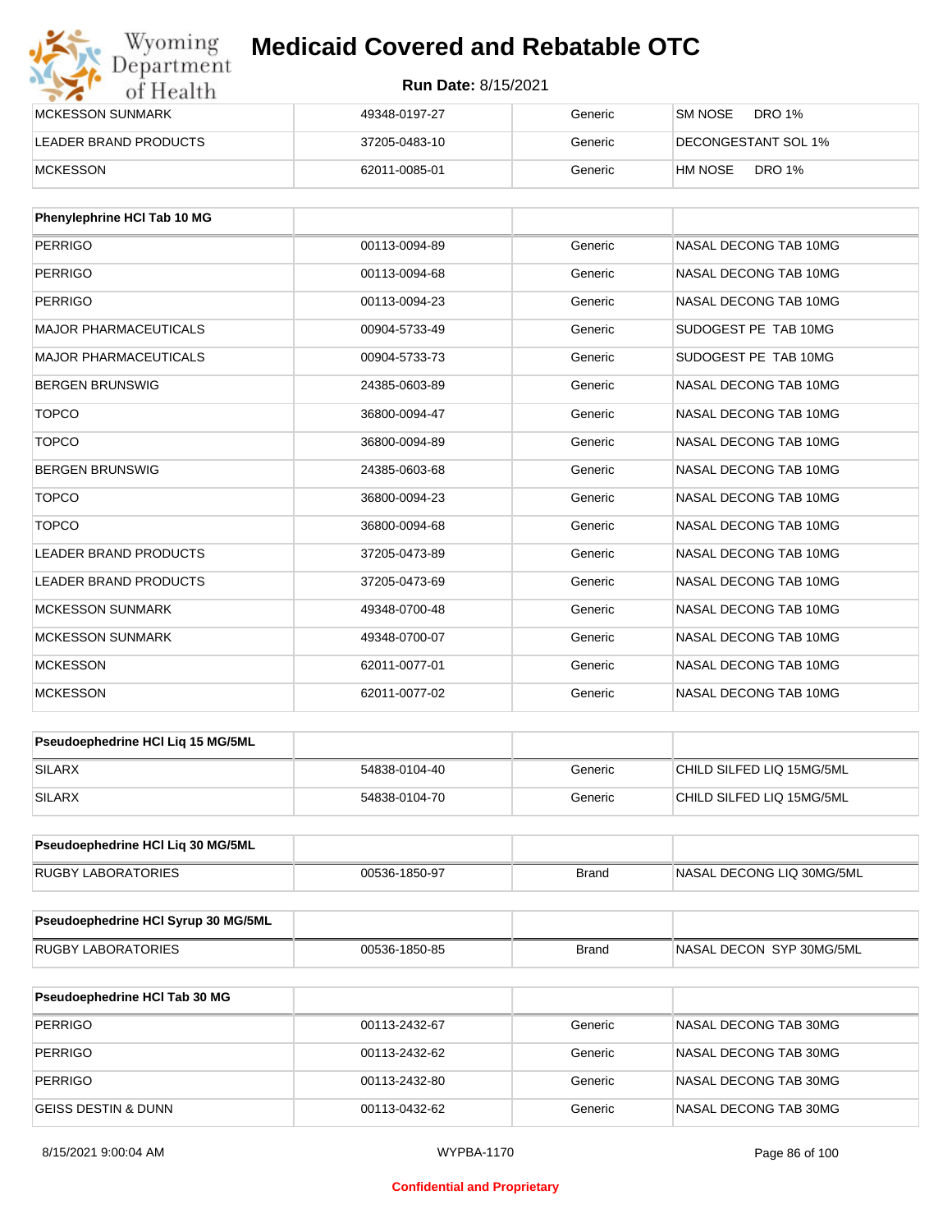| | | | |
|---|---|---|---|
| MCKESSON SUNMARK | 49348-0197-27 | Generic | SM NOSE DRO 1% |
| LEADER BRAND PRODUCTS | 37205-0483-10 | Generic | DECONGESTANT SOL 1% |
| MCKESSON | 62011-0085-01 | Generic | HM NOSE DRO 1% |

| Phenylephrine HCl Tab 10 MG | | | |
|---|---|---|---|
| PERRIGO | 00113-0094-89 | Generic | NASAL DECONG TAB 10MG |
| PERRIGO | 00113-0094-68 | Generic | NASAL DECONG TAB 10MG |
| PERRIGO | 00113-0094-23 | Generic | NASAL DECONG TAB 10MG |
| MAJOR PHARMACEUTICALS | 00904-5733-49 | Generic | SUDOGEST PE TAB 10MG |
| MAJOR PHARMACEUTICALS | 00904-5733-73 | Generic | SUDOGEST PE TAB 10MG |
| BERGEN BRUNSWIG | 24385-0603-89 | Generic | NASAL DECONG TAB 10MG |
| TOPCO | 36800-0094-47 | Generic | NASAL DECONG TAB 10MG |
| TOPCO | 36800-0094-89 | Generic | NASAL DECONG TAB 10MG |
| BERGEN BRUNSWIG | 24385-0603-68 | Generic | NASAL DECONG TAB 10MG |
| TOPCO | 36800-0094-23 | Generic | NASAL DECONG TAB 10MG |
| TOPCO | 36800-0094-68 | Generic | NASAL DECONG TAB 10MG |
| LEADER BRAND PRODUCTS | 37205-0473-89 | Generic | NASAL DECONG TAB 10MG |
| LEADER BRAND PRODUCTS | 37205-0473-69 | Generic | NASAL DECONG TAB 10MG |
| MCKESSON SUNMARK | 49348-0700-48 | Generic | NASAL DECONG TAB 10MG |
| MCKESSON SUNMARK | 49348-0700-07 | Generic | NASAL DECONG TAB 10MG |
| MCKESSON | 62011-0077-01 | Generic | NASAL DECONG TAB 10MG |
| MCKESSON | 62011-0077-02 | Generic | NASAL DECONG TAB 10MG |

| Pseudoephedrine HCl Liq 15 MG/5ML | | | |
|---|---|---|---|
| SILARX | 54838-0104-40 | Generic | CHILD SILFED LIQ 15MG/5ML |
| SILARX | 54838-0104-70 | Generic | CHILD SILFED LIQ 15MG/5ML |

| Pseudoephedrine HCl Liq 30 MG/5ML | | | |
|---|---|---|---|
| RUGBY LABORATORIES | 00536-1850-97 | Brand | NASAL DECONG LIQ 30MG/5ML |

| Pseudoephedrine HCl Syrup 30 MG/5ML | | | |
|---|---|---|---|
| RUGBY LABORATORIES | 00536-1850-85 | Brand | NASAL DECON SYP 30MG/5ML |

| Pseudoephedrine HCl Tab 30 MG | | | |
|---|---|---|---|
| PERRIGO | 00113-2432-67 | Generic | NASAL DECONG TAB 30MG |
| PERRIGO | 00113-2432-62 | Generic | NASAL DECONG TAB 30MG |
| PERRIGO | 00113-2432-80 | Generic | NASAL DECONG TAB 30MG |
| GEISS DESTIN & DUNN | 00113-0432-62 | Generic | NASAL DECONG TAB 30MG |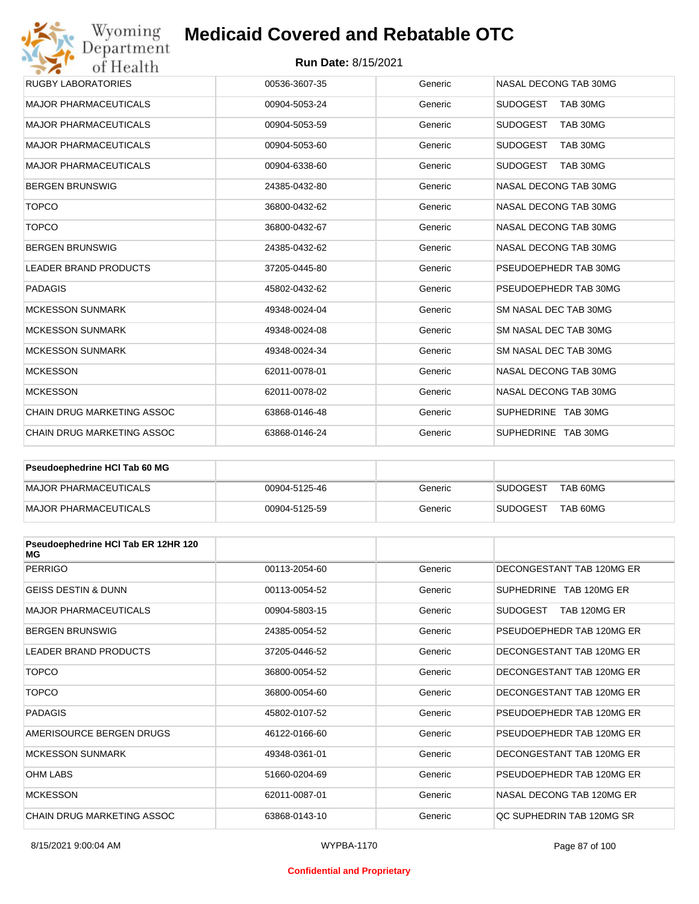| | | | |
|---|---|---|---|
| RUGBY LABORATORIES | 00536-3607-35 | Generic | NASAL DECONG TAB 30MG |
| MAJOR PHARMACEUTICALS | 00904-5053-24 | Generic | SUDOGEST TAB 30MG |
| MAJOR PHARMACEUTICALS | 00904-5053-59 | Generic | SUDOGEST TAB 30MG |
| MAJOR PHARMACEUTICALS | 00904-5053-60 | Generic | SUDOGEST TAB 30MG |
| MAJOR PHARMACEUTICALS | 00904-6338-60 | Generic | SUDOGEST TAB 30MG |
| BERGEN BRUNSWIG | 24385-0432-80 | Generic | NASAL DECONG TAB 30MG |
| TOPCO | 36800-0432-62 | Generic | NASAL DECONG TAB 30MG |
| TOPCO | 36800-0432-67 | Generic | NASAL DECONG TAB 30MG |
| BERGEN BRUNSWIG | 24385-0432-62 | Generic | NASAL DECONG TAB 30MG |
| LEADER BRAND PRODUCTS | 37205-0445-80 | Generic | PSEUDOEPHEDR TAB 30MG |
| PADAGIS | 45802-0432-62 | Generic | PSEUDOEPHEDR TAB 30MG |
| MCKESSON SUNMARK | 49348-0024-04 | Generic | SM NASAL DEC TAB 30MG |
| MCKESSON SUNMARK | 49348-0024-08 | Generic | SM NASAL DEC TAB 30MG |
| MCKESSON SUNMARK | 49348-0024-34 | Generic | SM NASAL DEC TAB 30MG |
| MCKESSON | 62011-0078-01 | Generic | NASAL DECONG TAB 30MG |
| MCKESSON | 62011-0078-02 | Generic | NASAL DECONG TAB 30MG |
| CHAIN DRUG MARKETING ASSOC | 63868-0146-48 | Generic | SUPHEDRINE TAB 30MG |
| CHAIN DRUG MARKETING ASSOC | 63868-0146-24 | Generic | SUPHEDRINE TAB 30MG |

| **Pseudoephedrine HCl Tab 60 MG** | | | |
|---|---|---|---|
| MAJOR PHARMACEUTICALS | 00904-5125-46 | Generic | SUDOGEST TAB 60MG |
| MAJOR PHARMACEUTICALS | 00904-5125-59 | Generic | SUDOGEST TAB 60MG |

| **Pseudoephedrine HCl Tab ER 12HR 120 MG** | | | |
|---|---|---|---|
| PERRIGO | 00113-2054-60 | Generic | DECONGESTANT TAB 120MG ER |
| GEISS DESTIN & DUNN | 00113-0054-52 | Generic | SUPHEDRINE TAB 120MG ER |
| MAJOR PHARMACEUTICALS | 00904-5803-15 | Generic | SUDOGEST TAB 120MG ER |
| BERGEN BRUNSWIG | 24385-0054-52 | Generic | PSEUDOEPHEDR TAB 120MG ER |
| LEADER BRAND PRODUCTS | 37205-0446-52 | Generic | DECONGESTANT TAB 120MG ER |
| TOPCO | 36800-0054-52 | Generic | DECONGESTANT TAB 120MG ER |
| TOPCO | 36800-0054-60 | Generic | DECONGESTANT TAB 120MG ER |
| PADAGIS | 45802-0107-52 | Generic | PSEUDOEPHEDR TAB 120MG ER |
| AMERISOURCE BERGEN DRUGS | 46122-0166-60 | Generic | PSEUDOEPHEDR TAB 120MG ER |
| MCKESSON SUNMARK | 49348-0361-01 | Generic | DECONGESTANT TAB 120MG ER |
| OHM LABS | 51660-0204-69 | Generic | PSEUDOEPHEDR TAB 120MG ER |
| MCKESSON | 62011-0087-01 | Generic | NASAL DECONG TAB 120MG ER |
| CHAIN DRUG MARKETING ASSOC | 63868-0143-10 | Generic | QC SUPHEDRIN TAB 120MG SR |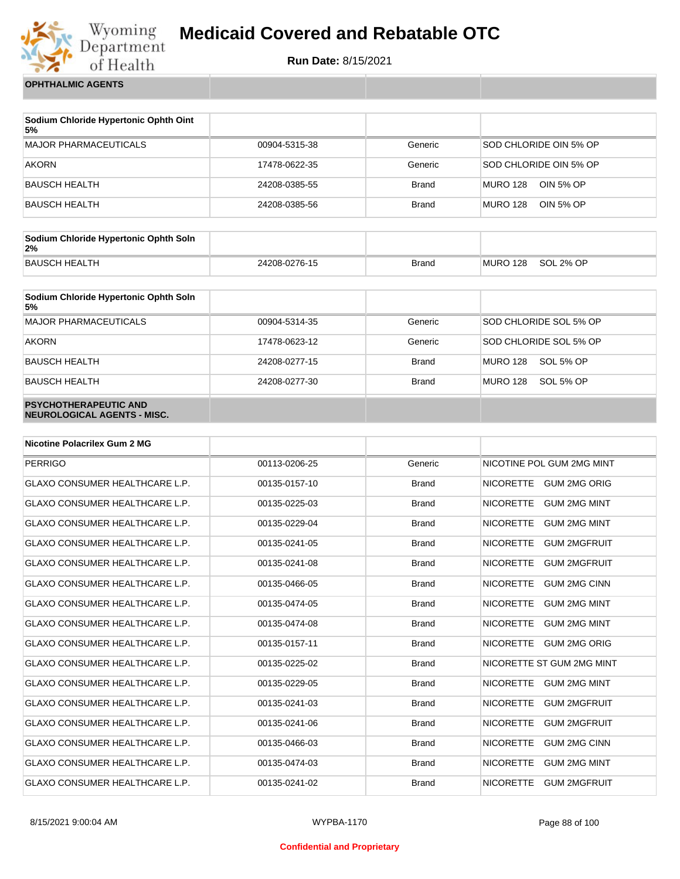**OPHTHALMIC AGENTS**

| Sodium Chloride Hypertonic Ophth Oint 5% | | | |
|---|---|---|---|
| MAJOR PHARMACEUTICALS | 00904-5315-38 | Generic | SOD CHLORIDE OIN 5% OP |
| AKORN | 17478-0622-35 | Generic | SOD CHLORIDE OIN 5% OP |
| BAUSCH HEALTH | 24208-0385-55 | Brand | MURO 128 OIN 5% OP |
| BAUSCH HEALTH | 24208-0385-56 | Brand | MURO 128 OIN 5% OP |

| Sodium Chloride Hypertonic Ophth Soln 2% | | | |
|---|---|---|---|
| BAUSCH HEALTH | 24208-0276-15 | Brand | MURO 128 SOL 2% OP |

| Sodium Chloride Hypertonic Ophth Soln 5% | | | |
|---|---|---|---|
| MAJOR PHARMACEUTICALS | 00904-5314-35 | Generic | SOD CHLORIDE SOL 5% OP |
| AKORN | 17478-0623-12 | Generic | SOD CHLORIDE SOL 5% OP |
| BAUSCH HEALTH | 24208-0277-15 | Brand | MURO 128 SOL 5% OP |
| BAUSCH HEALTH | 24208-0277-30 | Brand | MURO 128 SOL 5% OP |

**PSYCHOTHERAPEUTIC AND NEUROLOGICAL AGENTS - MISC.**

| Nicotine Polacrilex Gum 2 MG | | | |
|---|---|---|---|
| PERRIGO | 00113-0206-25 | Generic | NICOTINE POL GUM 2MG MINT |
| GLAXO CONSUMER HEALTHCARE L.P. | 00135-0157-10 | Brand | NICORETTE GUM 2MG ORIG |
| GLAXO CONSUMER HEALTHCARE L.P. | 00135-0225-03 | Brand | NICORETTE GUM 2MG MINT |
| GLAXO CONSUMER HEALTHCARE L.P. | 00135-0229-04 | Brand | NICORETTE GUM 2MG MINT |
| GLAXO CONSUMER HEALTHCARE L.P. | 00135-0241-05 | Brand | NICORETTE GUM 2MGFRUIT |
| GLAXO CONSUMER HEALTHCARE L.P. | 00135-0241-08 | Brand | NICORETTE GUM 2MGFRUIT |
| GLAXO CONSUMER HEALTHCARE L.P. | 00135-0466-05 | Brand | NICORETTE GUM 2MG CINN |
| GLAXO CONSUMER HEALTHCARE L.P. | 00135-0474-05 | Brand | NICORETTE GUM 2MG MINT |
| GLAXO CONSUMER HEALTHCARE L.P. | 00135-0474-08 | Brand | NICORETTE GUM 2MG MINT |
| GLAXO CONSUMER HEALTHCARE L.P. | 00135-0157-11 | Brand | NICORETTE GUM 2MG ORIG |
| GLAXO CONSUMER HEALTHCARE L.P. | 00135-0225-02 | Brand | NICORETTE ST GUM 2MG MINT |
| GLAXO CONSUMER HEALTHCARE L.P. | 00135-0229-05 | Brand | NICORETTE GUM 2MG MINT |
| GLAXO CONSUMER HEALTHCARE L.P. | 00135-0241-03 | Brand | NICORETTE GUM 2MGFRUIT |
| GLAXO CONSUMER HEALTHCARE L.P. | 00135-0241-06 | Brand | NICORETTE GUM 2MGFRUIT |
| GLAXO CONSUMER HEALTHCARE L.P. | 00135-0466-03 | Brand | NICORETTE GUM 2MG CINN |
| GLAXO CONSUMER HEALTHCARE L.P. | 00135-0474-03 | Brand | NICORETTE GUM 2MG MINT |
| GLAXO CONSUMER HEALTHCARE L.P. | 00135-0241-02 | Brand | NICORETTE GUM 2MGFRUIT |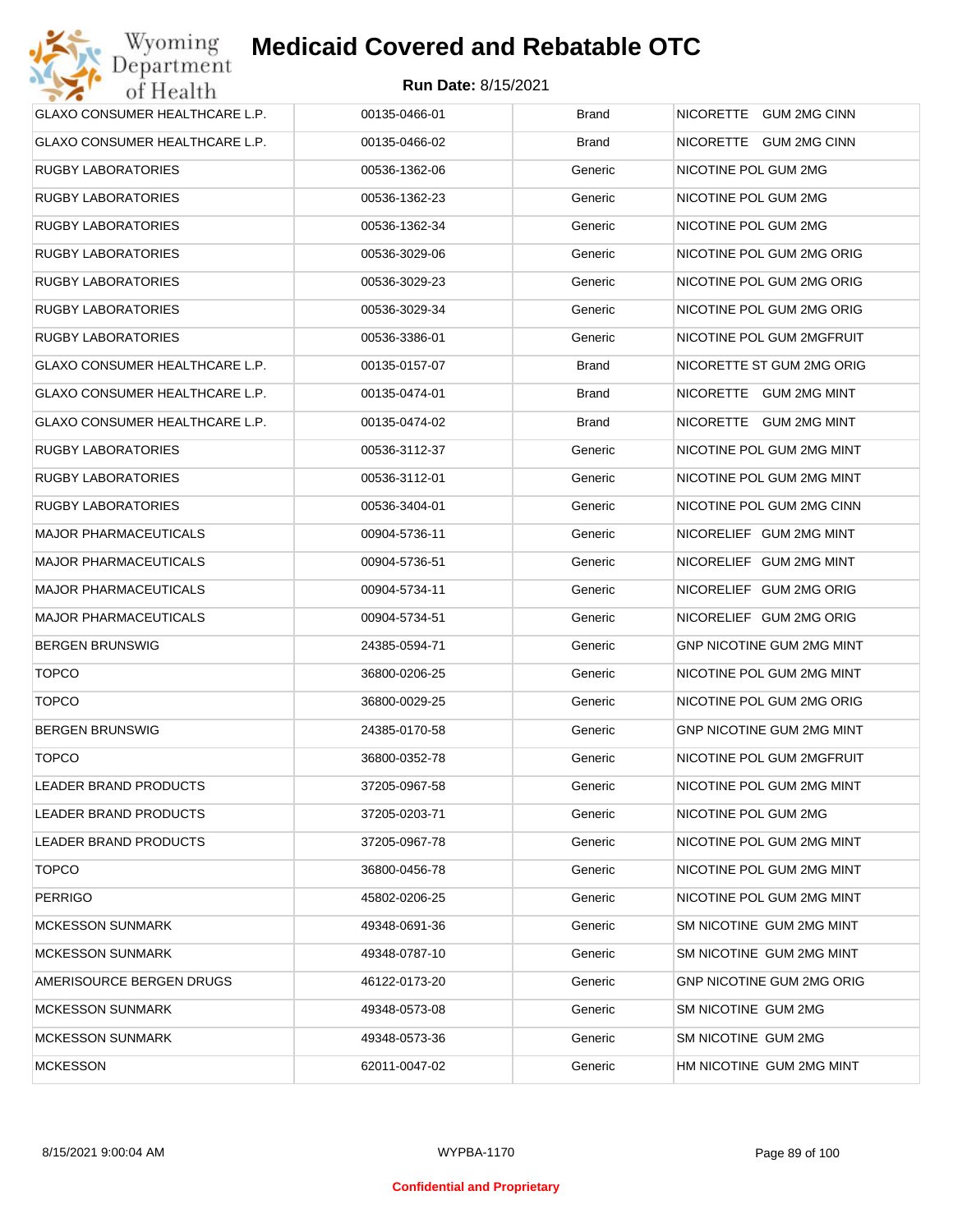# Medicaid Covered and Rebatable OTC

**Run Date:** 8/15/2021

| | | | |
|---|---|---|---|
| GLAXO CONSUMER HEALTHCARE L.P. | 00135-0466-01 | Brand | NICORETTE GUM 2MG CINN |
| GLAXO CONSUMER HEALTHCARE L.P. | 00135-0466-02 | Brand | NICORETTE GUM 2MG CINN |
| RUGBY LABORATORIES | 00536-1362-06 | Generic | NICOTINE POL GUM 2MG |
| RUGBY LABORATORIES | 00536-1362-23 | Generic | NICOTINE POL GUM 2MG |
| RUGBY LABORATORIES | 00536-1362-34 | Generic | NICOTINE POL GUM 2MG |
| RUGBY LABORATORIES | 00536-3029-06 | Generic | NICOTINE POL GUM 2MG ORIG |
| RUGBY LABORATORIES | 00536-3029-23 | Generic | NICOTINE POL GUM 2MG ORIG |
| RUGBY LABORATORIES | 00536-3029-34 | Generic | NICOTINE POL GUM 2MG ORIG |
| RUGBY LABORATORIES | 00536-3386-01 | Generic | NICOTINE POL GUM 2MGFRUIT |
| GLAXO CONSUMER HEALTHCARE L.P. | 00135-0157-07 | Brand | NICORETTE ST GUM 2MG ORIG |
| GLAXO CONSUMER HEALTHCARE L.P. | 00135-0474-01 | Brand | NICORETTE GUM 2MG MINT |
| GLAXO CONSUMER HEALTHCARE L.P. | 00135-0474-02 | Brand | NICORETTE GUM 2MG MINT |
| RUGBY LABORATORIES | 00536-3112-37 | Generic | NICOTINE POL GUM 2MG MINT |
| RUGBY LABORATORIES | 00536-3112-01 | Generic | NICOTINE POL GUM 2MG MINT |
| RUGBY LABORATORIES | 00536-3404-01 | Generic | NICOTINE POL GUM 2MG CINN |
| MAJOR PHARMACEUTICALS | 00904-5736-11 | Generic | NICORELIEF GUM 2MG MINT |
| MAJOR PHARMACEUTICALS | 00904-5736-51 | Generic | NICORELIEF GUM 2MG MINT |
| MAJOR PHARMACEUTICALS | 00904-5734-11 | Generic | NICORELIEF GUM 2MG ORIG |
| MAJOR PHARMACEUTICALS | 00904-5734-51 | Generic | NICORELIEF GUM 2MG ORIG |
| BERGEN BRUNSWIG | 24385-0594-71 | Generic | GNP NICOTINE GUM 2MG MINT |
| TOPCO | 36800-0206-25 | Generic | NICOTINE POL GUM 2MG MINT |
| TOPCO | 36800-0029-25 | Generic | NICOTINE POL GUM 2MG ORIG |
| BERGEN BRUNSWIG | 24385-0170-58 | Generic | GNP NICOTINE GUM 2MG MINT |
| TOPCO | 36800-0352-78 | Generic | NICOTINE POL GUM 2MGFRUIT |
| LEADER BRAND PRODUCTS | 37205-0967-58 | Generic | NICOTINE POL GUM 2MG MINT |
| LEADER BRAND PRODUCTS | 37205-0203-71 | Generic | NICOTINE POL GUM 2MG |
| LEADER BRAND PRODUCTS | 37205-0967-78 | Generic | NICOTINE POL GUM 2MG MINT |
| TOPCO | 36800-0456-78 | Generic | NICOTINE POL GUM 2MG MINT |
| PERRIGO | 45802-0206-25 | Generic | NICOTINE POL GUM 2MG MINT |
| MCKESSON SUNMARK | 49348-0691-36 | Generic | SM NICOTINE GUM 2MG MINT |
| MCKESSON SUNMARK | 49348-0787-10 | Generic | SM NICOTINE GUM 2MG MINT |
| AMERISOURCE BERGEN DRUGS | 46122-0173-20 | Generic | GNP NICOTINE GUM 2MG ORIG |
| MCKESSON SUNMARK | 49348-0573-08 | Generic | SM NICOTINE GUM 2MG |
| MCKESSON SUNMARK | 49348-0573-36 | Generic | SM NICOTINE GUM 2MG |
| MCKESSON | 62011-0047-02 | Generic | HM NICOTINE GUM 2MG MINT |

Confidential and Proprietary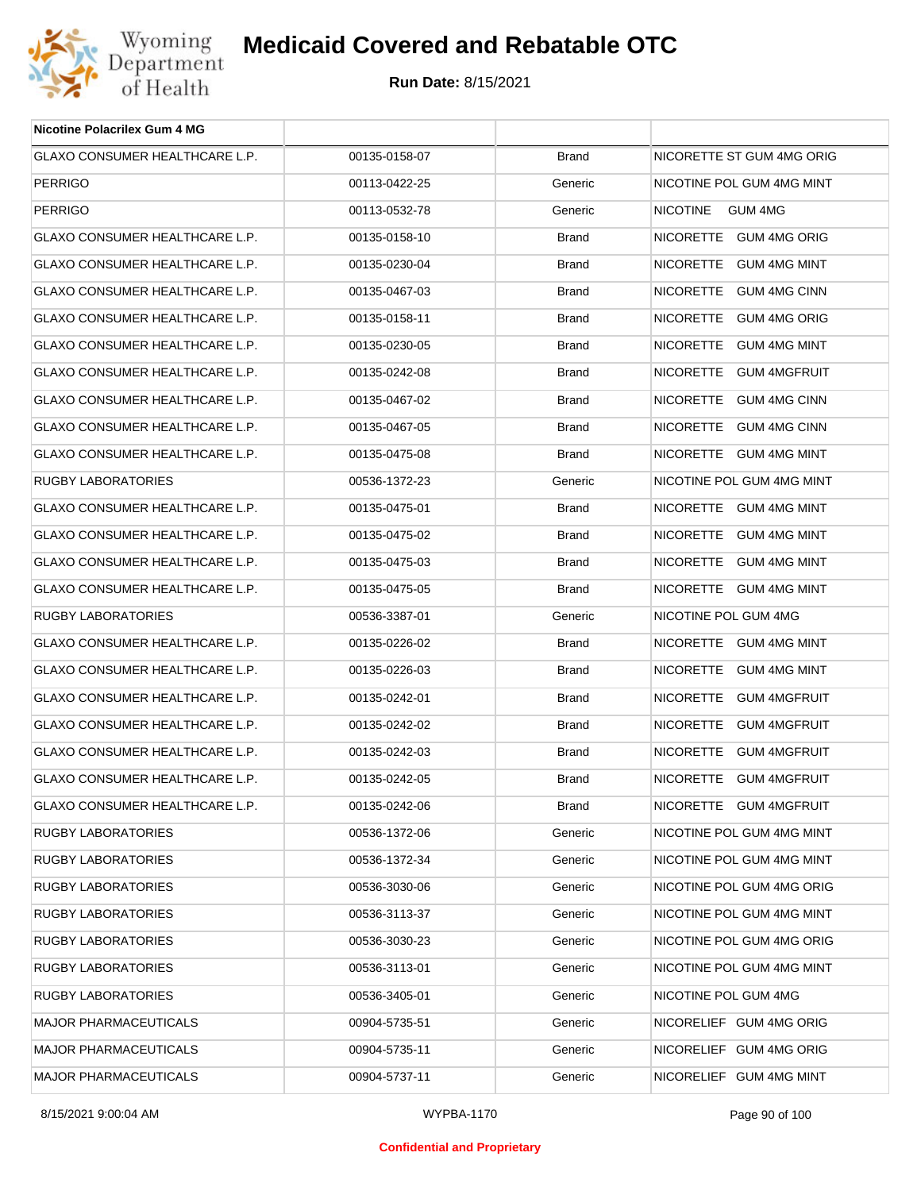| Nicotine Polacrilex Gum 4 MG | | | |
|---|---|---|---|
| GLAXO CONSUMER HEALTHCARE L.P. | 00135-0158-07 | Brand | NICORETTE ST GUM 4MG ORIG |
| PERRIGO | 00113-0422-25 | Generic | NICOTINE POL GUM 4MG MINT |
| PERRIGO | 00113-0532-78 | Generic | NICOTINE GUM 4MG |
| GLAXO CONSUMER HEALTHCARE L.P. | 00135-0158-10 | Brand | NICORETTE GUM 4MG ORIG |
| GLAXO CONSUMER HEALTHCARE L.P. | 00135-0230-04 | Brand | NICORETTE GUM 4MG MINT |
| GLAXO CONSUMER HEALTHCARE L.P. | 00135-0467-03 | Brand | NICORETTE GUM 4MG CINN |
| GLAXO CONSUMER HEALTHCARE L.P. | 00135-0158-11 | Brand | NICORETTE GUM 4MG ORIG |
| GLAXO CONSUMER HEALTHCARE L.P. | 00135-0230-05 | Brand | NICORETTE GUM 4MG MINT |
| GLAXO CONSUMER HEALTHCARE L.P. | 00135-0242-08 | Brand | NICORETTE GUM 4MGFRUIT |
| GLAXO CONSUMER HEALTHCARE L.P. | 00135-0467-02 | Brand | NICORETTE GUM 4MG CINN |
| GLAXO CONSUMER HEALTHCARE L.P. | 00135-0467-05 | Brand | NICORETTE GUM 4MG CINN |
| GLAXO CONSUMER HEALTHCARE L.P. | 00135-0475-08 | Brand | NICORETTE GUM 4MG MINT |
| RUGBY LABORATORIES | 00536-1372-23 | Generic | NICOTINE POL GUM 4MG MINT |
| GLAXO CONSUMER HEALTHCARE L.P. | 00135-0475-01 | Brand | NICORETTE GUM 4MG MINT |
| GLAXO CONSUMER HEALTHCARE L.P. | 00135-0475-02 | Brand | NICORETTE GUM 4MG MINT |
| GLAXO CONSUMER HEALTHCARE L.P. | 00135-0475-03 | Brand | NICORETTE GUM 4MG MINT |
| GLAXO CONSUMER HEALTHCARE L.P. | 00135-0475-05 | Brand | NICORETTE GUM 4MG MINT |
| RUGBY LABORATORIES | 00536-3387-01 | Generic | NICOTINE POL GUM 4MG |
| GLAXO CONSUMER HEALTHCARE L.P. | 00135-0226-02 | Brand | NICORETTE GUM 4MG MINT |
| GLAXO CONSUMER HEALTHCARE L.P. | 00135-0226-03 | Brand | NICORETTE GUM 4MG MINT |
| GLAXO CONSUMER HEALTHCARE L.P. | 00135-0242-01 | Brand | NICORETTE GUM 4MGFRUIT |
| GLAXO CONSUMER HEALTHCARE L.P. | 00135-0242-02 | Brand | NICORETTE GUM 4MGFRUIT |
| GLAXO CONSUMER HEALTHCARE L.P. | 00135-0242-03 | Brand | NICORETTE GUM 4MGFRUIT |
| GLAXO CONSUMER HEALTHCARE L.P. | 00135-0242-05 | Brand | NICORETTE GUM 4MGFRUIT |
| GLAXO CONSUMER HEALTHCARE L.P. | 00135-0242-06 | Brand | NICORETTE GUM 4MGFRUIT |
| RUGBY LABORATORIES | 00536-1372-06 | Generic | NICOTINE POL GUM 4MG MINT |
| RUGBY LABORATORIES | 00536-1372-34 | Generic | NICOTINE POL GUM 4MG MINT |
| RUGBY LABORATORIES | 00536-3030-06 | Generic | NICOTINE POL GUM 4MG ORIG |
| RUGBY LABORATORIES | 00536-3113-37 | Generic | NICOTINE POL GUM 4MG MINT |
| RUGBY LABORATORIES | 00536-3030-23 | Generic | NICOTINE POL GUM 4MG ORIG |
| RUGBY LABORATORIES | 00536-3113-01 | Generic | NICOTINE POL GUM 4MG MINT |
| RUGBY LABORATORIES | 00536-3405-01 | Generic | NICOTINE POL GUM 4MG |
| MAJOR PHARMACEUTICALS | 00904-5735-51 | Generic | NICORELIEF GUM 4MG ORIG |
| MAJOR PHARMACEUTICALS | 00904-5735-11 | Generic | NICORELIEF GUM 4MG ORIG |
| MAJOR PHARMACEUTICALS | 00904-5737-11 | Generic | NICORELIEF GUM 4MG MINT |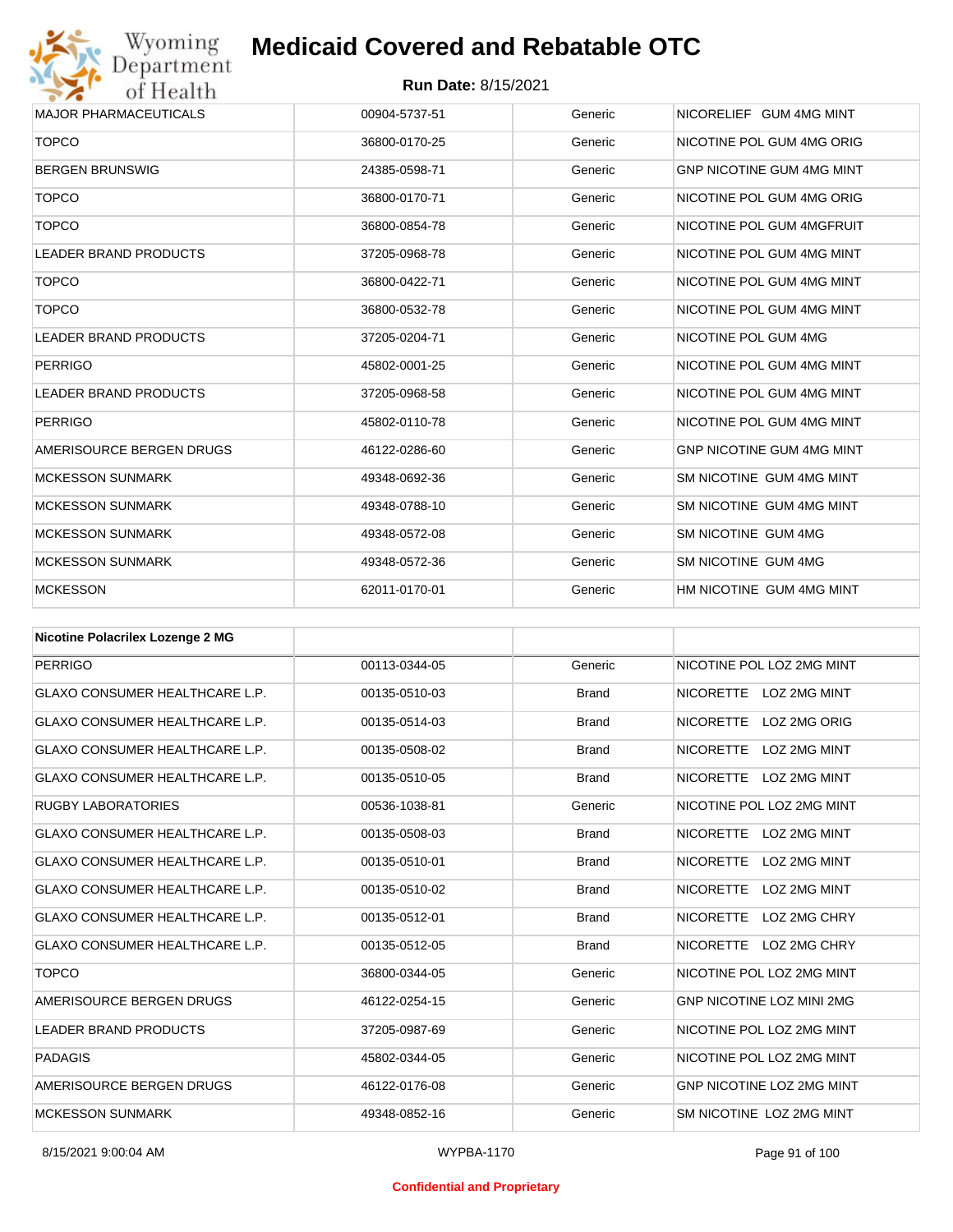| | | | |
|---|---|---|---|
| MAJOR PHARMACEUTICALS | 00904-5737-51 | Generic | NICORELIEF GUM 4MG MINT |
| TOPCO | 36800-0170-25 | Generic | NICOTINE POL GUM 4MG ORIG |
| BERGEN BRUNSWIG | 24385-0598-71 | Generic | GNP NICOTINE GUM 4MG MINT |
| TOPCO | 36800-0170-71 | Generic | NICOTINE POL GUM 4MG ORIG |
| TOPCO | 36800-0854-78 | Generic | NICOTINE POL GUM 4MGFRUIT |
| LEADER BRAND PRODUCTS | 37205-0968-78 | Generic | NICOTINE POL GUM 4MG MINT |
| TOPCO | 36800-0422-71 | Generic | NICOTINE POL GUM 4MG MINT |
| TOPCO | 36800-0532-78 | Generic | NICOTINE POL GUM 4MG MINT |
| LEADER BRAND PRODUCTS | 37205-0204-71 | Generic | NICOTINE POL GUM 4MG |
| PERRIGO | 45802-0001-25 | Generic | NICOTINE POL GUM 4MG MINT |
| LEADER BRAND PRODUCTS | 37205-0968-58 | Generic | NICOTINE POL GUM 4MG MINT |
| PERRIGO | 45802-0110-78 | Generic | NICOTINE POL GUM 4MG MINT |
| AMERISOURCE BERGEN DRUGS | 46122-0286-60 | Generic | GNP NICOTINE GUM 4MG MINT |
| MCKESSON SUNMARK | 49348-0692-36 | Generic | SM NICOTINE GUM 4MG MINT |
| MCKESSON SUNMARK | 49348-0788-10 | Generic | SM NICOTINE GUM 4MG MINT |
| MCKESSON SUNMARK | 49348-0572-08 | Generic | SM NICOTINE GUM 4MG |
| MCKESSON SUNMARK | 49348-0572-36 | Generic | SM NICOTINE GUM 4MG |
| MCKESSON | 62011-0170-01 | Generic | HM NICOTINE GUM 4MG MINT |

| **Nicotine Polacrilex Lozenge 2 MG** | | | |
|---|---|---|---|
| PERRIGO | 00113-0344-05 | Generic | NICOTINE POL LOZ 2MG MINT |
| GLAXO CONSUMER HEALTHCARE L.P. | 00135-0510-03 | Brand | NICORETTE LOZ 2MG MINT |
| GLAXO CONSUMER HEALTHCARE L.P. | 00135-0514-03 | Brand | NICORETTE LOZ 2MG ORIG |
| GLAXO CONSUMER HEALTHCARE L.P. | 00135-0508-02 | Brand | NICORETTE LOZ 2MG MINT |
| GLAXO CONSUMER HEALTHCARE L.P. | 00135-0510-05 | Brand | NICORETTE LOZ 2MG MINT |
| RUGBY LABORATORIES | 00536-1038-81 | Generic | NICOTINE POL LOZ 2MG MINT |
| GLAXO CONSUMER HEALTHCARE L.P. | 00135-0508-03 | Brand | NICORETTE LOZ 2MG MINT |
| GLAXO CONSUMER HEALTHCARE L.P. | 00135-0510-01 | Brand | NICORETTE LOZ 2MG MINT |
| GLAXO CONSUMER HEALTHCARE L.P. | 00135-0510-02 | Brand | NICORETTE LOZ 2MG MINT |
| GLAXO CONSUMER HEALTHCARE L.P. | 00135-0512-01 | Brand | NICORETTE LOZ 2MG CHRY |
| GLAXO CONSUMER HEALTHCARE L.P. | 00135-0512-05 | Brand | NICORETTE LOZ 2MG CHRY |
| TOPCO | 36800-0344-05 | Generic | NICOTINE POL LOZ 2MG MINT |
| AMERISOURCE BERGEN DRUGS | 46122-0254-15 | Generic | GNP NICOTINE LOZ MINI 2MG |
| LEADER BRAND PRODUCTS | 37205-0987-69 | Generic | NICOTINE POL LOZ 2MG MINT |
| PADAGIS | 45802-0344-05 | Generic | NICOTINE POL LOZ 2MG MINT |
| AMERISOURCE BERGEN DRUGS | 46122-0176-08 | Generic | GNP NICOTINE LOZ 2MG MINT |
| MCKESSON SUNMARK | 49348-0852-16 | Generic | SM NICOTINE LOZ 2MG MINT |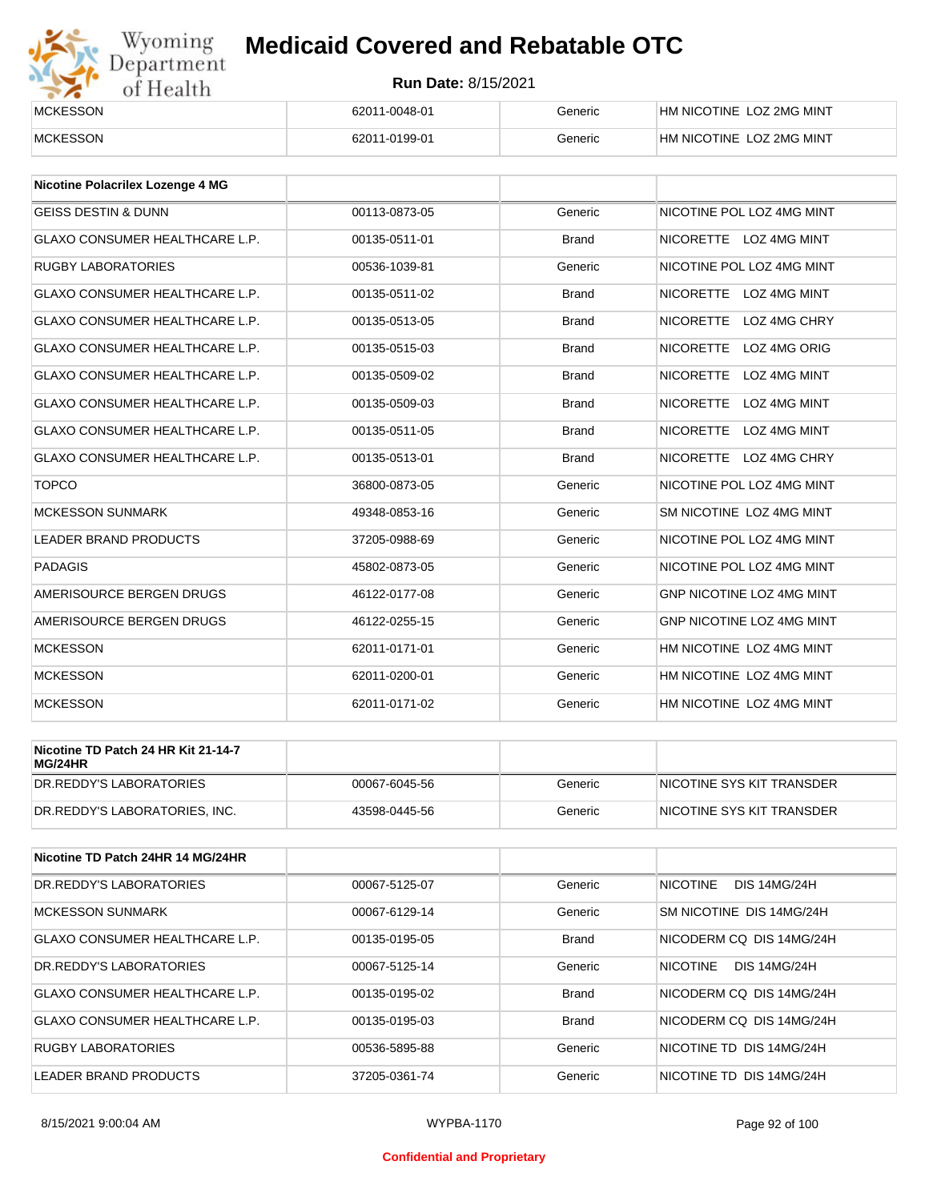| | | | |
|---|---|---|---|
| MCKESSON | 62011-0048-01 | Generic | HM NICOTINE LOZ 2MG MINT |
| MCKESSON | 62011-0199-01 | Generic | HM NICOTINE LOZ 2MG MINT |

| Nicotine Polacrilex Lozenge 4 MG | | | |
|---|---|---|---|
| GEISS DESTIN & DUNN | 00113-0873-05 | Generic | NICOTINE POL LOZ 4MG MINT |
| GLAXO CONSUMER HEALTHCARE L.P. | 00135-0511-01 | Brand | NICORETTE LOZ 4MG MINT |
| RUGBY LABORATORIES | 00536-1039-81 | Generic | NICOTINE POL LOZ 4MG MINT |
| GLAXO CONSUMER HEALTHCARE L.P. | 00135-0511-02 | Brand | NICORETTE LOZ 4MG MINT |
| GLAXO CONSUMER HEALTHCARE L.P. | 00135-0513-05 | Brand | NICORETTE LOZ 4MG CHRY |
| GLAXO CONSUMER HEALTHCARE L.P. | 00135-0515-03 | Brand | NICORETTE LOZ 4MG ORIG |
| GLAXO CONSUMER HEALTHCARE L.P. | 00135-0509-02 | Brand | NICORETTE LOZ 4MG MINT |
| GLAXO CONSUMER HEALTHCARE L.P. | 00135-0509-03 | Brand | NICORETTE LOZ 4MG MINT |
| GLAXO CONSUMER HEALTHCARE L.P. | 00135-0511-05 | Brand | NICORETTE LOZ 4MG MINT |
| GLAXO CONSUMER HEALTHCARE L.P. | 00135-0513-01 | Brand | NICORETTE LOZ 4MG CHRY |
| TOPCO | 36800-0873-05 | Generic | NICOTINE POL LOZ 4MG MINT |
| MCKESSON SUNMARK | 49348-0853-16 | Generic | SM NICOTINE LOZ 4MG MINT |
| LEADER BRAND PRODUCTS | 37205-0988-69 | Generic | NICOTINE POL LOZ 4MG MINT |
| PADAGIS | 45802-0873-05 | Generic | NICOTINE POL LOZ 4MG MINT |
| AMERISOURCE BERGEN DRUGS | 46122-0177-08 | Generic | GNP NICOTINE LOZ 4MG MINT |
| AMERISOURCE BERGEN DRUGS | 46122-0255-15 | Generic | GNP NICOTINE LOZ 4MG MINT |
| MCKESSON | 62011-0171-01 | Generic | HM NICOTINE LOZ 4MG MINT |
| MCKESSON | 62011-0200-01 | Generic | HM NICOTINE LOZ 4MG MINT |
| MCKESSON | 62011-0171-02 | Generic | HM NICOTINE LOZ 4MG MINT |

| Nicotine TD Patch 24 HR Kit 21-14-7 MG/24HR | | | |
|---|---|---|---|
| DR.REDDY'S LABORATORIES | 00067-6045-56 | Generic | NICOTINE SYS KIT TRANSDER |
| DR.REDDY'S LABORATORIES, INC. | 43598-0445-56 | Generic | NICOTINE SYS KIT TRANSDER |

| Nicotine TD Patch 24HR 14 MG/24HR | | | |
|---|---|---|---|
| DR.REDDY'S LABORATORIES | 00067-5125-07 | Generic | NICOTINE DIS 14MG/24H |
| MCKESSON SUNMARK | 00067-6129-14 | Generic | SM NICOTINE DIS 14MG/24H |
| GLAXO CONSUMER HEALTHCARE L.P. | 00135-0195-05 | Brand | NICODERM CQ DIS 14MG/24H |
| DR.REDDY'S LABORATORIES | 00067-5125-14 | Generic | NICOTINE DIS 14MG/24H |
| GLAXO CONSUMER HEALTHCARE L.P. | 00135-0195-02 | Brand | NICODERM CQ DIS 14MG/24H |
| GLAXO CONSUMER HEALTHCARE L.P. | 00135-0195-03 | Brand | NICODERM CQ DIS 14MG/24H |
| RUGBY LABORATORIES | 00536-5895-88 | Generic | NICOTINE TD DIS 14MG/24H |
| LEADER BRAND PRODUCTS | 37205-0361-74 | Generic | NICOTINE TD DIS 14MG/24H |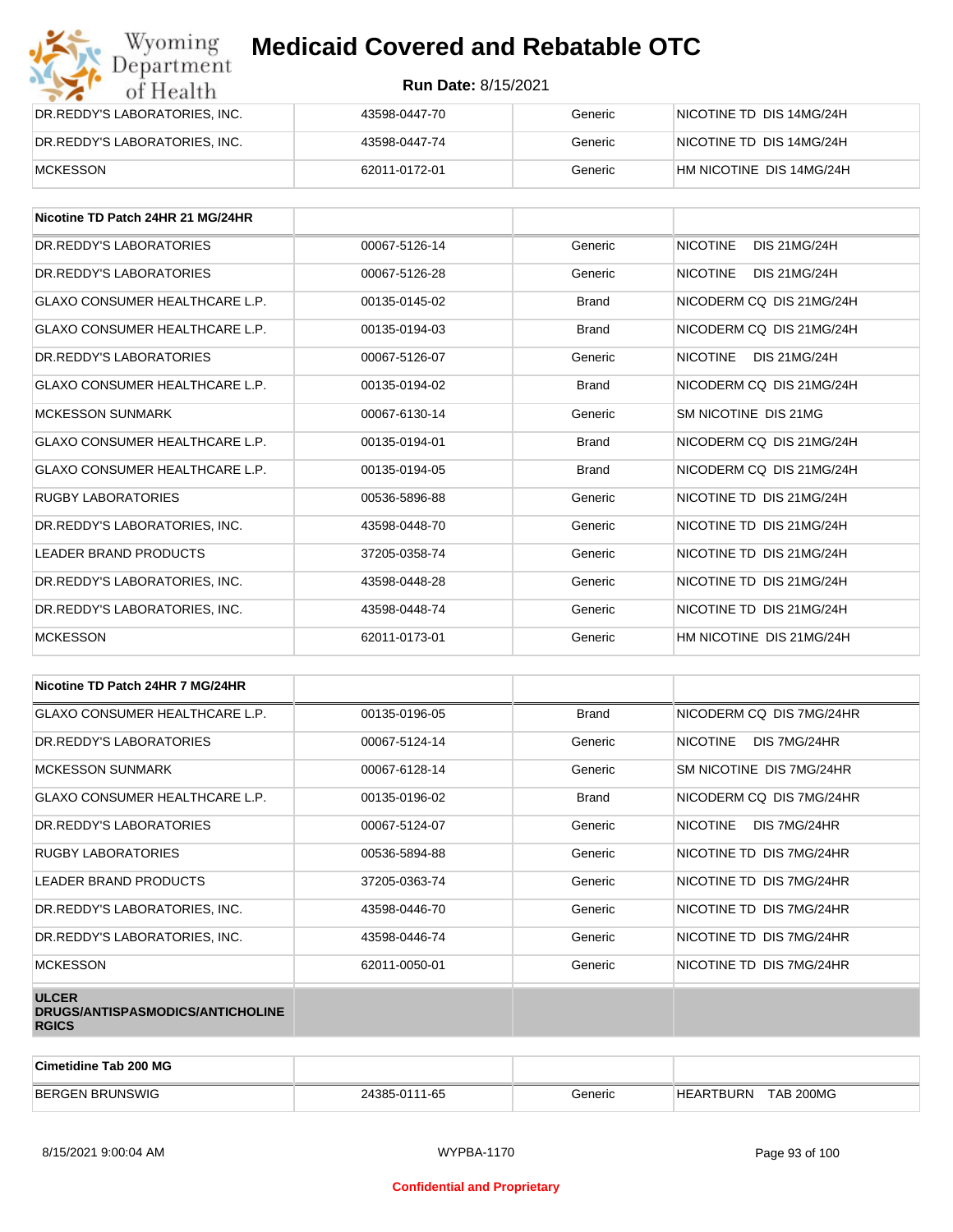| | | | |
|---|---|---|---|
| DR.REDDY'S LABORATORIES, INC. | 43598-0447-70 | Generic | NICOTINE TD DIS 14MG/24H |
| DR.REDDY'S LABORATORIES, INC. | 43598-0447-74 | Generic | NICOTINE TD DIS 14MG/24H |
| MCKESSON | 62011-0172-01 | Generic | HM NICOTINE DIS 14MG/24H |

| **Nicotine TD Patch 24HR 21 MG/24HR** | | | |
|---|---|---|---|
| DR.REDDY'S LABORATORIES | 00067-5126-14 | Generic | NICOTINE DIS 21MG/24H |
| DR.REDDY'S LABORATORIES | 00067-5126-28 | Generic | NICOTINE DIS 21MG/24H |
| GLAXO CONSUMER HEALTHCARE L.P. | 00135-0145-02 | Brand | NICODERM CQ DIS 21MG/24H |
| GLAXO CONSUMER HEALTHCARE L.P. | 00135-0194-03 | Brand | NICODERM CQ DIS 21MG/24H |
| DR.REDDY'S LABORATORIES | 00067-5126-07 | Generic | NICOTINE DIS 21MG/24H |
| GLAXO CONSUMER HEALTHCARE L.P. | 00135-0194-02 | Brand | NICODERM CQ DIS 21MG/24H |
| MCKESSON SUNMARK | 00067-6130-14 | Generic | SM NICOTINE DIS 21MG |
| GLAXO CONSUMER HEALTHCARE L.P. | 00135-0194-01 | Brand | NICODERM CQ DIS 21MG/24H |
| GLAXO CONSUMER HEALTHCARE L.P. | 00135-0194-05 | Brand | NICODERM CQ DIS 21MG/24H |
| RUGBY LABORATORIES | 00536-5896-88 | Generic | NICOTINE TD DIS 21MG/24H |
| DR.REDDY'S LABORATORIES, INC. | 43598-0448-70 | Generic | NICOTINE TD DIS 21MG/24H |
| LEADER BRAND PRODUCTS | 37205-0358-74 | Generic | NICOTINE TD DIS 21MG/24H |
| DR.REDDY'S LABORATORIES, INC. | 43598-0448-28 | Generic | NICOTINE TD DIS 21MG/24H |
| DR.REDDY'S LABORATORIES, INC. | 43598-0448-74 | Generic | NICOTINE TD DIS 21MG/24H |
| MCKESSON | 62011-0173-01 | Generic | HM NICOTINE DIS 21MG/24H |

| **Nicotine TD Patch 24HR 7 MG/24HR** | | | |
|---|---|---|---|
| GLAXO CONSUMER HEALTHCARE L.P. | 00135-0196-05 | Brand | NICODERM CQ DIS 7MG/24HR |
| DR.REDDY'S LABORATORIES | 00067-5124-14 | Generic | NICOTINE DIS 7MG/24HR |
| MCKESSON SUNMARK | 00067-6128-14 | Generic | SM NICOTINE DIS 7MG/24HR |
| GLAXO CONSUMER HEALTHCARE L.P. | 00135-0196-02 | Brand | NICODERM CQ DIS 7MG/24HR |
| DR.REDDY'S LABORATORIES | 00067-5124-07 | Generic | NICOTINE DIS 7MG/24HR |
| RUGBY LABORATORIES | 00536-5894-88 | Generic | NICOTINE TD DIS 7MG/24HR |
| LEADER BRAND PRODUCTS | 37205-0363-74 | Generic | NICOTINE TD DIS 7MG/24HR |
| DR.REDDY'S LABORATORIES, INC. | 43598-0446-70 | Generic | NICOTINE TD DIS 7MG/24HR |
| DR.REDDY'S LABORATORIES, INC. | 43598-0446-74 | Generic | NICOTINE TD DIS 7MG/24HR |
| MCKESSON | 62011-0050-01 | Generic | NICOTINE TD DIS 7MG/24HR |
| **ULCER DRUGS/ANTISPASMODICS/ANTICHOLINERGICS** | | | |

| **Cimetidine Tab 200 MG** | | | |
|---|---|---|---|
| BERGEN BRUNSWIG | 24385-0111-65 | Generic | HEARTBURN TAB 200MG |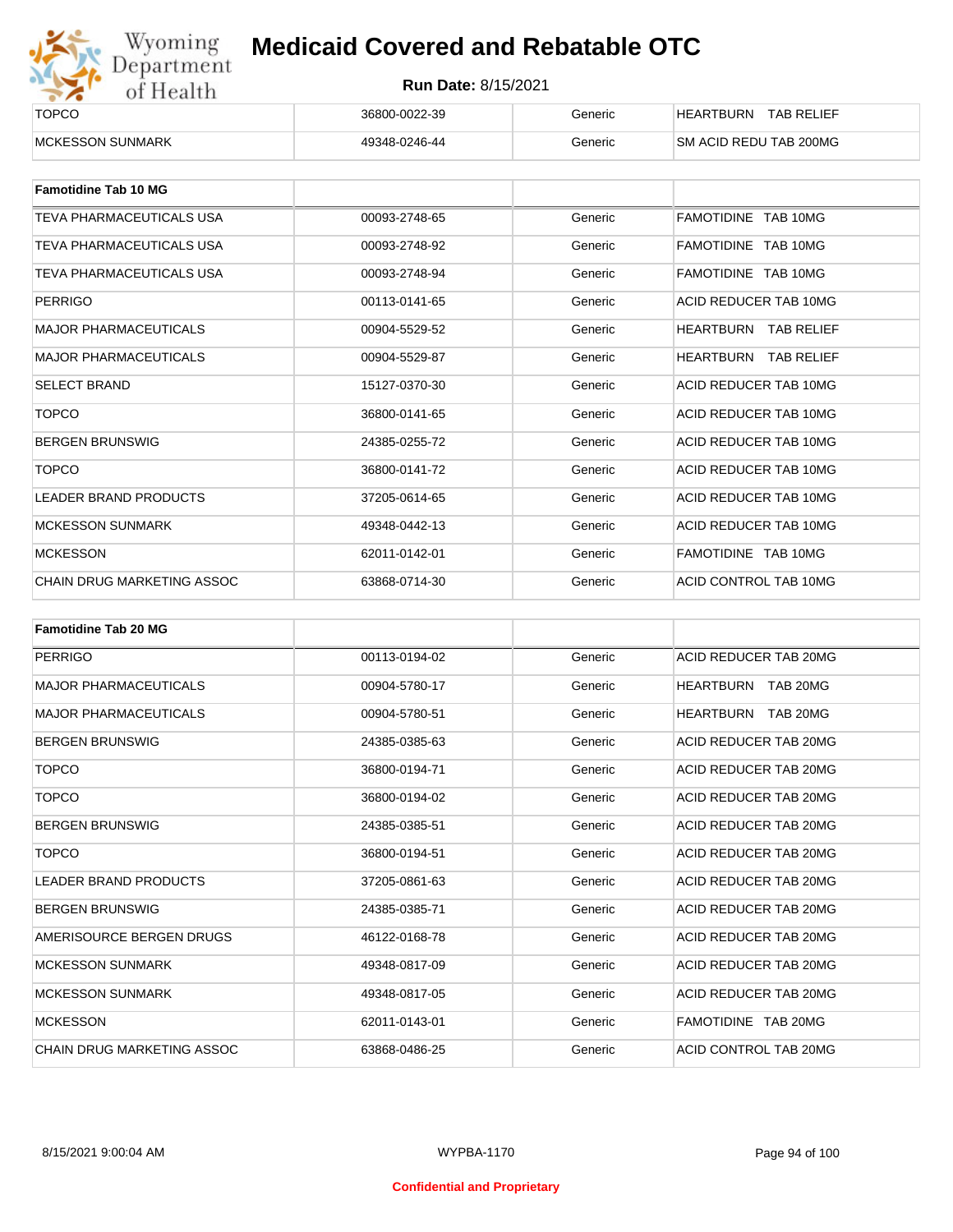# Medicaid Covered and Rebatable OTC

**Run Date:** 8/15/2021

| | | | |
|---|---|---|---|
| TOPCO | 36800-0022-39 | Generic | HEARTBURN TAB RELIEF |
| MCKESSON SUNMARK | 49348-0246-44 | Generic | SM ACID REDU TAB 200MG |

| **Famotidine Tab 10 MG** | | | |
|---|---|---|---|
| TEVA PHARMACEUTICALS USA | 00093-2748-65 | Generic | FAMOTIDINE TAB 10MG |
| TEVA PHARMACEUTICALS USA | 00093-2748-92 | Generic | FAMOTIDINE TAB 10MG |
| TEVA PHARMACEUTICALS USA | 00093-2748-94 | Generic | FAMOTIDINE TAB 10MG |
| PERRIGO | 00113-0141-65 | Generic | ACID REDUCER TAB 10MG |
| MAJOR PHARMACEUTICALS | 00904-5529-52 | Generic | HEARTBURN TAB RELIEF |
| MAJOR PHARMACEUTICALS | 00904-5529-87 | Generic | HEARTBURN TAB RELIEF |
| SELECT BRAND | 15127-0370-30 | Generic | ACID REDUCER TAB 10MG |
| TOPCO | 36800-0141-65 | Generic | ACID REDUCER TAB 10MG |
| BERGEN BRUNSWIG | 24385-0255-72 | Generic | ACID REDUCER TAB 10MG |
| TOPCO | 36800-0141-72 | Generic | ACID REDUCER TAB 10MG |
| LEADER BRAND PRODUCTS | 37205-0614-65 | Generic | ACID REDUCER TAB 10MG |
| MCKESSON SUNMARK | 49348-0442-13 | Generic | ACID REDUCER TAB 10MG |
| MCKESSON | 62011-0142-01 | Generic | FAMOTIDINE TAB 10MG |
| CHAIN DRUG MARKETING ASSOC | 63868-0714-30 | Generic | ACID CONTROL TAB 10MG |

| **Famotidine Tab 20 MG** | | | |
|---|---|---|---|
| PERRIGO | 00113-0194-02 | Generic | ACID REDUCER TAB 20MG |
| MAJOR PHARMACEUTICALS | 00904-5780-17 | Generic | HEARTBURN TAB 20MG |
| MAJOR PHARMACEUTICALS | 00904-5780-51 | Generic | HEARTBURN TAB 20MG |
| BERGEN BRUNSWIG | 24385-0385-63 | Generic | ACID REDUCER TAB 20MG |
| TOPCO | 36800-0194-71 | Generic | ACID REDUCER TAB 20MG |
| TOPCO | 36800-0194-02 | Generic | ACID REDUCER TAB 20MG |
| BERGEN BRUNSWIG | 24385-0385-51 | Generic | ACID REDUCER TAB 20MG |
| TOPCO | 36800-0194-51 | Generic | ACID REDUCER TAB 20MG |
| LEADER BRAND PRODUCTS | 37205-0861-63 | Generic | ACID REDUCER TAB 20MG |
| BERGEN BRUNSWIG | 24385-0385-71 | Generic | ACID REDUCER TAB 20MG |
| AMERISOURCE BERGEN DRUGS | 46122-0168-78 | Generic | ACID REDUCER TAB 20MG |
| MCKESSON SUNMARK | 49348-0817-09 | Generic | ACID REDUCER TAB 20MG |
| MCKESSON SUNMARK | 49348-0817-05 | Generic | ACID REDUCER TAB 20MG |
| MCKESSON | 62011-0143-01 | Generic | FAMOTIDINE TAB 20MG |
| CHAIN DRUG MARKETING ASSOC | 63868-0486-25 | Generic | ACID CONTROL TAB 20MG |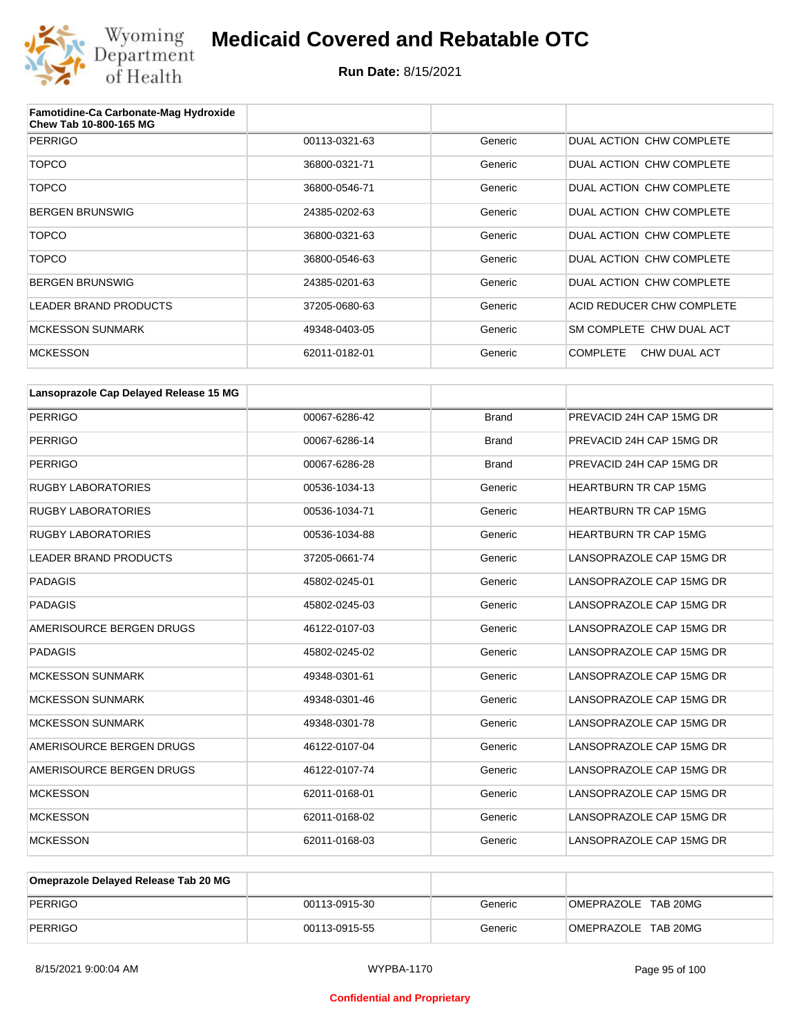| Famotidine-Ca Carbonate-Mag Hydroxide Chew Tab 10-800-165 MG | | | |
|---|---|---|---|
| PERRIGO | 00113-0321-63 | Generic | DUAL ACTION CHW COMPLETE |
| TOPCO | 36800-0321-71 | Generic | DUAL ACTION CHW COMPLETE |
| TOPCO | 36800-0546-71 | Generic | DUAL ACTION CHW COMPLETE |
| BERGEN BRUNSWIG | 24385-0202-63 | Generic | DUAL ACTION CHW COMPLETE |
| TOPCO | 36800-0321-63 | Generic | DUAL ACTION CHW COMPLETE |
| TOPCO | 36800-0546-63 | Generic | DUAL ACTION CHW COMPLETE |
| BERGEN BRUNSWIG | 24385-0201-63 | Generic | DUAL ACTION CHW COMPLETE |
| LEADER BRAND PRODUCTS | 37205-0680-63 | Generic | ACID REDUCER CHW COMPLETE |
| MCKESSON SUNMARK | 49348-0403-05 | Generic | SM COMPLETE CHW DUAL ACT |
| MCKESSON | 62011-0182-01 | Generic | COMPLETE CHW DUAL ACT |

| Lansoprazole Cap Delayed Release 15 MG | | | |
|---|---|---|---|
| PERRIGO | 00067-6286-42 | Brand | PREVACID 24H CAP 15MG DR |
| PERRIGO | 00067-6286-14 | Brand | PREVACID 24H CAP 15MG DR |
| PERRIGO | 00067-6286-28 | Brand | PREVACID 24H CAP 15MG DR |
| RUGBY LABORATORIES | 00536-1034-13 | Generic | HEARTBURN TR CAP 15MG |
| RUGBY LABORATORIES | 00536-1034-71 | Generic | HEARTBURN TR CAP 15MG |
| RUGBY LABORATORIES | 00536-1034-88 | Generic | HEARTBURN TR CAP 15MG |
| LEADER BRAND PRODUCTS | 37205-0661-74 | Generic | LANSOPRAZOLE CAP 15MG DR |
| PADAGIS | 45802-0245-01 | Generic | LANSOPRAZOLE CAP 15MG DR |
| PADAGIS | 45802-0245-03 | Generic | LANSOPRAZOLE CAP 15MG DR |
| AMERISOURCE BERGEN DRUGS | 46122-0107-03 | Generic | LANSOPRAZOLE CAP 15MG DR |
| PADAGIS | 45802-0245-02 | Generic | LANSOPRAZOLE CAP 15MG DR |
| MCKESSON SUNMARK | 49348-0301-61 | Generic | LANSOPRAZOLE CAP 15MG DR |
| MCKESSON SUNMARK | 49348-0301-46 | Generic | LANSOPRAZOLE CAP 15MG DR |
| MCKESSON SUNMARK | 49348-0301-78 | Generic | LANSOPRAZOLE CAP 15MG DR |
| AMERISOURCE BERGEN DRUGS | 46122-0107-04 | Generic | LANSOPRAZOLE CAP 15MG DR |
| AMERISOURCE BERGEN DRUGS | 46122-0107-74 | Generic | LANSOPRAZOLE CAP 15MG DR |
| MCKESSON | 62011-0168-01 | Generic | LANSOPRAZOLE CAP 15MG DR |
| MCKESSON | 62011-0168-02 | Generic | LANSOPRAZOLE CAP 15MG DR |
| MCKESSON | 62011-0168-03 | Generic | LANSOPRAZOLE CAP 15MG DR |

| Omeprazole Delayed Release Tab 20 MG | | | |
|---|---|---|---|
| PERRIGO | 00113-0915-30 | Generic | OMEPRAZOLE TAB 20MG |
| PERRIGO | 00113-0915-55 | Generic | OMEPRAZOLE TAB 20MG |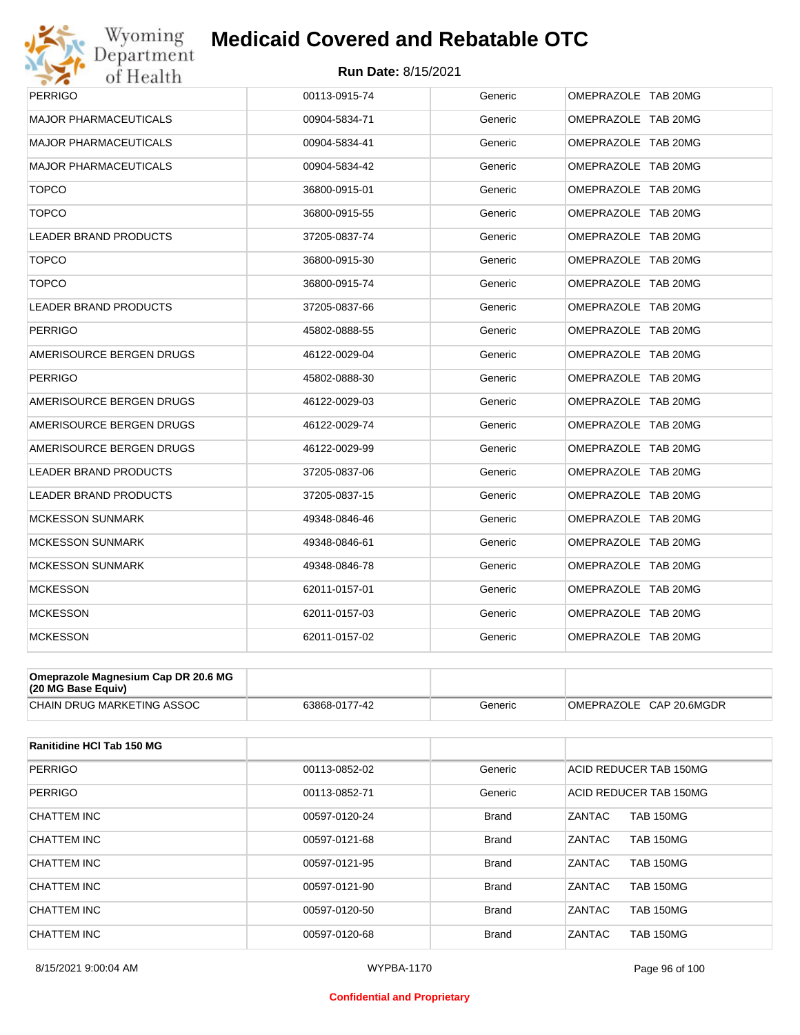| | | | |
|---|---|---|---|
| PERRIGO | 00113-0915-74 | Generic | OMEPRAZOLE TAB 20MG |
| MAJOR PHARMACEUTICALS | 00904-5834-71 | Generic | OMEPRAZOLE TAB 20MG |
| MAJOR PHARMACEUTICALS | 00904-5834-41 | Generic | OMEPRAZOLE TAB 20MG |
| MAJOR PHARMACEUTICALS | 00904-5834-42 | Generic | OMEPRAZOLE TAB 20MG |
| TOPCO | 36800-0915-01 | Generic | OMEPRAZOLE TAB 20MG |
| TOPCO | 36800-0915-55 | Generic | OMEPRAZOLE TAB 20MG |
| LEADER BRAND PRODUCTS | 37205-0837-74 | Generic | OMEPRAZOLE TAB 20MG |
| TOPCO | 36800-0915-30 | Generic | OMEPRAZOLE TAB 20MG |
| TOPCO | 36800-0915-74 | Generic | OMEPRAZOLE TAB 20MG |
| LEADER BRAND PRODUCTS | 37205-0837-66 | Generic | OMEPRAZOLE TAB 20MG |
| PERRIGO | 45802-0888-55 | Generic | OMEPRAZOLE TAB 20MG |
| AMERISOURCE BERGEN DRUGS | 46122-0029-04 | Generic | OMEPRAZOLE TAB 20MG |
| PERRIGO | 45802-0888-30 | Generic | OMEPRAZOLE TAB 20MG |
| AMERISOURCE BERGEN DRUGS | 46122-0029-03 | Generic | OMEPRAZOLE TAB 20MG |
| AMERISOURCE BERGEN DRUGS | 46122-0029-74 | Generic | OMEPRAZOLE TAB 20MG |
| AMERISOURCE BERGEN DRUGS | 46122-0029-99 | Generic | OMEPRAZOLE TAB 20MG |
| LEADER BRAND PRODUCTS | 37205-0837-06 | Generic | OMEPRAZOLE TAB 20MG |
| LEADER BRAND PRODUCTS | 37205-0837-15 | Generic | OMEPRAZOLE TAB 20MG |
| MCKESSON SUNMARK | 49348-0846-46 | Generic | OMEPRAZOLE TAB 20MG |
| MCKESSON SUNMARK | 49348-0846-61 | Generic | OMEPRAZOLE TAB 20MG |
| MCKESSON SUNMARK | 49348-0846-78 | Generic | OMEPRAZOLE TAB 20MG |
| MCKESSON | 62011-0157-01 | Generic | OMEPRAZOLE TAB 20MG |
| MCKESSON | 62011-0157-03 | Generic | OMEPRAZOLE TAB 20MG |
| MCKESSON | 62011-0157-02 | Generic | OMEPRAZOLE TAB 20MG |

| **Omeprazole Magnesium Cap DR 20.6 MG (20 MG Base Equiv)** | | | |
|---|---|---|---|
| CHAIN DRUG MARKETING ASSOC | 63868-0177-42 | Generic | OMEPRAZOLE CAP 20.6MGDR |

| **Ranitidine HCl Tab 150 MG** | | | |
|---|---|---|---|
| PERRIGO | 00113-0852-02 | Generic | ACID REDUCER TAB 150MG |
| PERRIGO | 00113-0852-71 | Generic | ACID REDUCER TAB 150MG |
| CHATTEM INC | 00597-0120-24 | Brand | ZANTAC TAB 150MG |
| CHATTEM INC | 00597-0121-68 | Brand | ZANTAC TAB 150MG |
| CHATTEM INC | 00597-0121-95 | Brand | ZANTAC TAB 150MG |
| CHATTEM INC | 00597-0121-90 | Brand | ZANTAC TAB 150MG |
| CHATTEM INC | 00597-0120-50 | Brand | ZANTAC TAB 150MG |
| CHATTEM INC | 00597-0120-68 | Brand | ZANTAC TAB 150MG |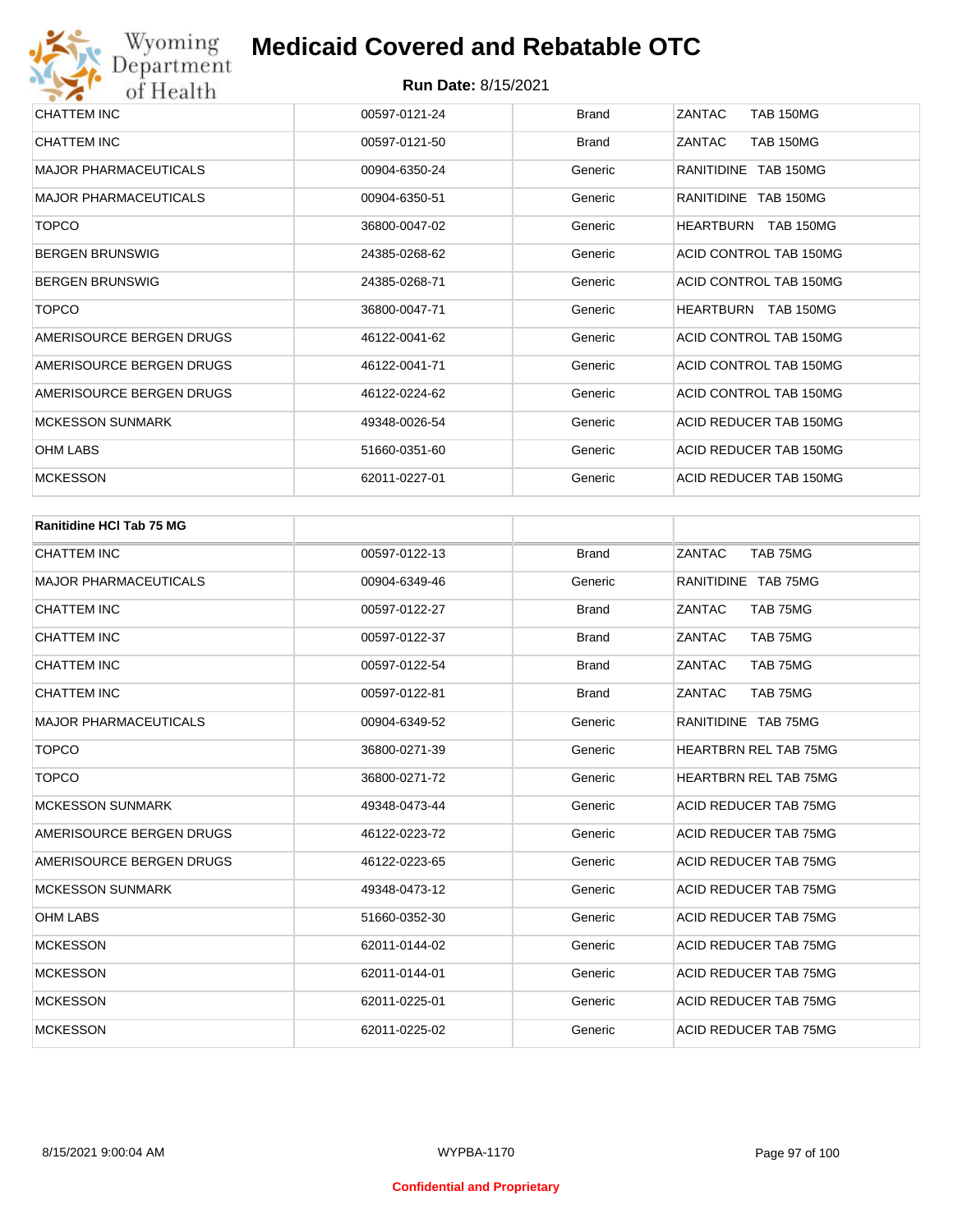| | | | |
|---|---|---|---|
| CHATTEM INC | 00597-0121-24 | Brand | ZANTAC TAB 150MG |
| CHATTEM INC | 00597-0121-50 | Brand | ZANTAC TAB 150MG |
| MAJOR PHARMACEUTICALS | 00904-6350-24 | Generic | RANITIDINE TAB 150MG |
| MAJOR PHARMACEUTICALS | 00904-6350-51 | Generic | RANITIDINE TAB 150MG |
| TOPCO | 36800-0047-02 | Generic | HEARTBURN TAB 150MG |
| BERGEN BRUNSWIG | 24385-0268-62 | Generic | ACID CONTROL TAB 150MG |
| BERGEN BRUNSWIG | 24385-0268-71 | Generic | ACID CONTROL TAB 150MG |
| TOPCO | 36800-0047-71 | Generic | HEARTBURN TAB 150MG |
| AMERISOURCE BERGEN DRUGS | 46122-0041-62 | Generic | ACID CONTROL TAB 150MG |
| AMERISOURCE BERGEN DRUGS | 46122-0041-71 | Generic | ACID CONTROL TAB 150MG |
| AMERISOURCE BERGEN DRUGS | 46122-0224-62 | Generic | ACID CONTROL TAB 150MG |
| MCKESSON SUNMARK | 49348-0026-54 | Generic | ACID REDUCER TAB 150MG |
| OHM LABS | 51660-0351-60 | Generic | ACID REDUCER TAB 150MG |
| MCKESSON | 62011-0227-01 | Generic | ACID REDUCER TAB 150MG |

| **Ranitidine HCl Tab 75 MG** | | | |
|---|---|---|---|
| CHATTEM INC | 00597-0122-13 | Brand | ZANTAC TAB 75MG |
| MAJOR PHARMACEUTICALS | 00904-6349-46 | Generic | RANITIDINE TAB 75MG |
| CHATTEM INC | 00597-0122-27 | Brand | ZANTAC TAB 75MG |
| CHATTEM INC | 00597-0122-37 | Brand | ZANTAC TAB 75MG |
| CHATTEM INC | 00597-0122-54 | Brand | ZANTAC TAB 75MG |
| CHATTEM INC | 00597-0122-81 | Brand | ZANTAC TAB 75MG |
| MAJOR PHARMACEUTICALS | 00904-6349-52 | Generic | RANITIDINE TAB 75MG |
| TOPCO | 36800-0271-39 | Generic | HEARTBRN REL TAB 75MG |
| TOPCO | 36800-0271-72 | Generic | HEARTBRN REL TAB 75MG |
| MCKESSON SUNMARK | 49348-0473-44 | Generic | ACID REDUCER TAB 75MG |
| AMERISOURCE BERGEN DRUGS | 46122-0223-72 | Generic | ACID REDUCER TAB 75MG |
| AMERISOURCE BERGEN DRUGS | 46122-0223-65 | Generic | ACID REDUCER TAB 75MG |
| MCKESSON SUNMARK | 49348-0473-12 | Generic | ACID REDUCER TAB 75MG |
| OHM LABS | 51660-0352-30 | Generic | ACID REDUCER TAB 75MG |
| MCKESSON | 62011-0144-02 | Generic | ACID REDUCER TAB 75MG |
| MCKESSON | 62011-0144-01 | Generic | ACID REDUCER TAB 75MG |
| MCKESSON | 62011-0225-01 | Generic | ACID REDUCER TAB 75MG |
| MCKESSON | 62011-0225-02 | Generic | ACID REDUCER TAB 75MG |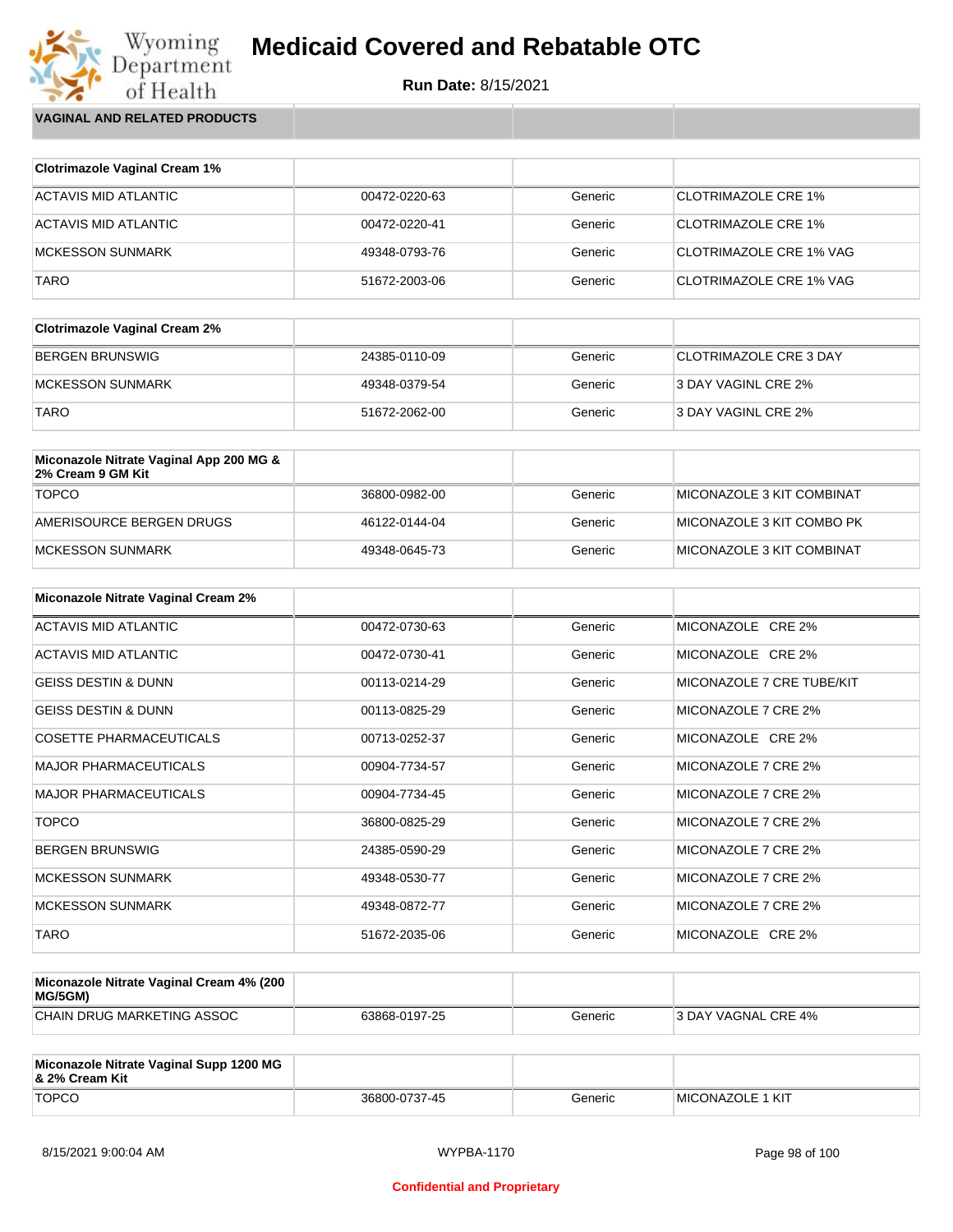# Medicaid Covered and Rebatable OTC

**Run Date:** 8/15/2021

## VAGINAL AND RELATED PRODUCTS

| Clotrimazole Vaginal Cream 1% | | | |
|---|---|---|---|
| ACTAVIS MID ATLANTIC | 00472-0220-63 | Generic | CLOTRIMAZOLE CRE 1% |
| ACTAVIS MID ATLANTIC | 00472-0220-41 | Generic | CLOTRIMAZOLE CRE 1% |
| MCKESSON SUNMARK | 49348-0793-76 | Generic | CLOTRIMAZOLE CRE 1% VAG |
| TARO | 51672-2003-06 | Generic | CLOTRIMAZOLE CRE 1% VAG |

| Clotrimazole Vaginal Cream 2% | | | |
|---|---|---|---|
| BERGEN BRUNSWIG | 24385-0110-09 | Generic | CLOTRIMAZOLE CRE 3 DAY |
| MCKESSON SUNMARK | 49348-0379-54 | Generic | 3 DAY VAGINL CRE 2% |
| TARO | 51672-2062-00 | Generic | 3 DAY VAGINL CRE 2% |

| Miconazole Nitrate Vaginal App 200 MG & 2% Cream 9 GM Kit | | | |
|---|---|---|---|
| TOPCO | 36800-0982-00 | Generic | MICONAZOLE 3 KIT COMBINAT |
| AMERISOURCE BERGEN DRUGS | 46122-0144-04 | Generic | MICONAZOLE 3 KIT COMBO PK |
| MCKESSON SUNMARK | 49348-0645-73 | Generic | MICONAZOLE 3 KIT COMBINAT |

| Miconazole Nitrate Vaginal Cream 2% | | | |
|---|---|---|---|
| ACTAVIS MID ATLANTIC | 00472-0730-63 | Generic | MICONAZOLE CRE 2% |
| ACTAVIS MID ATLANTIC | 00472-0730-41 | Generic | MICONAZOLE CRE 2% |
| GEISS DESTIN & DUNN | 00113-0214-29 | Generic | MICONAZOLE 7 CRE TUBE/KIT |
| GEISS DESTIN & DUNN | 00113-0825-29 | Generic | MICONAZOLE 7 CRE 2% |
| COSETTE PHARMACEUTICALS | 00713-0252-37 | Generic | MICONAZOLE CRE 2% |
| MAJOR PHARMACEUTICALS | 00904-7734-57 | Generic | MICONAZOLE 7 CRE 2% |
| MAJOR PHARMACEUTICALS | 00904-7734-45 | Generic | MICONAZOLE 7 CRE 2% |
| TOPCO | 36800-0825-29 | Generic | MICONAZOLE 7 CRE 2% |
| BERGEN BRUNSWIG | 24385-0590-29 | Generic | MICONAZOLE 7 CRE 2% |
| MCKESSON SUNMARK | 49348-0530-77 | Generic | MICONAZOLE 7 CRE 2% |
| MCKESSON SUNMARK | 49348-0872-77 | Generic | MICONAZOLE 7 CRE 2% |
| TARO | 51672-2035-06 | Generic | MICONAZOLE CRE 2% |

| Miconazole Nitrate Vaginal Cream 4% (200 MG/5GM) | | | |
|---|---|---|---|
| CHAIN DRUG MARKETING ASSOC | 63868-0197-25 | Generic | 3 DAY VAGNAL CRE 4% |

| Miconazole Nitrate Vaginal Supp 1200 MG & 2% Cream Kit | | | |
|---|---|---|---|
| TOPCO | 36800-0737-45 | Generic | MICONAZOLE 1 KIT |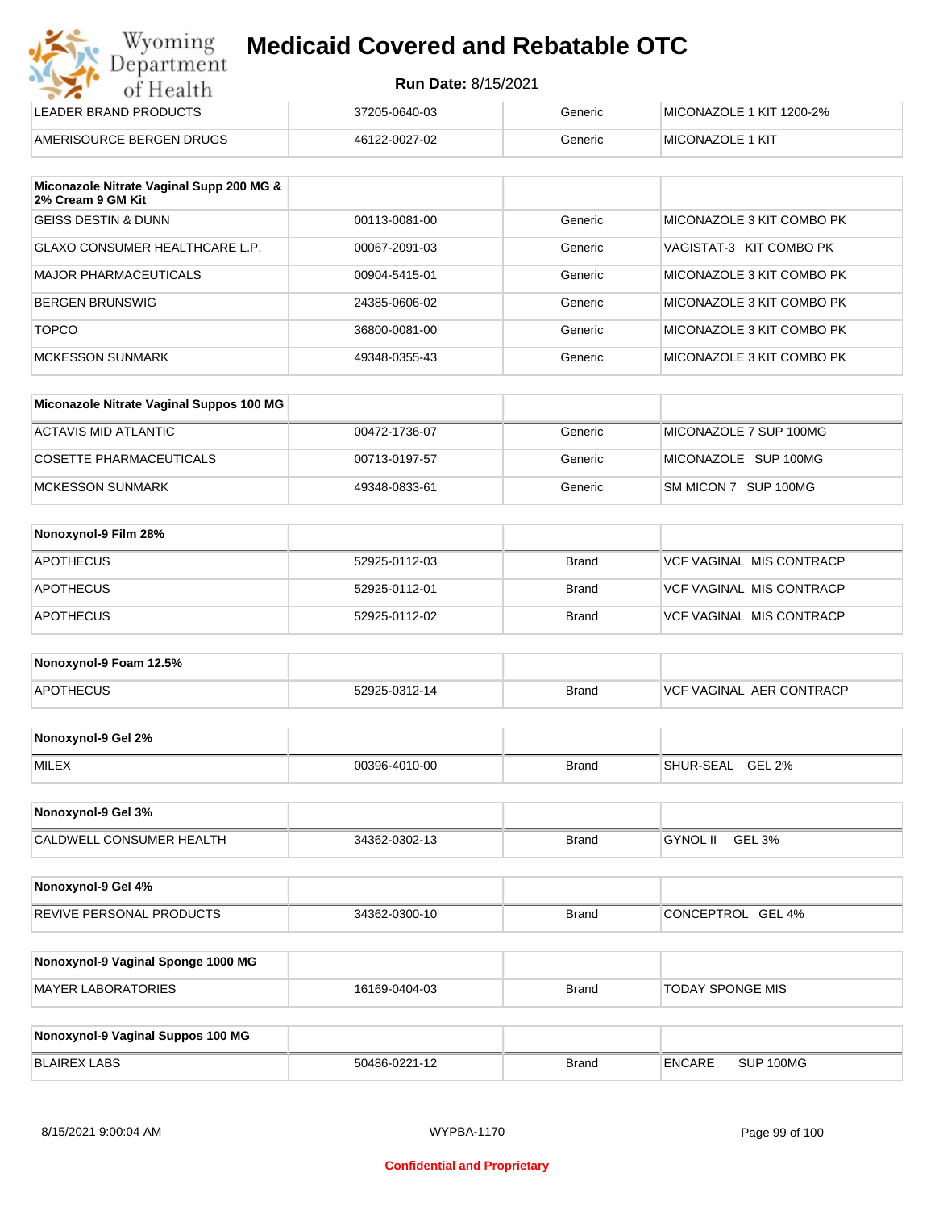# Medicaid Covered and Rebatable OTC

**Run Date:** 8/15/2021

| | | | |
|---|---|---|---|
| LEADER BRAND PRODUCTS | 37205-0640-03 | Generic | MICONAZOLE 1 KIT 1200-2% |
| AMERISOURCE BERGEN DRUGS | 46122-0027-02 | Generic | MICONAZOLE 1 KIT |

| Miconazole Nitrate Vaginal Supp 200 MG & 2% Cream 9 GM Kit | | | |
|---|---|---|---|
| GEISS DESTIN & DUNN | 00113-0081-00 | Generic | MICONAZOLE 3 KIT COMBO PK |
| GLAXO CONSUMER HEALTHCARE L.P. | 00067-2091-03 | Generic | VAGISTAT-3 KIT COMBO PK |
| MAJOR PHARMACEUTICALS | 00904-5415-01 | Generic | MICONAZOLE 3 KIT COMBO PK |
| BERGEN BRUNSWIG | 24385-0606-02 | Generic | MICONAZOLE 3 KIT COMBO PK |
| TOPCO | 36800-0081-00 | Generic | MICONAZOLE 3 KIT COMBO PK |
| MCKESSON SUNMARK | 49348-0355-43 | Generic | MICONAZOLE 3 KIT COMBO PK |

| Miconazole Nitrate Vaginal Suppos 100 MG | | | |
|---|---|---|---|
| ACTAVIS MID ATLANTIC | 00472-1736-07 | Generic | MICONAZOLE 7 SUP 100MG |
| COSETTE PHARMACEUTICALS | 00713-0197-57 | Generic | MICONAZOLE SUP 100MG |
| MCKESSON SUNMARK | 49348-0833-61 | Generic | SM MICON 7 SUP 100MG |

| Nonoxynol-9 Film 28% | | | |
|---|---|---|---|
| APOTHECUS | 52925-0112-03 | Brand | VCF VAGINAL MIS CONTRACP |
| APOTHECUS | 52925-0112-01 | Brand | VCF VAGINAL MIS CONTRACP |
| APOTHECUS | 52925-0112-02 | Brand | VCF VAGINAL MIS CONTRACP |

| Nonoxynol-9 Foam 12.5% | | | |
|---|---|---|---|
| APOTHECUS | 52925-0312-14 | Brand | VCF VAGINAL AER CONTRACP |

| Nonoxynol-9 Gel 2% | | | |
|---|---|---|---|
| MILEX | 00396-4010-00 | Brand | SHUR-SEAL GEL 2% |

| Nonoxynol-9 Gel 3% | | | |
|---|---|---|---|
| CALDWELL CONSUMER HEALTH | 34362-0302-13 | Brand | GYNOL II GEL 3% |

| Nonoxynol-9 Gel 4% | | | |
|---|---|---|---|
| REVIVE PERSONAL PRODUCTS | 34362-0300-10 | Brand | CONCEPTROL GEL 4% |

| Nonoxynol-9 Vaginal Sponge 1000 MG | | | |
|---|---|---|---|
| MAYER LABORATORIES | 16169-0404-03 | Brand | TODAY SPONGE MIS |

| Nonoxynol-9 Vaginal Suppos 100 MG | | | |
|---|---|---|---|
| BLAIREX LABS | 50486-0221-12 | Brand | ENCARE SUP 100MG |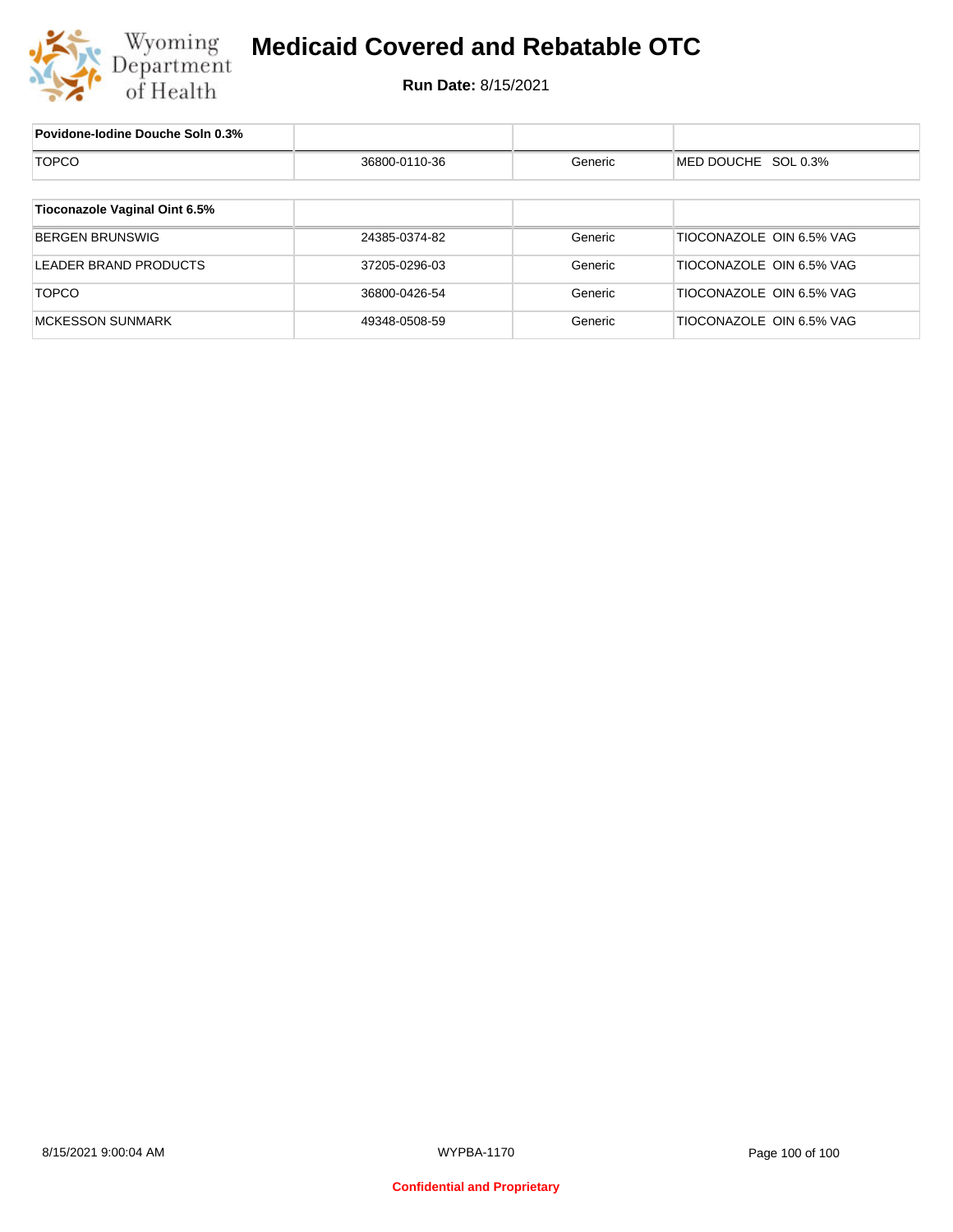# Medicaid Covered and Rebatable OTC

**Run Date:** 8/15/2021

| Povidone-Iodine Douche Soln 0.3% | | | |
|---|---|---|---|
| TOPCO | 36800-0110-36 | Generic | MED DOUCHE SOL 0.3% |

| Tioconazole Vaginal Oint 6.5% | | | |
|---|---|---|---|
| BERGEN BRUNSWIG | 24385-0374-82 | Generic | TIOCONAZOLE OIN 6.5% VAG |
| LEADER BRAND PRODUCTS | 37205-0296-03 | Generic | TIOCONAZOLE OIN 6.5% VAG |
| TOPCO | 36800-0426-54 | Generic | TIOCONAZOLE OIN 6.5% VAG |
| MCKESSON SUNMARK | 49348-0508-59 | Generic | TIOCONAZOLE OIN 6.5% VAG |

8/15/2021 9:00:04 AM WYPBA-1170

**Confidential and Proprietary**